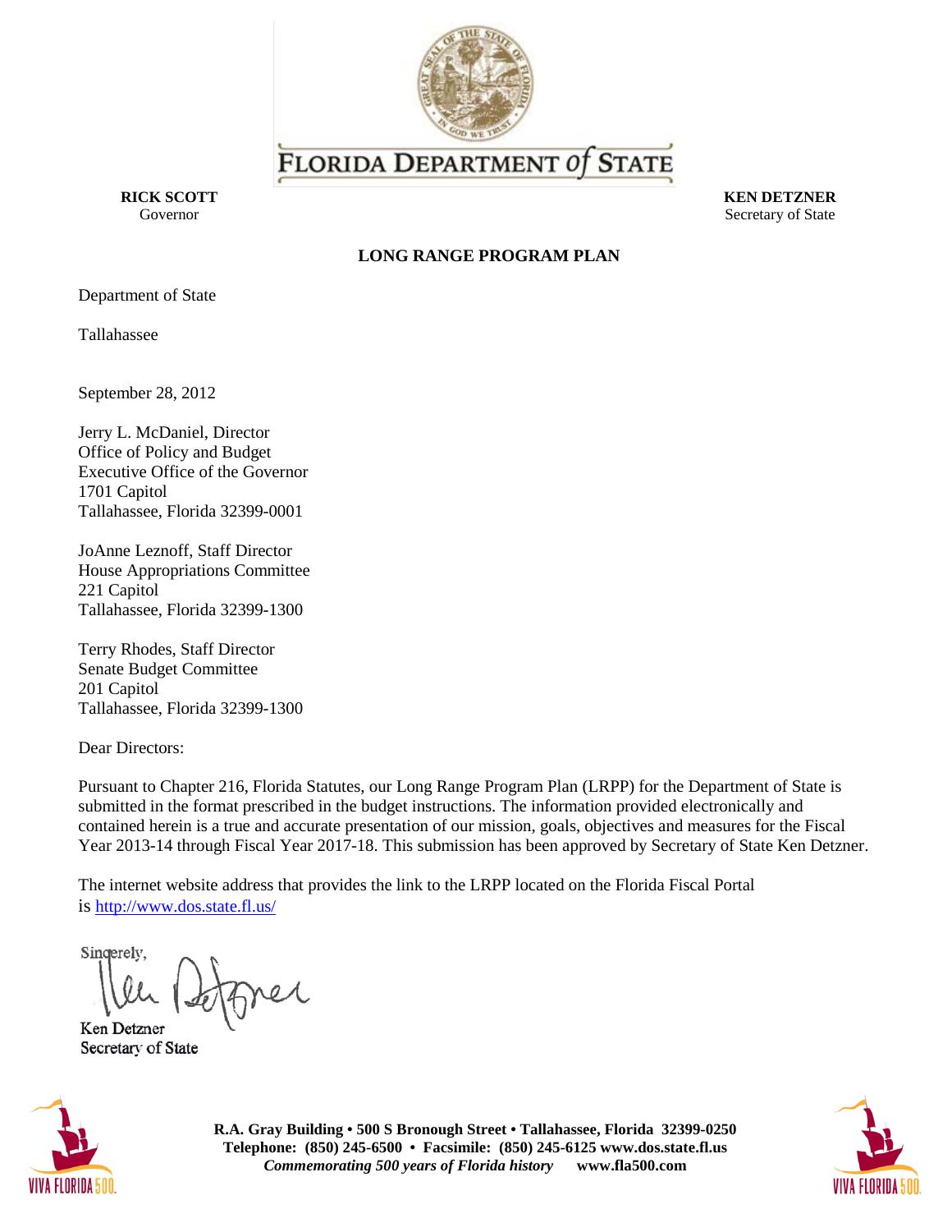FLORIDA DEPARTMENT of STATE

**RICK SCOTT**
Governor

**KEN DETZNER**
Secretary of State

**LONG RANGE PROGRAM PLAN**

Department of State

Tallahassee

September 28, 2012

Jerry L. McDaniel, Director
Office of Policy and Budget
Executive Office of the Governor
1701 Capitol
Tallahassee, Florida 32399-0001

JoAnne Leznoff, Staff Director
House Appropriations Committee
221 Capitol
Tallahassee, Florida 32399-1300

Terry Rhodes, Staff Director
Senate Budget Committee
201 Capitol
Tallahassee, Florida 32399-1300

Dear Directors:

Pursuant to Chapter 216, Florida Statutes, our Long Range Program Plan (LRPP) for the Department of State is submitted in the format prescribed in the budget instructions. The information provided electronically and contained herein is a true and accurate presentation of our mission, goals, objectives and measures for the Fiscal Year 2013-14 through Fiscal Year 2017-18. This submission has been approved by Secretary of State Ken Detzner.

The internet website address that provides the link to the LRPP located on the Florida Fiscal Portal is http://www.dos.state.fl.us/

Sincerely,

Ken Detzner
Secretary of State

**R.A. Gray Building • 500 S Bronough Street • Tallahassee, Florida 32399-0250**
**Telephone: (850) 245-6500 • Facsimile: (850) 245-6125 www.dos.state.fl.us**
***Commemorating 500 years of Florida history*** **www.fla500.com**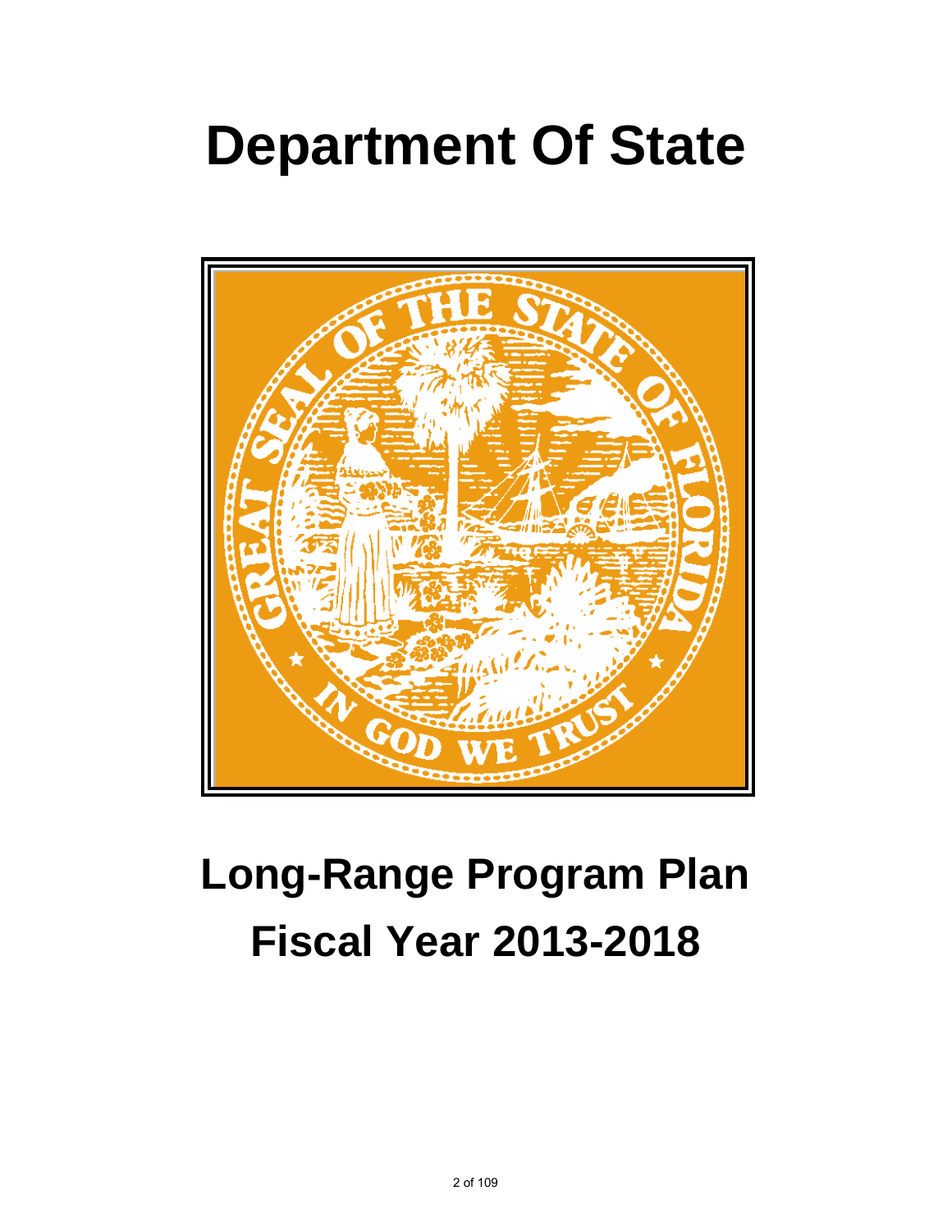# Department Of State

# Long-Range Program Plan

# Fiscal Year 2013-2018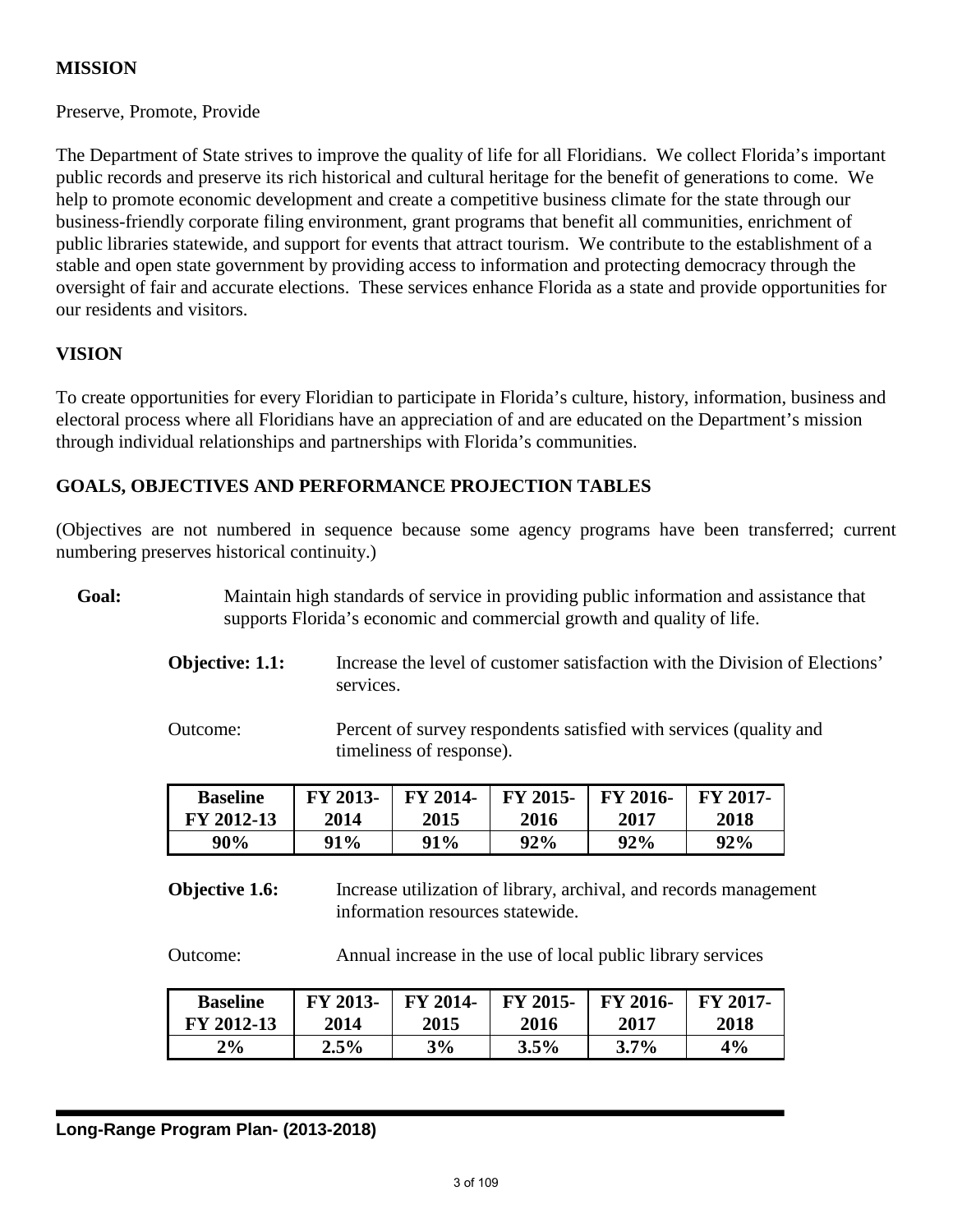## MISSION

Preserve, Promote, Provide

The Department of State strives to improve the quality of life for all Floridians. We collect Florida's important public records and preserve its rich historical and cultural heritage for the benefit of generations to come. We help to promote economic development and create a competitive business climate for the state through our business-friendly corporate filing environment, grant programs that benefit all communities, enrichment of public libraries statewide, and support for events that attract tourism. We contribute to the establishment of a stable and open state government by providing access to information and protecting democracy through the oversight of fair and accurate elections. These services enhance Florida as a state and provide opportunities for our residents and visitors.

## VISION

To create opportunities for every Floridian to participate in Florida's culture, history, information, business and electoral process where all Floridians have an appreciation of and are educated on the Department's mission through individual relationships and partnerships with Florida's communities.

## GOALS, OBJECTIVES AND PERFORMANCE PROJECTION TABLES

(Objectives are not numbered in sequence because some agency programs have been transferred; current numbering preserves historical continuity.)

**Goal:** Maintain high standards of service in providing public information and assistance that supports Florida's economic and commercial growth and quality of life.

**Objective: 1.1:** Increase the level of customer satisfaction with the Division of Elections' services.

Outcome: Percent of survey respondents satisfied with services (quality and timeliness of response).

| Baseline FY 2012-13 | FY 2013-2014 | FY 2014-2015 | FY 2015-2016 | FY 2016-2017 | FY 2017-2018 |
|---|---|---|---|---|---|
| 90% | 91% | 91% | 92% | 92% | 92% |

**Objective 1.6:** Increase utilization of library, archival, and records management information resources statewide.

Outcome: Annual increase in the use of local public library services

| Baseline FY 2012-13 | FY 2013-2014 | FY 2014-2015 | FY 2015-2016 | FY 2016-2017 | FY 2017-2018 |
|---|---|---|---|---|---|
| 2% | 2.5% | 3% | 3.5% | 3.7% | 4% |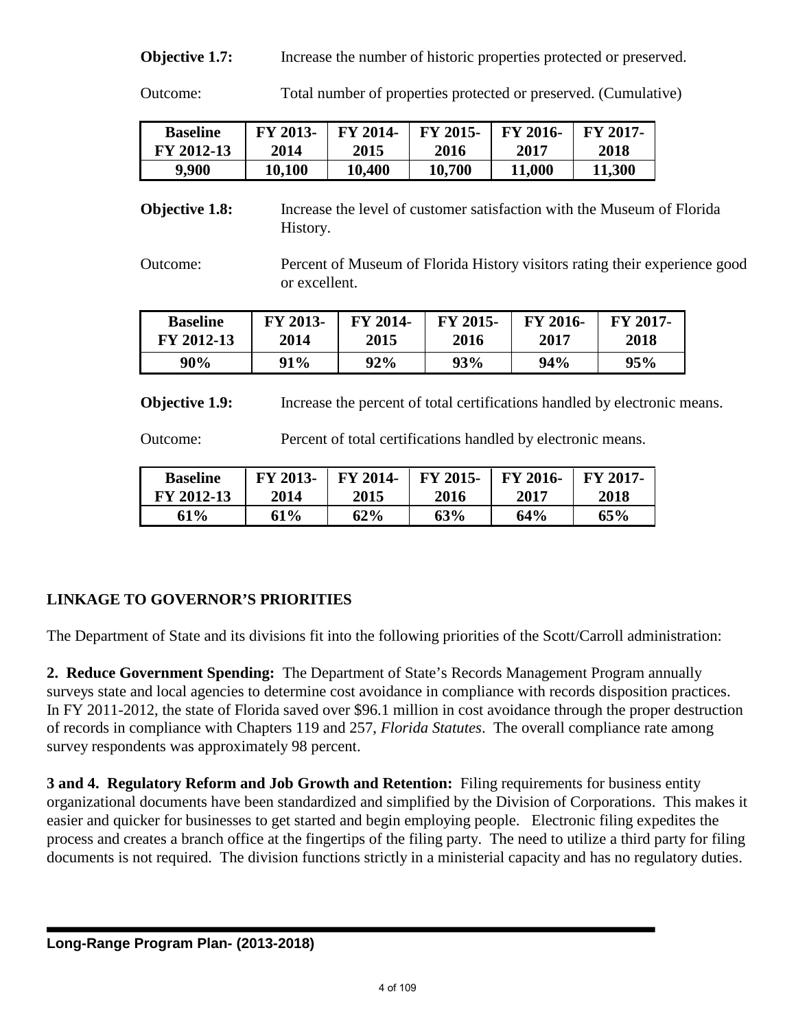**Objective 1.7:** Increase the number of historic properties protected or preserved.

Outcome: Total number of properties protected or preserved. (Cumulative)

| Baseline FY 2012-13 | FY 2013-2014 | FY 2014-2015 | FY 2015-2016 | FY 2016-2017 | FY 2017-2018 |
|---|---|---|---|---|---|
| 9,900 | 10,100 | 10,400 | 10,700 | 11,000 | 11,300 |

**Objective 1.8:** Increase the level of customer satisfaction with the Museum of Florida History.

Outcome: Percent of Museum of Florida History visitors rating their experience good or excellent.

| Baseline FY 2012-13 | FY 2013-2014 | FY 2014-2015 | FY 2015-2016 | FY 2016-2017 | FY 2017-2018 |
|---|---|---|---|---|---|
| 90% | 91% | 92% | 93% | 94% | 95% |

**Objective 1.9:** Increase the percent of total certifications handled by electronic means.

Outcome: Percent of total certifications handled by electronic means.

| Baseline FY 2012-13 | FY 2013-2014 | FY 2014-2015 | FY 2015-2016 | FY 2016-2017 | FY 2017-2018 |
|---|---|---|---|---|---|
| 61% | 61% | 62% | 63% | 64% | 65% |

## LINKAGE TO GOVERNOR'S PRIORITIES

The Department of State and its divisions fit into the following priorities of the Scott/Carroll administration:

**2. Reduce Government Spending:** The Department of State's Records Management Program annually surveys state and local agencies to determine cost avoidance in compliance with records disposition practices. In FY 2011-2012, the state of Florida saved over $96.1 million in cost avoidance through the proper destruction of records in compliance with Chapters 119 and 257, *Florida Statutes*. The overall compliance rate among survey respondents was approximately 98 percent.

**3 and 4. Regulatory Reform and Job Growth and Retention:** Filing requirements for business entity organizational documents have been standardized and simplified by the Division of Corporations. This makes it easier and quicker for businesses to get started and begin employing people. Electronic filing expedites the process and creates a branch office at the fingertips of the filing party. The need to utilize a third party for filing documents is not required. The division functions strictly in a ministerial capacity and has no regulatory duties.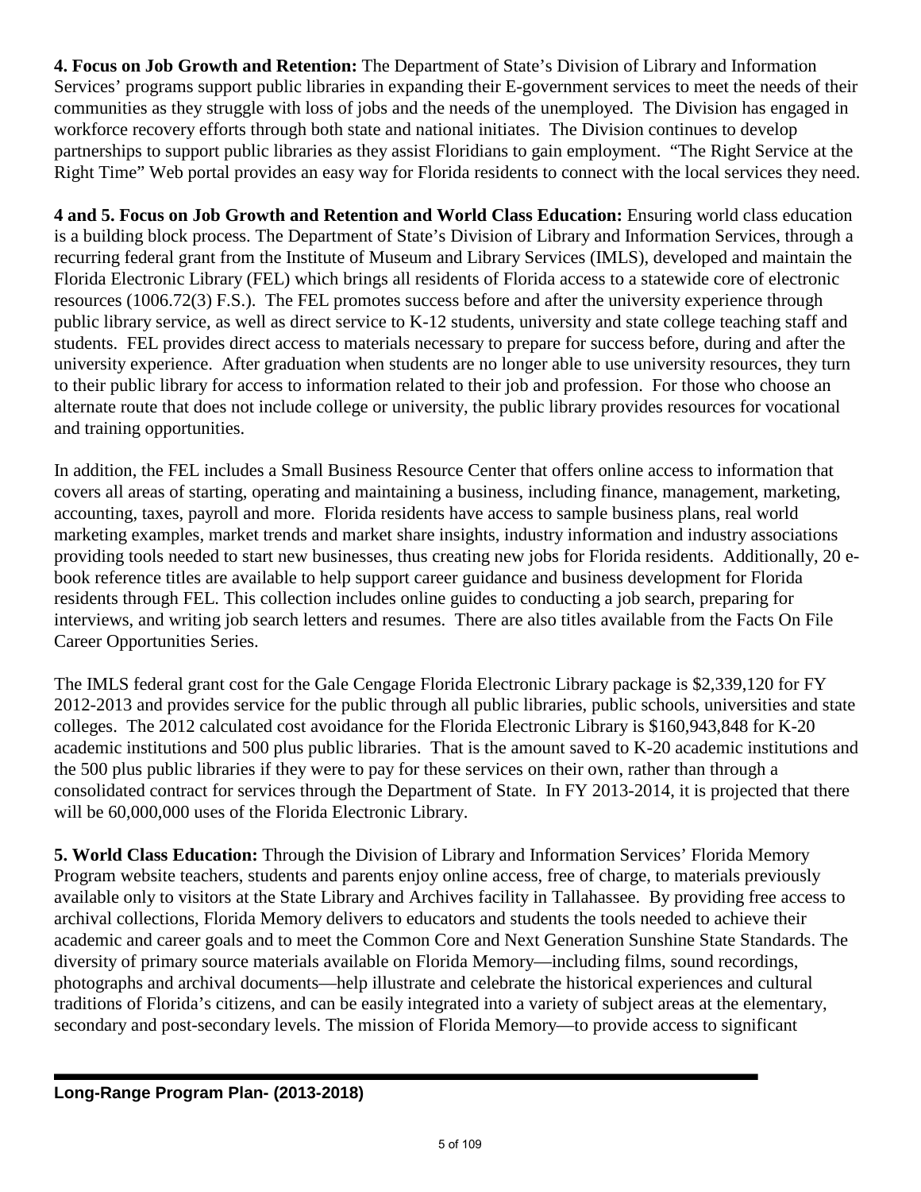**4. Focus on Job Growth and Retention:** The Department of State's Division of Library and Information Services' programs support public libraries in expanding their E-government services to meet the needs of their communities as they struggle with loss of jobs and the needs of the unemployed. The Division has engaged in workforce recovery efforts through both state and national initiates. The Division continues to develop partnerships to support public libraries as they assist Floridians to gain employment. "The Right Service at the Right Time" Web portal provides an easy way for Florida residents to connect with the local services they need.

**4 and 5. Focus on Job Growth and Retention and World Class Education:** Ensuring world class education is a building block process. The Department of State's Division of Library and Information Services, through a recurring federal grant from the Institute of Museum and Library Services (IMLS), developed and maintain the Florida Electronic Library (FEL) which brings all residents of Florida access to a statewide core of electronic resources (1006.72(3) F.S.). The FEL promotes success before and after the university experience through public library service, as well as direct service to K-12 students, university and state college teaching staff and students. FEL provides direct access to materials necessary to prepare for success before, during and after the university experience. After graduation when students are no longer able to use university resources, they turn to their public library for access to information related to their job and profession. For those who choose an alternate route that does not include college or university, the public library provides resources for vocational and training opportunities.

In addition, the FEL includes a Small Business Resource Center that offers online access to information that covers all areas of starting, operating and maintaining a business, including finance, management, marketing, accounting, taxes, payroll and more. Florida residents have access to sample business plans, real world marketing examples, market trends and market share insights, industry information and industry associations providing tools needed to start new businesses, thus creating new jobs for Florida residents. Additionally, 20 e-book reference titles are available to help support career guidance and business development for Florida residents through FEL. This collection includes online guides to conducting a job search, preparing for interviews, and writing job search letters and resumes. There are also titles available from the Facts On File Career Opportunities Series.

The IMLS federal grant cost for the Gale Cengage Florida Electronic Library package is $2,339,120 for FY 2012-2013 and provides service for the public through all public libraries, public schools, universities and state colleges. The 2012 calculated cost avoidance for the Florida Electronic Library is $160,943,848 for K-20 academic institutions and 500 plus public libraries. That is the amount saved to K-20 academic institutions and the 500 plus public libraries if they were to pay for these services on their own, rather than through a consolidated contract for services through the Department of State. In FY 2013-2014, it is projected that there will be 60,000,000 uses of the Florida Electronic Library.

**5. World Class Education:** Through the Division of Library and Information Services' Florida Memory Program website teachers, students and parents enjoy online access, free of charge, to materials previously available only to visitors at the State Library and Archives facility in Tallahassee. By providing free access to archival collections, Florida Memory delivers to educators and students the tools needed to achieve their academic and career goals and to meet the Common Core and Next Generation Sunshine State Standards. The diversity of primary source materials available on Florida Memory—including films, sound recordings, photographs and archival documents—help illustrate and celebrate the historical experiences and cultural traditions of Florida's citizens, and can be easily integrated into a variety of subject areas at the elementary, secondary and post-secondary levels. The mission of Florida Memory—to provide access to significant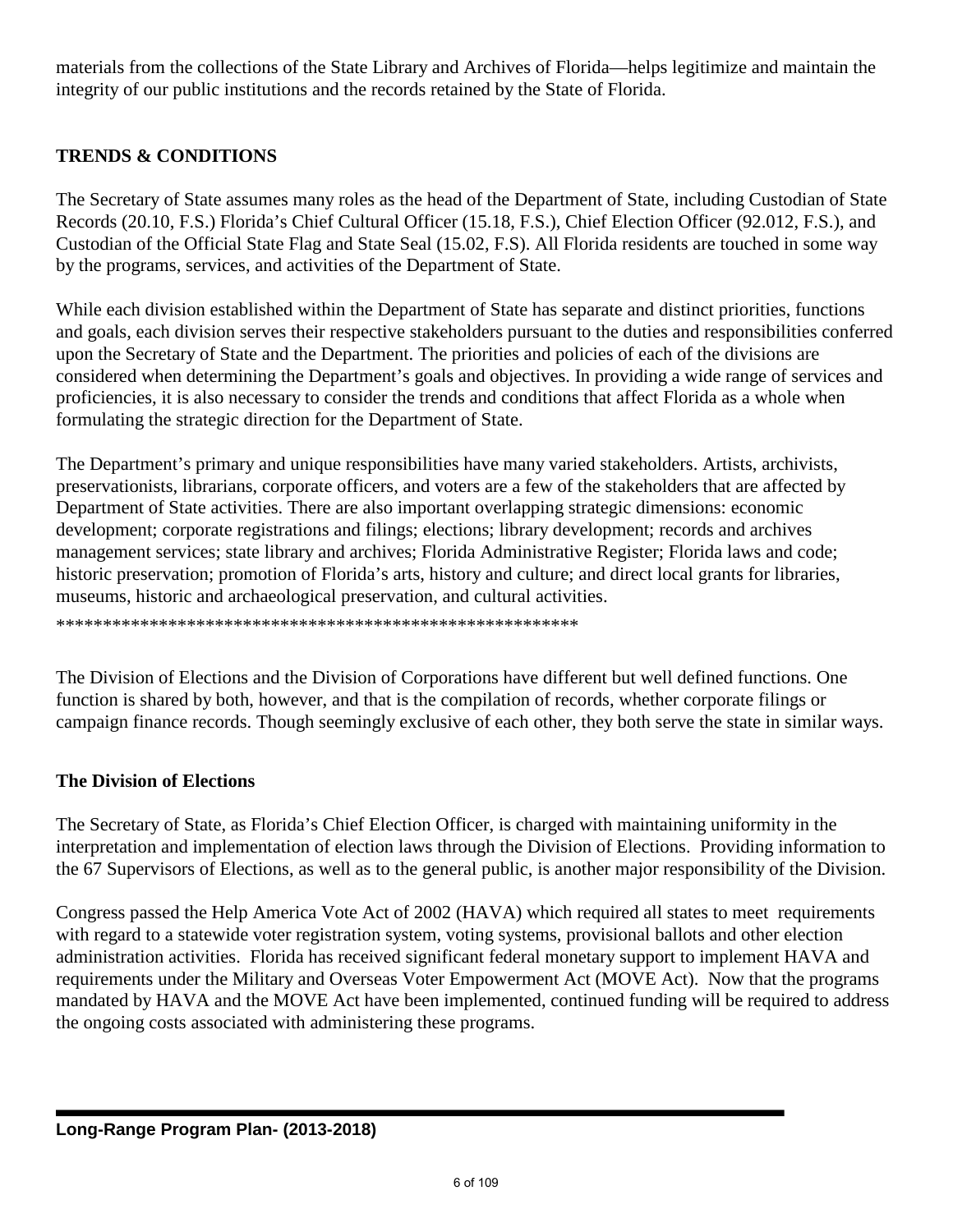materials from the collections of the State Library and Archives of Florida—helps legitimize and maintain the integrity of our public institutions and the records retained by the State of Florida.

## TRENDS & CONDITIONS

The Secretary of State assumes many roles as the head of the Department of State, including Custodian of State Records (20.10, F.S.) Florida's Chief Cultural Officer (15.18, F.S.), Chief Election Officer (92.012, F.S.), and Custodian of the Official State Flag and State Seal (15.02, F.S). All Florida residents are touched in some way by the programs, services, and activities of the Department of State.

While each division established within the Department of State has separate and distinct priorities, functions and goals, each division serves their respective stakeholders pursuant to the duties and responsibilities conferred upon the Secretary of State and the Department. The priorities and policies of each of the divisions are considered when determining the Department's goals and objectives. In providing a wide range of services and proficiencies, it is also necessary to consider the trends and conditions that affect Florida as a whole when formulating the strategic direction for the Department of State.

The Department's primary and unique responsibilities have many varied stakeholders. Artists, archivists, preservationists, librarians, corporate officers, and voters are a few of the stakeholders that are affected by Department of State activities. There are also important overlapping strategic dimensions: economic development; corporate registrations and filings; elections; library development; records and archives management services; state library and archives; Florida Administrative Register; Florida laws and code; historic preservation; promotion of Florida's arts, history and culture; and direct local grants for libraries, museums, historic and archaeological preservation, and cultural activities.

*********************************************************

The Division of Elections and the Division of Corporations have different but well defined functions. One function is shared by both, however, and that is the compilation of records, whether corporate filings or campaign finance records. Though seemingly exclusive of each other, they both serve the state in similar ways.

### The Division of Elections

The Secretary of State, as Florida's Chief Election Officer, is charged with maintaining uniformity in the interpretation and implementation of election laws through the Division of Elections. Providing information to the 67 Supervisors of Elections, as well as to the general public, is another major responsibility of the Division.

Congress passed the Help America Vote Act of 2002 (HAVA) which required all states to meet requirements with regard to a statewide voter registration system, voting systems, provisional ballots and other election administration activities. Florida has received significant federal monetary support to implement HAVA and requirements under the Military and Overseas Voter Empowerment Act (MOVE Act). Now that the programs mandated by HAVA and the MOVE Act have been implemented, continued funding will be required to address the ongoing costs associated with administering these programs.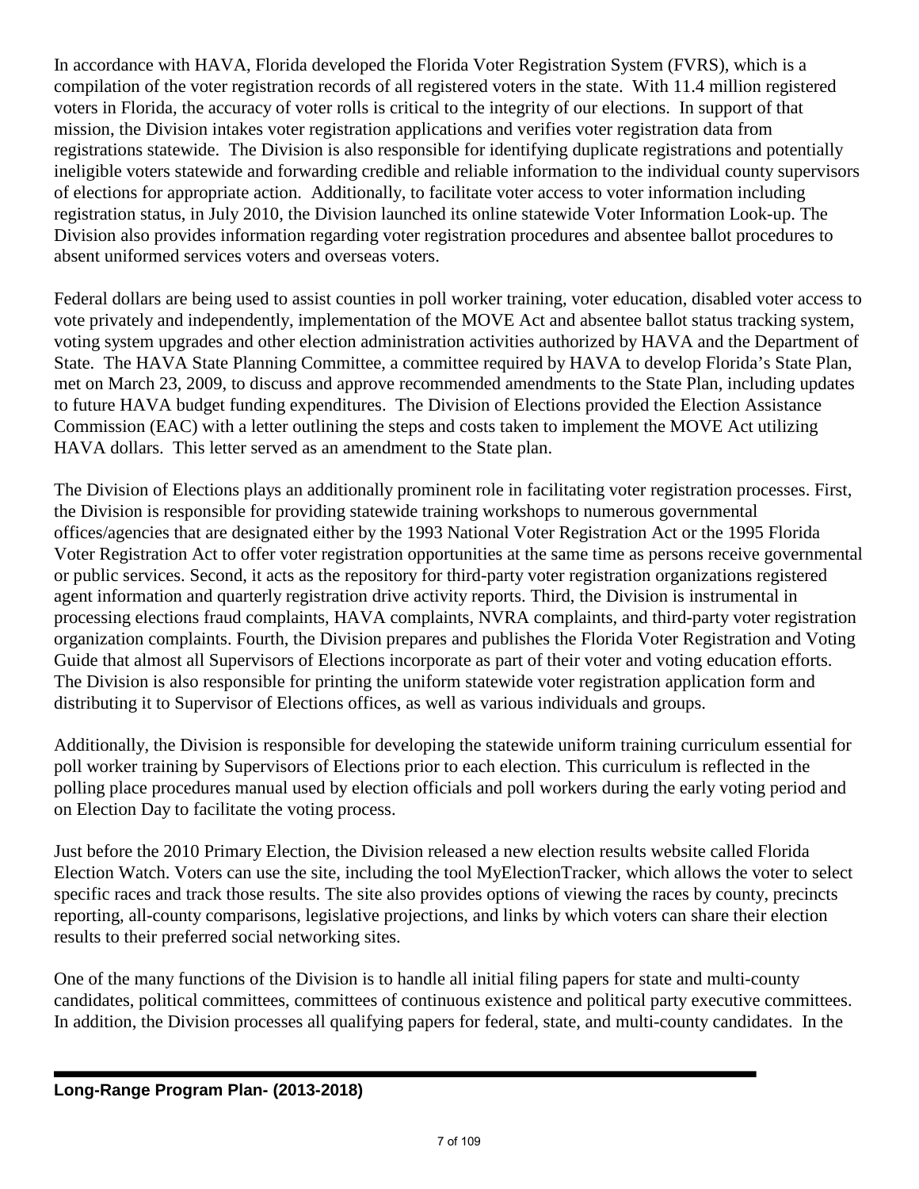In accordance with HAVA, Florida developed the Florida Voter Registration System (FVRS), which is a compilation of the voter registration records of all registered voters in the state. With 11.4 million registered voters in Florida, the accuracy of voter rolls is critical to the integrity of our elections. In support of that mission, the Division intakes voter registration applications and verifies voter registration data from registrations statewide. The Division is also responsible for identifying duplicate registrations and potentially ineligible voters statewide and forwarding credible and reliable information to the individual county supervisors of elections for appropriate action. Additionally, to facilitate voter access to voter information including registration status, in July 2010, the Division launched its online statewide Voter Information Look-up. The Division also provides information regarding voter registration procedures and absentee ballot procedures to absent uniformed services voters and overseas voters.

Federal dollars are being used to assist counties in poll worker training, voter education, disabled voter access to vote privately and independently, implementation of the MOVE Act and absentee ballot status tracking system, voting system upgrades and other election administration activities authorized by HAVA and the Department of State. The HAVA State Planning Committee, a committee required by HAVA to develop Florida's State Plan, met on March 23, 2009, to discuss and approve recommended amendments to the State Plan, including updates to future HAVA budget funding expenditures. The Division of Elections provided the Election Assistance Commission (EAC) with a letter outlining the steps and costs taken to implement the MOVE Act utilizing HAVA dollars. This letter served as an amendment to the State plan.

The Division of Elections plays an additionally prominent role in facilitating voter registration processes. First, the Division is responsible for providing statewide training workshops to numerous governmental offices/agencies that are designated either by the 1993 National Voter Registration Act or the 1995 Florida Voter Registration Act to offer voter registration opportunities at the same time as persons receive governmental or public services. Second, it acts as the repository for third-party voter registration organizations registered agent information and quarterly registration drive activity reports. Third, the Division is instrumental in processing elections fraud complaints, HAVA complaints, NVRA complaints, and third-party voter registration organization complaints. Fourth, the Division prepares and publishes the Florida Voter Registration and Voting Guide that almost all Supervisors of Elections incorporate as part of their voter and voting education efforts. The Division is also responsible for printing the uniform statewide voter registration application form and distributing it to Supervisor of Elections offices, as well as various individuals and groups.

Additionally, the Division is responsible for developing the statewide uniform training curriculum essential for poll worker training by Supervisors of Elections prior to each election. This curriculum is reflected in the polling place procedures manual used by election officials and poll workers during the early voting period and on Election Day to facilitate the voting process.

Just before the 2010 Primary Election, the Division released a new election results website called Florida Election Watch. Voters can use the site, including the tool MyElectionTracker, which allows the voter to select specific races and track those results. The site also provides options of viewing the races by county, precincts reporting, all-county comparisons, legislative projections, and links by which voters can share their election results to their preferred social networking sites.

One of the many functions of the Division is to handle all initial filing papers for state and multi-county candidates, political committees, committees of continuous existence and political party executive committees. In addition, the Division processes all qualifying papers for federal, state, and multi-county candidates. In the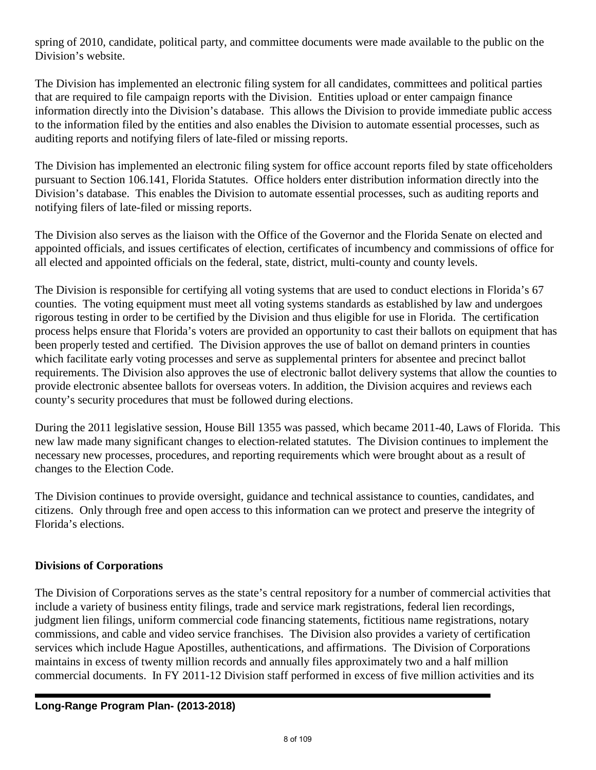spring of 2010, candidate, political party, and committee documents were made available to the public on the Division's website.

The Division has implemented an electronic filing system for all candidates, committees and political parties that are required to file campaign reports with the Division. Entities upload or enter campaign finance information directly into the Division's database. This allows the Division to provide immediate public access to the information filed by the entities and also enables the Division to automate essential processes, such as auditing reports and notifying filers of late-filed or missing reports.

The Division has implemented an electronic filing system for office account reports filed by state officeholders pursuant to Section 106.141, Florida Statutes. Office holders enter distribution information directly into the Division's database. This enables the Division to automate essential processes, such as auditing reports and notifying filers of late-filed or missing reports.

The Division also serves as the liaison with the Office of the Governor and the Florida Senate on elected and appointed officials, and issues certificates of election, certificates of incumbency and commissions of office for all elected and appointed officials on the federal, state, district, multi-county and county levels.

The Division is responsible for certifying all voting systems that are used to conduct elections in Florida's 67 counties. The voting equipment must meet all voting systems standards as established by law and undergoes rigorous testing in order to be certified by the Division and thus eligible for use in Florida. The certification process helps ensure that Florida's voters are provided an opportunity to cast their ballots on equipment that has been properly tested and certified. The Division approves the use of ballot on demand printers in counties which facilitate early voting processes and serve as supplemental printers for absentee and precinct ballot requirements. The Division also approves the use of electronic ballot delivery systems that allow the counties to provide electronic absentee ballots for overseas voters. In addition, the Division acquires and reviews each county's security procedures that must be followed during elections.

During the 2011 legislative session, House Bill 1355 was passed, which became 2011-40, Laws of Florida. This new law made many significant changes to election-related statutes. The Division continues to implement the necessary new processes, procedures, and reporting requirements which were brought about as a result of changes to the Election Code.

The Division continues to provide oversight, guidance and technical assistance to counties, candidates, and citizens. Only through free and open access to this information can we protect and preserve the integrity of Florida's elections.

**Divisions of Corporations**

The Division of Corporations serves as the state's central repository for a number of commercial activities that include a variety of business entity filings, trade and service mark registrations, federal lien recordings, judgment lien filings, uniform commercial code financing statements, fictitious name registrations, notary commissions, and cable and video service franchises. The Division also provides a variety of certification services which include Hague Apostilles, authentications, and affirmations. The Division of Corporations maintains in excess of twenty million records and annually files approximately two and a half million commercial documents. In FY 2011-12 Division staff performed in excess of five million activities and its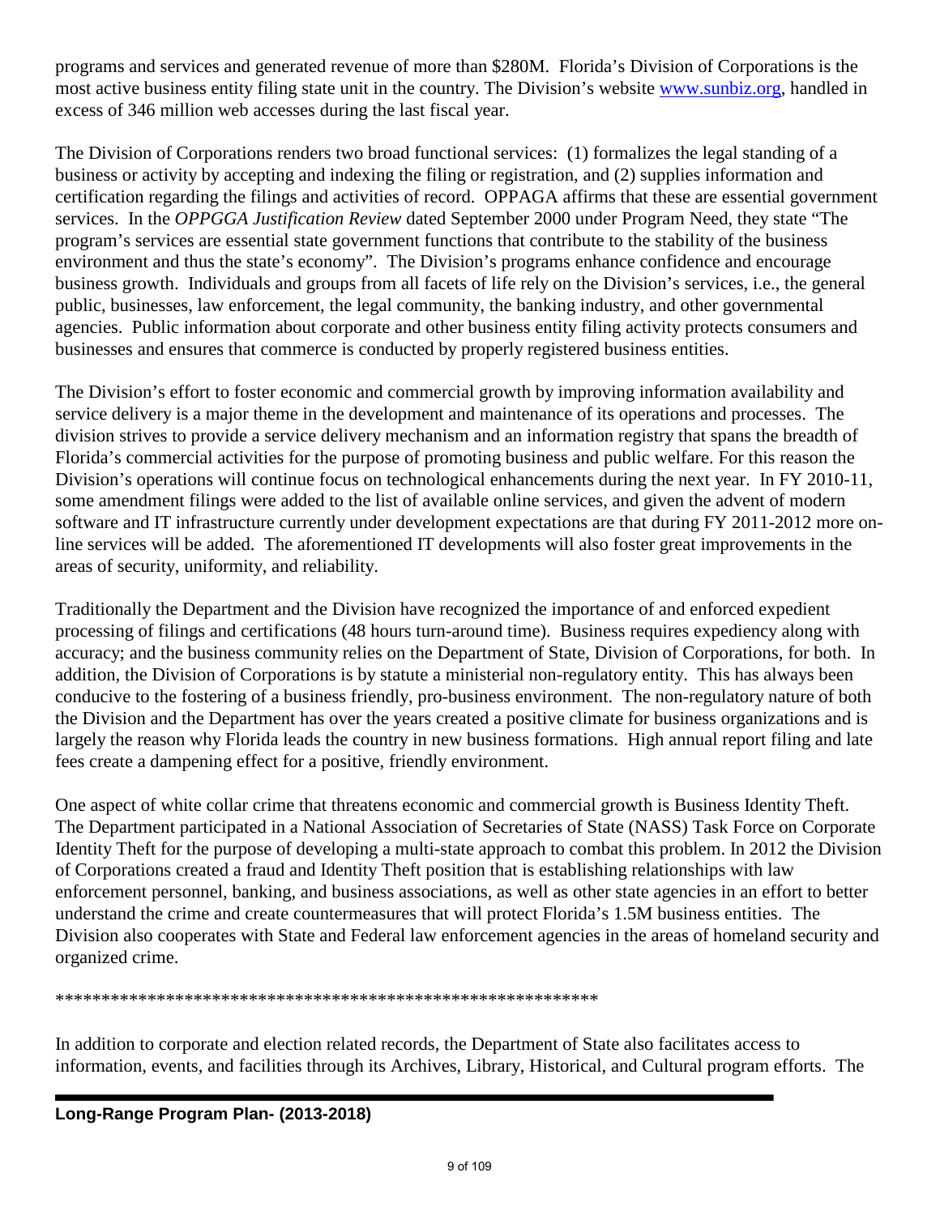programs and services and generated revenue of more than $280M. Florida's Division of Corporations is the most active business entity filing state unit in the country. The Division's website [www.sunbiz.org](http://www.sunbiz.org), handled in excess of 346 million web accesses during the last fiscal year.

The Division of Corporations renders two broad functional services: (1) formalizes the legal standing of a business or activity by accepting and indexing the filing or registration, and (2) supplies information and certification regarding the filings and activities of record. OPPAGA affirms that these are essential government services. In the *OPPGGA Justification Review* dated September 2000 under Program Need, they state "The program's services are essential state government functions that contribute to the stability of the business environment and thus the state's economy". The Division's programs enhance confidence and encourage business growth. Individuals and groups from all facets of life rely on the Division's services, i.e., the general public, businesses, law enforcement, the legal community, the banking industry, and other governmental agencies. Public information about corporate and other business entity filing activity protects consumers and businesses and ensures that commerce is conducted by properly registered business entities.

The Division's effort to foster economic and commercial growth by improving information availability and service delivery is a major theme in the development and maintenance of its operations and processes. The division strives to provide a service delivery mechanism and an information registry that spans the breadth of Florida's commercial activities for the purpose of promoting business and public welfare. For this reason the Division's operations will continue focus on technological enhancements during the next year. In FY 2010-11, some amendment filings were added to the list of available online services, and given the advent of modern software and IT infrastructure currently under development expectations are that during FY 2011-2012 more on-line services will be added. The aforementioned IT developments will also foster great improvements in the areas of security, uniformity, and reliability.

Traditionally the Department and the Division have recognized the importance of and enforced expedient processing of filings and certifications (48 hours turn-around time). Business requires expediency along with accuracy; and the business community relies on the Department of State, Division of Corporations, for both. In addition, the Division of Corporations is by statute a ministerial non-regulatory entity. This has always been conducive to the fostering of a business friendly, pro-business environment. The non-regulatory nature of both the Division and the Department has over the years created a positive climate for business organizations and is largely the reason why Florida leads the country in new business formations. High annual report filing and late fees create a dampening effect for a positive, friendly environment.

One aspect of white collar crime that threatens economic and commercial growth is Business Identity Theft. The Department participated in a National Association of Secretaries of State (NASS) Task Force on Corporate Identity Theft for the purpose of developing a multi-state approach to combat this problem. In 2012 the Division of Corporations created a fraud and Identity Theft position that is establishing relationships with law enforcement personnel, banking, and business associations, as well as other state agencies in an effort to better understand the crime and create countermeasures that will protect Florida's 1.5M business entities. The Division also cooperates with State and Federal law enforcement agencies in the areas of homeland security and organized crime.

************************************************************

In addition to corporate and election related records, the Department of State also facilitates access to information, events, and facilities through its Archives, Library, Historical, and Cultural program efforts. The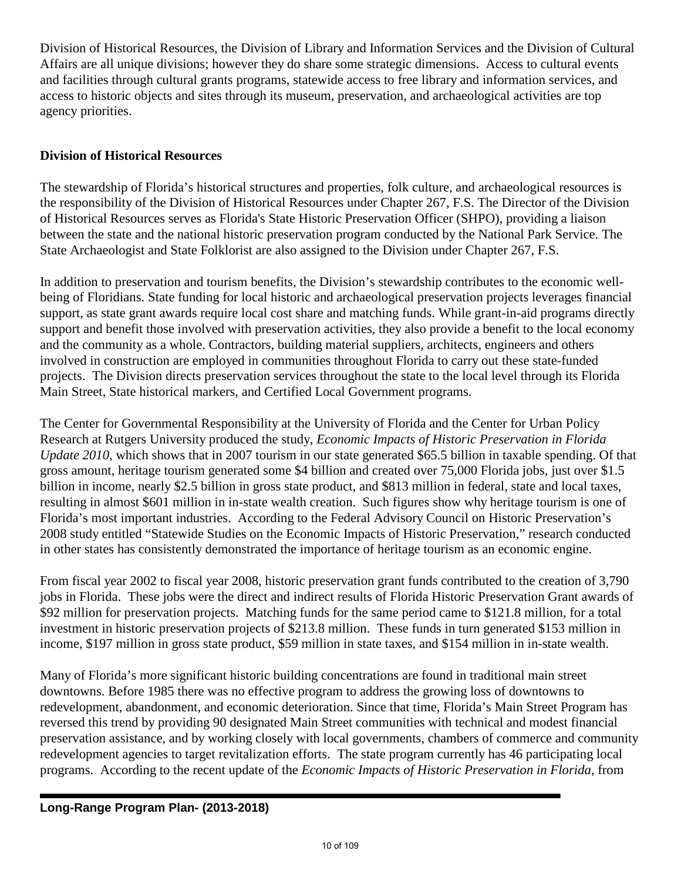Division of Historical Resources, the Division of Library and Information Services and the Division of Cultural Affairs are all unique divisions; however they do share some strategic dimensions. Access to cultural events and facilities through cultural grants programs, statewide access to free library and information services, and access to historic objects and sites through its museum, preservation, and archaeological activities are top agency priorities.

**Division of Historical Resources**

The stewardship of Florida's historical structures and properties, folk culture, and archaeological resources is the responsibility of the Division of Historical Resources under Chapter 267, F.S. The Director of the Division of Historical Resources serves as Florida's State Historic Preservation Officer (SHPO), providing a liaison between the state and the national historic preservation program conducted by the National Park Service. The State Archaeologist and State Folklorist are also assigned to the Division under Chapter 267, F.S.

In addition to preservation and tourism benefits, the Division's stewardship contributes to the economic well-being of Floridians. State funding for local historic and archaeological preservation projects leverages financial support, as state grant awards require local cost share and matching funds. While grant-in-aid programs directly support and benefit those involved with preservation activities, they also provide a benefit to the local economy and the community as a whole. Contractors, building material suppliers, architects, engineers and others involved in construction are employed in communities throughout Florida to carry out these state-funded projects. The Division directs preservation services throughout the state to the local level through its Florida Main Street, State historical markers, and Certified Local Government programs.

The Center for Governmental Responsibility at the University of Florida and the Center for Urban Policy Research at Rutgers University produced the study, *Economic Impacts of Historic Preservation in Florida Update 2010,* which shows that in 2007 tourism in our state generated $65.5 billion in taxable spending. Of that gross amount, heritage tourism generated some $4 billion and created over 75,000 Florida jobs, just over $1.5 billion in income, nearly $2.5 billion in gross state product, and $813 million in federal, state and local taxes, resulting in almost $601 million in in-state wealth creation. Such figures show why heritage tourism is one of Florida's most important industries. According to the Federal Advisory Council on Historic Preservation's 2008 study entitled "Statewide Studies on the Economic Impacts of Historic Preservation," research conducted in other states has consistently demonstrated the importance of heritage tourism as an economic engine.

From fiscal year 2002 to fiscal year 2008, historic preservation grant funds contributed to the creation of 3,790 jobs in Florida. These jobs were the direct and indirect results of Florida Historic Preservation Grant awards of $92 million for preservation projects. Matching funds for the same period came to $121.8 million, for a total investment in historic preservation projects of $213.8 million. These funds in turn generated $153 million in income, $197 million in gross state product, $59 million in state taxes, and $154 million in in-state wealth.

Many of Florida's more significant historic building concentrations are found in traditional main street downtowns. Before 1985 there was no effective program to address the growing loss of downtowns to redevelopment, abandonment, and economic deterioration. Since that time, Florida's Main Street Program has reversed this trend by providing 90 designated Main Street communities with technical and modest financial preservation assistance, and by working closely with local governments, chambers of commerce and community redevelopment agencies to target revitalization efforts. The state program currently has 46 participating local programs. According to the recent update of the *Economic Impacts of Historic Preservation in Florida*, from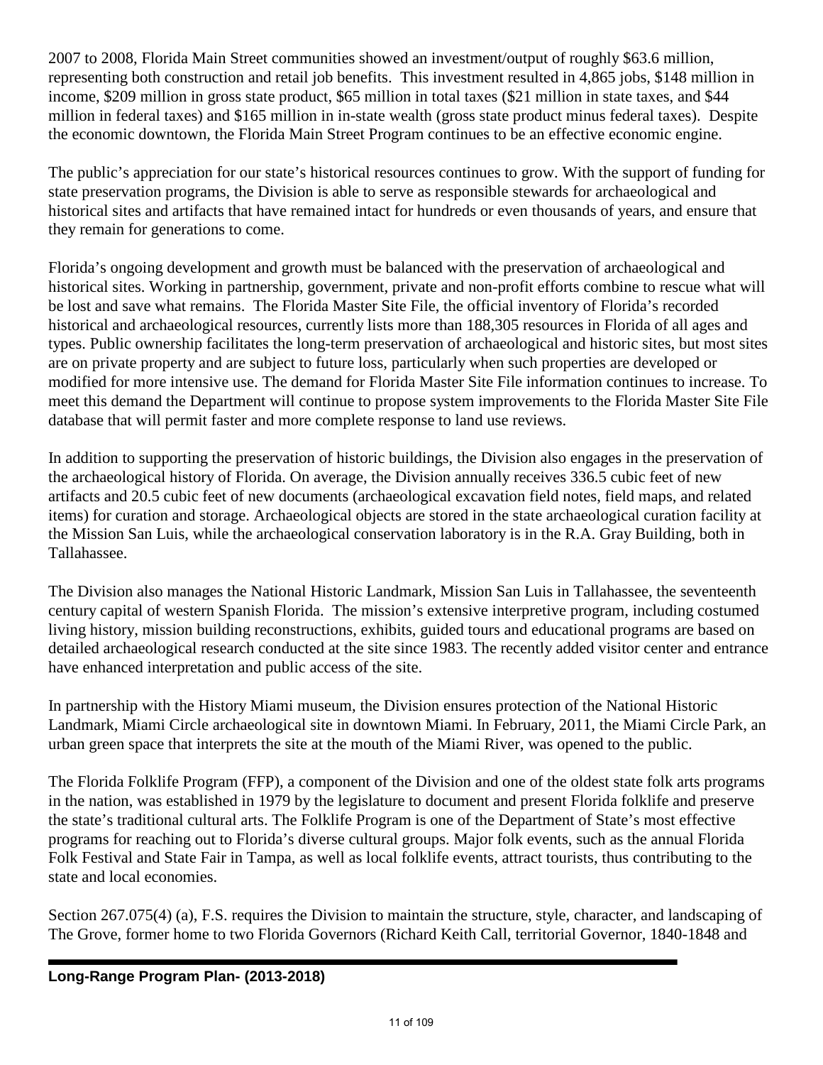2007 to 2008, Florida Main Street communities showed an investment/output of roughly $63.6 million, representing both construction and retail job benefits. This investment resulted in 4,865 jobs, $148 million in income, $209 million in gross state product, $65 million in total taxes ($21 million in state taxes, and $44 million in federal taxes) and $165 million in in-state wealth (gross state product minus federal taxes). Despite the economic downtown, the Florida Main Street Program continues to be an effective economic engine.

The public's appreciation for our state's historical resources continues to grow. With the support of funding for state preservation programs, the Division is able to serve as responsible stewards for archaeological and historical sites and artifacts that have remained intact for hundreds or even thousands of years, and ensure that they remain for generations to come.

Florida's ongoing development and growth must be balanced with the preservation of archaeological and historical sites. Working in partnership, government, private and non-profit efforts combine to rescue what will be lost and save what remains. The Florida Master Site File, the official inventory of Florida's recorded historical and archaeological resources, currently lists more than 188,305 resources in Florida of all ages and types. Public ownership facilitates the long-term preservation of archaeological and historic sites, but most sites are on private property and are subject to future loss, particularly when such properties are developed or modified for more intensive use. The demand for Florida Master Site File information continues to increase. To meet this demand the Department will continue to propose system improvements to the Florida Master Site File database that will permit faster and more complete response to land use reviews.

In addition to supporting the preservation of historic buildings, the Division also engages in the preservation of the archaeological history of Florida. On average, the Division annually receives 336.5 cubic feet of new artifacts and 20.5 cubic feet of new documents (archaeological excavation field notes, field maps, and related items) for curation and storage. Archaeological objects are stored in the state archaeological curation facility at the Mission San Luis, while the archaeological conservation laboratory is in the R.A. Gray Building, both in Tallahassee.

The Division also manages the National Historic Landmark, Mission San Luis in Tallahassee, the seventeenth century capital of western Spanish Florida. The mission's extensive interpretive program, including costumed living history, mission building reconstructions, exhibits, guided tours and educational programs are based on detailed archaeological research conducted at the site since 1983. The recently added visitor center and entrance have enhanced interpretation and public access of the site.

In partnership with the History Miami museum, the Division ensures protection of the National Historic Landmark, Miami Circle archaeological site in downtown Miami. In February, 2011, the Miami Circle Park, an urban green space that interprets the site at the mouth of the Miami River, was opened to the public.

The Florida Folklife Program (FFP), a component of the Division and one of the oldest state folk arts programs in the nation, was established in 1979 by the legislature to document and present Florida folklife and preserve the state's traditional cultural arts. The Folklife Program is one of the Department of State's most effective programs for reaching out to Florida's diverse cultural groups. Major folk events, such as the annual Florida Folk Festival and State Fair in Tampa, as well as local folklife events, attract tourists, thus contributing to the state and local economies.

Section 267.075(4) (a), F.S. requires the Division to maintain the structure, style, character, and landscaping of The Grove, former home to two Florida Governors (Richard Keith Call, territorial Governor, 1840-1848 and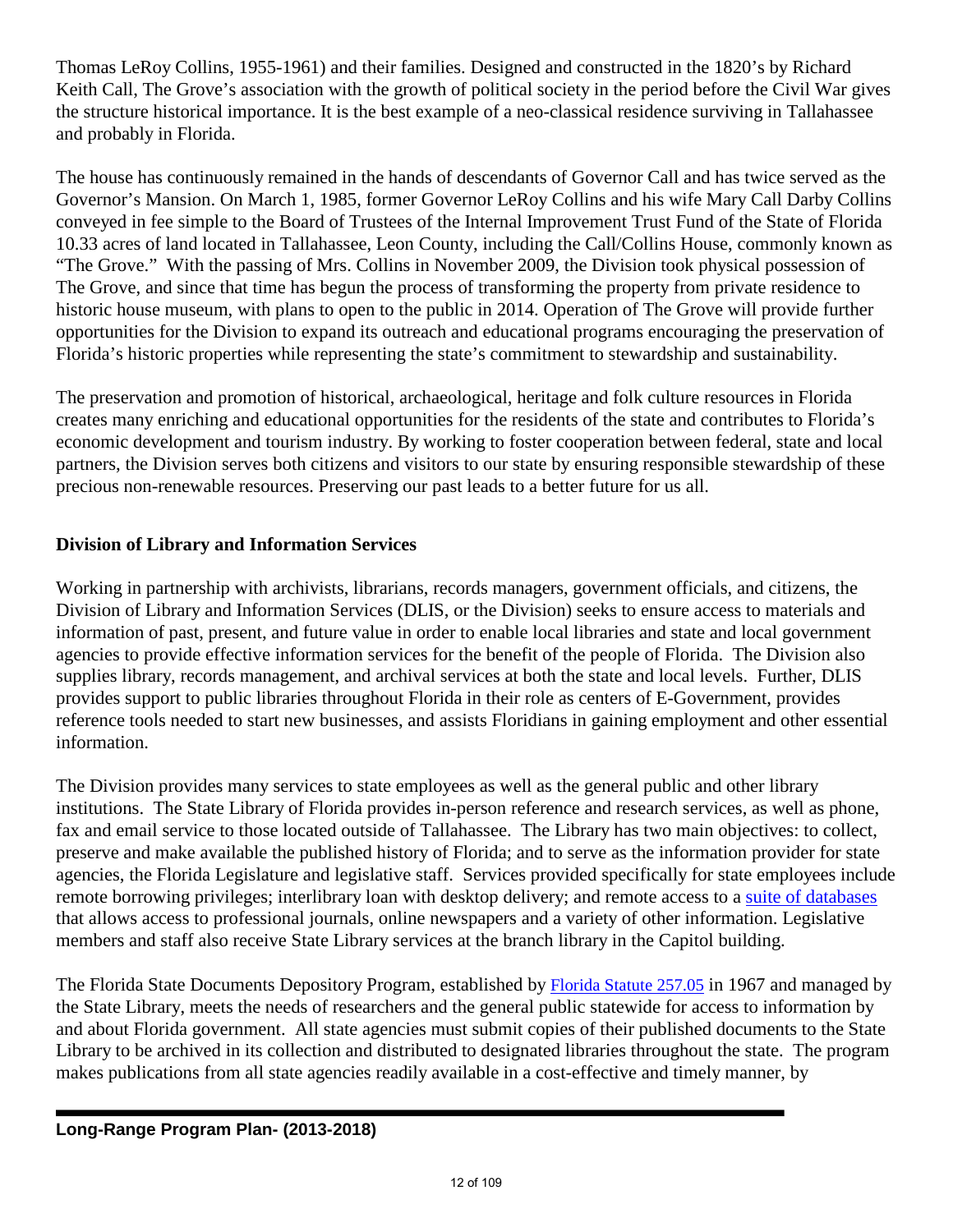Thomas LeRoy Collins, 1955-1961) and their families. Designed and constructed in the 1820's by Richard Keith Call, The Grove's association with the growth of political society in the period before the Civil War gives the structure historical importance. It is the best example of a neo-classical residence surviving in Tallahassee and probably in Florida.

The house has continuously remained in the hands of descendants of Governor Call and has twice served as the Governor's Mansion. On March 1, 1985, former Governor LeRoy Collins and his wife Mary Call Darby Collins conveyed in fee simple to the Board of Trustees of the Internal Improvement Trust Fund of the State of Florida 10.33 acres of land located in Tallahassee, Leon County, including the Call/Collins House, commonly known as "The Grove." With the passing of Mrs. Collins in November 2009, the Division took physical possession of The Grove, and since that time has begun the process of transforming the property from private residence to historic house museum, with plans to open to the public in 2014. Operation of The Grove will provide further opportunities for the Division to expand its outreach and educational programs encouraging the preservation of Florida's historic properties while representing the state's commitment to stewardship and sustainability.

The preservation and promotion of historical, archaeological, heritage and folk culture resources in Florida creates many enriching and educational opportunities for the residents of the state and contributes to Florida's economic development and tourism industry. By working to foster cooperation between federal, state and local partners, the Division serves both citizens and visitors to our state by ensuring responsible stewardship of these precious non-renewable resources. Preserving our past leads to a better future for us all.

**Division of Library and Information Services**

Working in partnership with archivists, librarians, records managers, government officials, and citizens, the Division of Library and Information Services (DLIS, or the Division) seeks to ensure access to materials and information of past, present, and future value in order to enable local libraries and state and local government agencies to provide effective information services for the benefit of the people of Florida. The Division also supplies library, records management, and archival services at both the state and local levels. Further, DLIS provides support to public libraries throughout Florida in their role as centers of E-Government, provides reference tools needed to start new businesses, and assists Floridians in gaining employment and other essential information.

The Division provides many services to state employees as well as the general public and other library institutions. The State Library of Florida provides in-person reference and research services, as well as phone, fax and email service to those located outside of Tallahassee. The Library has two main objectives: to collect, preserve and make available the published history of Florida; and to serve as the information provider for state agencies, the Florida Legislature and legislative staff. Services provided specifically for state employees include remote borrowing privileges; interlibrary loan with desktop delivery; and remote access to a suite of databases that allows access to professional journals, online newspapers and a variety of other information. Legislative members and staff also receive State Library services at the branch library in the Capitol building.

The Florida State Documents Depository Program, established by Florida Statute 257.05 in 1967 and managed by the State Library, meets the needs of researchers and the general public statewide for access to information by and about Florida government. All state agencies must submit copies of their published documents to the State Library to be archived in its collection and distributed to designated libraries throughout the state. The program makes publications from all state agencies readily available in a cost-effective and timely manner, by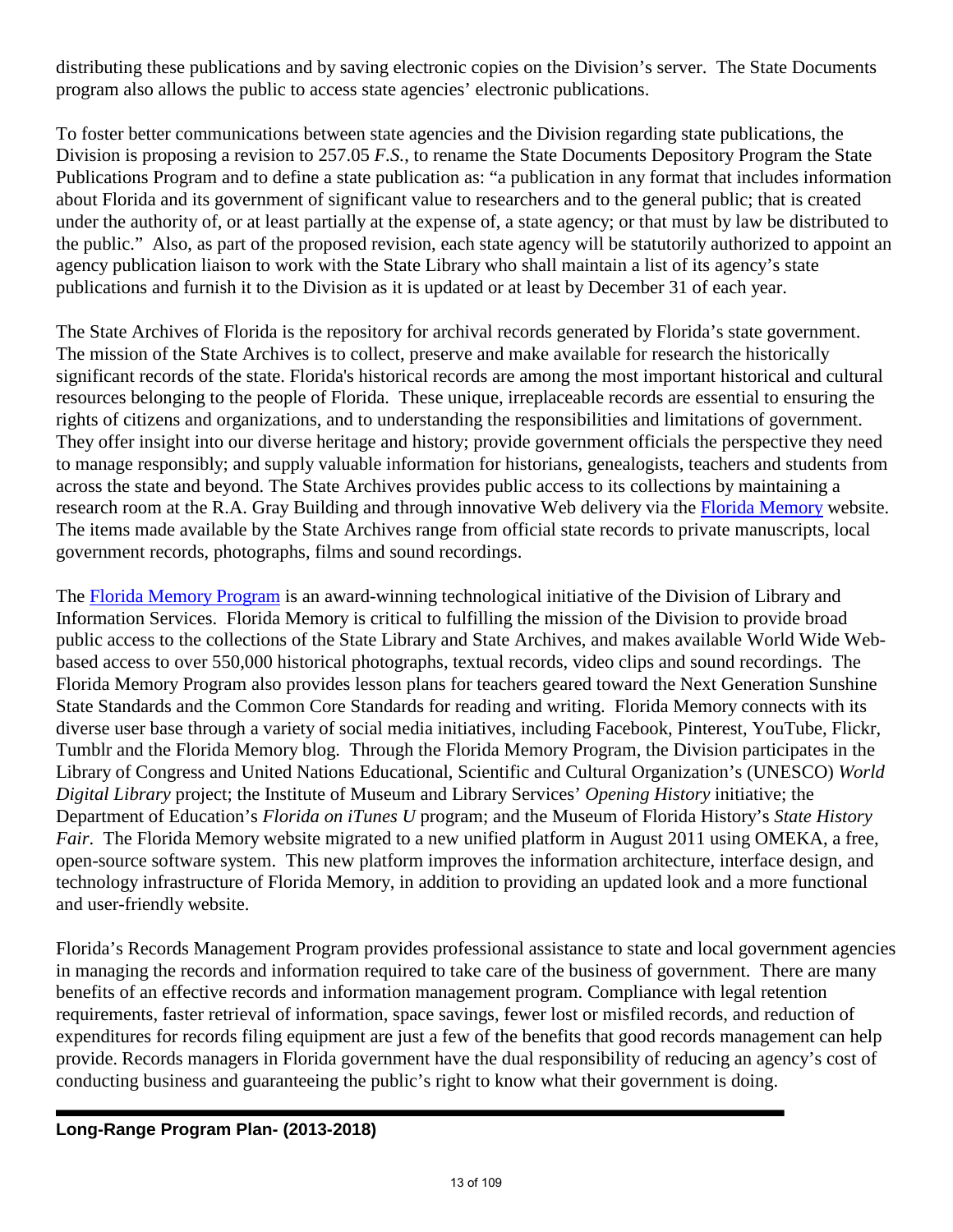distributing these publications and by saving electronic copies on the Division's server. The State Documents program also allows the public to access state agencies' electronic publications.

To foster better communications between state agencies and the Division regarding state publications, the Division is proposing a revision to 257.05 *F.S.*, to rename the State Documents Depository Program the State Publications Program and to define a state publication as: "a publication in any format that includes information about Florida and its government of significant value to researchers and to the general public; that is created under the authority of, or at least partially at the expense of, a state agency; or that must by law be distributed to the public." Also, as part of the proposed revision, each state agency will be statutorily authorized to appoint an agency publication liaison to work with the State Library who shall maintain a list of its agency's state publications and furnish it to the Division as it is updated or at least by December 31 of each year.

The State Archives of Florida is the repository for archival records generated by Florida's state government. The mission of the State Archives is to collect, preserve and make available for research the historically significant records of the state. Florida's historical records are among the most important historical and cultural resources belonging to the people of Florida. These unique, irreplaceable records are essential to ensuring the rights of citizens and organizations, and to understanding the responsibilities and limitations of government. They offer insight into our diverse heritage and history; provide government officials the perspective they need to manage responsibly; and supply valuable information for historians, genealogists, teachers and students from across the state and beyond. The State Archives provides public access to its collections by maintaining a research room at the R.A. Gray Building and through innovative Web delivery via the Florida Memory website. The items made available by the State Archives range from official state records to private manuscripts, local government records, photographs, films and sound recordings.

The Florida Memory Program is an award-winning technological initiative of the Division of Library and Information Services. Florida Memory is critical to fulfilling the mission of the Division to provide broad public access to the collections of the State Library and State Archives, and makes available World Wide Web-based access to over 550,000 historical photographs, textual records, video clips and sound recordings. The Florida Memory Program also provides lesson plans for teachers geared toward the Next Generation Sunshine State Standards and the Common Core Standards for reading and writing. Florida Memory connects with its diverse user base through a variety of social media initiatives, including Facebook, Pinterest, YouTube, Flickr, Tumblr and the Florida Memory blog. Through the Florida Memory Program, the Division participates in the Library of Congress and United Nations Educational, Scientific and Cultural Organization's (UNESCO) *World Digital Library* project; the Institute of Museum and Library Services' *Opening History* initiative; the Department of Education's *Florida on iTunes U* program; and the Museum of Florida History's *State History Fair*. The Florida Memory website migrated to a new unified platform in August 2011 using OMEKA, a free, open-source software system. This new platform improves the information architecture, interface design, and technology infrastructure of Florida Memory, in addition to providing an updated look and a more functional and user-friendly website.

Florida's Records Management Program provides professional assistance to state and local government agencies in managing the records and information required to take care of the business of government. There are many benefits of an effective records and information management program. Compliance with legal retention requirements, faster retrieval of information, space savings, fewer lost or misfiled records, and reduction of expenditures for records filing equipment are just a few of the benefits that good records management can help provide. Records managers in Florida government have the dual responsibility of reducing an agency's cost of conducting business and guaranteeing the public's right to know what their government is doing.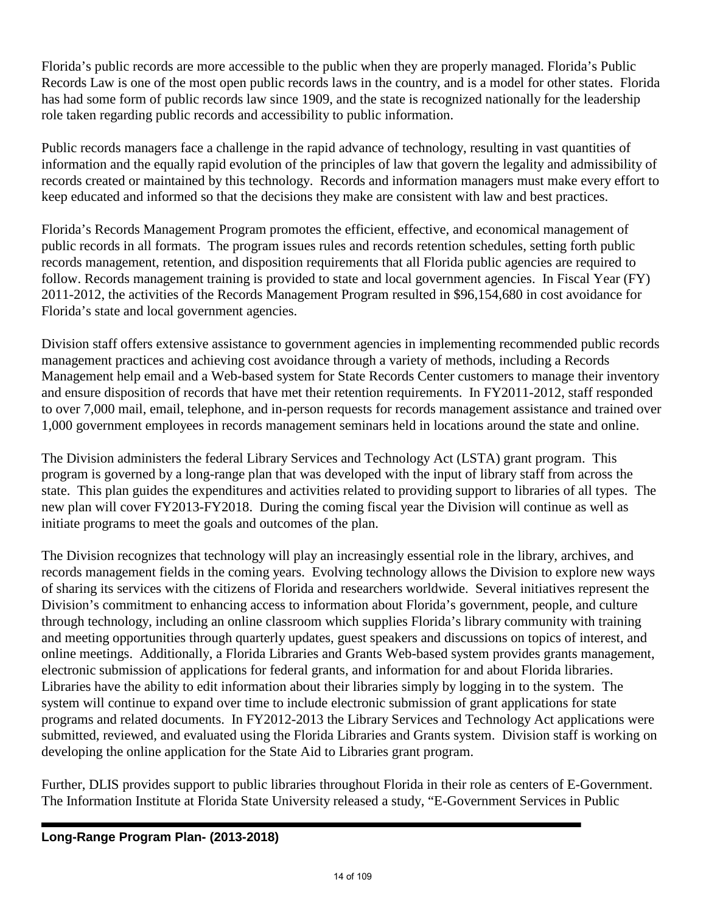Florida's public records are more accessible to the public when they are properly managed. Florida's Public Records Law is one of the most open public records laws in the country, and is a model for other states. Florida has had some form of public records law since 1909, and the state is recognized nationally for the leadership role taken regarding public records and accessibility to public information.

Public records managers face a challenge in the rapid advance of technology, resulting in vast quantities of information and the equally rapid evolution of the principles of law that govern the legality and admissibility of records created or maintained by this technology. Records and information managers must make every effort to keep educated and informed so that the decisions they make are consistent with law and best practices.

Florida's Records Management Program promotes the efficient, effective, and economical management of public records in all formats. The program issues rules and records retention schedules, setting forth public records management, retention, and disposition requirements that all Florida public agencies are required to follow. Records management training is provided to state and local government agencies. In Fiscal Year (FY) 2011-2012, the activities of the Records Management Program resulted in $96,154,680 in cost avoidance for Florida's state and local government agencies.

Division staff offers extensive assistance to government agencies in implementing recommended public records management practices and achieving cost avoidance through a variety of methods, including a Records Management help email and a Web-based system for State Records Center customers to manage their inventory and ensure disposition of records that have met their retention requirements. In FY2011-2012, staff responded to over 7,000 mail, email, telephone, and in-person requests for records management assistance and trained over 1,000 government employees in records management seminars held in locations around the state and online.

The Division administers the federal Library Services and Technology Act (LSTA) grant program. This program is governed by a long-range plan that was developed with the input of library staff from across the state. This plan guides the expenditures and activities related to providing support to libraries of all types. The new plan will cover FY2013-FY2018. During the coming fiscal year the Division will continue as well as initiate programs to meet the goals and outcomes of the plan.

The Division recognizes that technology will play an increasingly essential role in the library, archives, and records management fields in the coming years. Evolving technology allows the Division to explore new ways of sharing its services with the citizens of Florida and researchers worldwide. Several initiatives represent the Division's commitment to enhancing access to information about Florida's government, people, and culture through technology, including an online classroom which supplies Florida's library community with training and meeting opportunities through quarterly updates, guest speakers and discussions on topics of interest, and online meetings. Additionally, a Florida Libraries and Grants Web-based system provides grants management, electronic submission of applications for federal grants, and information for and about Florida libraries. Libraries have the ability to edit information about their libraries simply by logging in to the system. The system will continue to expand over time to include electronic submission of grant applications for state programs and related documents. In FY2012-2013 the Library Services and Technology Act applications were submitted, reviewed, and evaluated using the Florida Libraries and Grants system. Division staff is working on developing the online application for the State Aid to Libraries grant program.

Further, DLIS provides support to public libraries throughout Florida in their role as centers of E-Government. The Information Institute at Florida State University released a study, "E-Government Services in Public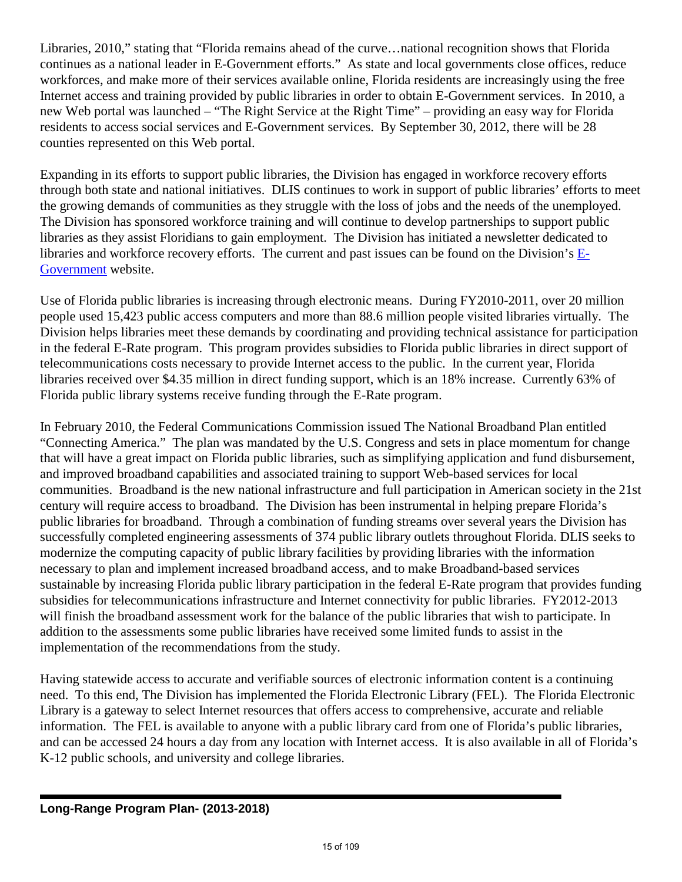Libraries, 2010," stating that "Florida remains ahead of the curve…national recognition shows that Florida continues as a national leader in E-Government efforts." As state and local governments close offices, reduce workforces, and make more of their services available online, Florida residents are increasingly using the free Internet access and training provided by public libraries in order to obtain E-Government services. In 2010, a new Web portal was launched – "The Right Service at the Right Time" – providing an easy way for Florida residents to access social services and E-Government services. By September 30, 2012, there will be 28 counties represented on this Web portal.

Expanding in its efforts to support public libraries, the Division has engaged in workforce recovery efforts through both state and national initiatives. DLIS continues to work in support of public libraries' efforts to meet the growing demands of communities as they struggle with the loss of jobs and the needs of the unemployed. The Division has sponsored workforce training and will continue to develop partnerships to support public libraries as they assist Floridians to gain employment. The Division has initiated a newsletter dedicated to libraries and workforce recovery efforts. The current and past issues can be found on the Division's E-Government website.

Use of Florida public libraries is increasing through electronic means. During FY2010-2011, over 20 million people used 15,423 public access computers and more than 88.6 million people visited libraries virtually. The Division helps libraries meet these demands by coordinating and providing technical assistance for participation in the federal E-Rate program. This program provides subsidies to Florida public libraries in direct support of telecommunications costs necessary to provide Internet access to the public. In the current year, Florida libraries received over $4.35 million in direct funding support, which is an 18% increase. Currently 63% of Florida public library systems receive funding through the E-Rate program.

In February 2010, the Federal Communications Commission issued The National Broadband Plan entitled "Connecting America." The plan was mandated by the U.S. Congress and sets in place momentum for change that will have a great impact on Florida public libraries, such as simplifying application and fund disbursement, and improved broadband capabilities and associated training to support Web-based services for local communities. Broadband is the new national infrastructure and full participation in American society in the 21st century will require access to broadband. The Division has been instrumental in helping prepare Florida's public libraries for broadband. Through a combination of funding streams over several years the Division has successfully completed engineering assessments of 374 public library outlets throughout Florida. DLIS seeks to modernize the computing capacity of public library facilities by providing libraries with the information necessary to plan and implement increased broadband access, and to make Broadband-based services sustainable by increasing Florida public library participation in the federal E-Rate program that provides funding subsidies for telecommunications infrastructure and Internet connectivity for public libraries. FY2012-2013 will finish the broadband assessment work for the balance of the public libraries that wish to participate. In addition to the assessments some public libraries have received some limited funds to assist in the implementation of the recommendations from the study.

Having statewide access to accurate and verifiable sources of electronic information content is a continuing need. To this end, The Division has implemented the Florida Electronic Library (FEL). The Florida Electronic Library is a gateway to select Internet resources that offers access to comprehensive, accurate and reliable information. The FEL is available to anyone with a public library card from one of Florida's public libraries, and can be accessed 24 hours a day from any location with Internet access. It is also available in all of Florida's K-12 public schools, and university and college libraries.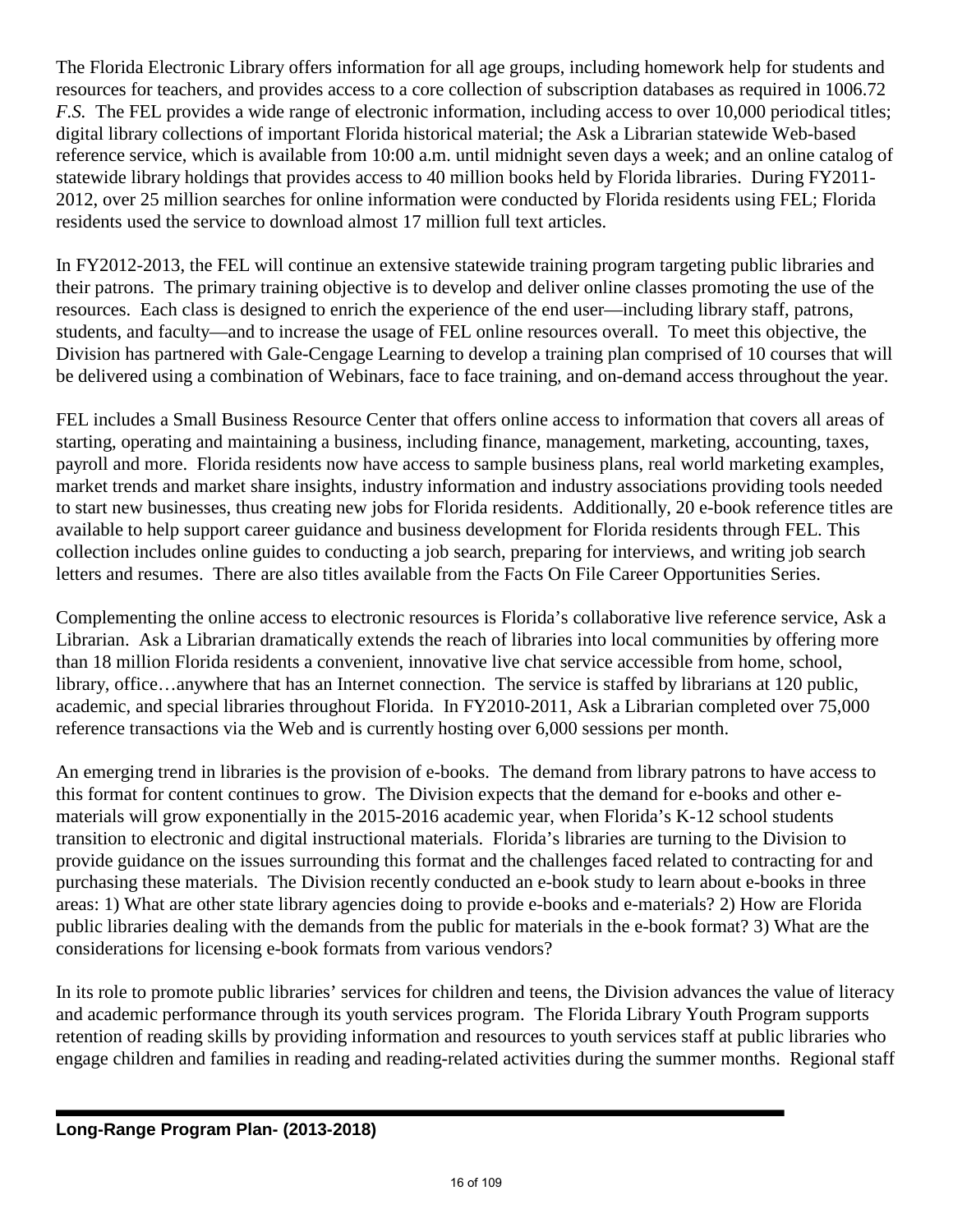The Florida Electronic Library offers information for all age groups, including homework help for students and resources for teachers, and provides access to a core collection of subscription databases as required in 1006.72 *F.S.* The FEL provides a wide range of electronic information, including access to over 10,000 periodical titles; digital library collections of important Florida historical material; the Ask a Librarian statewide Web-based reference service, which is available from 10:00 a.m. until midnight seven days a week; and an online catalog of statewide library holdings that provides access to 40 million books held by Florida libraries. During FY2011-2012, over 25 million searches for online information were conducted by Florida residents using FEL; Florida residents used the service to download almost 17 million full text articles.

In FY2012-2013, the FEL will continue an extensive statewide training program targeting public libraries and their patrons. The primary training objective is to develop and deliver online classes promoting the use of the resources. Each class is designed to enrich the experience of the end user—including library staff, patrons, students, and faculty—and to increase the usage of FEL online resources overall. To meet this objective, the Division has partnered with Gale-Cengage Learning to develop a training plan comprised of 10 courses that will be delivered using a combination of Webinars, face to face training, and on-demand access throughout the year.

FEL includes a Small Business Resource Center that offers online access to information that covers all areas of starting, operating and maintaining a business, including finance, management, marketing, accounting, taxes, payroll and more. Florida residents now have access to sample business plans, real world marketing examples, market trends and market share insights, industry information and industry associations providing tools needed to start new businesses, thus creating new jobs for Florida residents. Additionally, 20 e-book reference titles are available to help support career guidance and business development for Florida residents through FEL. This collection includes online guides to conducting a job search, preparing for interviews, and writing job search letters and resumes. There are also titles available from the Facts On File Career Opportunities Series.

Complementing the online access to electronic resources is Florida's collaborative live reference service, Ask a Librarian. Ask a Librarian dramatically extends the reach of libraries into local communities by offering more than 18 million Florida residents a convenient, innovative live chat service accessible from home, school, library, office…anywhere that has an Internet connection. The service is staffed by librarians at 120 public, academic, and special libraries throughout Florida. In FY2010-2011, Ask a Librarian completed over 75,000 reference transactions via the Web and is currently hosting over 6,000 sessions per month.

An emerging trend in libraries is the provision of e-books. The demand from library patrons to have access to this format for content continues to grow. The Division expects that the demand for e-books and other e-materials will grow exponentially in the 2015-2016 academic year, when Florida's K-12 school students transition to electronic and digital instructional materials. Florida's libraries are turning to the Division to provide guidance on the issues surrounding this format and the challenges faced related to contracting for and purchasing these materials. The Division recently conducted an e-book study to learn about e-books in three areas: 1) What are other state library agencies doing to provide e-books and e-materials? 2) How are Florida public libraries dealing with the demands from the public for materials in the e-book format? 3) What are the considerations for licensing e-book formats from various vendors?

In its role to promote public libraries' services for children and teens, the Division advances the value of literacy and academic performance through its youth services program. The Florida Library Youth Program supports retention of reading skills by providing information and resources to youth services staff at public libraries who engage children and families in reading and reading-related activities during the summer months. Regional staff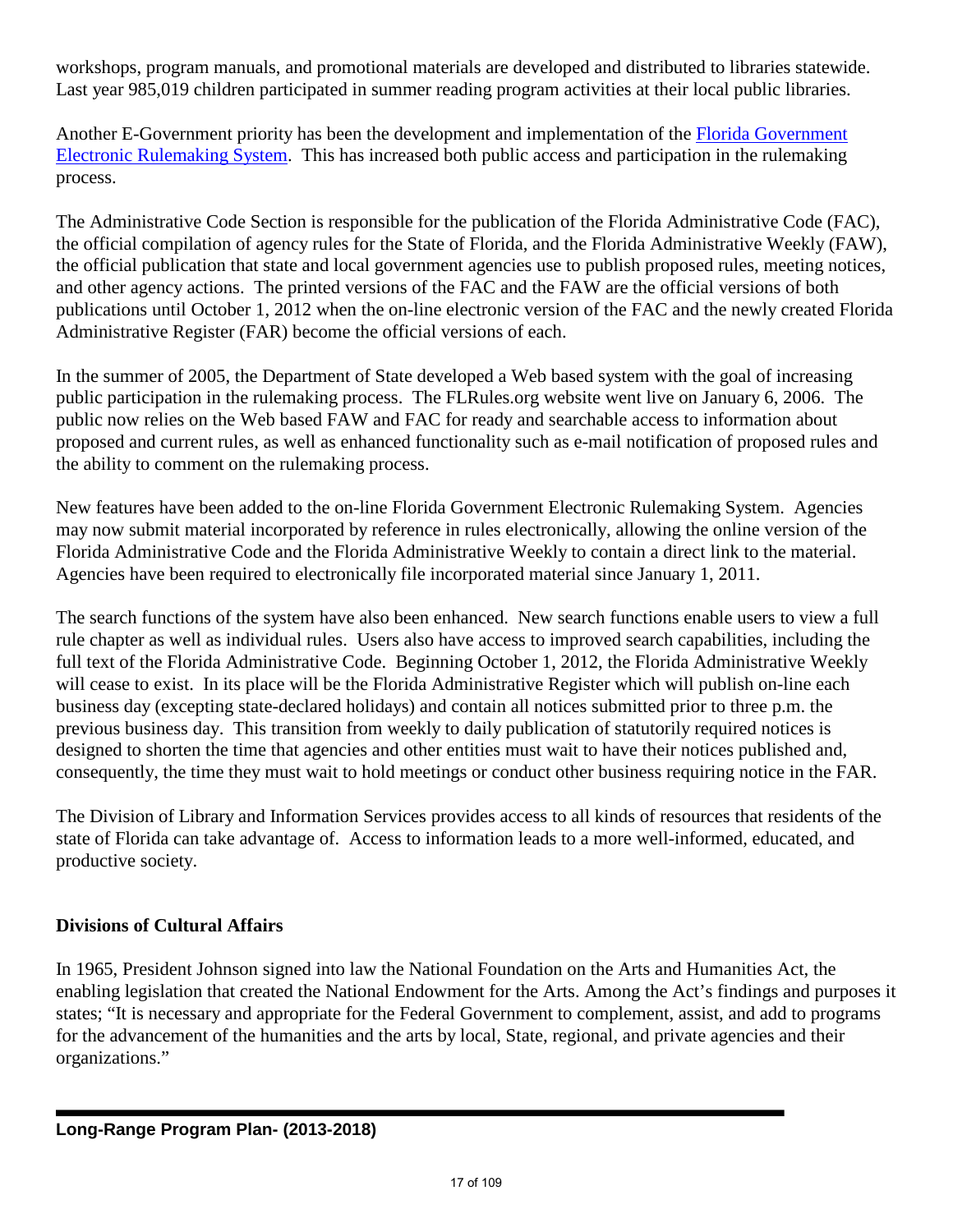workshops, program manuals, and promotional materials are developed and distributed to libraries statewide. Last year 985,019 children participated in summer reading program activities at their local public libraries.

Another E-Government priority has been the development and implementation of the Florida Government Electronic Rulemaking System. This has increased both public access and participation in the rulemaking process.

The Administrative Code Section is responsible for the publication of the Florida Administrative Code (FAC), the official compilation of agency rules for the State of Florida, and the Florida Administrative Weekly (FAW), the official publication that state and local government agencies use to publish proposed rules, meeting notices, and other agency actions. The printed versions of the FAC and the FAW are the official versions of both publications until October 1, 2012 when the on-line electronic version of the FAC and the newly created Florida Administrative Register (FAR) become the official versions of each.

In the summer of 2005, the Department of State developed a Web based system with the goal of increasing public participation in the rulemaking process. The FLRules.org website went live on January 6, 2006. The public now relies on the Web based FAW and FAC for ready and searchable access to information about proposed and current rules, as well as enhanced functionality such as e-mail notification of proposed rules and the ability to comment on the rulemaking process.

New features have been added to the on-line Florida Government Electronic Rulemaking System. Agencies may now submit material incorporated by reference in rules electronically, allowing the online version of the Florida Administrative Code and the Florida Administrative Weekly to contain a direct link to the material. Agencies have been required to electronically file incorporated material since January 1, 2011.

The search functions of the system have also been enhanced. New search functions enable users to view a full rule chapter as well as individual rules. Users also have access to improved search capabilities, including the full text of the Florida Administrative Code. Beginning October 1, 2012, the Florida Administrative Weekly will cease to exist. In its place will be the Florida Administrative Register which will publish on-line each business day (excepting state-declared holidays) and contain all notices submitted prior to three p.m. the previous business day. This transition from weekly to daily publication of statutorily required notices is designed to shorten the time that agencies and other entities must wait to have their notices published and, consequently, the time they must wait to hold meetings or conduct other business requiring notice in the FAR.

The Division of Library and Information Services provides access to all kinds of resources that residents of the state of Florida can take advantage of. Access to information leads to a more well-informed, educated, and productive society.

**Divisions of Cultural Affairs**

In 1965, President Johnson signed into law the National Foundation on the Arts and Humanities Act, the enabling legislation that created the National Endowment for the Arts. Among the Act's findings and purposes it states; "It is necessary and appropriate for the Federal Government to complement, assist, and add to programs for the advancement of the humanities and the arts by local, State, regional, and private agencies and their organizations."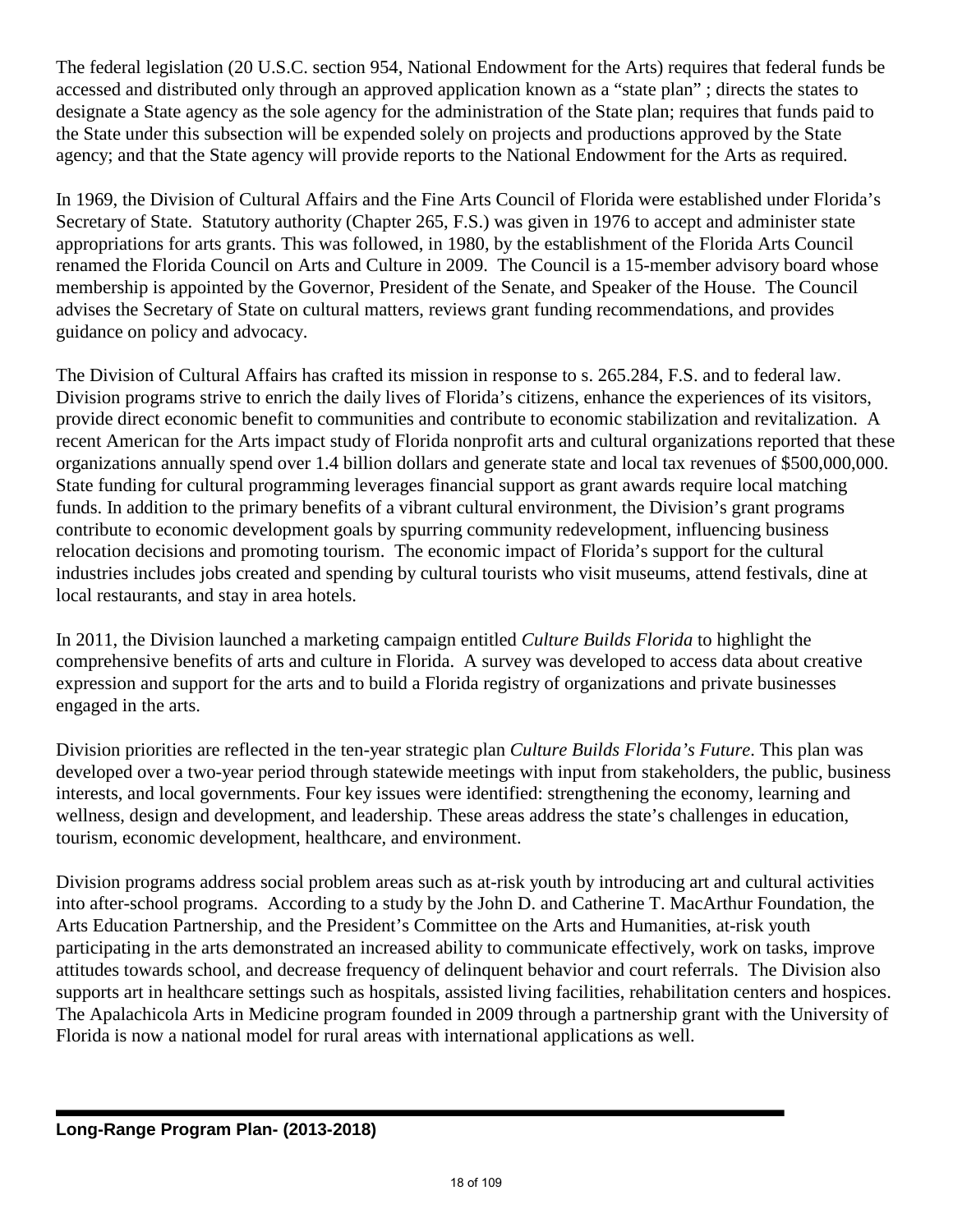The federal legislation (20 U.S.C. section 954, National Endowment for the Arts) requires that federal funds be accessed and distributed only through an approved application known as a "state plan" ; directs the states to designate a State agency as the sole agency for the administration of the State plan; requires that funds paid to the State under this subsection will be expended solely on projects and productions approved by the State agency; and that the State agency will provide reports to the National Endowment for the Arts as required.

In 1969, the Division of Cultural Affairs and the Fine Arts Council of Florida were established under Florida's Secretary of State. Statutory authority (Chapter 265, F.S.) was given in 1976 to accept and administer state appropriations for arts grants. This was followed, in 1980, by the establishment of the Florida Arts Council renamed the Florida Council on Arts and Culture in 2009. The Council is a 15-member advisory board whose membership is appointed by the Governor, President of the Senate, and Speaker of the House. The Council advises the Secretary of State on cultural matters, reviews grant funding recommendations, and provides guidance on policy and advocacy.

The Division of Cultural Affairs has crafted its mission in response to s. 265.284, F.S. and to federal law. Division programs strive to enrich the daily lives of Florida's citizens, enhance the experiences of its visitors, provide direct economic benefit to communities and contribute to economic stabilization and revitalization. A recent American for the Arts impact study of Florida nonprofit arts and cultural organizations reported that these organizations annually spend over 1.4 billion dollars and generate state and local tax revenues of $500,000,000. State funding for cultural programming leverages financial support as grant awards require local matching funds. In addition to the primary benefits of a vibrant cultural environment, the Division's grant programs contribute to economic development goals by spurring community redevelopment, influencing business relocation decisions and promoting tourism. The economic impact of Florida's support for the cultural industries includes jobs created and spending by cultural tourists who visit museums, attend festivals, dine at local restaurants, and stay in area hotels.

In 2011, the Division launched a marketing campaign entitled *Culture Builds Florida* to highlight the comprehensive benefits of arts and culture in Florida. A survey was developed to access data about creative expression and support for the arts and to build a Florida registry of organizations and private businesses engaged in the arts.

Division priorities are reflected in the ten-year strategic plan *Culture Builds Florida's Future*. This plan was developed over a two-year period through statewide meetings with input from stakeholders, the public, business interests, and local governments. Four key issues were identified: strengthening the economy, learning and wellness, design and development, and leadership. These areas address the state's challenges in education, tourism, economic development, healthcare, and environment.

Division programs address social problem areas such as at-risk youth by introducing art and cultural activities into after-school programs. According to a study by the John D. and Catherine T. MacArthur Foundation, the Arts Education Partnership, and the President's Committee on the Arts and Humanities, at-risk youth participating in the arts demonstrated an increased ability to communicate effectively, work on tasks, improve attitudes towards school, and decrease frequency of delinquent behavior and court referrals. The Division also supports art in healthcare settings such as hospitals, assisted living facilities, rehabilitation centers and hospices. The Apalachicola Arts in Medicine program founded in 2009 through a partnership grant with the University of Florida is now a national model for rural areas with international applications as well.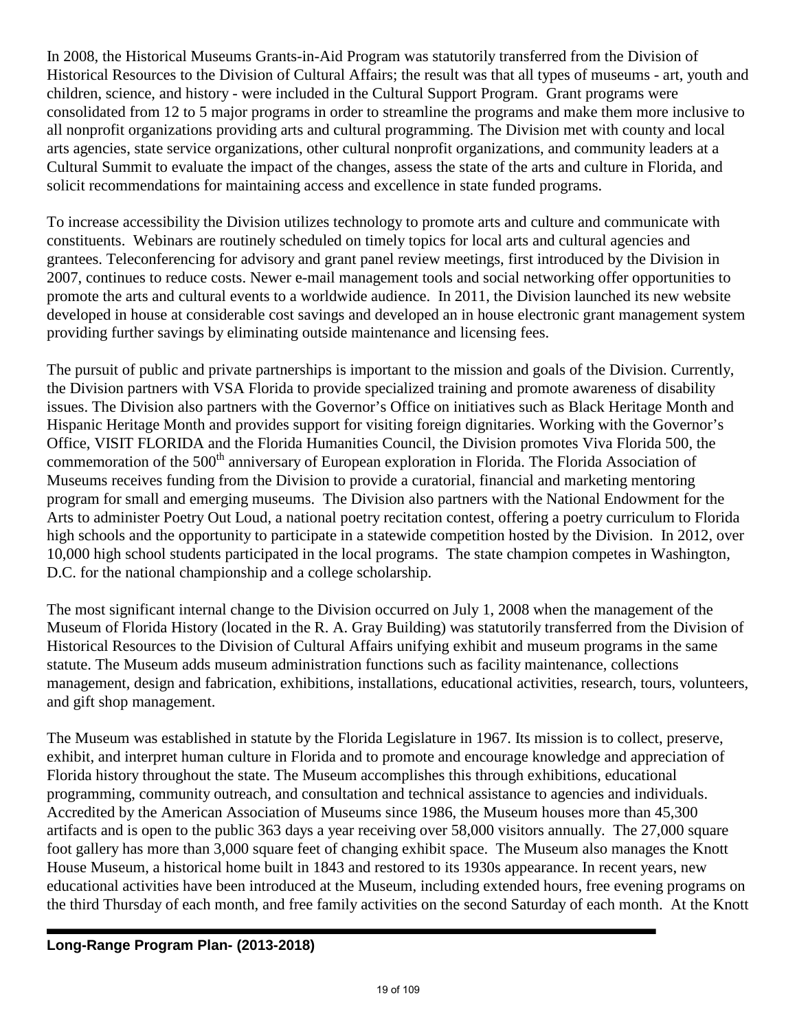In 2008, the Historical Museums Grants-in-Aid Program was statutorily transferred from the Division of Historical Resources to the Division of Cultural Affairs; the result was that all types of museums - art, youth and children, science, and history - were included in the Cultural Support Program. Grant programs were consolidated from 12 to 5 major programs in order to streamline the programs and make them more inclusive to all nonprofit organizations providing arts and cultural programming. The Division met with county and local arts agencies, state service organizations, other cultural nonprofit organizations, and community leaders at a Cultural Summit to evaluate the impact of the changes, assess the state of the arts and culture in Florida, and solicit recommendations for maintaining access and excellence in state funded programs.

To increase accessibility the Division utilizes technology to promote arts and culture and communicate with constituents. Webinars are routinely scheduled on timely topics for local arts and cultural agencies and grantees. Teleconferencing for advisory and grant panel review meetings, first introduced by the Division in 2007, continues to reduce costs. Newer e-mail management tools and social networking offer opportunities to promote the arts and cultural events to a worldwide audience. In 2011, the Division launched its new website developed in house at considerable cost savings and developed an in house electronic grant management system providing further savings by eliminating outside maintenance and licensing fees.

The pursuit of public and private partnerships is important to the mission and goals of the Division. Currently, the Division partners with VSA Florida to provide specialized training and promote awareness of disability issues. The Division also partners with the Governor's Office on initiatives such as Black Heritage Month and Hispanic Heritage Month and provides support for visiting foreign dignitaries. Working with the Governor's Office, VISIT FLORIDA and the Florida Humanities Council, the Division promotes Viva Florida 500, the commemoration of the 500th anniversary of European exploration in Florida. The Florida Association of Museums receives funding from the Division to provide a curatorial, financial and marketing mentoring program for small and emerging museums. The Division also partners with the National Endowment for the Arts to administer Poetry Out Loud, a national poetry recitation contest, offering a poetry curriculum to Florida high schools and the opportunity to participate in a statewide competition hosted by the Division. In 2012, over 10,000 high school students participated in the local programs. The state champion competes in Washington, D.C. for the national championship and a college scholarship.

The most significant internal change to the Division occurred on July 1, 2008 when the management of the Museum of Florida History (located in the R. A. Gray Building) was statutorily transferred from the Division of Historical Resources to the Division of Cultural Affairs unifying exhibit and museum programs in the same statute. The Museum adds museum administration functions such as facility maintenance, collections management, design and fabrication, exhibitions, installations, educational activities, research, tours, volunteers, and gift shop management.

The Museum was established in statute by the Florida Legislature in 1967. Its mission is to collect, preserve, exhibit, and interpret human culture in Florida and to promote and encourage knowledge and appreciation of Florida history throughout the state. The Museum accomplishes this through exhibitions, educational programming, community outreach, and consultation and technical assistance to agencies and individuals. Accredited by the American Association of Museums since 1986, the Museum houses more than 45,300 artifacts and is open to the public 363 days a year receiving over 58,000 visitors annually. The 27,000 square foot gallery has more than 3,000 square feet of changing exhibit space. The Museum also manages the Knott House Museum, a historical home built in 1843 and restored to its 1930s appearance. In recent years, new educational activities have been introduced at the Museum, including extended hours, free evening programs on the third Thursday of each month, and free family activities on the second Saturday of each month. At the Knott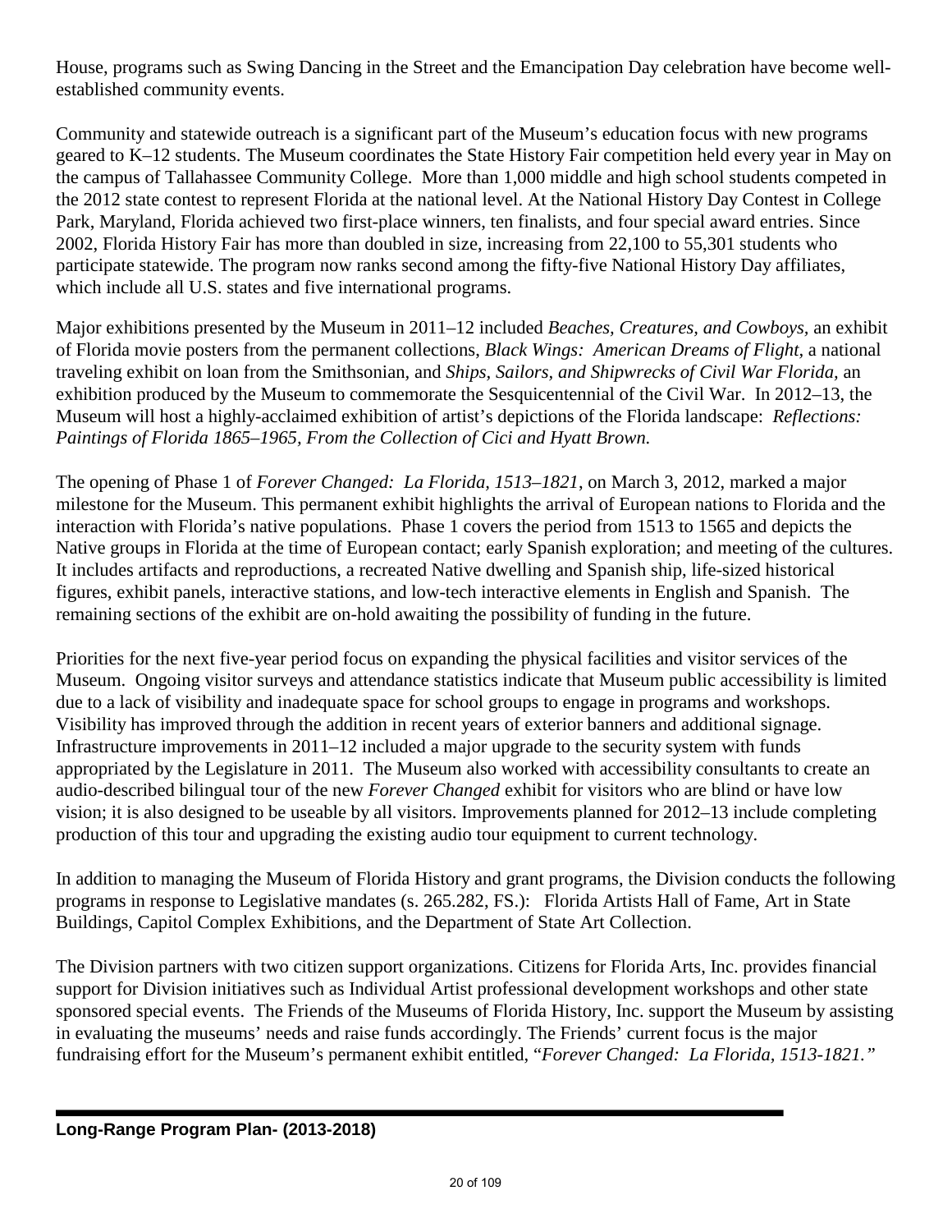House, programs such as Swing Dancing in the Street and the Emancipation Day celebration have become well-established community events.

Community and statewide outreach is a significant part of the Museum's education focus with new programs geared to K–12 students. The Museum coordinates the State History Fair competition held every year in May on the campus of Tallahassee Community College. More than 1,000 middle and high school students competed in the 2012 state contest to represent Florida at the national level. At the National History Day Contest in College Park, Maryland, Florida achieved two first-place winners, ten finalists, and four special award entries. Since 2002, Florida History Fair has more than doubled in size, increasing from 22,100 to 55,301 students who participate statewide. The program now ranks second among the fifty-five National History Day affiliates, which include all U.S. states and five international programs.

Major exhibitions presented by the Museum in 2011–12 included *Beaches, Creatures, and Cowboys,* an exhibit of Florida movie posters from the permanent collections, *Black Wings: American Dreams of Flight,* a national traveling exhibit on loan from the Smithsonian, and *Ships, Sailors, and Shipwrecks of Civil War Florida,* an exhibition produced by the Museum to commemorate the Sesquicentennial of the Civil War. In 2012–13, the Museum will host a highly-acclaimed exhibition of artist's depictions of the Florida landscape: *Reflections: Paintings of Florida 1865–1965, From the Collection of Cici and Hyatt Brown.*

The opening of Phase 1 of *Forever Changed: La Florida, 1513–1821*, on March 3, 2012, marked a major milestone for the Museum. This permanent exhibit highlights the arrival of European nations to Florida and the interaction with Florida's native populations. Phase 1 covers the period from 1513 to 1565 and depicts the Native groups in Florida at the time of European contact; early Spanish exploration; and meeting of the cultures. It includes artifacts and reproductions, a recreated Native dwelling and Spanish ship, life-sized historical figures, exhibit panels, interactive stations, and low-tech interactive elements in English and Spanish. The remaining sections of the exhibit are on-hold awaiting the possibility of funding in the future.

Priorities for the next five-year period focus on expanding the physical facilities and visitor services of the Museum. Ongoing visitor surveys and attendance statistics indicate that Museum public accessibility is limited due to a lack of visibility and inadequate space for school groups to engage in programs and workshops. Visibility has improved through the addition in recent years of exterior banners and additional signage. Infrastructure improvements in 2011–12 included a major upgrade to the security system with funds appropriated by the Legislature in 2011. The Museum also worked with accessibility consultants to create an audio-described bilingual tour of the new *Forever Changed* exhibit for visitors who are blind or have low vision; it is also designed to be useable by all visitors. Improvements planned for 2012–13 include completing production of this tour and upgrading the existing audio tour equipment to current technology.

In addition to managing the Museum of Florida History and grant programs, the Division conducts the following programs in response to Legislative mandates (s. 265.282, FS.): Florida Artists Hall of Fame, Art in State Buildings, Capitol Complex Exhibitions, and the Department of State Art Collection.

The Division partners with two citizen support organizations. Citizens for Florida Arts, Inc. provides financial support for Division initiatives such as Individual Artist professional development workshops and other state sponsored special events. The Friends of the Museums of Florida History, Inc. support the Museum by assisting in evaluating the museums' needs and raise funds accordingly. The Friends' current focus is the major fundraising effort for the Museum's permanent exhibit entitled, "*Forever Changed: La Florida, 1513-1821.*"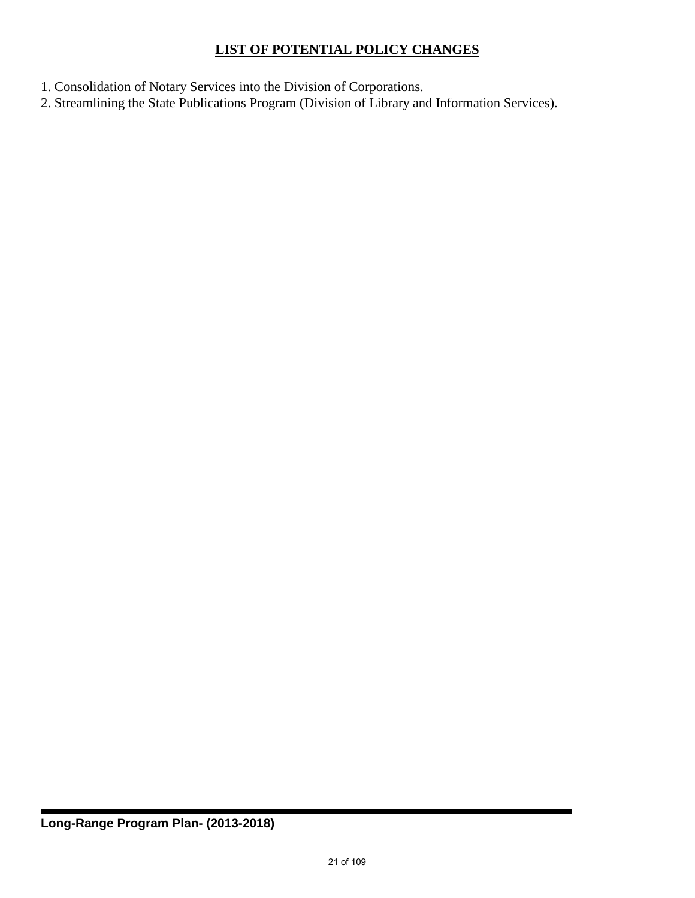## LIST OF POTENTIAL POLICY CHANGES

1. Consolidation of Notary Services into the Division of Corporations.
2. Streamlining the State Publications Program (Division of Library and Information Services).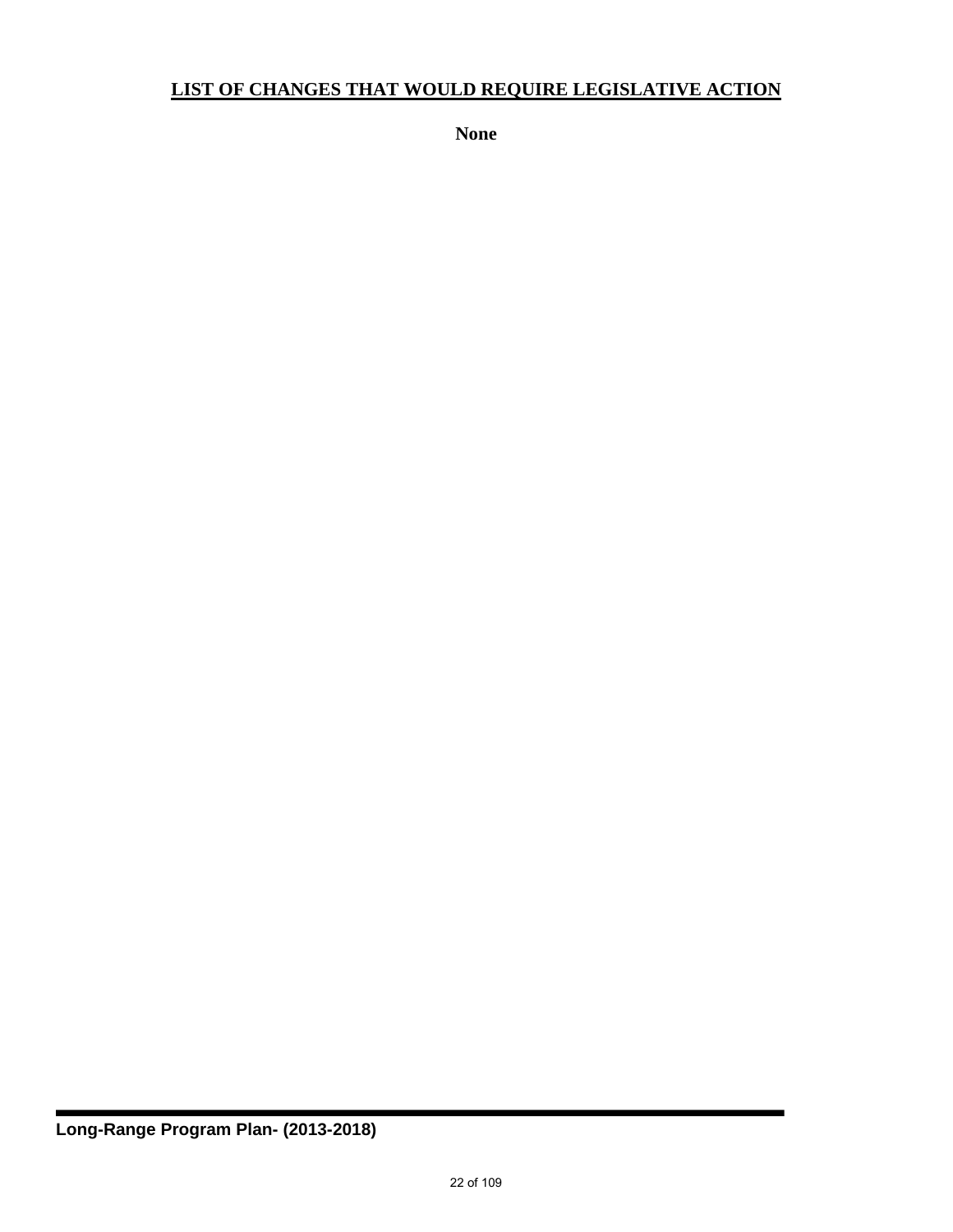# LIST OF CHANGES THAT WOULD REQUIRE LEGISLATIVE ACTION

**None**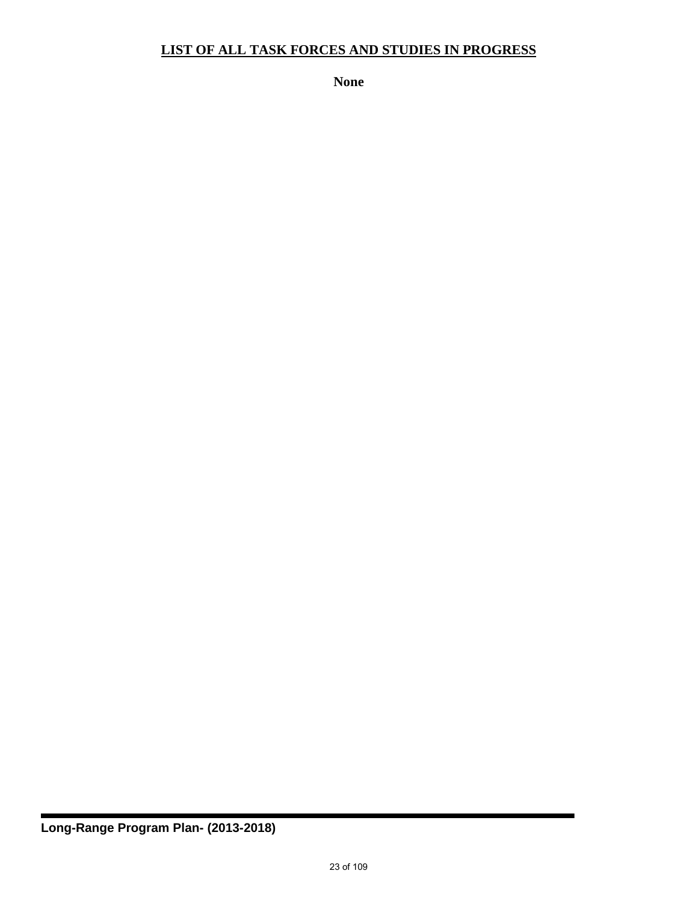## LIST OF ALL TASK FORCES AND STUDIES IN PROGRESS

**None**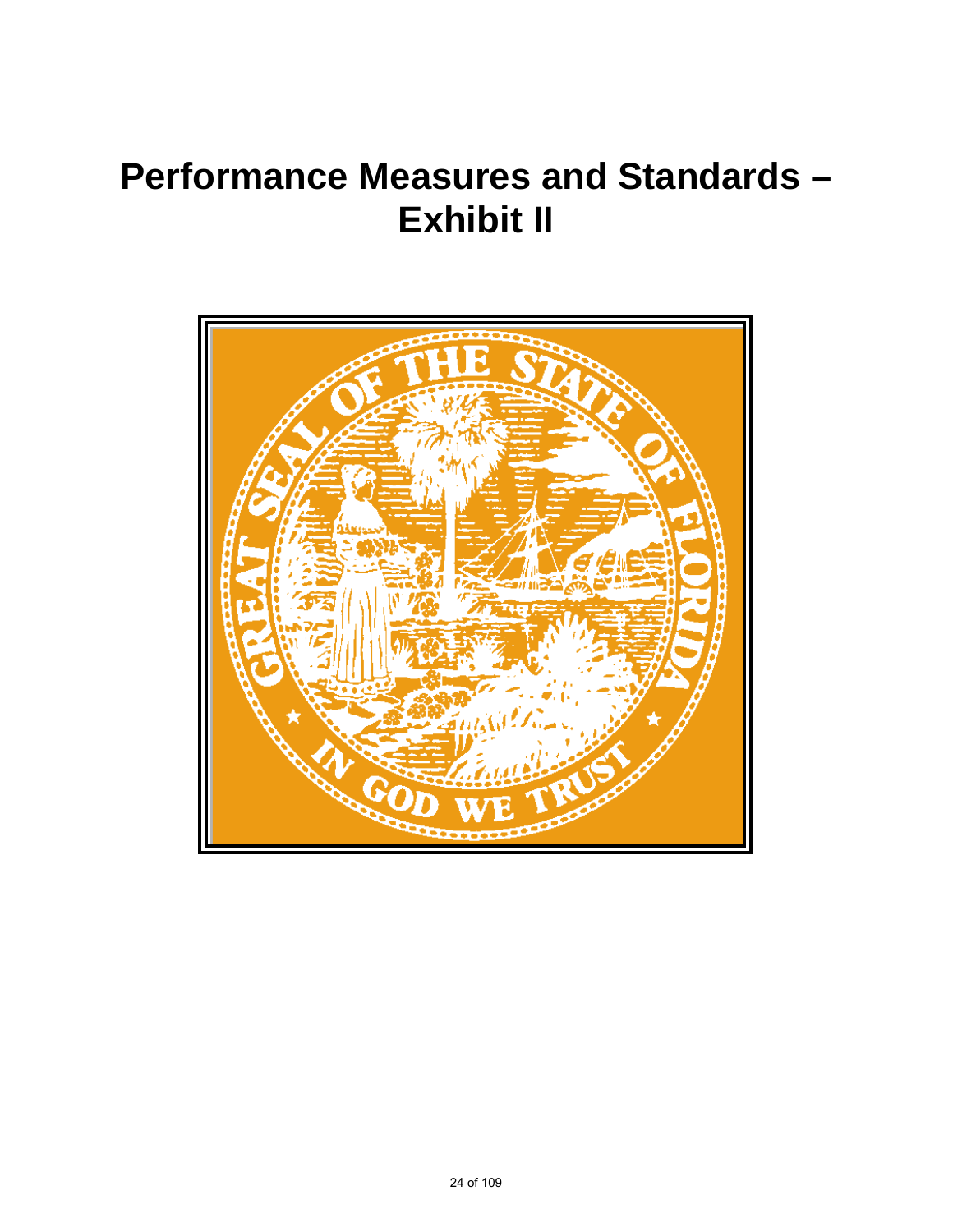# Performance Measures and Standards – Exhibit II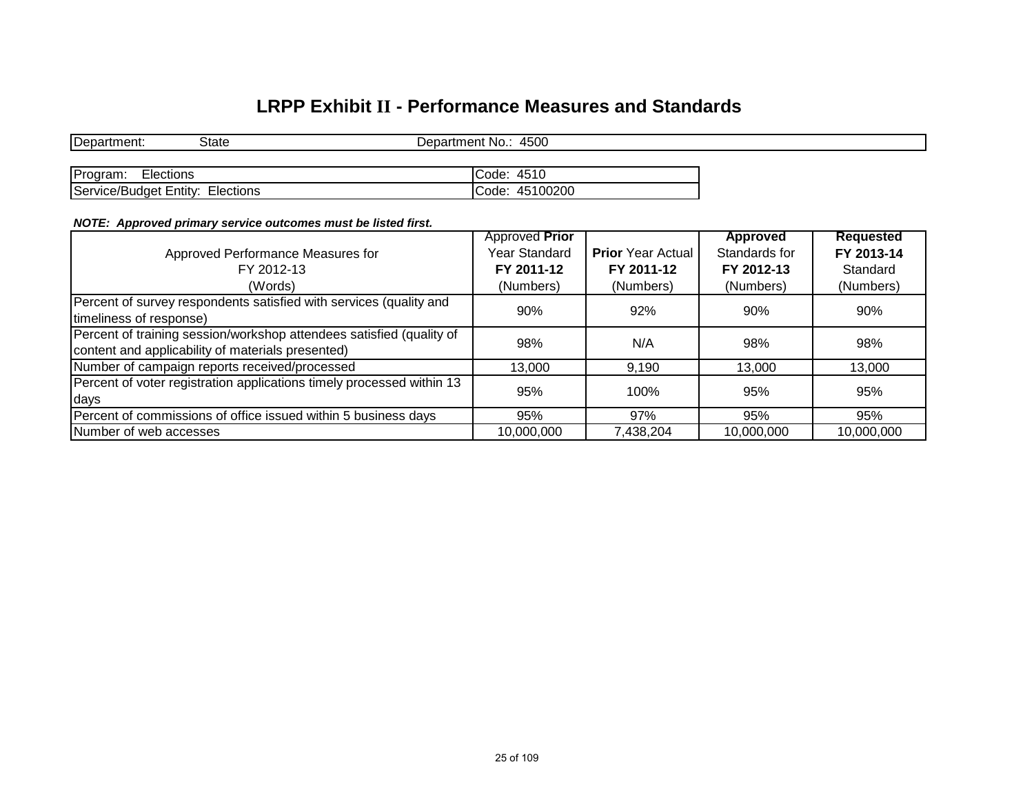# LRPP Exhibit II - Performance Measures and Standards

| Department: State | Department No.: 4500 |
|---|---|

| Program: Elections | Code: 4510 |
|---|---|
| Service/Budget Entity: Elections | Code: 45100200 |

***NOTE: Approved primary service outcomes must be listed first.***

| Approved Performance Measures for FY 2012-13 (Words) | Approved **Prior** Year Standard **FY 2011-12** (Numbers) | **Prior** Year Actual **FY 2011-12** (Numbers) | **Approved** Standards for **FY 2012-13** (Numbers) | **Requested FY 2013-14** Standard (Numbers) |
|---|---|---|---|---|
| Percent of survey respondents satisfied with services (quality and timeliness of response) | 90% | 92% | 90% | 90% |
| Percent of training session/workshop attendees satisfied (quality of content and applicability of materials presented) | 98% | N/A | 98% | 98% |
| Number of campaign reports received/processed | 13,000 | 9,190 | 13,000 | 13,000 |
| Percent of voter registration applications timely processed within 13 days | 95% | 100% | 95% | 95% |
| Percent of commissions of office issued within 5 business days | 95% | 97% | 95% | 95% |
| Number of web accesses | 10,000,000 | 7,438,204 | 10,000,000 | 10,000,000 |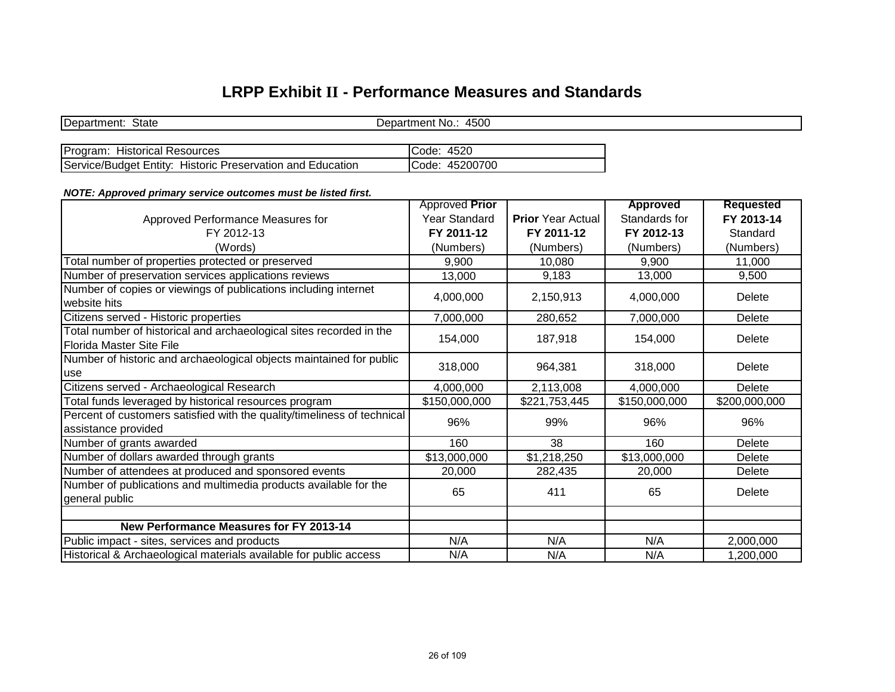# LRPP Exhibit II - Performance Measures and Standards

| Department: State | Department No.: 4500 |
|---|---|

| Program: Historical Resources | Code: 4520 |
|---|---|
| Service/Budget Entity: Historic Preservation and Education | Code: 45200700 |

***NOTE: Approved primary service outcomes must be listed first.***

| Approved Performance Measures for FY 2012-13 (Words) | Approved **Prior** Year Standard **FY 2011-12** (Numbers) | **Prior** Year Actual **FY 2011-12** (Numbers) | **Approved** Standards for **FY 2012-13** (Numbers) | **Requested FY 2013-14** Standard (Numbers) |
|---|---|---|---|---|
| Total number of properties protected or preserved | 9,900 | 10,080 | 9,900 | 11,000 |
| Number of preservation services applications reviews | 13,000 | 9,183 | 13,000 | 9,500 |
| Number of copies or viewings of publications including internet website hits | 4,000,000 | 2,150,913 | 4,000,000 | Delete |
| Citizens served - Historic properties | 7,000,000 | 280,652 | 7,000,000 | Delete |
| Total number of historical and archaeological sites recorded in the Florida Master Site File | 154,000 | 187,918 | 154,000 | Delete |
| Number of historic and archaeological objects maintained for public use | 318,000 | 964,381 | 318,000 | Delete |
| Citizens served - Archaeological Research | 4,000,000 | 2,113,008 | 4,000,000 | Delete |
| Total funds leveraged by historical resources program | $150,000,000 | $221,753,445 | $150,000,000 | $200,000,000 |
| Percent of customers satisfied with the quality/timeliness of technical assistance provided | 96% | 99% | 96% | 96% |
| Number of grants awarded | 160 | 38 | 160 | Delete |
| Number of dollars awarded through grants | $13,000,000 | $1,218,250 | $13,000,000 | Delete |
| Number of attendees at produced and sponsored events | 20,000 | 282,435 | 20,000 | Delete |
| Number of publications and multimedia products available for the general public | 65 | 411 | 65 | Delete |
| | | | | |
| **New Performance Measures for FY 2013-14** | | | | |
| Public impact - sites, services and products | N/A | N/A | N/A | 2,000,000 |
| Historical & Archaeological materials available for public access | N/A | N/A | N/A | 1,200,000 |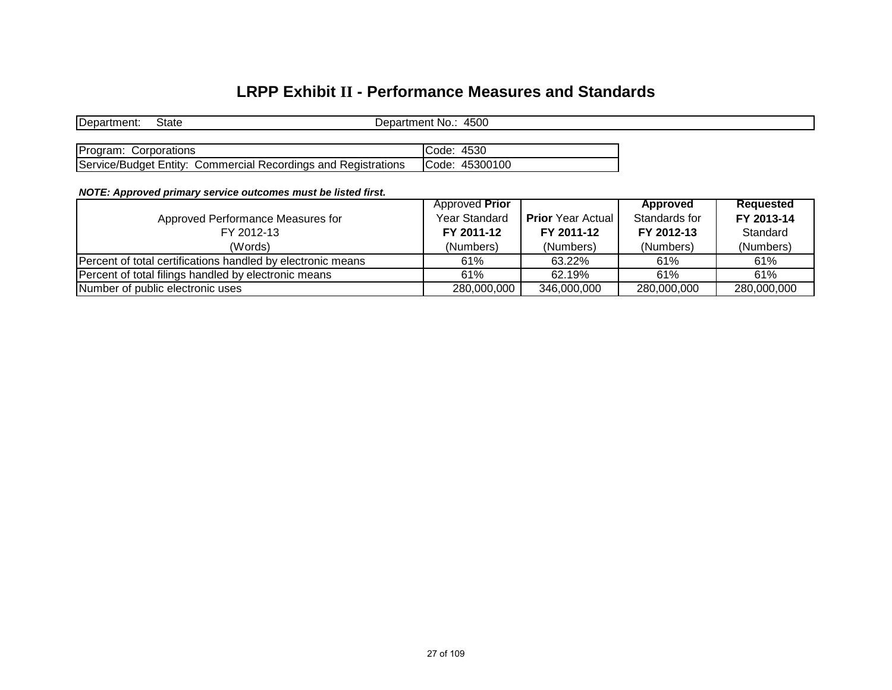# LRPP Exhibit II - Performance Measures and Standards

| Department: State | Department No.: 4500 |
|---|---|

| Program: Corporations | Code: 4530 |
|---|---|
| Service/Budget Entity: Commercial Recordings and Registrations | Code: 45300100 |

***NOTE: Approved primary service outcomes must be listed first.***

| Approved Performance Measures for FY 2012-13 (Words) | Approved **Prior** Year Standard **FY 2011-12** (Numbers) | **Prior** Year Actual **FY 2011-12** (Numbers) | **Approved** Standards for **FY 2012-13** (Numbers) | **Requested FY 2013-14** Standard (Numbers) |
|---|---|---|---|---|
| Percent of total certifications handled by electronic means | 61% | 63.22% | 61% | 61% |
| Percent of total filings handled by electronic means | 61% | 62.19% | 61% | 61% |
| Number of public electronic uses | 280,000,000 | 346,000,000 | 280,000,000 | 280,000,000 |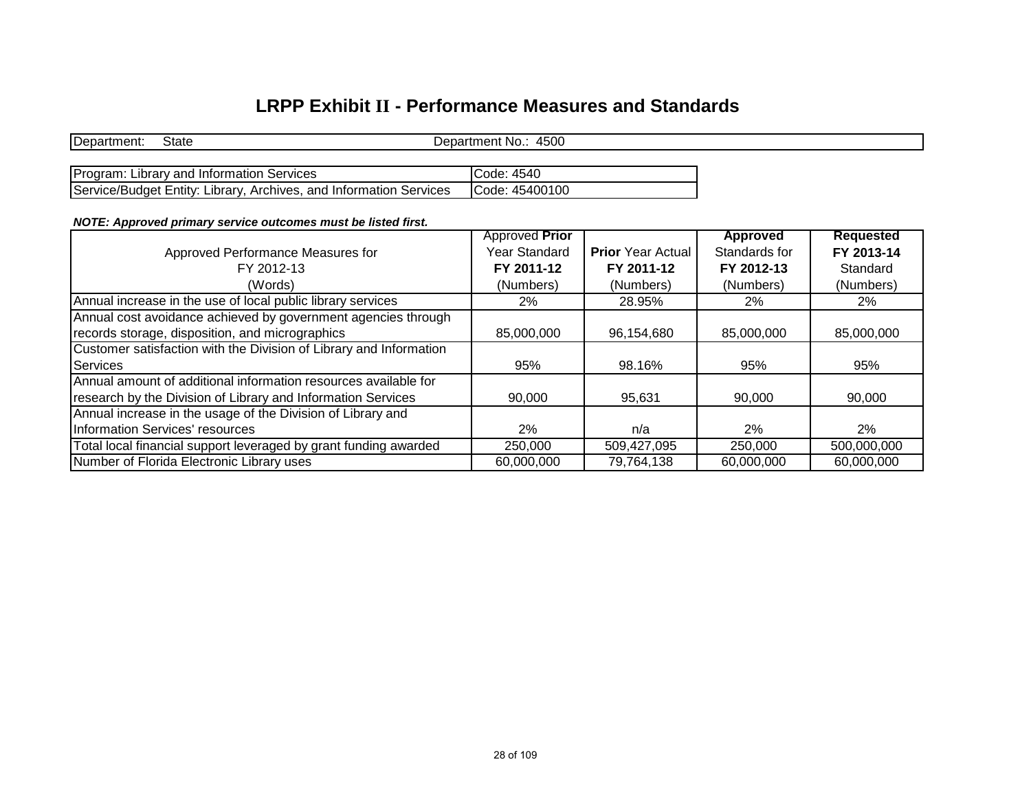# LRPP Exhibit II - Performance Measures and Standards

| Department: State | Department No.: 4500 |
|---|---|

| Program: Library and Information Services | Code: 4540 |
|---|---|
| Service/Budget Entity: Library, Archives, and Information Services | Code: 45400100 |

***NOTE: Approved primary service outcomes must be listed first.***

| Approved Performance Measures for FY 2012-13 (Words) | Approved **Prior** Year Standard **FY 2011-12** (Numbers) | **Prior** Year Actual **FY 2011-12** (Numbers) | **Approved** Standards for **FY 2012-13** (Numbers) | **Requested FY 2013-14** Standard (Numbers) |
|---|---|---|---|---|
| Annual increase in the use of local public library services | 2% | 28.95% | 2% | 2% |
| Annual cost avoidance achieved by government agencies through records storage, disposition, and micrographics | 85,000,000 | 96,154,680 | 85,000,000 | 85,000,000 |
| Customer satisfaction with the Division of Library and Information Services | 95% | 98.16% | 95% | 95% |
| Annual amount of additional information resources available for research by the Division of Library and Information Services | 90,000 | 95,631 | 90,000 | 90,000 |
| Annual increase in the usage of the Division of Library and Information Services' resources | 2% | n/a | 2% | 2% |
| Total local financial support leveraged by grant funding awarded | 250,000 | 509,427,095 | 250,000 | 500,000,000 |
| Number of Florida Electronic Library uses | 60,000,000 | 79,764,138 | 60,000,000 | 60,000,000 |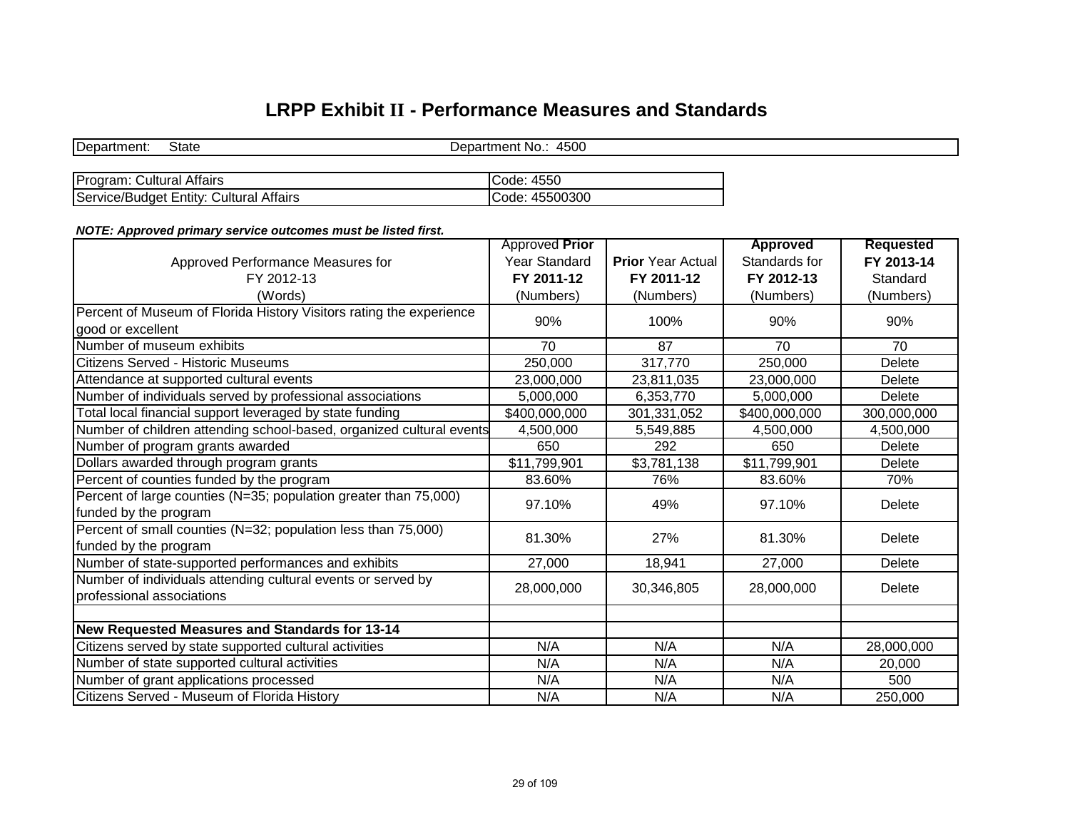# LRPP Exhibit II - Performance Measures and Standards

| Department: State | Department No.: 4500 |
|---|---|

| Program: Cultural Affairs | Code: 4550 |
|---|---|
| Service/Budget Entity: Cultural Affairs | Code: 45500300 |

***NOTE: Approved primary service outcomes must be listed first.***

| Approved Performance Measures for FY 2012-13 (Words) | Approved **Prior** Year Standard **FY 2011-12** (Numbers) | **Prior** Year Actual **FY 2011-12** (Numbers) | **Approved** Standards for **FY 2012-13** (Numbers) | **Requested FY 2013-14** Standard (Numbers) |
|---|---|---|---|---|
| Percent of Museum of Florida History Visitors rating the experience good or excellent | 90% | 100% | 90% | 90% |
| Number of museum exhibits | 70 | 87 | 70 | 70 |
| Citizens Served - Historic Museums | 250,000 | 317,770 | 250,000 | Delete |
| Attendance at supported cultural events | 23,000,000 | 23,811,035 | 23,000,000 | Delete |
| Number of individuals served by professional associations | 5,000,000 | 6,353,770 | 5,000,000 | Delete |
| Total local financial support leveraged by state funding | $400,000,000 | 301,331,052 | $400,000,000 | 300,000,000 |
| Number of children attending school-based, organized cultural events | 4,500,000 | 5,549,885 | 4,500,000 | 4,500,000 |
| Number of program grants awarded | 650 | 292 | 650 | Delete |
| Dollars awarded through program grants | $11,799,901 | $3,781,138 | $11,799,901 | Delete |
| Percent of counties funded by the program | 83.60% | 76% | 83.60% | 70% |
| Percent of large counties (N=35; population greater than 75,000) funded by the program | 97.10% | 49% | 97.10% | Delete |
| Percent of small counties (N=32; population less than 75,000) funded by the program | 81.30% | 27% | 81.30% | Delete |
| Number of state-supported performances and exhibits | 27,000 | 18,941 | 27,000 | Delete |
| Number of individuals attending cultural events or served by professional associations | 28,000,000 | 30,346,805 | 28,000,000 | Delete |
| | | | | |
| **New Requested Measures and Standards for 13-14** | | | | |
| Citizens served by state supported cultural activities | N/A | N/A | N/A | 28,000,000 |
| Number of state supported cultural activities | N/A | N/A | N/A | 20,000 |
| Number of grant applications processed | N/A | N/A | N/A | 500 |
| Citizens Served - Museum of Florida History | N/A | N/A | N/A | 250,000 |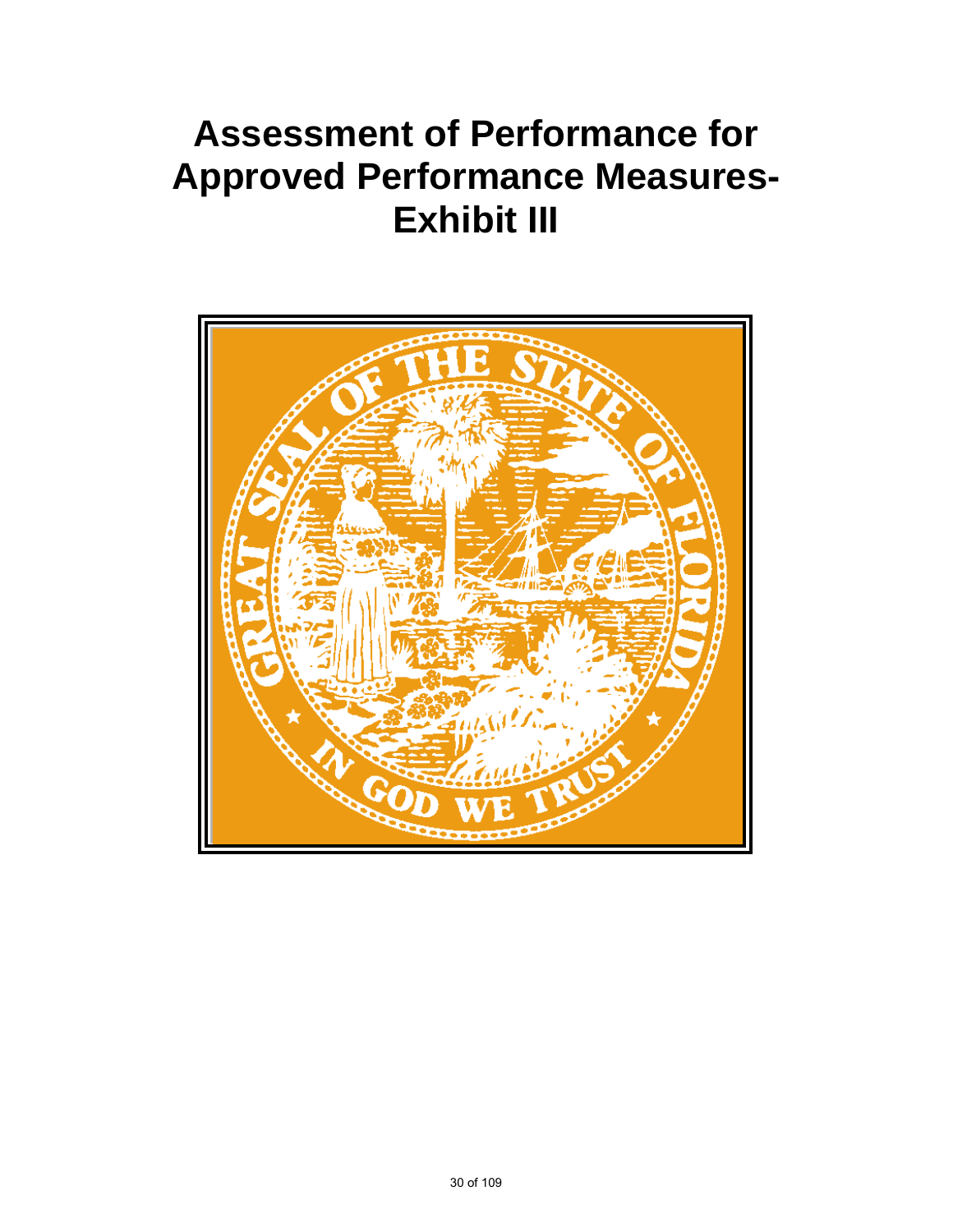# Assessment of Performance for Approved Performance Measures- Exhibit III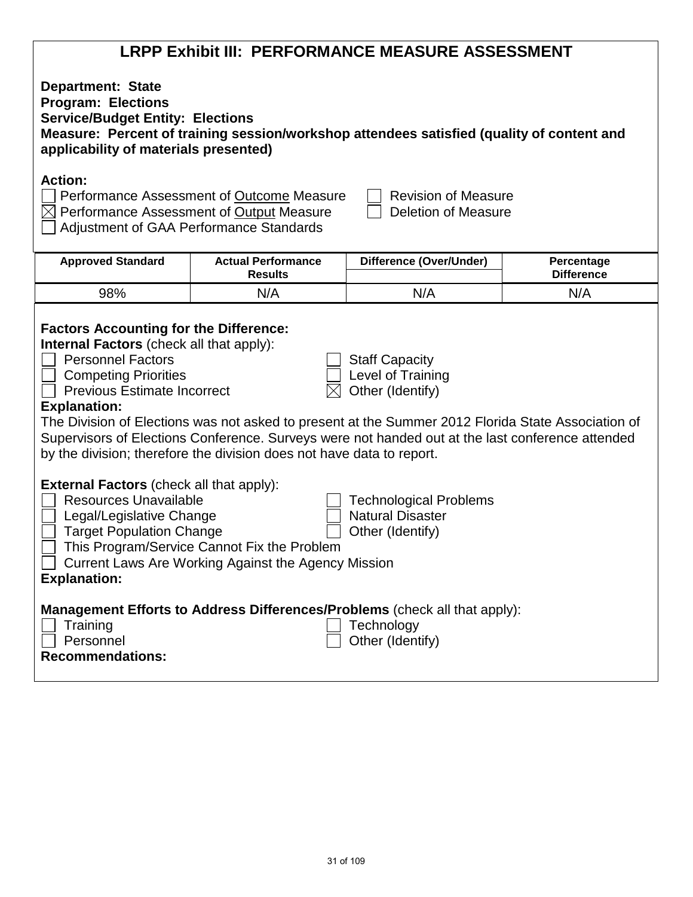# LRPP Exhibit III: PERFORMANCE MEASURE ASSESSMENT

**Department: State**
**Program: Elections**
**Service/Budget Entity: Elections**
**Measure: Percent of training session/workshop attendees satisfied (quality of content and applicability of materials presented)**

**Action:**

- ☐ Performance Assessment of Outcome Measure
- ☒ Performance Assessment of Output Measure
- ☐ Adjustment of GAA Performance Standards
- ☐ Revision of Measure
- ☐ Deletion of Measure

| Approved Standard | Actual Performance Results | Difference (Over/Under) | Percentage Difference |
|---|---|---|---|
| 98% | N/A | N/A | N/A |

**Factors Accounting for the Difference:**

**Internal Factors** (check all that apply):

- ☐ Personnel Factors
- ☐ Competing Priorities
- ☐ Previous Estimate Incorrect
- ☐ Staff Capacity
- ☐ Level of Training
- ☒ Other (Identify)

**Explanation:**

The Division of Elections was not asked to present at the Summer 2012 Florida State Association of Supervisors of Elections Conference. Surveys were not handed out at the last conference attended by the division; therefore the division does not have data to report.

**External Factors** (check all that apply):

- ☐ Resources Unavailable
- ☐ Legal/Legislative Change
- ☐ Target Population Change
- ☐ This Program/Service Cannot Fix the Problem
- ☐ Current Laws Are Working Against the Agency Mission
- ☐ Technological Problems
- ☐ Natural Disaster
- ☐ Other (Identify)

**Explanation:**

**Management Efforts to Address Differences/Problems** (check all that apply):

- ☐ Training
- ☐ Personnel
- ☐ Technology
- ☐ Other (Identify)

**Recommendations:**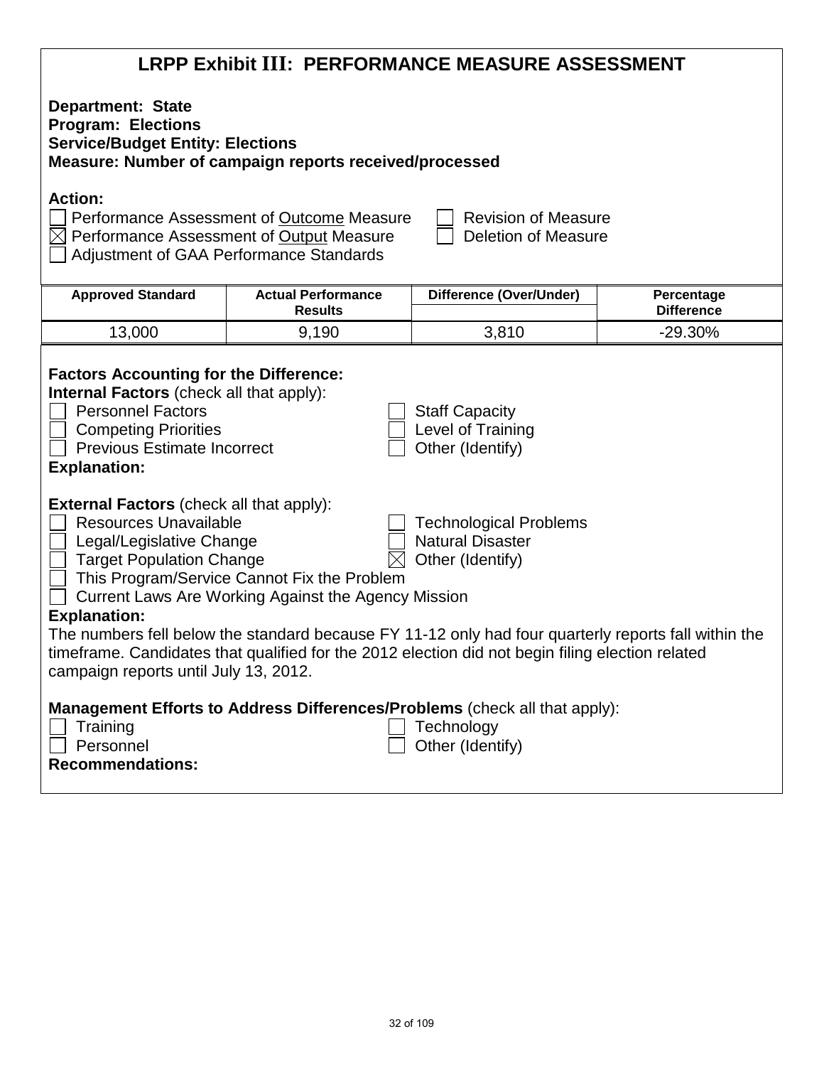# LRPP Exhibit III: PERFORMANCE MEASURE ASSESSMENT

**Department: State**
**Program: Elections**
**Service/Budget Entity: Elections**
**Measure: Number of campaign reports received/processed**

**Action:**

- ☐ Performance Assessment of Outcome Measure
- ☒ Performance Assessment of Output Measure
- ☐ Adjustment of GAA Performance Standards
- ☐ Revision of Measure
- ☐ Deletion of Measure

| Approved Standard | Actual Performance Results | Difference (Over/Under) | Percentage Difference |
|---|---|---|---|
| 13,000 | 9,190 | 3,810 | -29.30% |

**Factors Accounting for the Difference:**

**Internal Factors** (check all that apply):

- ☐ Personnel Factors
- ☐ Competing Priorities
- ☐ Previous Estimate Incorrect
- ☐ Staff Capacity
- ☐ Level of Training
- ☐ Other (Identify)

**Explanation:**

**External Factors** (check all that apply):

- ☐ Resources Unavailable
- ☐ Legal/Legislative Change
- ☐ Target Population Change
- ☐ This Program/Service Cannot Fix the Problem
- ☐ Current Laws Are Working Against the Agency Mission
- ☐ Technological Problems
- ☐ Natural Disaster
- ☒ Other (Identify)

**Explanation:**
The numbers fell below the standard because FY 11-12 only had four quarterly reports fall within the timeframe. Candidates that qualified for the 2012 election did not begin filing election related campaign reports until July 13, 2012.

**Management Efforts to Address Differences/Problems** (check all that apply):

- ☐ Training
- ☐ Personnel
- ☐ Technology
- ☐ Other (Identify)

**Recommendations:**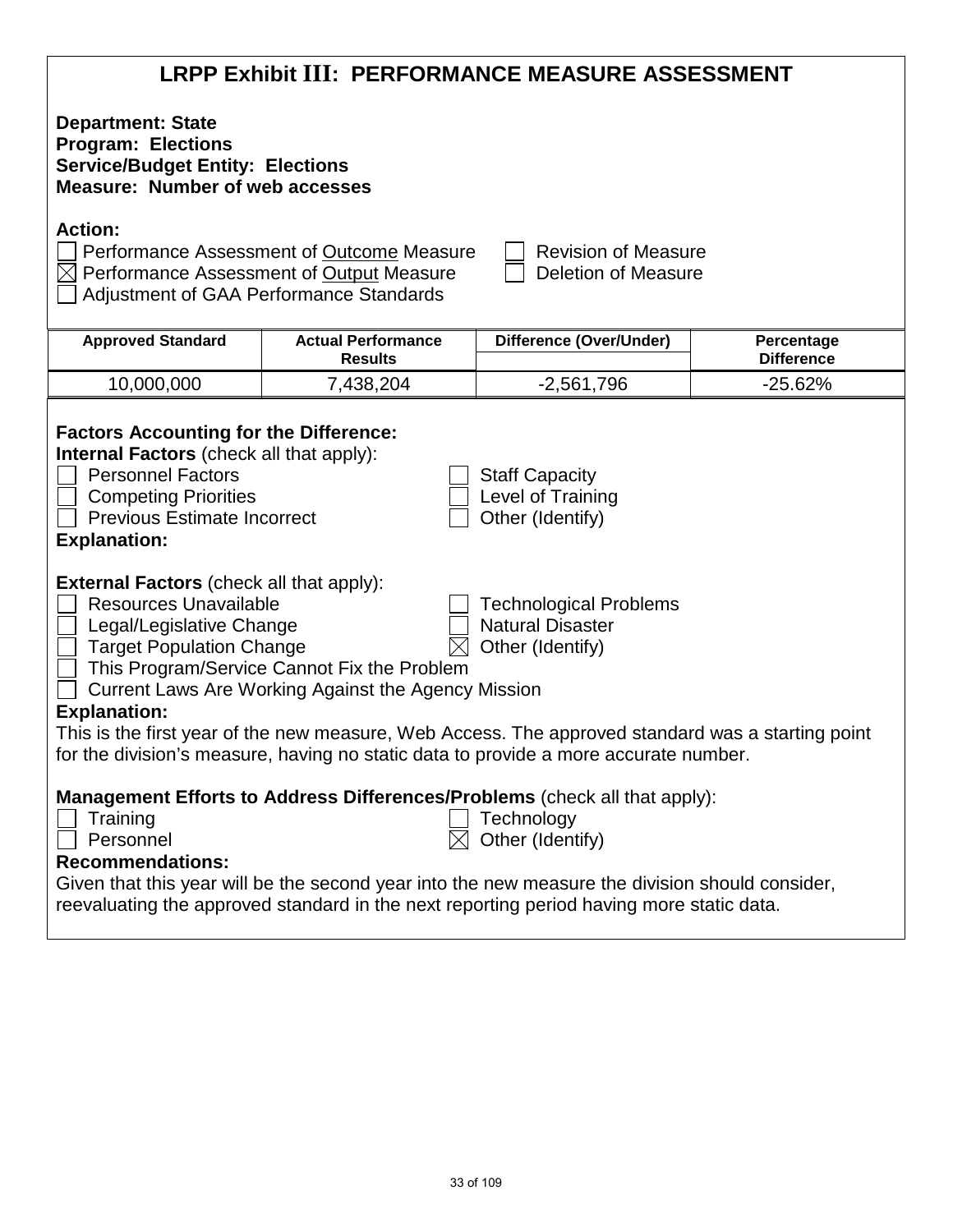# LRPP Exhibit III: PERFORMANCE MEASURE ASSESSMENT

**Department: State**
**Program: Elections**
**Service/Budget Entity: Elections**
**Measure: Number of web accesses**

**Action:**

- ☐ Performance Assessment of Outcome Measure
- ☒ Performance Assessment of Output Measure
- ☐ Adjustment of GAA Performance Standards
- ☐ Revision of Measure
- ☐ Deletion of Measure

| Approved Standard | Actual Performance Results | Difference (Over/Under) | Percentage Difference |
|---|---|---|---|
| 10,000,000 | 7,438,204 | -2,561,796 | -25.62% |

**Factors Accounting for the Difference:**

**Internal Factors** (check all that apply):

- ☐ Personnel Factors
- ☐ Competing Priorities
- ☐ Previous Estimate Incorrect
- ☐ Staff Capacity
- ☐ Level of Training
- ☐ Other (Identify)

**Explanation:**

**External Factors** (check all that apply):

- ☐ Resources Unavailable
- ☐ Legal/Legislative Change
- ☐ Target Population Change
- ☐ This Program/Service Cannot Fix the Problem
- ☐ Current Laws Are Working Against the Agency Mission
- ☐ Technological Problems
- ☐ Natural Disaster
- ☒ Other (Identify)

**Explanation:**
This is the first year of the new measure, Web Access. The approved standard was a starting point for the division's measure, having no static data to provide a more accurate number.

**Management Efforts to Address Differences/Problems** (check all that apply):

- ☐ Training
- ☐ Personnel
- ☐ Technology
- ☒ Other (Identify)

**Recommendations:**
Given that this year will be the second year into the new measure the division should consider, reevaluating the approved standard in the next reporting period having more static data.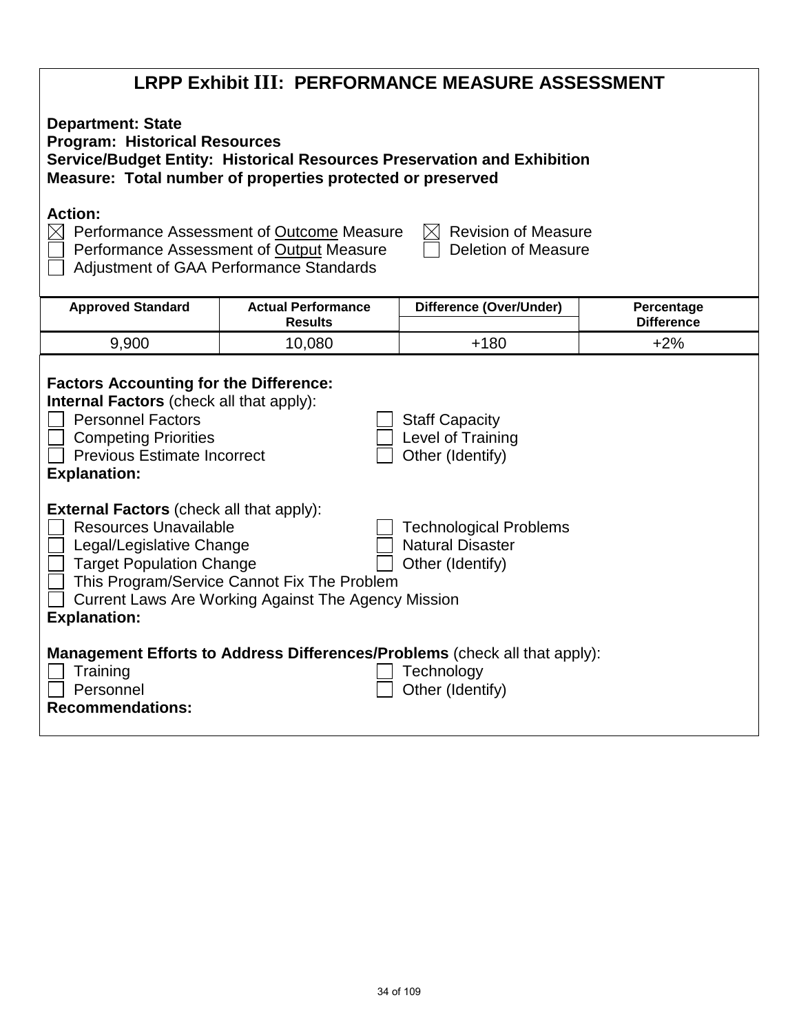# LRPP Exhibit III: PERFORMANCE MEASURE ASSESSMENT

**Department: State**
**Program: Historical Resources**
**Service/Budget Entity: Historical Resources Preservation and Exhibition**
**Measure: Total number of properties protected or preserved**

**Action:**

- ☒ Performance Assessment of Outcome Measure
- ☐ Performance Assessment of Output Measure
- ☐ Adjustment of GAA Performance Standards
- ☒ Revision of Measure
- ☐ Deletion of Measure

| Approved Standard | Actual Performance Results | Difference (Over/Under) | Percentage Difference |
|---|---|---|---|
| 9,900 | 10,080 | +180 | +2% |

**Factors Accounting for the Difference:**

**Internal Factors** (check all that apply):

- ☐ Personnel Factors
- ☐ Competing Priorities
- ☐ Previous Estimate Incorrect
- ☐ Staff Capacity
- ☐ Level of Training
- ☐ Other (Identify)

**Explanation:**

**External Factors** (check all that apply):

- ☐ Resources Unavailable
- ☐ Legal/Legislative Change
- ☐ Target Population Change
- ☐ This Program/Service Cannot Fix The Problem
- ☐ Current Laws Are Working Against The Agency Mission
- ☐ Technological Problems
- ☐ Natural Disaster
- ☐ Other (Identify)

**Explanation:**

**Management Efforts to Address Differences/Problems** (check all that apply):

- ☐ Training
- ☐ Personnel
- ☐ Technology
- ☐ Other (Identify)

**Recommendations:**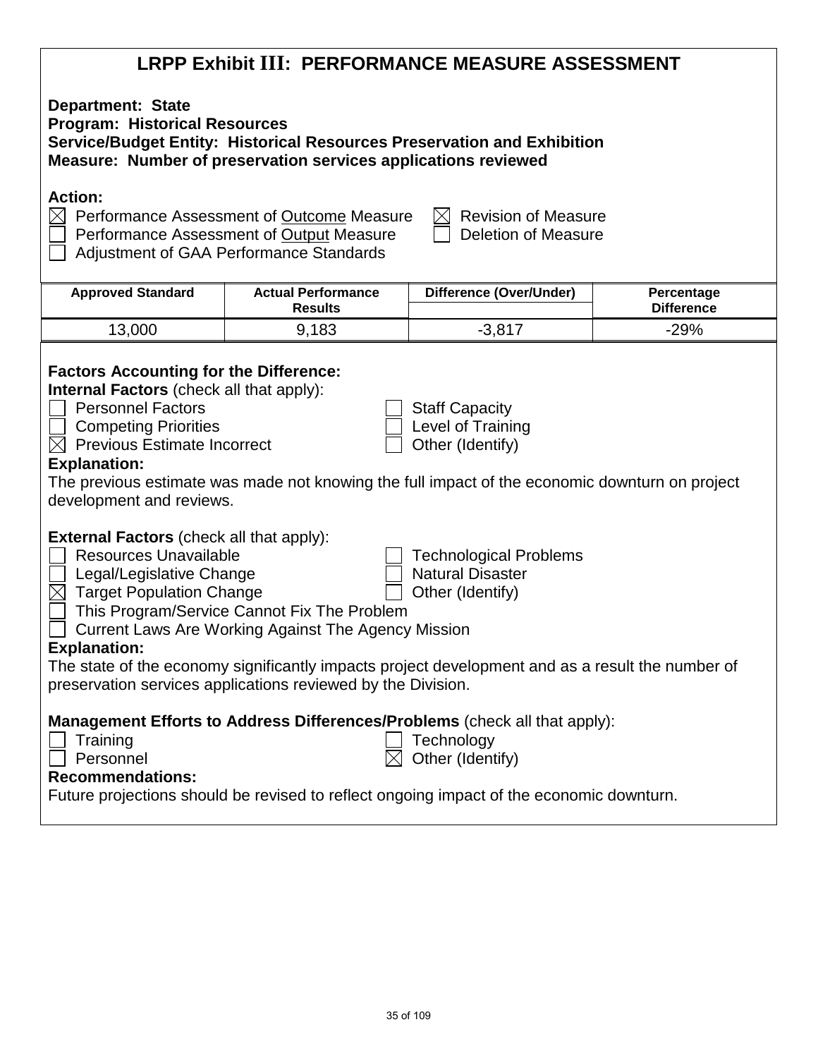# LRPP Exhibit III: PERFORMANCE MEASURE ASSESSMENT

**Department: State**
**Program: Historical Resources**
**Service/Budget Entity: Historical Resources Preservation and Exhibition**
**Measure: Number of preservation services applications reviewed**

**Action:**

- [x] Performance Assessment of Outcome Measure
- [x] Revision of Measure
- [ ] Performance Assessment of Output Measure
- [ ] Deletion of Measure
- [ ] Adjustment of GAA Performance Standards

| Approved Standard | Actual Performance Results | Difference (Over/Under) | Percentage Difference |
|---|---|---|---|
| 13,000 | 9,183 | -3,817 | -29% |

**Factors Accounting for the Difference:**

**Internal Factors** (check all that apply):

- [ ] Personnel Factors
- [ ] Staff Capacity
- [ ] Competing Priorities
- [ ] Level of Training
- [x] Previous Estimate Incorrect
- [ ] Other (Identify)

**Explanation:**
The previous estimate was made not knowing the full impact of the economic downturn on project development and reviews.

**External Factors** (check all that apply):

- [ ] Resources Unavailable
- [ ] Technological Problems
- [ ] Legal/Legislative Change
- [ ] Natural Disaster
- [x] Target Population Change
- [ ] Other (Identify)
- [ ] This Program/Service Cannot Fix The Problem
- [ ] Current Laws Are Working Against The Agency Mission

**Explanation:**
The state of the economy significantly impacts project development and as a result the number of preservation services applications reviewed by the Division.

**Management Efforts to Address Differences/Problems** (check all that apply):

- [ ] Training
- [ ] Technology
- [ ] Personnel
- [x] Other (Identify)

**Recommendations:**
Future projections should be revised to reflect ongoing impact of the economic downturn.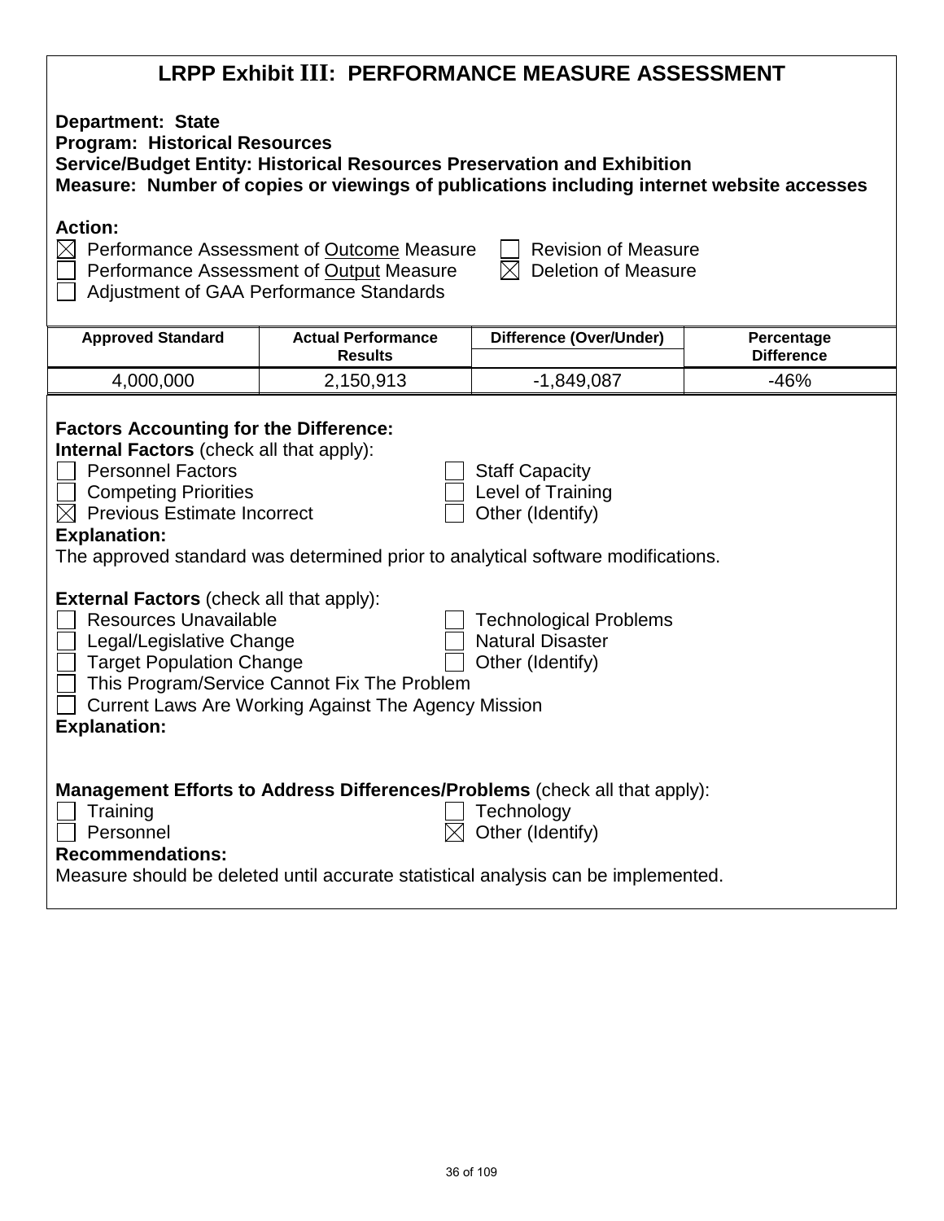# LRPP Exhibit III: PERFORMANCE MEASURE ASSESSMENT

**Department: State**
**Program: Historical Resources**
**Service/Budget Entity: Historical Resources Preservation and Exhibition**
**Measure: Number of copies or viewings of publications including internet website accesses**

**Action:**

- ☒ Performance Assessment of Outcome Measure
- ☐ Revision of Measure
- ☐ Performance Assessment of Output Measure
- ☒ Deletion of Measure
- ☐ Adjustment of GAA Performance Standards

| Approved Standard | Actual Performance Results | Difference (Over/Under) | Percentage Difference |
|---|---|---|---|
| 4,000,000 | 2,150,913 | -1,849,087 | -46% |

**Factors Accounting for the Difference:**

**Internal Factors** (check all that apply):

- ☐ Personnel Factors
- ☐ Staff Capacity
- ☐ Competing Priorities
- ☐ Level of Training
- ☒ Previous Estimate Incorrect
- ☐ Other (Identify)

**Explanation:**
The approved standard was determined prior to analytical software modifications.

**External Factors** (check all that apply):

- ☐ Resources Unavailable
- ☐ Technological Problems
- ☐ Legal/Legislative Change
- ☐ Natural Disaster
- ☐ Target Population Change
- ☐ Other (Identify)
- ☐ This Program/Service Cannot Fix The Problem
- ☐ Current Laws Are Working Against The Agency Mission

**Explanation:**

**Management Efforts to Address Differences/Problems** (check all that apply):

- ☐ Training
- ☐ Technology
- ☐ Personnel
- ☒ Other (Identify)

**Recommendations:**
Measure should be deleted until accurate statistical analysis can be implemented.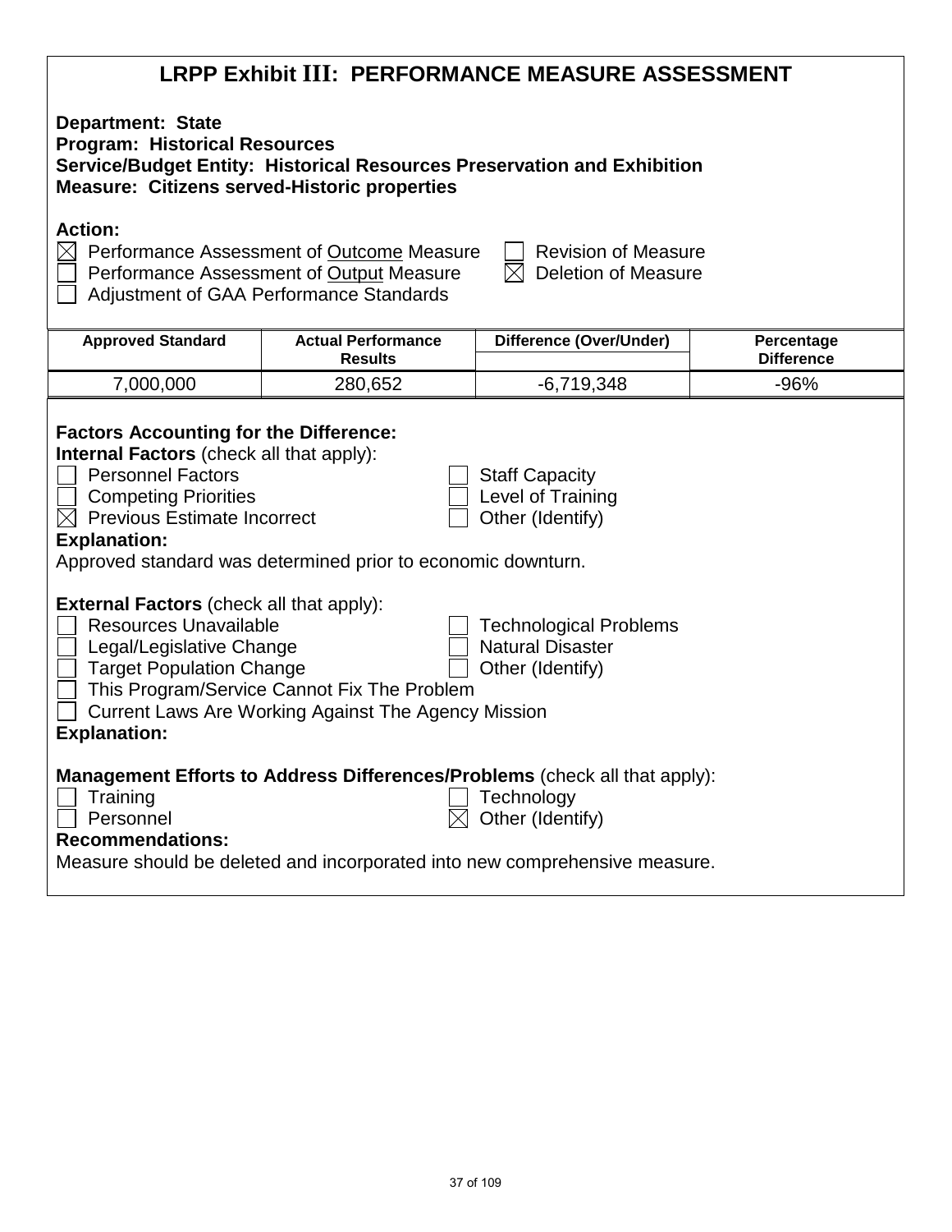# LRPP Exhibit III: PERFORMANCE MEASURE ASSESSMENT

**Department: State**
**Program: Historical Resources**
**Service/Budget Entity: Historical Resources Preservation and Exhibition**
**Measure: Citizens served-Historic properties**

**Action:**

- ☒ Performance Assessment of Outcome Measure
- ☐ Revision of Measure
- ☐ Performance Assessment of Output Measure
- ☒ Deletion of Measure
- ☐ Adjustment of GAA Performance Standards

| Approved Standard | Actual Performance Results | Difference (Over/Under) | Percentage Difference |
|---|---|---|---|
| 7,000,000 | 280,652 | -6,719,348 | -96% |

**Factors Accounting for the Difference:**

**Internal Factors** (check all that apply):

- ☐ Personnel Factors
- ☐ Staff Capacity
- ☐ Competing Priorities
- ☐ Level of Training
- ☒ Previous Estimate Incorrect
- ☐ Other (Identify)

**Explanation:**
Approved standard was determined prior to economic downturn.

**External Factors** (check all that apply):

- ☐ Resources Unavailable
- ☐ Technological Problems
- ☐ Legal/Legislative Change
- ☐ Natural Disaster
- ☐ Target Population Change
- ☐ Other (Identify)
- ☐ This Program/Service Cannot Fix The Problem
- ☐ Current Laws Are Working Against The Agency Mission

**Explanation:**

**Management Efforts to Address Differences/Problems** (check all that apply):

- ☐ Training
- ☐ Technology
- ☐ Personnel
- ☒ Other (Identify)

**Recommendations:**
Measure should be deleted and incorporated into new comprehensive measure.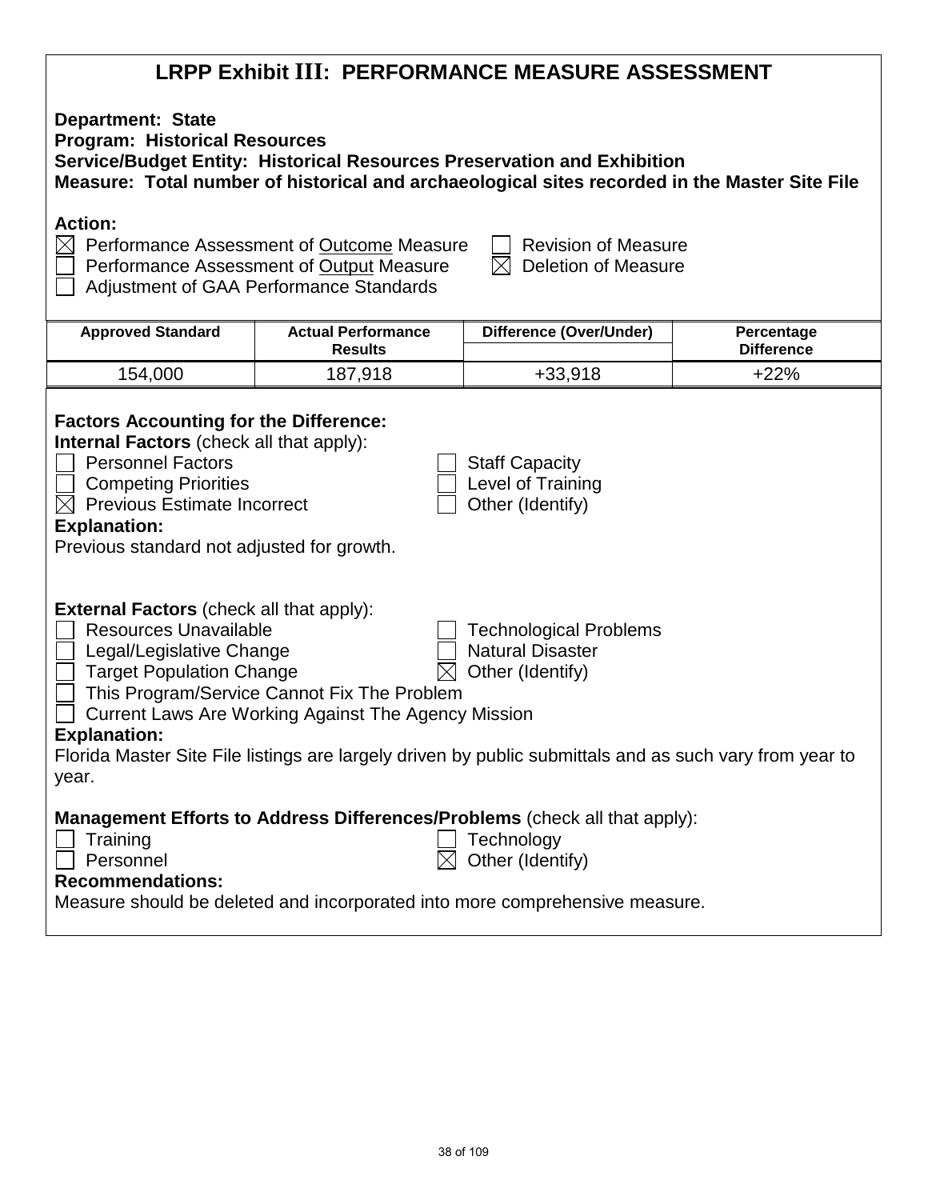# LRPP Exhibit III: PERFORMANCE MEASURE ASSESSMENT

**Department: State**
**Program: Historical Resources**
**Service/Budget Entity: Historical Resources Preservation and Exhibition**
**Measure: Total number of historical and archaeological sites recorded in the Master Site File**

**Action:**

- ☒ Performance Assessment of Outcome Measure
- ☐ Performance Assessment of Output Measure
- ☐ Adjustment of GAA Performance Standards
- ☐ Revision of Measure
- ☒ Deletion of Measure

| Approved Standard | Actual Performance Results | Difference (Over/Under) | Percentage Difference |
|---|---|---|---|
| 154,000 | 187,918 | +33,918 | +22% |

**Factors Accounting for the Difference:**

**Internal Factors** (check all that apply):

- ☐ Personnel Factors
- ☐ Competing Priorities
- ☒ Previous Estimate Incorrect
- ☐ Staff Capacity
- ☐ Level of Training
- ☐ Other (Identify)

**Explanation:**
Previous standard not adjusted for growth.

**External Factors** (check all that apply):

- ☐ Resources Unavailable
- ☐ Legal/Legislative Change
- ☐ Target Population Change
- ☐ This Program/Service Cannot Fix The Problem
- ☐ Current Laws Are Working Against The Agency Mission
- ☐ Technological Problems
- ☐ Natural Disaster
- ☒ Other (Identify)

**Explanation:**
Florida Master Site File listings are largely driven by public submittals and as such vary from year to year.

**Management Efforts to Address Differences/Problems** (check all that apply):

- ☐ Training
- ☐ Personnel
- ☐ Technology
- ☒ Other (Identify)

**Recommendations:**
Measure should be deleted and incorporated into more comprehensive measure.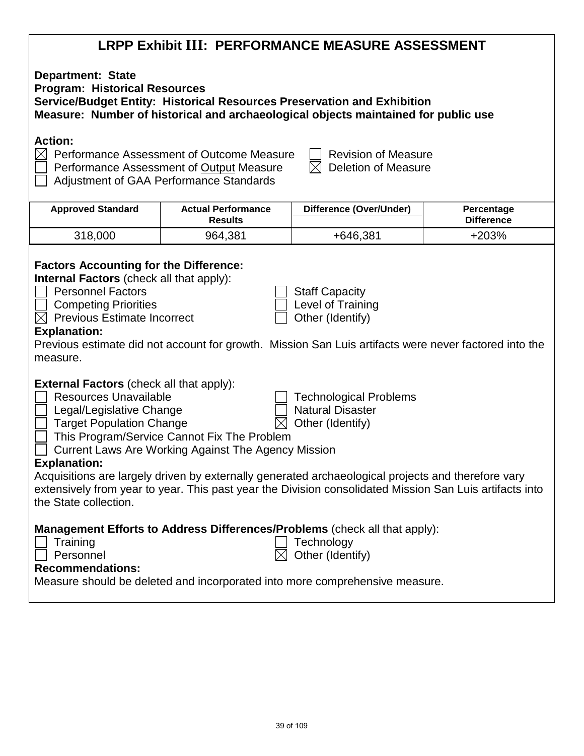# LRPP Exhibit III: PERFORMANCE MEASURE ASSESSMENT

**Department: State**
**Program: Historical Resources**
**Service/Budget Entity: Historical Resources Preservation and Exhibition**
**Measure: Number of historical and archaeological objects maintained for public use**

**Action:**

- [x] Performance Assessment of Outcome Measure
- [ ] Performance Assessment of Output Measure
- [ ] Adjustment of GAA Performance Standards
- [ ] Revision of Measure
- [x] Deletion of Measure

| Approved Standard | Actual Performance Results | Difference (Over/Under) | Percentage Difference |
|---|---|---|---|
| 318,000 | 964,381 | +646,381 | +203% |

**Factors Accounting for the Difference:**

**Internal Factors** (check all that apply):

- [ ] Personnel Factors
- [ ] Competing Priorities
- [x] Previous Estimate Incorrect
- [ ] Staff Capacity
- [ ] Level of Training
- [ ] Other (Identify)

**Explanation:**
Previous estimate did not account for growth. Mission San Luis artifacts were never factored into the measure.

**External Factors** (check all that apply):

- [ ] Resources Unavailable
- [ ] Legal/Legislative Change
- [ ] Target Population Change
- [ ] This Program/Service Cannot Fix The Problem
- [ ] Current Laws Are Working Against The Agency Mission
- [ ] Technological Problems
- [ ] Natural Disaster
- [x] Other (Identify)

**Explanation:**
Acquisitions are largely driven by externally generated archaeological projects and therefore vary extensively from year to year. This past year the Division consolidated Mission San Luis artifacts into the State collection.

**Management Efforts to Address Differences/Problems** (check all that apply):

- [ ] Training
- [ ] Personnel
- [ ] Technology
- [x] Other (Identify)

**Recommendations:**
Measure should be deleted and incorporated into more comprehensive measure.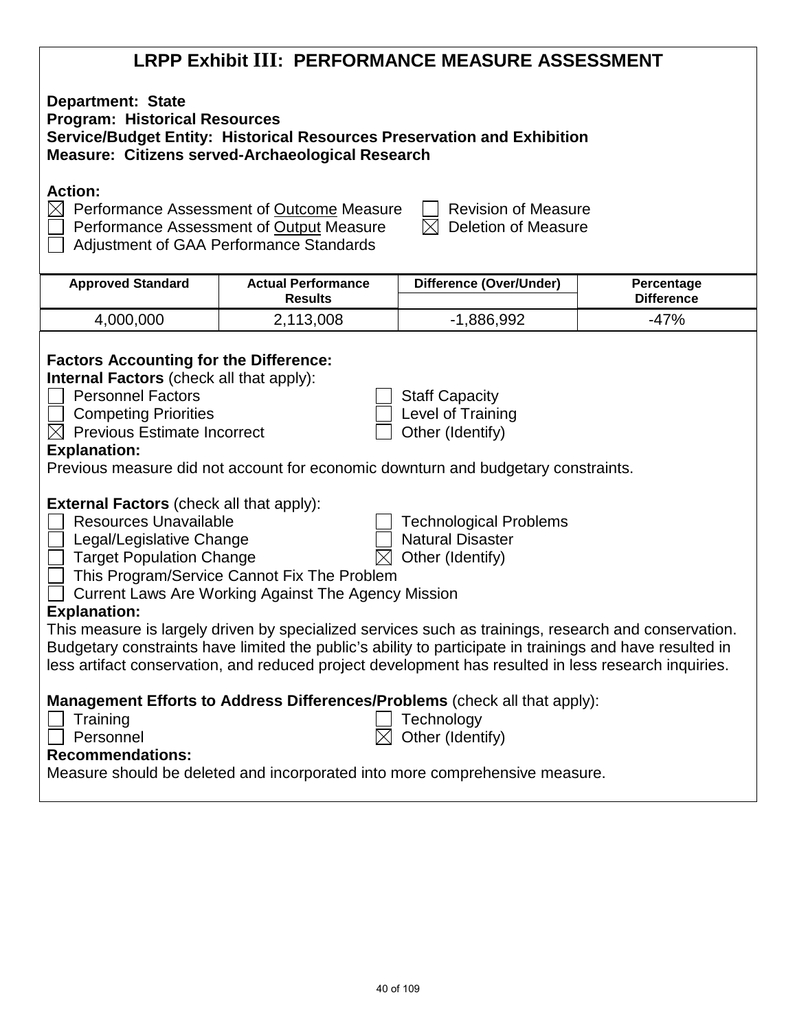# LRPP Exhibit III: PERFORMANCE MEASURE ASSESSMENT

**Department: State**
**Program: Historical Resources**
**Service/Budget Entity: Historical Resources Preservation and Exhibition**
**Measure: Citizens served-Archaeological Research**

**Action:**

- ☒ Performance Assessment of Outcome Measure
- ☐ Performance Assessment of Output Measure
- ☐ Adjustment of GAA Performance Standards
- ☐ Revision of Measure
- ☒ Deletion of Measure

| Approved Standard | Actual Performance Results | Difference (Over/Under) | Percentage Difference |
|---|---|---|---|
| 4,000,000 | 2,113,008 | -1,886,992 | -47% |

**Factors Accounting for the Difference:**

**Internal Factors** (check all that apply):

- ☐ Personnel Factors
- ☐ Competing Priorities
- ☒ Previous Estimate Incorrect
- ☐ Staff Capacity
- ☐ Level of Training
- ☐ Other (Identify)

**Explanation:**
Previous measure did not account for economic downturn and budgetary constraints.

**External Factors** (check all that apply):

- ☐ Resources Unavailable
- ☐ Legal/Legislative Change
- ☐ Target Population Change
- ☐ This Program/Service Cannot Fix The Problem
- ☐ Current Laws Are Working Against The Agency Mission
- ☐ Technological Problems
- ☐ Natural Disaster
- ☒ Other (Identify)

**Explanation:**
This measure is largely driven by specialized services such as trainings, research and conservation. Budgetary constraints have limited the public's ability to participate in trainings and have resulted in less artifact conservation, and reduced project development has resulted in less research inquiries.

**Management Efforts to Address Differences/Problems** (check all that apply):

- ☐ Training
- ☐ Personnel
- ☐ Technology
- ☒ Other (Identify)

**Recommendations:**
Measure should be deleted and incorporated into more comprehensive measure.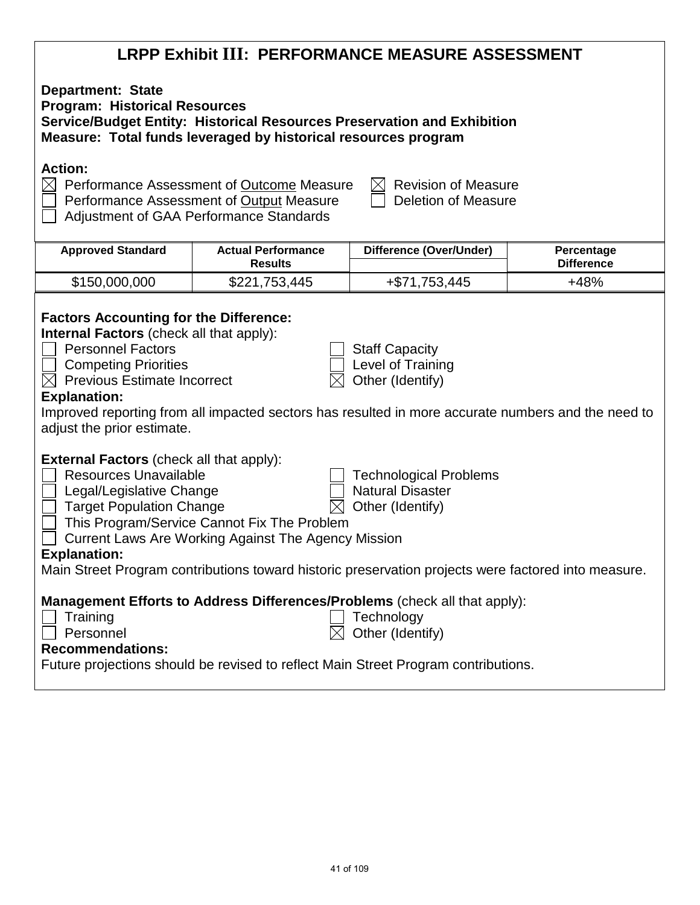# LRPP Exhibit III: PERFORMANCE MEASURE ASSESSMENT

**Department: State**
**Program: Historical Resources**
**Service/Budget Entity: Historical Resources Preservation and Exhibition**
**Measure: Total funds leveraged by historical resources program**

**Action:**

- ☒ Performance Assessment of Outcome Measure
- ☐ Performance Assessment of Output Measure
- ☐ Adjustment of GAA Performance Standards
- ☒ Revision of Measure
- ☐ Deletion of Measure

| Approved Standard | Actual Performance Results | Difference (Over/Under) | Percentage Difference |
|---|---|---|---|
| $150,000,000 | $221,753,445 | +$71,753,445 | +48% |

**Factors Accounting for the Difference:**

**Internal Factors** (check all that apply):

- ☐ Personnel Factors
- ☐ Competing Priorities
- ☒ Previous Estimate Incorrect
- ☐ Staff Capacity
- ☐ Level of Training
- ☒ Other (Identify)

**Explanation:**
Improved reporting from all impacted sectors has resulted in more accurate numbers and the need to adjust the prior estimate.

**External Factors** (check all that apply):

- ☐ Resources Unavailable
- ☐ Legal/Legislative Change
- ☐ Target Population Change
- ☐ This Program/Service Cannot Fix The Problem
- ☐ Current Laws Are Working Against The Agency Mission
- ☐ Technological Problems
- ☐ Natural Disaster
- ☒ Other (Identify)

**Explanation:**
Main Street Program contributions toward historic preservation projects were factored into measure.

**Management Efforts to Address Differences/Problems** (check all that apply):

- ☐ Training
- ☐ Personnel
- ☐ Technology
- ☒ Other (Identify)

**Recommendations:**
Future projections should be revised to reflect Main Street Program contributions.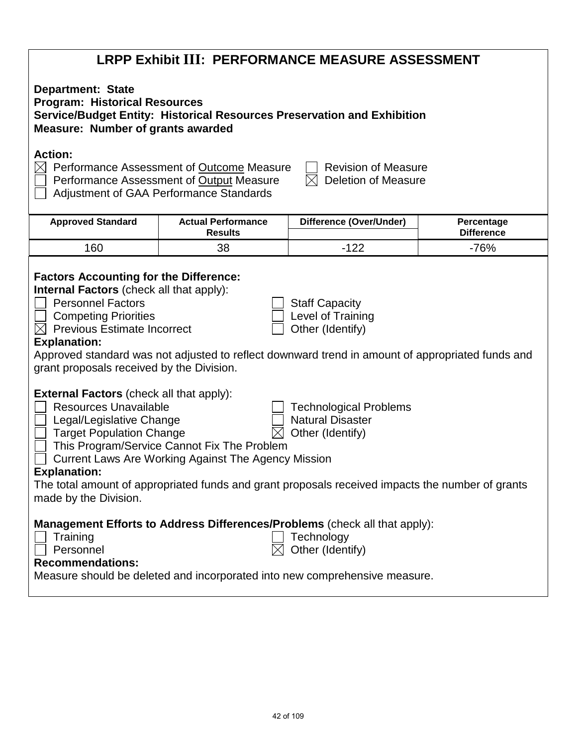# LRPP Exhibit III: PERFORMANCE MEASURE ASSESSMENT

**Department: State**
**Program: Historical Resources**
**Service/Budget Entity: Historical Resources Preservation and Exhibition**
**Measure: Number of grants awarded**

**Action:**

- [x] Performance Assessment of Outcome Measure
- [ ] Revision of Measure
- [ ] Performance Assessment of Output Measure
- [x] Deletion of Measure
- [ ] Adjustment of GAA Performance Standards

| Approved Standard | Actual Performance Results | Difference (Over/Under) | Percentage Difference |
|---|---|---|---|
| 160 | 38 | -122 | -76% |

**Factors Accounting for the Difference:**

**Internal Factors** (check all that apply):

- [ ] Personnel Factors
- [ ] Staff Capacity
- [ ] Competing Priorities
- [ ] Level of Training
- [x] Previous Estimate Incorrect
- [ ] Other (Identify)

**Explanation:**

Approved standard was not adjusted to reflect downward trend in amount of appropriated funds and grant proposals received by the Division.

**External Factors** (check all that apply):

- [ ] Resources Unavailable
- [ ] Technological Problems
- [ ] Legal/Legislative Change
- [ ] Natural Disaster
- [ ] Target Population Change
- [x] Other (Identify)
- [ ] This Program/Service Cannot Fix The Problem
- [ ] Current Laws Are Working Against The Agency Mission

**Explanation:**

The total amount of appropriated funds and grant proposals received impacts the number of grants made by the Division.

**Management Efforts to Address Differences/Problems** (check all that apply):

- [ ] Training
- [ ] Technology
- [ ] Personnel
- [x] Other (Identify)

**Recommendations:**

Measure should be deleted and incorporated into new comprehensive measure.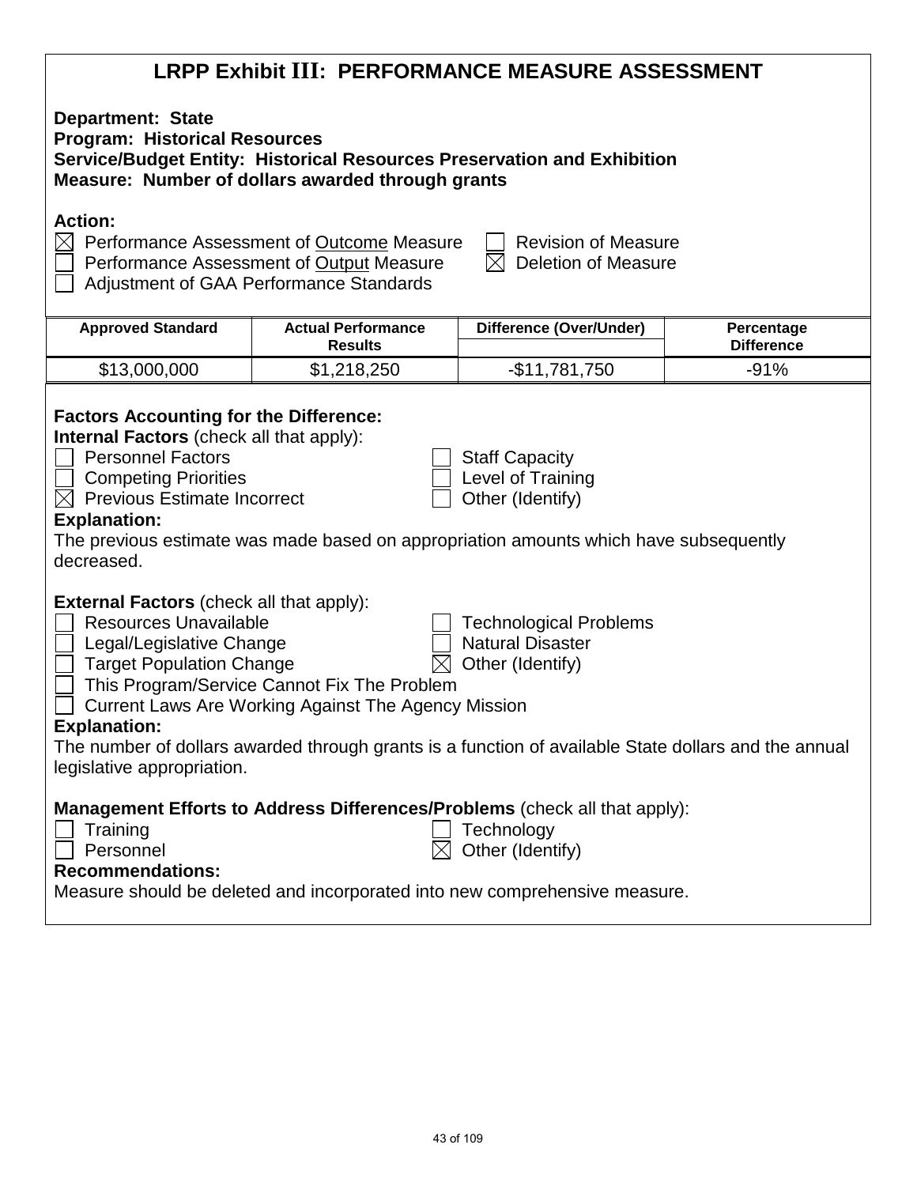# LRPP Exhibit III: PERFORMANCE MEASURE ASSESSMENT

**Department: State**
**Program: Historical Resources**
**Service/Budget Entity: Historical Resources Preservation and Exhibition**
**Measure: Number of dollars awarded through grants**

**Action:**

- ☒ Performance Assessment of Outcome Measure
- ☐ Revision of Measure
- ☐ Performance Assessment of Output Measure
- ☒ Deletion of Measure
- ☐ Adjustment of GAA Performance Standards

| Approved Standard | Actual Performance Results | Difference (Over/Under) | Percentage Difference |
|---|---|---|---|
| $13,000,000 | $1,218,250 | -$11,781,750 | -91% |

**Factors Accounting for the Difference:**

**Internal Factors** (check all that apply):

- ☐ Personnel Factors
- ☐ Staff Capacity
- ☐ Competing Priorities
- ☐ Level of Training
- ☒ Previous Estimate Incorrect
- ☐ Other (Identify)

**Explanation:**
The previous estimate was made based on appropriation amounts which have subsequently decreased.

**External Factors** (check all that apply):

- ☐ Resources Unavailable
- ☐ Technological Problems
- ☐ Legal/Legislative Change
- ☐ Natural Disaster
- ☐ Target Population Change
- ☒ Other (Identify)
- ☐ This Program/Service Cannot Fix The Problem
- ☐ Current Laws Are Working Against The Agency Mission

**Explanation:**
The number of dollars awarded through grants is a function of available State dollars and the annual legislative appropriation.

**Management Efforts to Address Differences/Problems** (check all that apply):

- ☐ Training
- ☐ Technology
- ☐ Personnel
- ☒ Other (Identify)

**Recommendations:**
Measure should be deleted and incorporated into new comprehensive measure.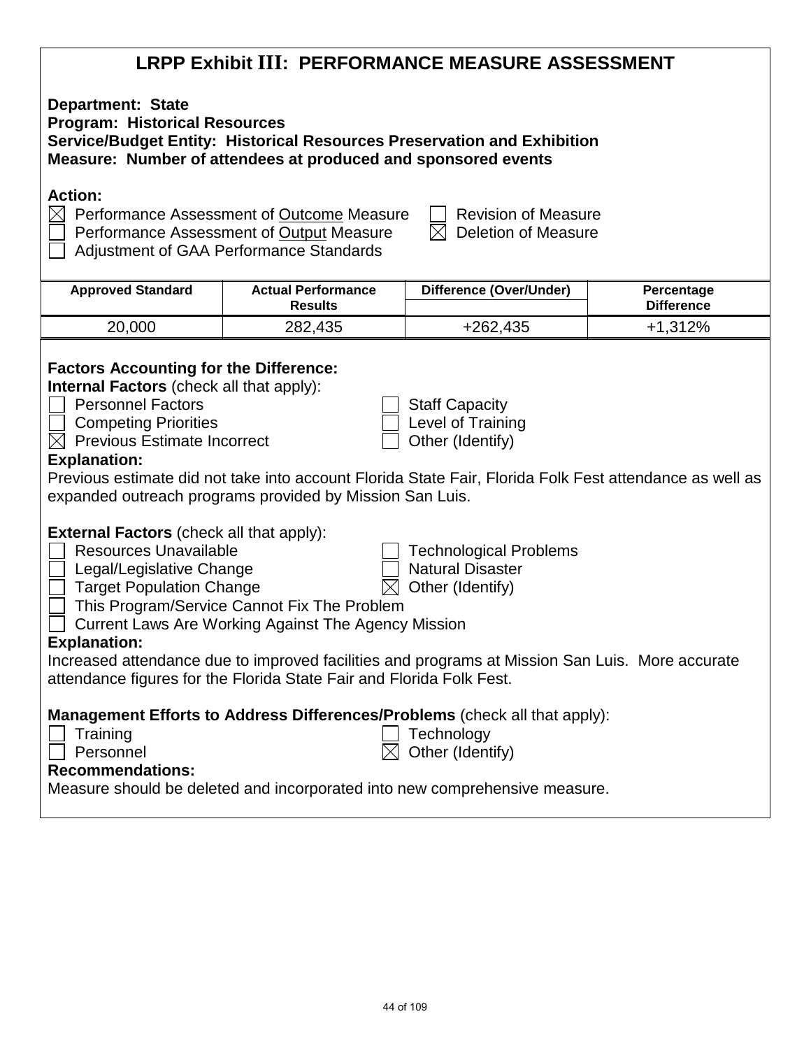# LRPP Exhibit III: PERFORMANCE MEASURE ASSESSMENT

**Department: State**
**Program: Historical Resources**
**Service/Budget Entity: Historical Resources Preservation and Exhibition**
**Measure: Number of attendees at produced and sponsored events**

**Action:**

- ☒ Performance Assessment of Outcome Measure
- ☐ Revision of Measure
- ☐ Performance Assessment of Output Measure
- ☒ Deletion of Measure
- ☐ Adjustment of GAA Performance Standards

| Approved Standard | Actual Performance Results | Difference (Over/Under) | Percentage Difference |
|---|---|---|---|
| 20,000 | 282,435 | +262,435 | +1,312% |

**Factors Accounting for the Difference:**

**Internal Factors** (check all that apply):

- ☐ Personnel Factors
- ☐ Staff Capacity
- ☐ Competing Priorities
- ☐ Level of Training
- ☒ Previous Estimate Incorrect
- ☐ Other (Identify)

**Explanation:**
Previous estimate did not take into account Florida State Fair, Florida Folk Fest attendance as well as expanded outreach programs provided by Mission San Luis.

**External Factors** (check all that apply):

- ☐ Resources Unavailable
- ☐ Technological Problems
- ☐ Legal/Legislative Change
- ☐ Natural Disaster
- ☐ Target Population Change
- ☒ Other (Identify)
- ☐ This Program/Service Cannot Fix The Problem
- ☐ Current Laws Are Working Against The Agency Mission

**Explanation:**
Increased attendance due to improved facilities and programs at Mission San Luis. More accurate attendance figures for the Florida State Fair and Florida Folk Fest.

**Management Efforts to Address Differences/Problems** (check all that apply):

- ☐ Training
- ☐ Technology
- ☐ Personnel
- ☒ Other (Identify)

**Recommendations:**
Measure should be deleted and incorporated into new comprehensive measure.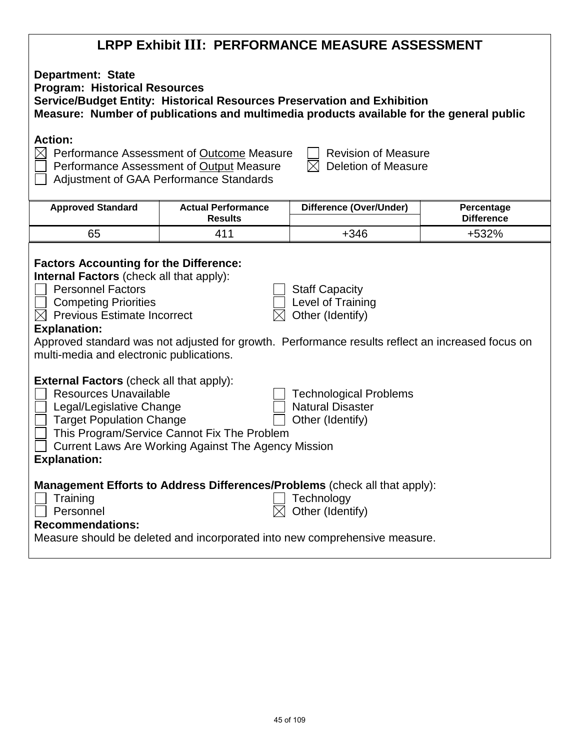# LRPP Exhibit III: PERFORMANCE MEASURE ASSESSMENT

**Department: State**
**Program: Historical Resources**
**Service/Budget Entity: Historical Resources Preservation and Exhibition**
**Measure: Number of publications and multimedia products available for the general public**

**Action:**

- ☒ Performance Assessment of Outcome Measure
- ☐ Performance Assessment of Output Measure
- ☐ Adjustment of GAA Performance Standards
- ☐ Revision of Measure
- ☒ Deletion of Measure

| Approved Standard | Actual Performance Results | Difference (Over/Under) | Percentage Difference |
|---|---|---|---|
| 65 | 411 | +346 | +532% |

**Factors Accounting for the Difference:**

**Internal Factors** (check all that apply):

- ☐ Personnel Factors
- ☐ Competing Priorities
- ☒ Previous Estimate Incorrect
- ☐ Staff Capacity
- ☐ Level of Training
- ☒ Other (Identify)

**Explanation:**
Approved standard was not adjusted for growth. Performance results reflect an increased focus on multi-media and electronic publications.

**External Factors** (check all that apply):

- ☐ Resources Unavailable
- ☐ Legal/Legislative Change
- ☐ Target Population Change
- ☐ This Program/Service Cannot Fix The Problem
- ☐ Current Laws Are Working Against The Agency Mission
- ☐ Technological Problems
- ☐ Natural Disaster
- ☐ Other (Identify)

**Explanation:**

**Management Efforts to Address Differences/Problems** (check all that apply):

- ☐ Training
- ☐ Personnel
- ☐ Technology
- ☒ Other (Identify)

**Recommendations:**
Measure should be deleted and incorporated into new comprehensive measure.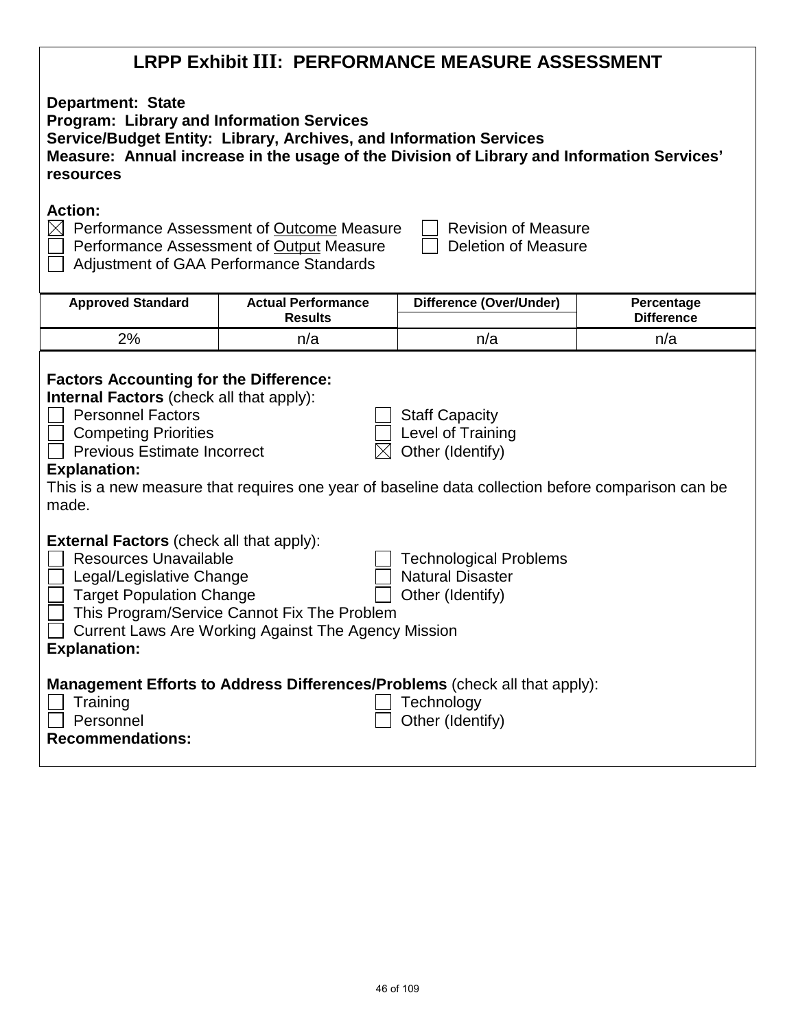# LRPP Exhibit III: PERFORMANCE MEASURE ASSESSMENT

**Department: State**
**Program: Library and Information Services**
**Service/Budget Entity: Library, Archives, and Information Services**
**Measure: Annual increase in the usage of the Division of Library and Information Services' resources**

**Action:**

- ☒ Performance Assessment of Outcome Measure
- ☐ Revision of Measure
- ☐ Performance Assessment of Output Measure
- ☐ Deletion of Measure
- ☐ Adjustment of GAA Performance Standards

| Approved Standard | Actual Performance Results | Difference (Over/Under) | Percentage Difference |
|---|---|---|---|
| 2% | n/a | n/a | n/a |

**Factors Accounting for the Difference:**

**Internal Factors** (check all that apply):

- ☐ Personnel Factors
- ☐ Staff Capacity
- ☐ Competing Priorities
- ☐ Level of Training
- ☐ Previous Estimate Incorrect
- ☒ Other (Identify)

**Explanation:**
This is a new measure that requires one year of baseline data collection before comparison can be made.

**External Factors** (check all that apply):

- ☐ Resources Unavailable
- ☐ Technological Problems
- ☐ Legal/Legislative Change
- ☐ Natural Disaster
- ☐ Target Population Change
- ☐ Other (Identify)
- ☐ This Program/Service Cannot Fix The Problem
- ☐ Current Laws Are Working Against The Agency Mission

**Explanation:**

**Management Efforts to Address Differences/Problems** (check all that apply):

- ☐ Training
- ☐ Technology
- ☐ Personnel
- ☐ Other (Identify)

**Recommendations:**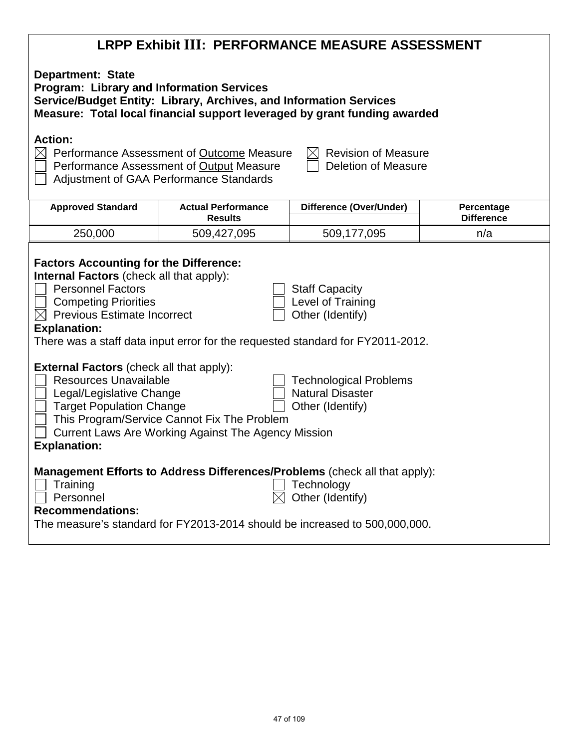## LRPP Exhibit III: PERFORMANCE MEASURE ASSESSMENT

**Department: State**
**Program: Library and Information Services**
**Service/Budget Entity: Library, Archives, and Information Services**
**Measure: Total local financial support leveraged by grant funding awarded**

**Action:**

- ☒ Performance Assessment of Outcome Measure
- ☐ Performance Assessment of Output Measure
- ☐ Adjustment of GAA Performance Standards
- ☒ Revision of Measure
- ☐ Deletion of Measure

| Approved Standard | Actual Performance Results | Difference (Over/Under) | Percentage Difference |
|---|---|---|---|
| 250,000 | 509,427,095 | 509,177,095 | n/a |

**Factors Accounting for the Difference:**

**Internal Factors** (check all that apply):

- ☐ Personnel Factors
- ☐ Competing Priorities
- ☒ Previous Estimate Incorrect
- ☐ Staff Capacity
- ☐ Level of Training
- ☐ Other (Identify)

**Explanation:**
There was a staff data input error for the requested standard for FY2011-2012.

**External Factors** (check all that apply):

- ☐ Resources Unavailable
- ☐ Legal/Legislative Change
- ☐ Target Population Change
- ☐ This Program/Service Cannot Fix The Problem
- ☐ Current Laws Are Working Against The Agency Mission
- ☐ Technological Problems
- ☐ Natural Disaster
- ☐ Other (Identify)

**Explanation:**

**Management Efforts to Address Differences/Problems** (check all that apply):

- ☐ Training
- ☐ Personnel
- ☐ Technology
- ☒ Other (Identify)

**Recommendations:**
The measure's standard for FY2013-2014 should be increased to 500,000,000.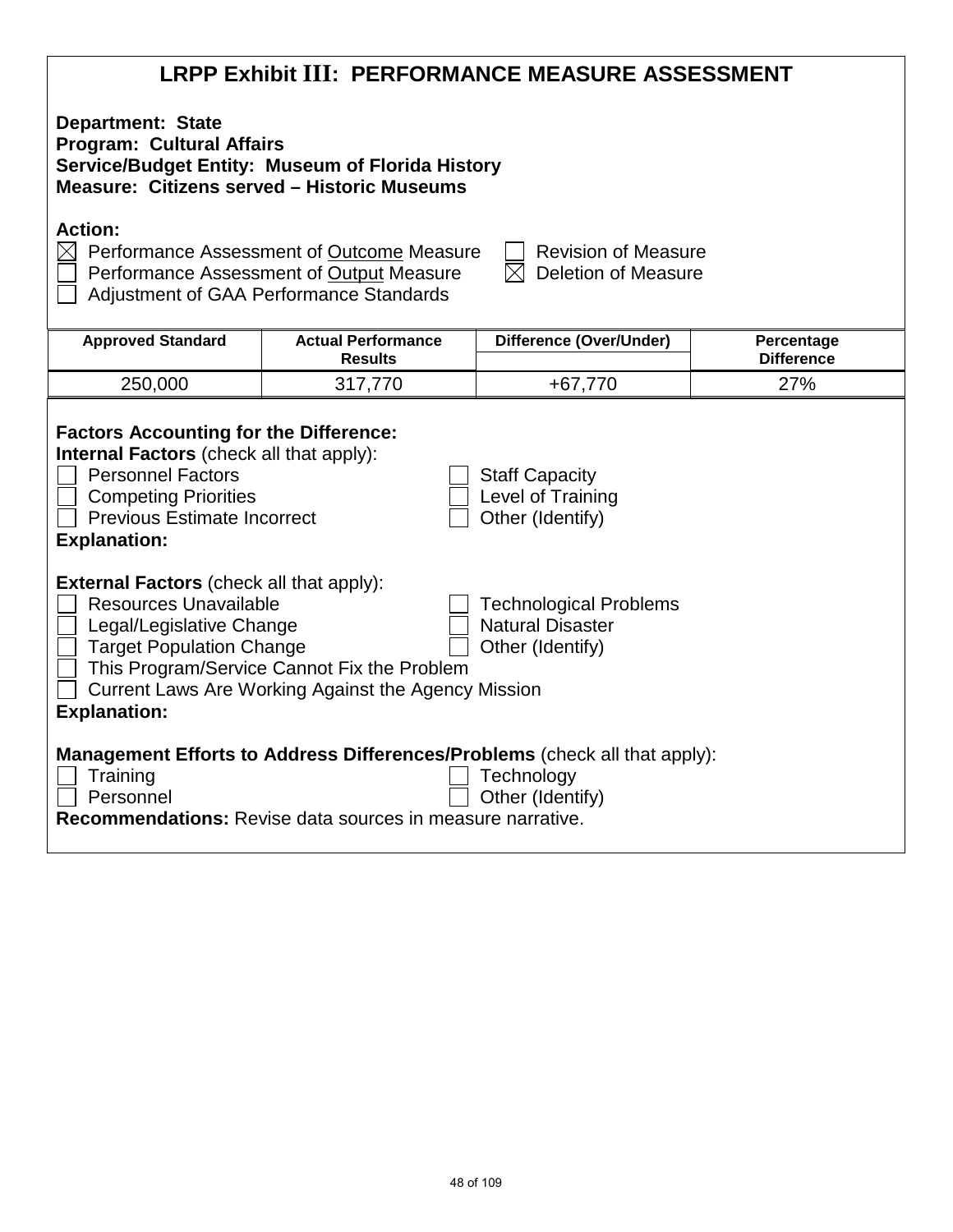# LRPP Exhibit III: PERFORMANCE MEASURE ASSESSMENT

**Department: State**
**Program: Cultural Affairs**
**Service/Budget Entity: Museum of Florida History**
**Measure: Citizens served – Historic Museums**

**Action:**

- ☒ Performance Assessment of Outcome Measure
- ☐ Revision of Measure
- ☐ Performance Assessment of Output Measure
- ☒ Deletion of Measure
- ☐ Adjustment of GAA Performance Standards

| Approved Standard | Actual Performance Results | Difference (Over/Under) | Percentage Difference |
|---|---|---|---|
| 250,000 | 317,770 | +67,770 | 27% |

**Factors Accounting for the Difference:**

**Internal Factors** (check all that apply):

- ☐ Personnel Factors
- ☐ Staff Capacity
- ☐ Competing Priorities
- ☐ Level of Training
- ☐ Previous Estimate Incorrect
- ☐ Other (Identify)

**Explanation:**

**External Factors** (check all that apply):

- ☐ Resources Unavailable
- ☐ Technological Problems
- ☐ Legal/Legislative Change
- ☐ Natural Disaster
- ☐ Target Population Change
- ☐ Other (Identify)
- ☐ This Program/Service Cannot Fix the Problem
- ☐ Current Laws Are Working Against the Agency Mission

**Explanation:**

**Management Efforts to Address Differences/Problems** (check all that apply):

- ☐ Training
- ☐ Technology
- ☐ Personnel
- ☐ Other (Identify)

**Recommendations:** Revise data sources in measure narrative.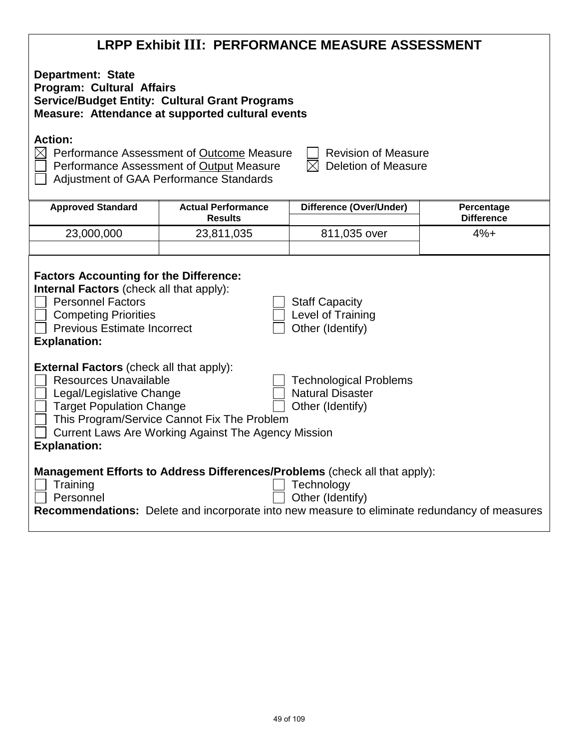# LRPP Exhibit III: PERFORMANCE MEASURE ASSESSMENT

**Department: State**
**Program: Cultural Affairs**
**Service/Budget Entity: Cultural Grant Programs**
**Measure: Attendance at supported cultural events**

**Action:**

- [x] Performance Assessment of Outcome Measure
- [ ] Revision of Measure
- [ ] Performance Assessment of Output Measure
- [x] Deletion of Measure
- [ ] Adjustment of GAA Performance Standards

| Approved Standard | Actual Performance Results | Difference (Over/Under) | Percentage Difference |
|---|---|---|---|
| 23,000,000 | 23,811,035 | 811,035 over | 4%+ |
| | | | |

**Factors Accounting for the Difference:**

**Internal Factors** (check all that apply):

- [ ] Personnel Factors
- [ ] Staff Capacity
- [ ] Competing Priorities
- [ ] Level of Training
- [ ] Previous Estimate Incorrect
- [ ] Other (Identify)

**Explanation:**

**External Factors** (check all that apply):

- [ ] Resources Unavailable
- [ ] Technological Problems
- [ ] Legal/Legislative Change
- [ ] Natural Disaster
- [ ] Target Population Change
- [ ] Other (Identify)
- [ ] This Program/Service Cannot Fix The Problem
- [ ] Current Laws Are Working Against The Agency Mission

**Explanation:**

**Management Efforts to Address Differences/Problems** (check all that apply):

- [ ] Training
- [ ] Technology
- [ ] Personnel
- [ ] Other (Identify)

**Recommendations:** Delete and incorporate into new measure to eliminate redundancy of measures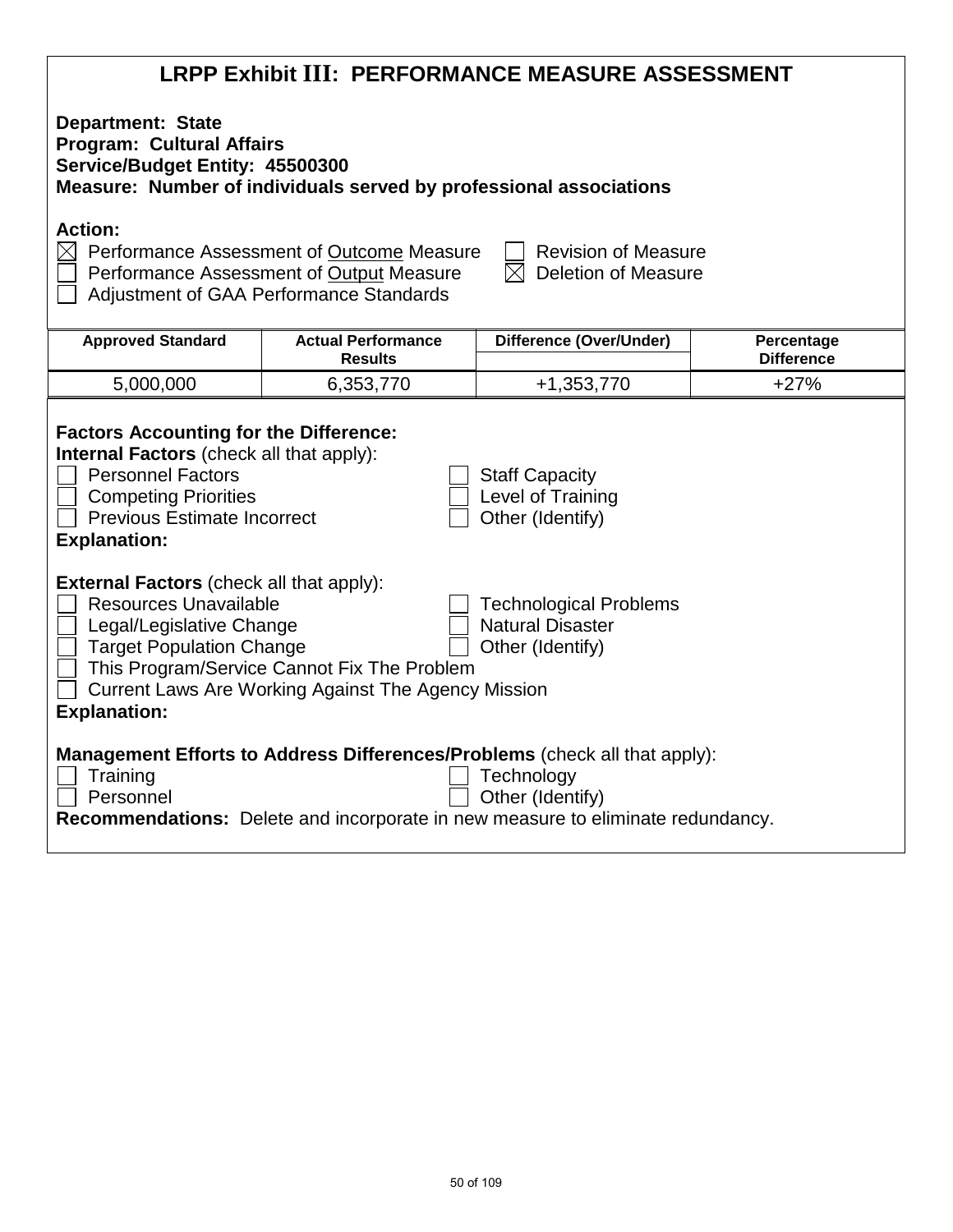# LRPP Exhibit III: PERFORMANCE MEASURE ASSESSMENT

**Department: State**
**Program: Cultural Affairs**
**Service/Budget Entity: 45500300**
**Measure: Number of individuals served by professional associations**

**Action:**

- ☒ Performance Assessment of Outcome Measure
- ☐ Revision of Measure
- ☐ Performance Assessment of Output Measure
- ☒ Deletion of Measure
- ☐ Adjustment of GAA Performance Standards

| Approved Standard | Actual Performance Results | Difference (Over/Under) | Percentage Difference |
|---|---|---|---|
| 5,000,000 | 6,353,770 | +1,353,770 | +27% |

**Factors Accounting for the Difference:**

**Internal Factors** (check all that apply):

- ☐ Personnel Factors
- ☐ Staff Capacity
- ☐ Competing Priorities
- ☐ Level of Training
- ☐ Previous Estimate Incorrect
- ☐ Other (Identify)

**Explanation:**

**External Factors** (check all that apply):

- ☐ Resources Unavailable
- ☐ Technological Problems
- ☐ Legal/Legislative Change
- ☐ Natural Disaster
- ☐ Target Population Change
- ☐ Other (Identify)
- ☐ This Program/Service Cannot Fix The Problem
- ☐ Current Laws Are Working Against The Agency Mission

**Explanation:**

**Management Efforts to Address Differences/Problems** (check all that apply):

- ☐ Training
- ☐ Technology
- ☐ Personnel
- ☐ Other (Identify)

**Recommendations:** Delete and incorporate in new measure to eliminate redundancy.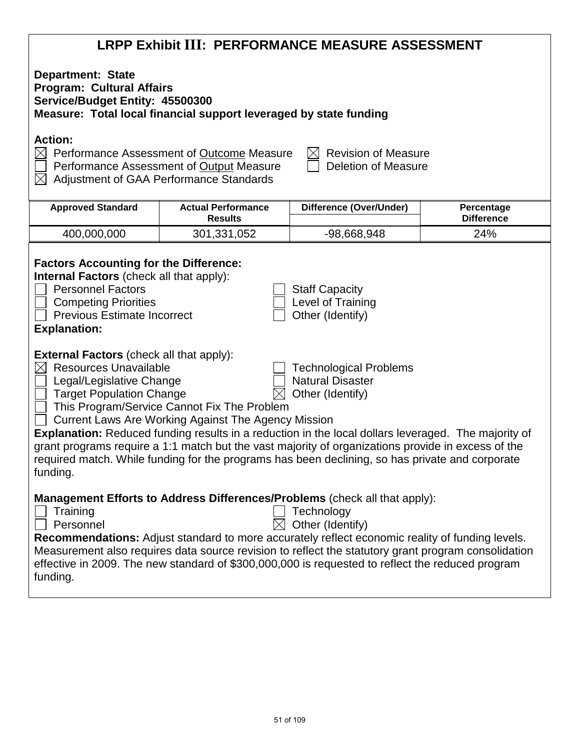# LRPP Exhibit III: PERFORMANCE MEASURE ASSESSMENT

**Department: State**
**Program: Cultural Affairs**
**Service/Budget Entity: 45500300**
**Measure: Total local financial support leveraged by state funding**

**Action:**

- ☒ Performance Assessment of Outcome Measure
- ☐ Performance Assessment of Output Measure
- ☒ Adjustment of GAA Performance Standards
- ☒ Revision of Measure
- ☐ Deletion of Measure

| Approved Standard | Actual Performance Results | Difference (Over/Under) | Percentage Difference |
|---|---|---|---|
| 400,000,000 | 301,331,052 | -98,668,948 | 24% |

**Factors Accounting for the Difference:**

**Internal Factors** (check all that apply):

- ☐ Personnel Factors
- ☐ Competing Priorities
- ☐ Previous Estimate Incorrect
- ☐ Staff Capacity
- ☐ Level of Training
- ☐ Other (Identify)

**Explanation:**

**External Factors** (check all that apply):

- ☒ Resources Unavailable
- ☐ Legal/Legislative Change
- ☐ Target Population Change
- ☐ This Program/Service Cannot Fix The Problem
- ☐ Current Laws Are Working Against The Agency Mission
- ☐ Technological Problems
- ☐ Natural Disaster
- ☒ Other (Identify)

**Explanation:** Reduced funding results in a reduction in the local dollars leveraged. The majority of grant programs require a 1:1 match but the vast majority of organizations provide in excess of the required match. While funding for the programs has been declining, so has private and corporate funding.

**Management Efforts to Address Differences/Problems** (check all that apply):

- ☐ Training
- ☐ Personnel
- ☐ Technology
- ☒ Other (Identify)

**Recommendations:** Adjust standard to more accurately reflect economic reality of funding levels. Measurement also requires data source revision to reflect the statutory grant program consolidation effective in 2009. The new standard of $300,000,000 is requested to reflect the reduced program funding.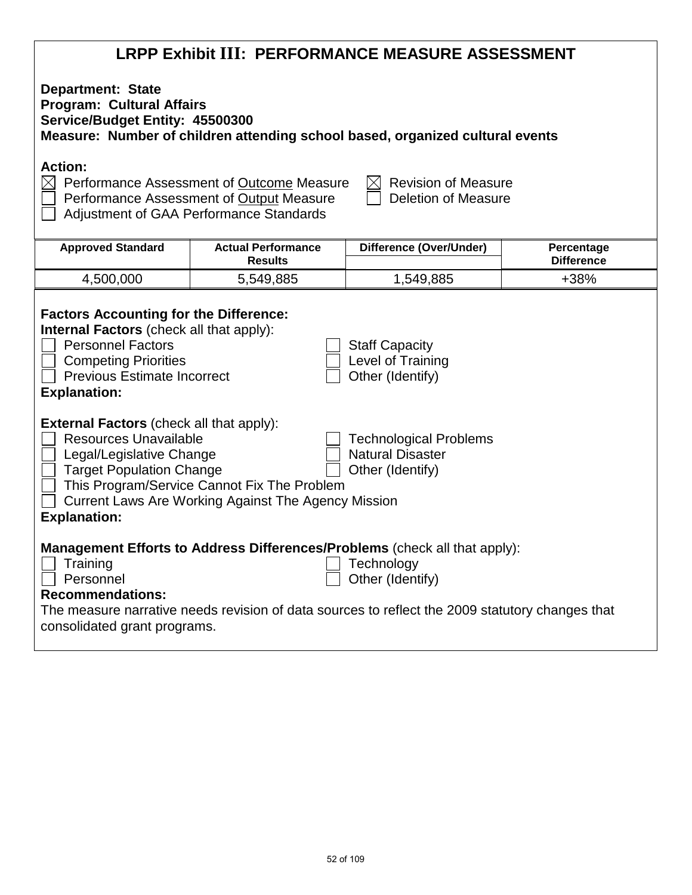# LRPP Exhibit III: PERFORMANCE MEASURE ASSESSMENT

**Department: State**
**Program: Cultural Affairs**
**Service/Budget Entity: 45500300**
**Measure: Number of children attending school based, organized cultural events**

**Action:**

- ☒ Performance Assessment of Outcome Measure
- ☐ Performance Assessment of Output Measure
- ☐ Adjustment of GAA Performance Standards
- ☒ Revision of Measure
- ☐ Deletion of Measure

| Approved Standard | Actual Performance Results | Difference (Over/Under) | Percentage Difference |
|---|---|---|---|
| 4,500,000 | 5,549,885 | 1,549,885 | +38% |

**Factors Accounting for the Difference:**

**Internal Factors** (check all that apply):

- ☐ Personnel Factors
- ☐ Competing Priorities
- ☐ Previous Estimate Incorrect
- ☐ Staff Capacity
- ☐ Level of Training
- ☐ Other (Identify)

**Explanation:**

**External Factors** (check all that apply):

- ☐ Resources Unavailable
- ☐ Legal/Legislative Change
- ☐ Target Population Change
- ☐ This Program/Service Cannot Fix The Problem
- ☐ Current Laws Are Working Against The Agency Mission
- ☐ Technological Problems
- ☐ Natural Disaster
- ☐ Other (Identify)

**Explanation:**

**Management Efforts to Address Differences/Problems** (check all that apply):

- ☐ Training
- ☐ Personnel
- ☐ Technology
- ☐ Other (Identify)

**Recommendations:**

The measure narrative needs revision of data sources to reflect the 2009 statutory changes that consolidated grant programs.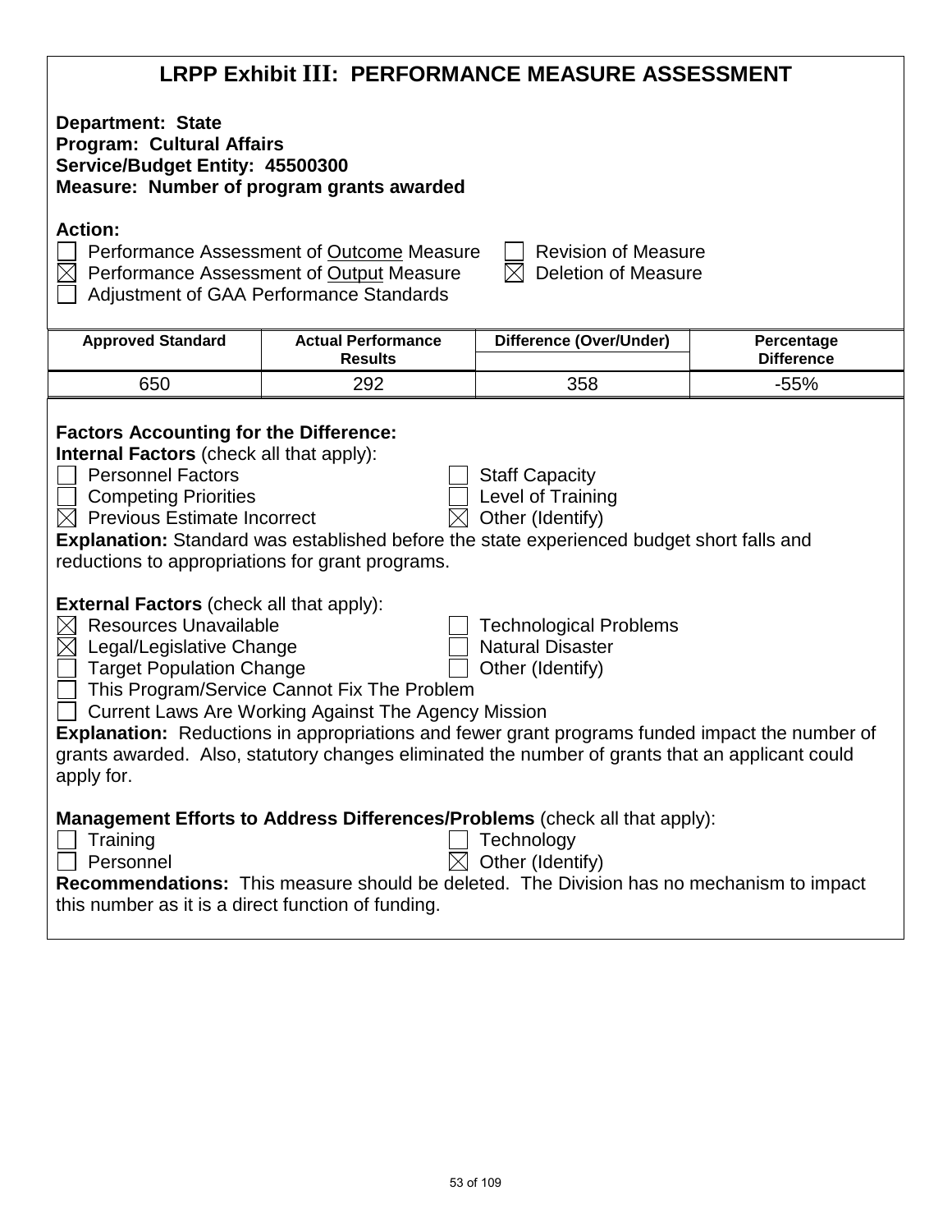# LRPP Exhibit III: PERFORMANCE MEASURE ASSESSMENT

**Department: State**
**Program: Cultural Affairs**
**Service/Budget Entity: 45500300**
**Measure: Number of program grants awarded**

**Action:**

- ☐ Performance Assessment of Outcome Measure
- ☒ Performance Assessment of Output Measure
- ☐ Adjustment of GAA Performance Standards
- ☐ Revision of Measure
- ☒ Deletion of Measure

| Approved Standard | Actual Performance Results | Difference (Over/Under) | Percentage Difference |
|---|---|---|---|
| 650 | 292 | 358 | -55% |

**Factors Accounting for the Difference:**

**Internal Factors** (check all that apply):

- ☐ Personnel Factors
- ☐ Competing Priorities
- ☒ Previous Estimate Incorrect
- ☐ Staff Capacity
- ☐ Level of Training
- ☒ Other (Identify)

**Explanation:** Standard was established before the state experienced budget short falls and reductions to appropriations for grant programs.

**External Factors** (check all that apply):

- ☒ Resources Unavailable
- ☒ Legal/Legislative Change
- ☐ Target Population Change
- ☐ This Program/Service Cannot Fix The Problem
- ☐ Current Laws Are Working Against The Agency Mission
- ☐ Technological Problems
- ☐ Natural Disaster
- ☐ Other (Identify)

**Explanation:** Reductions in appropriations and fewer grant programs funded impact the number of grants awarded. Also, statutory changes eliminated the number of grants that an applicant could apply for.

**Management Efforts to Address Differences/Problems** (check all that apply):

- ☐ Training
- ☐ Personnel
- ☐ Technology
- ☒ Other (Identify)

**Recommendations:** This measure should be deleted. The Division has no mechanism to impact this number as it is a direct function of funding.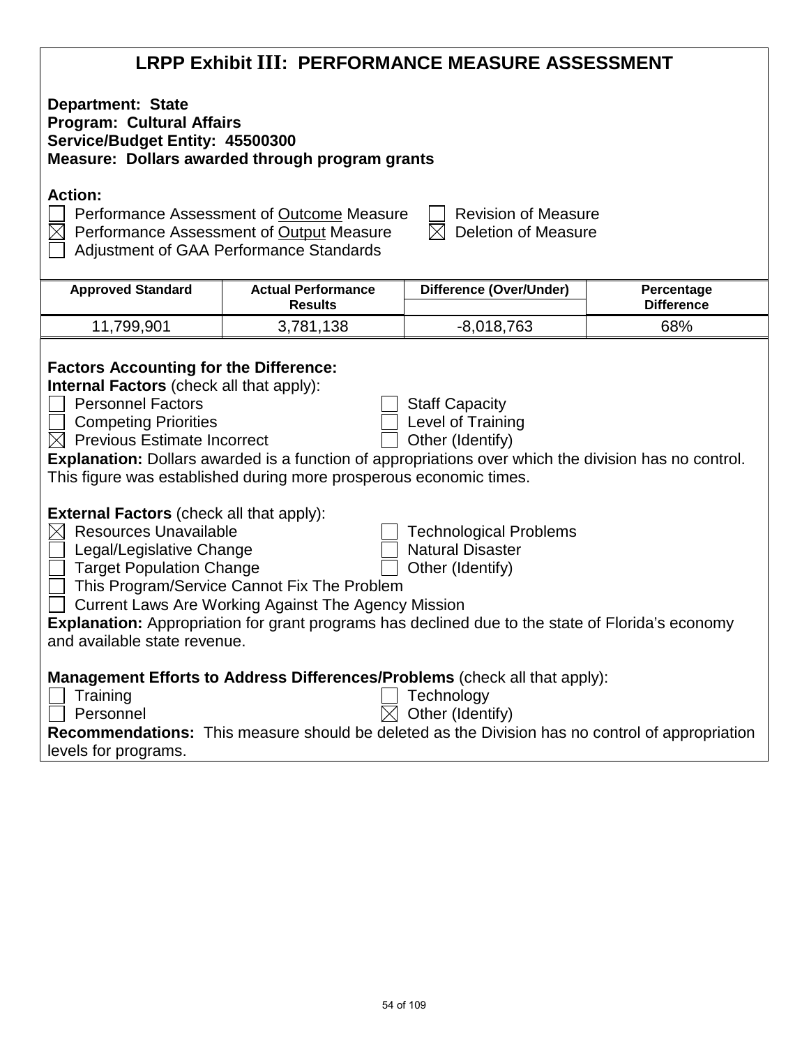# LRPP Exhibit III: PERFORMANCE MEASURE ASSESSMENT

**Department: State**
**Program: Cultural Affairs**
**Service/Budget Entity: 45500300**
**Measure: Dollars awarded through program grants**

**Action:**

- ☐ Performance Assessment of Outcome Measure
- ☒ Performance Assessment of Output Measure
- ☐ Adjustment of GAA Performance Standards
- ☐ Revision of Measure
- ☒ Deletion of Measure

| Approved Standard | Actual Performance Results | Difference (Over/Under) | Percentage Difference |
|---|---|---|---|
| 11,799,901 | 3,781,138 | -8,018,763 | 68% |

**Factors Accounting for the Difference:**

**Internal Factors** (check all that apply):

- ☐ Personnel Factors
- ☐ Competing Priorities
- ☒ Previous Estimate Incorrect
- ☐ Staff Capacity
- ☐ Level of Training
- ☐ Other (Identify)

**Explanation:** Dollars awarded is a function of appropriations over which the division has no control. This figure was established during more prosperous economic times.

**External Factors** (check all that apply):

- ☒ Resources Unavailable
- ☐ Legal/Legislative Change
- ☐ Target Population Change
- ☐ This Program/Service Cannot Fix The Problem
- ☐ Current Laws Are Working Against The Agency Mission
- ☐ Technological Problems
- ☐ Natural Disaster
- ☐ Other (Identify)

**Explanation:** Appropriation for grant programs has declined due to the state of Florida's economy and available state revenue.

**Management Efforts to Address Differences/Problems** (check all that apply):

- ☐ Training
- ☐ Personnel
- ☐ Technology
- ☒ Other (Identify)

**Recommendations:** This measure should be deleted as the Division has no control of appropriation levels for programs.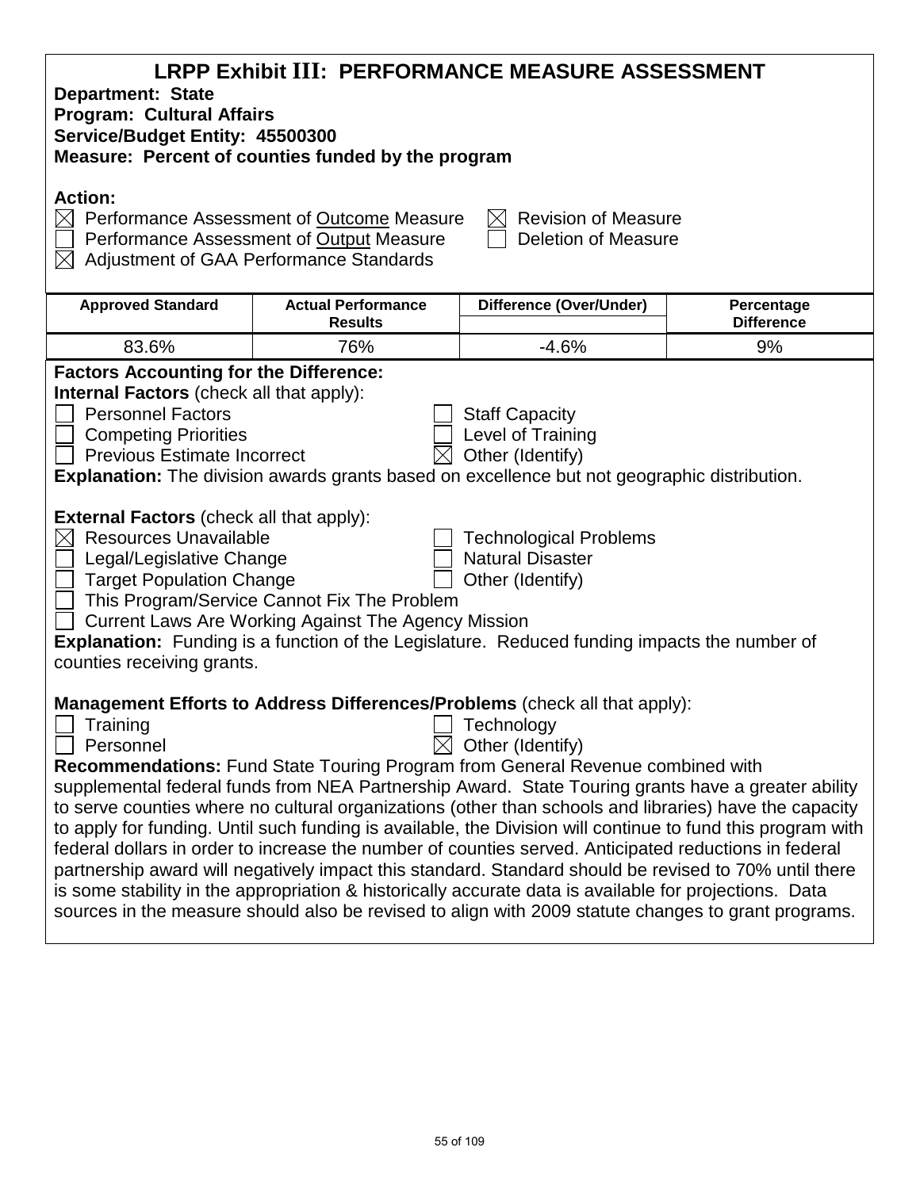# LRPP Exhibit III: PERFORMANCE MEASURE ASSESSMENT

**Department: State**
**Program: Cultural Affairs**
**Service/Budget Entity: 45500300**
**Measure: Percent of counties funded by the program**

**Action:**

- ☒ Performance Assessment of Outcome Measure
- ☐ Performance Assessment of Output Measure
- ☒ Adjustment of GAA Performance Standards
- ☒ Revision of Measure
- ☐ Deletion of Measure

| Approved Standard | Actual Performance Results | Difference (Over/Under) | Percentage Difference |
|---|---|---|---|
| 83.6% | 76% | -4.6% | 9% |

**Factors Accounting for the Difference:**

**Internal Factors** (check all that apply):

- ☐ Personnel Factors
- ☐ Competing Priorities
- ☐ Previous Estimate Incorrect
- ☐ Staff Capacity
- ☐ Level of Training
- ☒ Other (Identify)

**Explanation:** The division awards grants based on excellence but not geographic distribution.

**External Factors** (check all that apply):

- ☒ Resources Unavailable
- ☐ Legal/Legislative Change
- ☐ Target Population Change
- ☐ This Program/Service Cannot Fix The Problem
- ☐ Current Laws Are Working Against The Agency Mission
- ☐ Technological Problems
- ☐ Natural Disaster
- ☐ Other (Identify)

**Explanation:** Funding is a function of the Legislature. Reduced funding impacts the number of counties receiving grants.

**Management Efforts to Address Differences/Problems** (check all that apply):

- ☐ Training
- ☐ Personnel
- ☐ Technology
- ☒ Other (Identify)

**Recommendations:** Fund State Touring Program from General Revenue combined with supplemental federal funds from NEA Partnership Award. State Touring grants have a greater ability to serve counties where no cultural organizations (other than schools and libraries) have the capacity to apply for funding. Until such funding is available, the Division will continue to fund this program with federal dollars in order to increase the number of counties served. Anticipated reductions in federal partnership award will negatively impact this standard. Standard should be revised to 70% until there is some stability in the appropriation & historically accurate data is available for projections. Data sources in the measure should also be revised to align with 2009 statute changes to grant programs.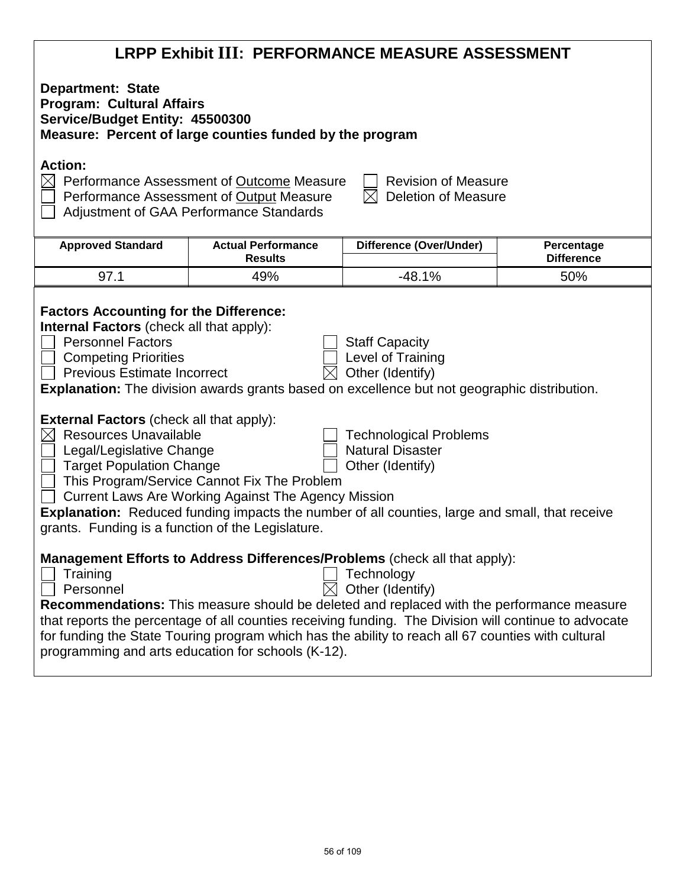# LRPP Exhibit III: PERFORMANCE MEASURE ASSESSMENT

**Department: State**
**Program: Cultural Affairs**
**Service/Budget Entity: 45500300**
**Measure: Percent of large counties funded by the program**

**Action:**

- ☒ Performance Assessment of Outcome Measure
- ☐ Revision of Measure
- ☐ Performance Assessment of Output Measure
- ☒ Deletion of Measure
- ☐ Adjustment of GAA Performance Standards

| Approved Standard | Actual Performance Results | Difference (Over/Under) | Percentage Difference |
|---|---|---|---|
| 97.1 | 49% | -48.1% | 50% |

**Factors Accounting for the Difference:**

**Internal Factors** (check all that apply):

- ☐ Personnel Factors
- ☐ Staff Capacity
- ☐ Competing Priorities
- ☐ Level of Training
- ☐ Previous Estimate Incorrect
- ☒ Other (Identify)

**Explanation:** The division awards grants based on excellence but not geographic distribution.

**External Factors** (check all that apply):

- ☒ Resources Unavailable
- ☐ Technological Problems
- ☐ Legal/Legislative Change
- ☐ Natural Disaster
- ☐ Target Population Change
- ☐ Other (Identify)
- ☐ This Program/Service Cannot Fix The Problem
- ☐ Current Laws Are Working Against The Agency Mission

**Explanation:** Reduced funding impacts the number of all counties, large and small, that receive grants. Funding is a function of the Legislature.

**Management Efforts to Address Differences/Problems** (check all that apply):

- ☐ Training
- ☐ Technology
- ☐ Personnel
- ☒ Other (Identify)

**Recommendations:** This measure should be deleted and replaced with the performance measure that reports the percentage of all counties receiving funding. The Division will continue to advocate for funding the State Touring program which has the ability to reach all 67 counties with cultural programming and arts education for schools (K-12).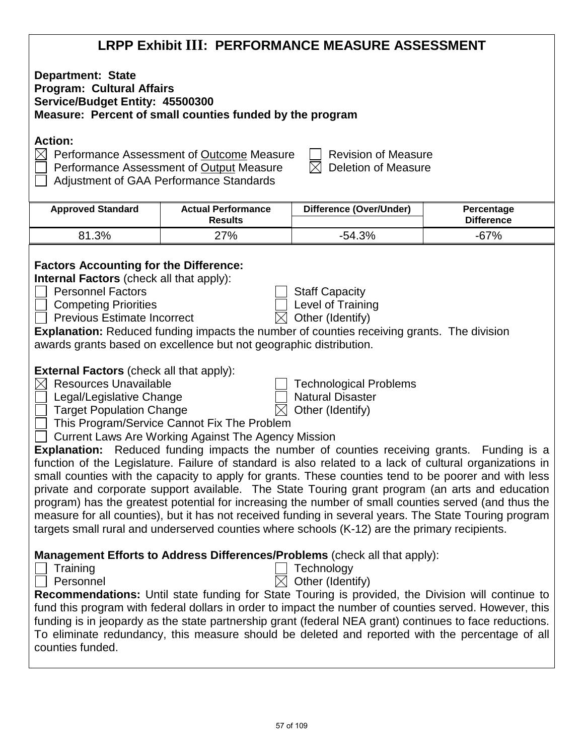# LRPP Exhibit III: PERFORMANCE MEASURE ASSESSMENT

**Department: State**
**Program: Cultural Affairs**
**Service/Budget Entity: 45500300**
**Measure: Percent of small counties funded by the program**

**Action:**

- [x] Performance Assessment of Outcome Measure
- [ ] Revision of Measure
- [ ] Performance Assessment of Output Measure
- [x] Deletion of Measure
- [ ] Adjustment of GAA Performance Standards

| Approved Standard | Actual Performance Results | Difference (Over/Under) | Percentage Difference |
|---|---|---|---|
| 81.3% | 27% | -54.3% | -67% |

**Factors Accounting for the Difference:**

**Internal Factors** (check all that apply):

- [ ] Personnel Factors
- [ ] Staff Capacity
- [ ] Competing Priorities
- [ ] Level of Training
- [ ] Previous Estimate Incorrect
- [x] Other (Identify)

**Explanation:** Reduced funding impacts the number of counties receiving grants. The division awards grants based on excellence but not geographic distribution.

**External Factors** (check all that apply):

- [x] Resources Unavailable
- [ ] Technological Problems
- [ ] Legal/Legislative Change
- [ ] Natural Disaster
- [ ] Target Population Change
- [x] Other (Identify)
- [ ] This Program/Service Cannot Fix The Problem
- [ ] Current Laws Are Working Against The Agency Mission

**Explanation:** Reduced funding impacts the number of counties receiving grants. Funding is a function of the Legislature. Failure of standard is also related to a lack of cultural organizations in small counties with the capacity to apply for grants. These counties tend to be poorer and with less private and corporate support available. The State Touring grant program (an arts and education program) has the greatest potential for increasing the number of small counties served (and thus the measure for all counties), but it has not received funding in several years. The State Touring program targets small rural and underserved counties where schools (K-12) are the primary recipients.

**Management Efforts to Address Differences/Problems** (check all that apply):

- [ ] Training
- [ ] Technology
- [ ] Personnel
- [x] Other (Identify)

**Recommendations:** Until state funding for State Touring is provided, the Division will continue to fund this program with federal dollars in order to impact the number of counties served. However, this funding is in jeopardy as the state partnership grant (federal NEA grant) continues to face reductions. To eliminate redundancy, this measure should be deleted and reported with the percentage of all counties funded.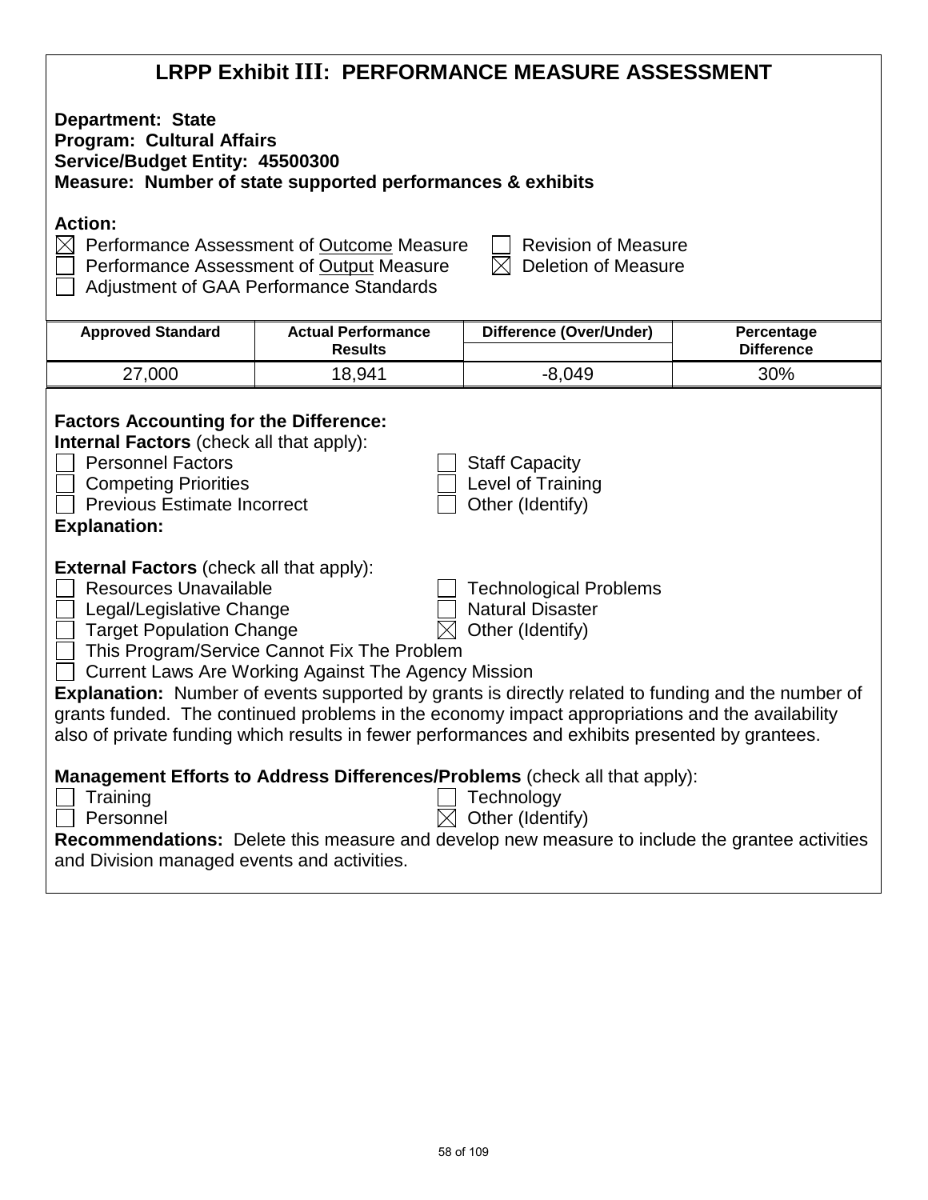# LRPP Exhibit III: PERFORMANCE MEASURE ASSESSMENT

**Department: State**
**Program: Cultural Affairs**
**Service/Budget Entity: 45500300**
**Measure: Number of state supported performances & exhibits**

**Action:**

- ☒ Performance Assessment of Outcome Measure
- ☐ Revision of Measure
- ☐ Performance Assessment of Output Measure
- ☒ Deletion of Measure
- ☐ Adjustment of GAA Performance Standards

| Approved Standard | Actual Performance Results | Difference (Over/Under) | Percentage Difference |
|---|---|---|---|
| 27,000 | 18,941 | -8,049 | 30% |

**Factors Accounting for the Difference:**

**Internal Factors** (check all that apply):

- ☐ Personnel Factors
- ☐ Staff Capacity
- ☐ Competing Priorities
- ☐ Level of Training
- ☐ Previous Estimate Incorrect
- ☐ Other (Identify)

**Explanation:**

**External Factors** (check all that apply):

- ☐ Resources Unavailable
- ☐ Technological Problems
- ☐ Legal/Legislative Change
- ☐ Natural Disaster
- ☐ Target Population Change
- ☒ Other (Identify)
- ☐ This Program/Service Cannot Fix The Problem
- ☐ Current Laws Are Working Against The Agency Mission

**Explanation:** Number of events supported by grants is directly related to funding and the number of grants funded. The continued problems in the economy impact appropriations and the availability also of private funding which results in fewer performances and exhibits presented by grantees.

**Management Efforts to Address Differences/Problems** (check all that apply):

- ☐ Training
- ☐ Technology
- ☐ Personnel
- ☒ Other (Identify)

**Recommendations:** Delete this measure and develop new measure to include the grantee activities and Division managed events and activities.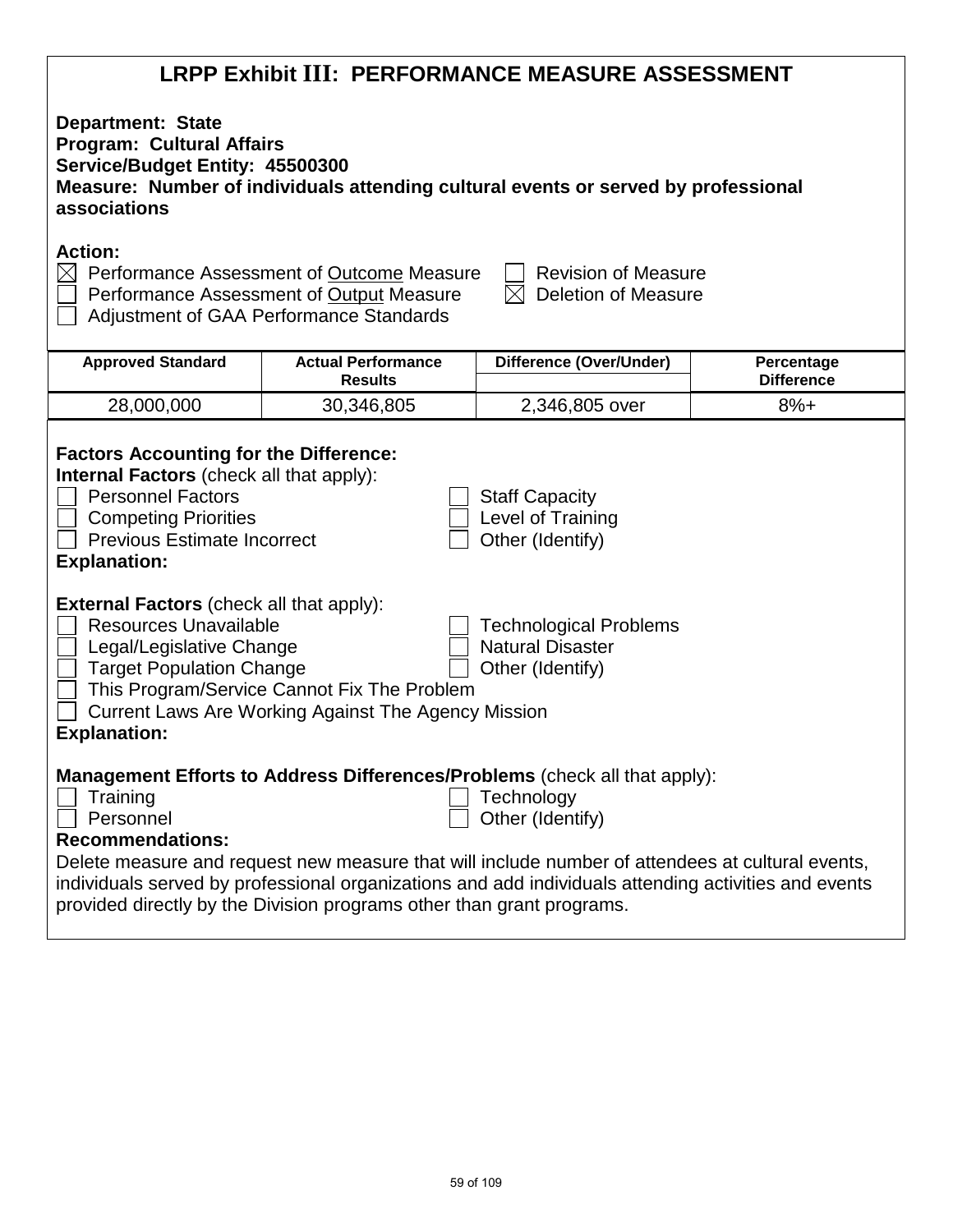# LRPP Exhibit III: PERFORMANCE MEASURE ASSESSMENT

**Department: State**
**Program: Cultural Affairs**
**Service/Budget Entity: 45500300**
**Measure: Number of individuals attending cultural events or served by professional associations**

**Action:**

- ☒ Performance Assessment of Outcome Measure
- ☐ Revision of Measure
- ☐ Performance Assessment of Output Measure
- ☒ Deletion of Measure
- ☐ Adjustment of GAA Performance Standards

| Approved Standard | Actual Performance Results | Difference (Over/Under) | Percentage Difference |
|---|---|---|---|
| 28,000,000 | 30,346,805 | 2,346,805 over | 8%+ |

**Factors Accounting for the Difference:**

**Internal Factors** (check all that apply):

- ☐ Personnel Factors
- ☐ Staff Capacity
- ☐ Competing Priorities
- ☐ Level of Training
- ☐ Previous Estimate Incorrect
- ☐ Other (Identify)

**Explanation:**

**External Factors** (check all that apply):

- ☐ Resources Unavailable
- ☐ Technological Problems
- ☐ Legal/Legislative Change
- ☐ Natural Disaster
- ☐ Target Population Change
- ☐ Other (Identify)
- ☐ This Program/Service Cannot Fix The Problem
- ☐ Current Laws Are Working Against The Agency Mission

**Explanation:**

**Management Efforts to Address Differences/Problems** (check all that apply):

- ☐ Training
- ☐ Technology
- ☐ Personnel
- ☐ Other (Identify)

**Recommendations:**

Delete measure and request new measure that will include number of attendees at cultural events, individuals served by professional organizations and add individuals attending activities and events provided directly by the Division programs other than grant programs.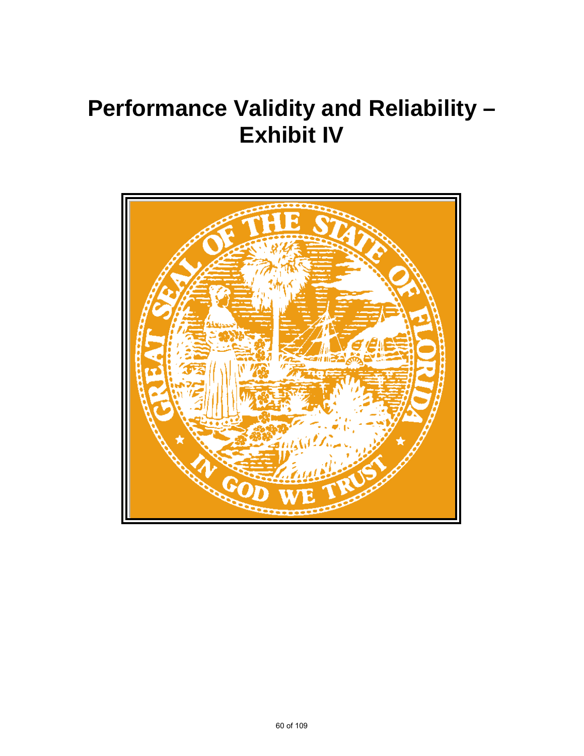# Performance Validity and Reliability – Exhibit IV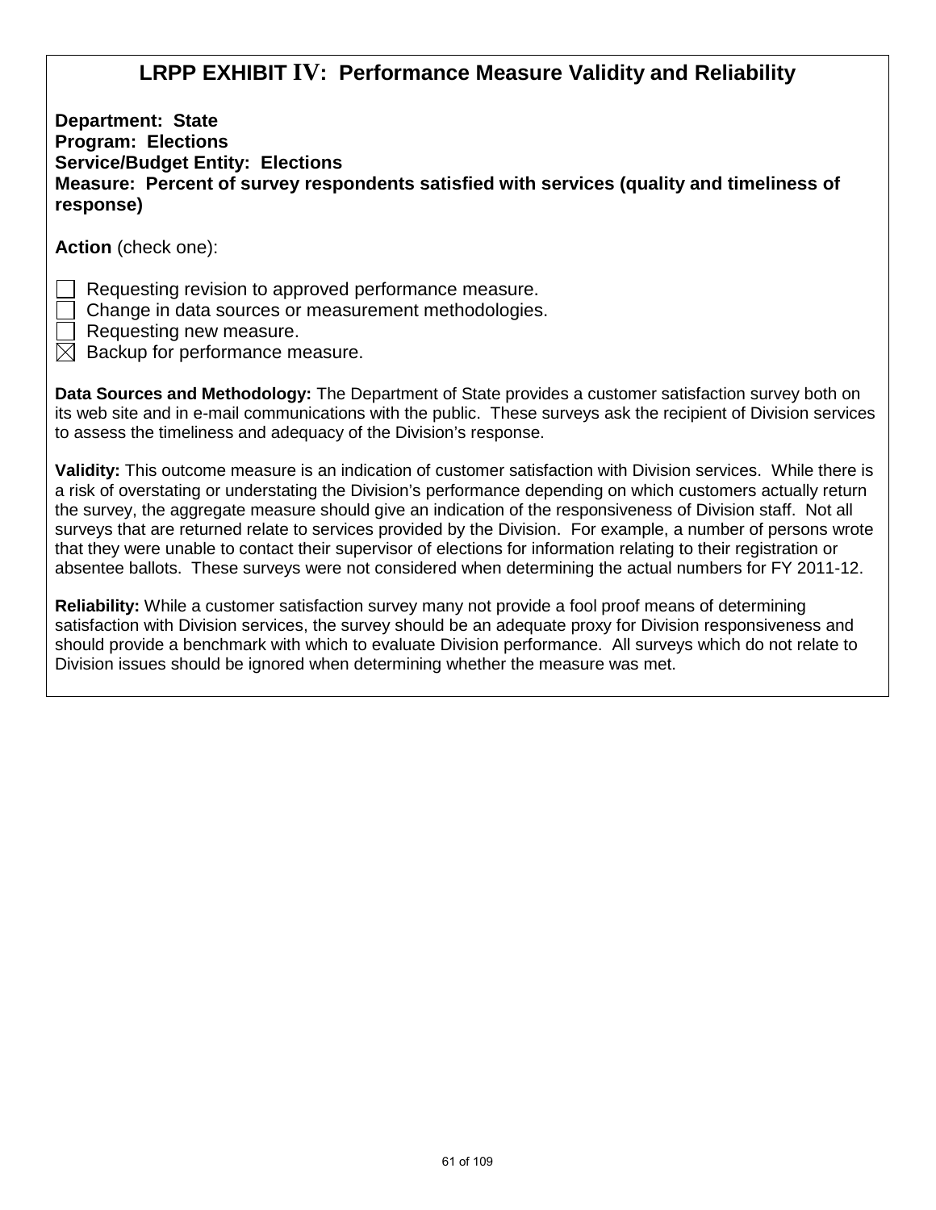## LRPP EXHIBIT IV: Performance Measure Validity and Reliability

**Department: State**
**Program: Elections**
**Service/Budget Entity: Elections**
**Measure: Percent of survey respondents satisfied with services (quality and timeliness of response)**

**Action** (check one):

- [ ] Requesting revision to approved performance measure.
- [ ] Change in data sources or measurement methodologies.
- [ ] Requesting new measure.
- [x] Backup for performance measure.

**Data Sources and Methodology:** The Department of State provides a customer satisfaction survey both on its web site and in e-mail communications with the public. These surveys ask the recipient of Division services to assess the timeliness and adequacy of the Division's response.

**Validity:** This outcome measure is an indication of customer satisfaction with Division services. While there is a risk of overstating or understating the Division's performance depending on which customers actually return the survey, the aggregate measure should give an indication of the responsiveness of Division staff. Not all surveys that are returned relate to services provided by the Division. For example, a number of persons wrote that they were unable to contact their supervisor of elections for information relating to their registration or absentee ballots. These surveys were not considered when determining the actual numbers for FY 2011-12.

**Reliability:** While a customer satisfaction survey many not provide a fool proof means of determining satisfaction with Division services, the survey should be an adequate proxy for Division responsiveness and should provide a benchmark with which to evaluate Division performance. All surveys which do not relate to Division issues should be ignored when determining whether the measure was met.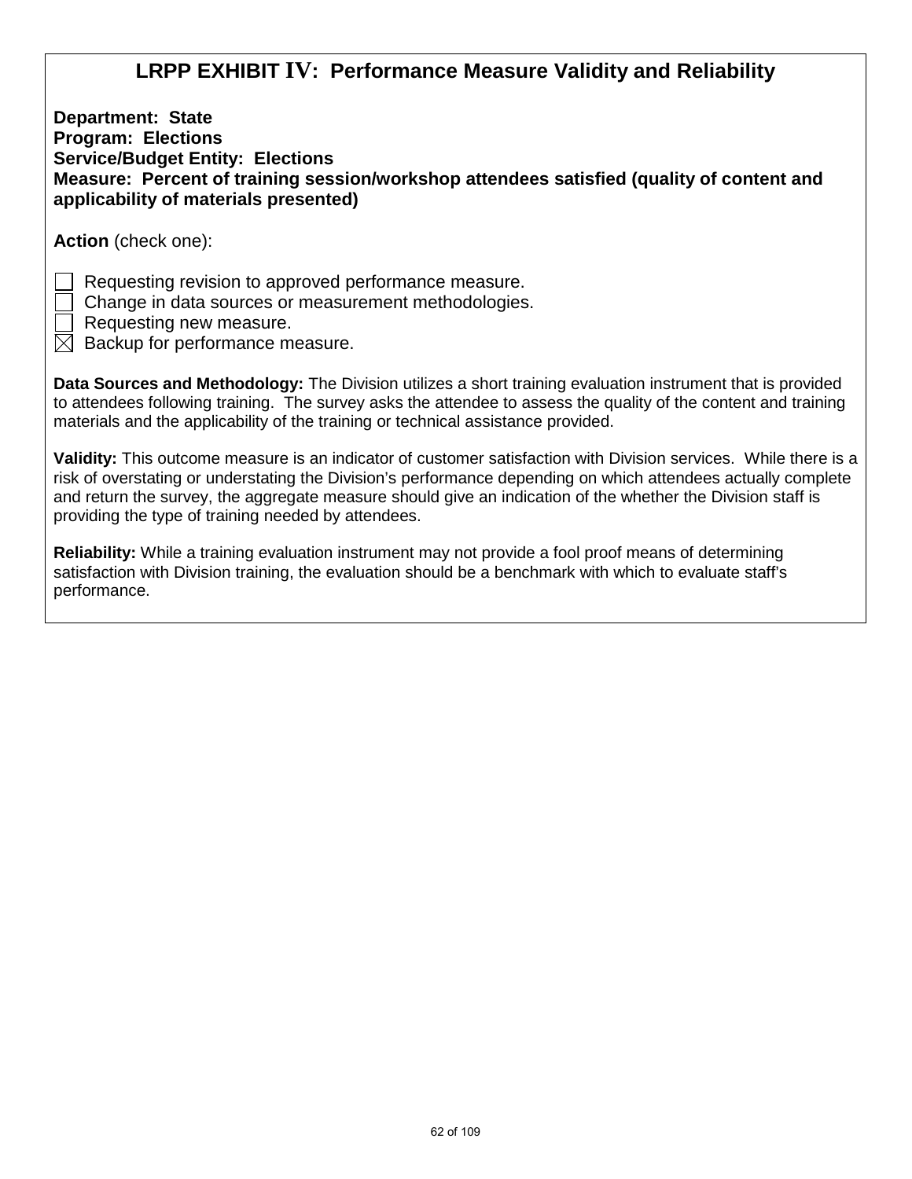## LRPP EXHIBIT IV: Performance Measure Validity and Reliability

**Department: State**
**Program: Elections**
**Service/Budget Entity: Elections**
**Measure: Percent of training session/workshop attendees satisfied (quality of content and applicability of materials presented)**

**Action** (check one):

- ☐ Requesting revision to approved performance measure.
- ☐ Change in data sources or measurement methodologies.
- ☐ Requesting new measure.
- ☒ Backup for performance measure.

**Data Sources and Methodology:** The Division utilizes a short training evaluation instrument that is provided to attendees following training. The survey asks the attendee to assess the quality of the content and training materials and the applicability of the training or technical assistance provided.

**Validity:** This outcome measure is an indicator of customer satisfaction with Division services. While there is a risk of overstating or understating the Division's performance depending on which attendees actually complete and return the survey, the aggregate measure should give an indication of the whether the Division staff is providing the type of training needed by attendees.

**Reliability:** While a training evaluation instrument may not provide a fool proof means of determining satisfaction with Division training, the evaluation should be a benchmark with which to evaluate staff's performance.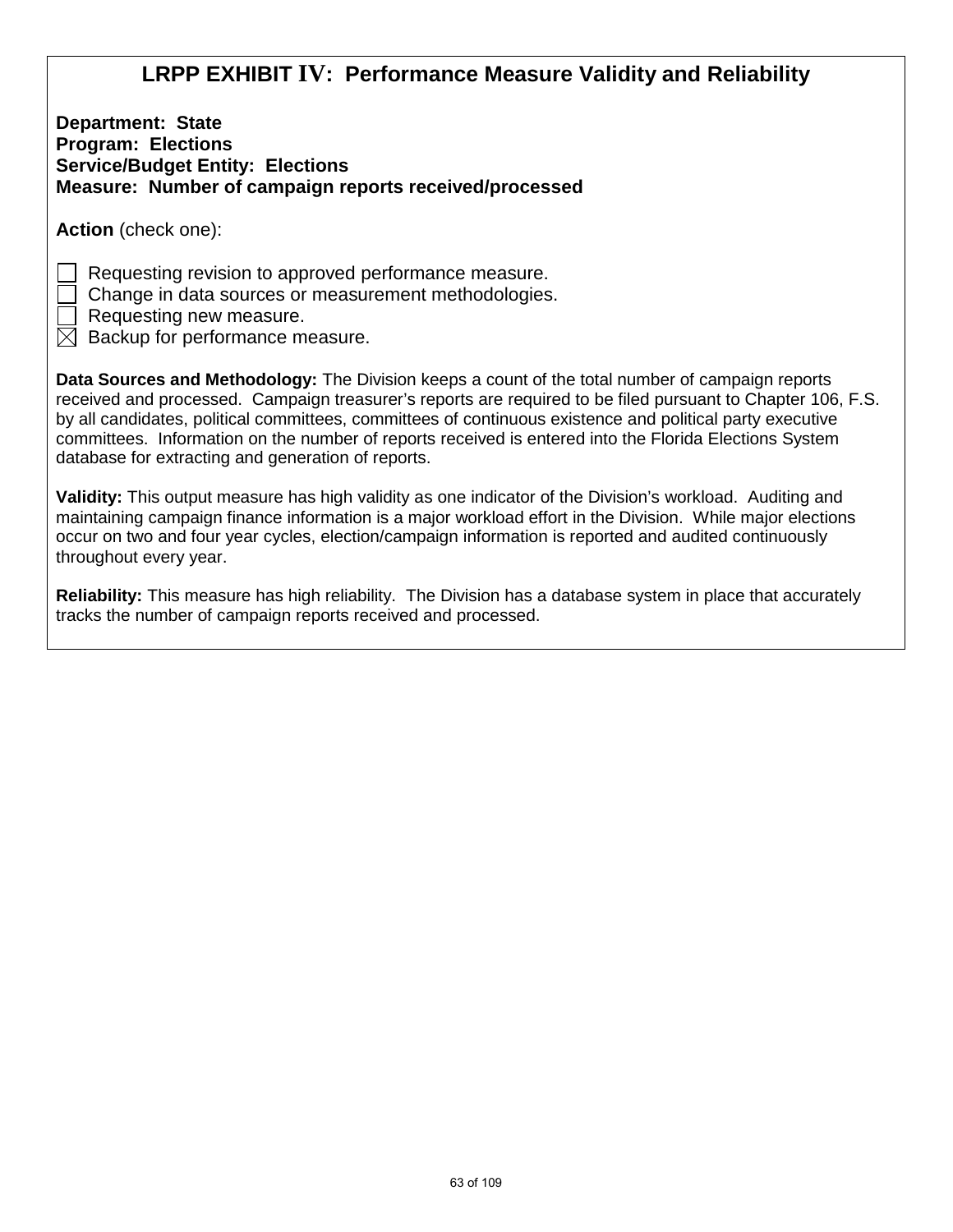## LRPP EXHIBIT IV: Performance Measure Validity and Reliability

**Department: State**
**Program: Elections**
**Service/Budget Entity: Elections**
**Measure: Number of campaign reports received/processed**

**Action** (check one):

- ☐ Requesting revision to approved performance measure.
- ☐ Change in data sources or measurement methodologies.
- ☐ Requesting new measure.
- ☒ Backup for performance measure.

**Data Sources and Methodology:** The Division keeps a count of the total number of campaign reports received and processed. Campaign treasurer's reports are required to be filed pursuant to Chapter 106, F.S. by all candidates, political committees, committees of continuous existence and political party executive committees. Information on the number of reports received is entered into the Florida Elections System database for extracting and generation of reports.

**Validity:** This output measure has high validity as one indicator of the Division's workload. Auditing and maintaining campaign finance information is a major workload effort in the Division. While major elections occur on two and four year cycles, election/campaign information is reported and audited continuously throughout every year.

**Reliability:** This measure has high reliability. The Division has a database system in place that accurately tracks the number of campaign reports received and processed.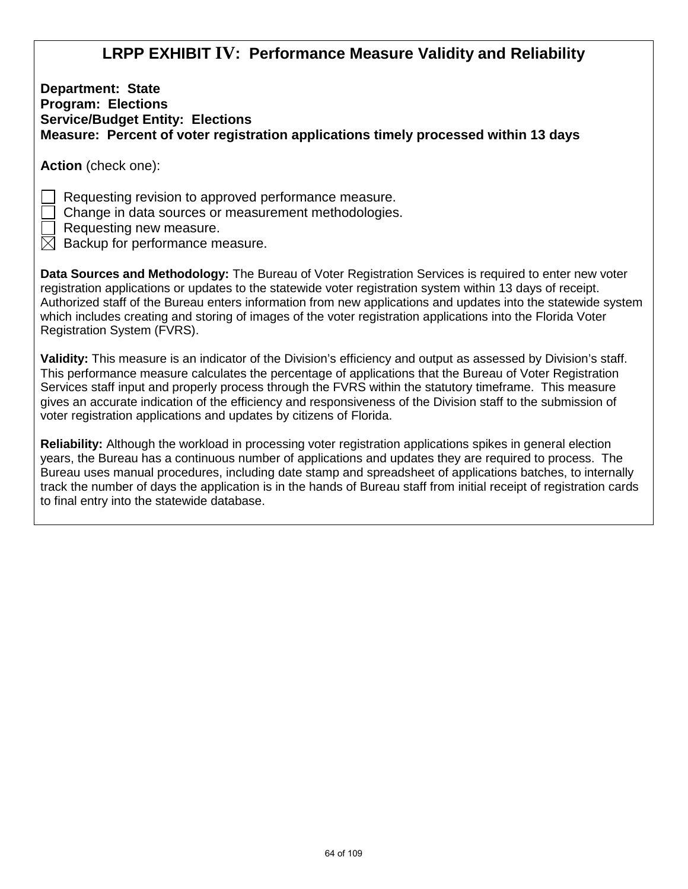## LRPP EXHIBIT IV: Performance Measure Validity and Reliability

**Department: State**
**Program: Elections**
**Service/Budget Entity: Elections**
**Measure: Percent of voter registration applications timely processed within 13 days**

**Action** (check one):

- ☐ Requesting revision to approved performance measure.
- ☐ Change in data sources or measurement methodologies.
- ☐ Requesting new measure.
- ☒ Backup for performance measure.

**Data Sources and Methodology:** The Bureau of Voter Registration Services is required to enter new voter registration applications or updates to the statewide voter registration system within 13 days of receipt. Authorized staff of the Bureau enters information from new applications and updates into the statewide system which includes creating and storing of images of the voter registration applications into the Florida Voter Registration System (FVRS).

**Validity:** This measure is an indicator of the Division's efficiency and output as assessed by Division's staff. This performance measure calculates the percentage of applications that the Bureau of Voter Registration Services staff input and properly process through the FVRS within the statutory timeframe. This measure gives an accurate indication of the efficiency and responsiveness of the Division staff to the submission of voter registration applications and updates by citizens of Florida.

**Reliability:** Although the workload in processing voter registration applications spikes in general election years, the Bureau has a continuous number of applications and updates they are required to process. The Bureau uses manual procedures, including date stamp and spreadsheet of applications batches, to internally track the number of days the application is in the hands of Bureau staff from initial receipt of registration cards to final entry into the statewide database.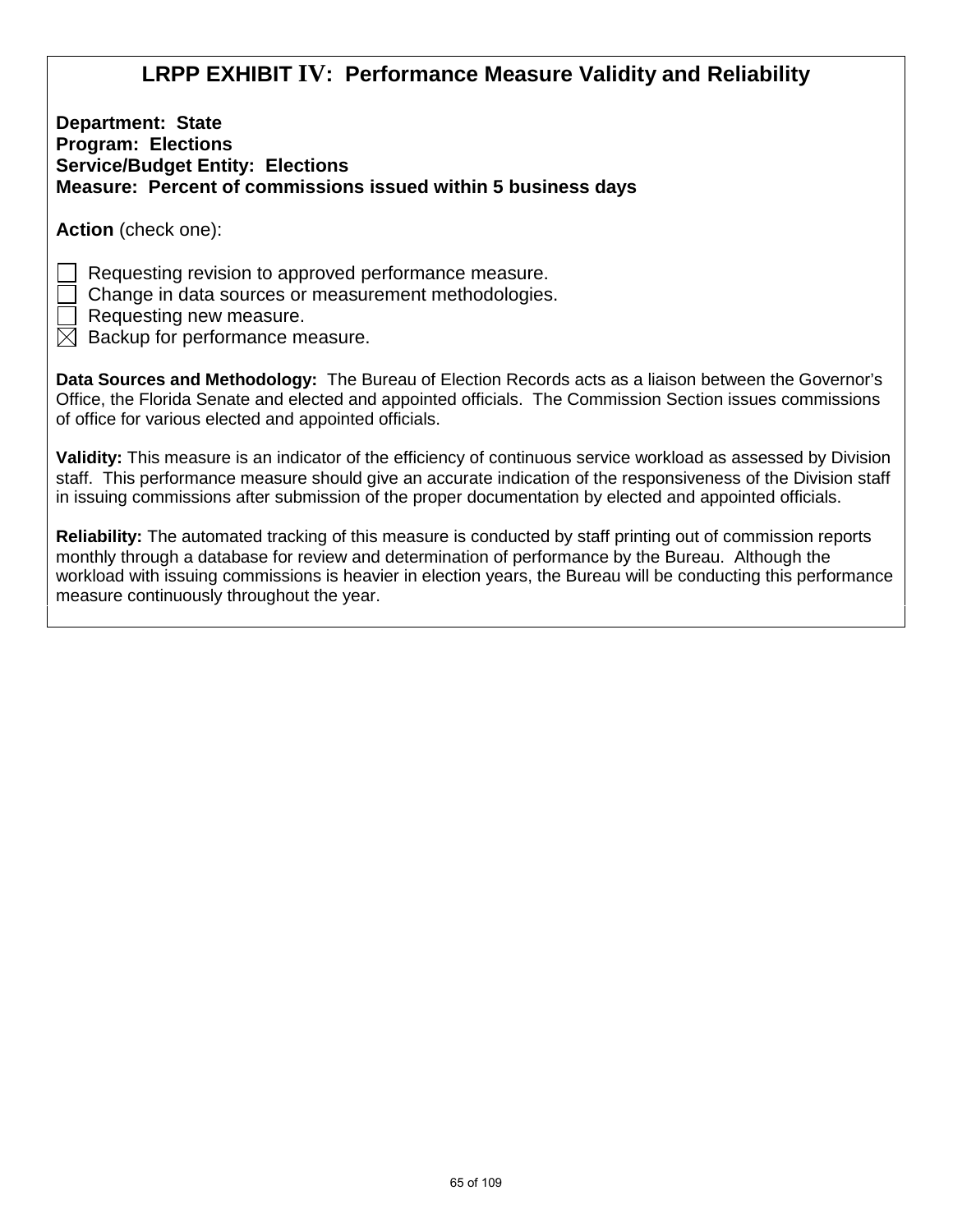# LRPP EXHIBIT IV: Performance Measure Validity and Reliability

**Department: State**
**Program: Elections**
**Service/Budget Entity: Elections**
**Measure: Percent of commissions issued within 5 business days**

**Action** (check one):

- ☐ Requesting revision to approved performance measure.
- ☐ Change in data sources or measurement methodologies.
- ☐ Requesting new measure.
- ☒ Backup for performance measure.

**Data Sources and Methodology:** The Bureau of Election Records acts as a liaison between the Governor's Office, the Florida Senate and elected and appointed officials. The Commission Section issues commissions of office for various elected and appointed officials.

**Validity:** This measure is an indicator of the efficiency of continuous service workload as assessed by Division staff. This performance measure should give an accurate indication of the responsiveness of the Division staff in issuing commissions after submission of the proper documentation by elected and appointed officials.

**Reliability:** The automated tracking of this measure is conducted by staff printing out of commission reports monthly through a database for review and determination of performance by the Bureau. Although the workload with issuing commissions is heavier in election years, the Bureau will be conducting this performance measure continuously throughout the year.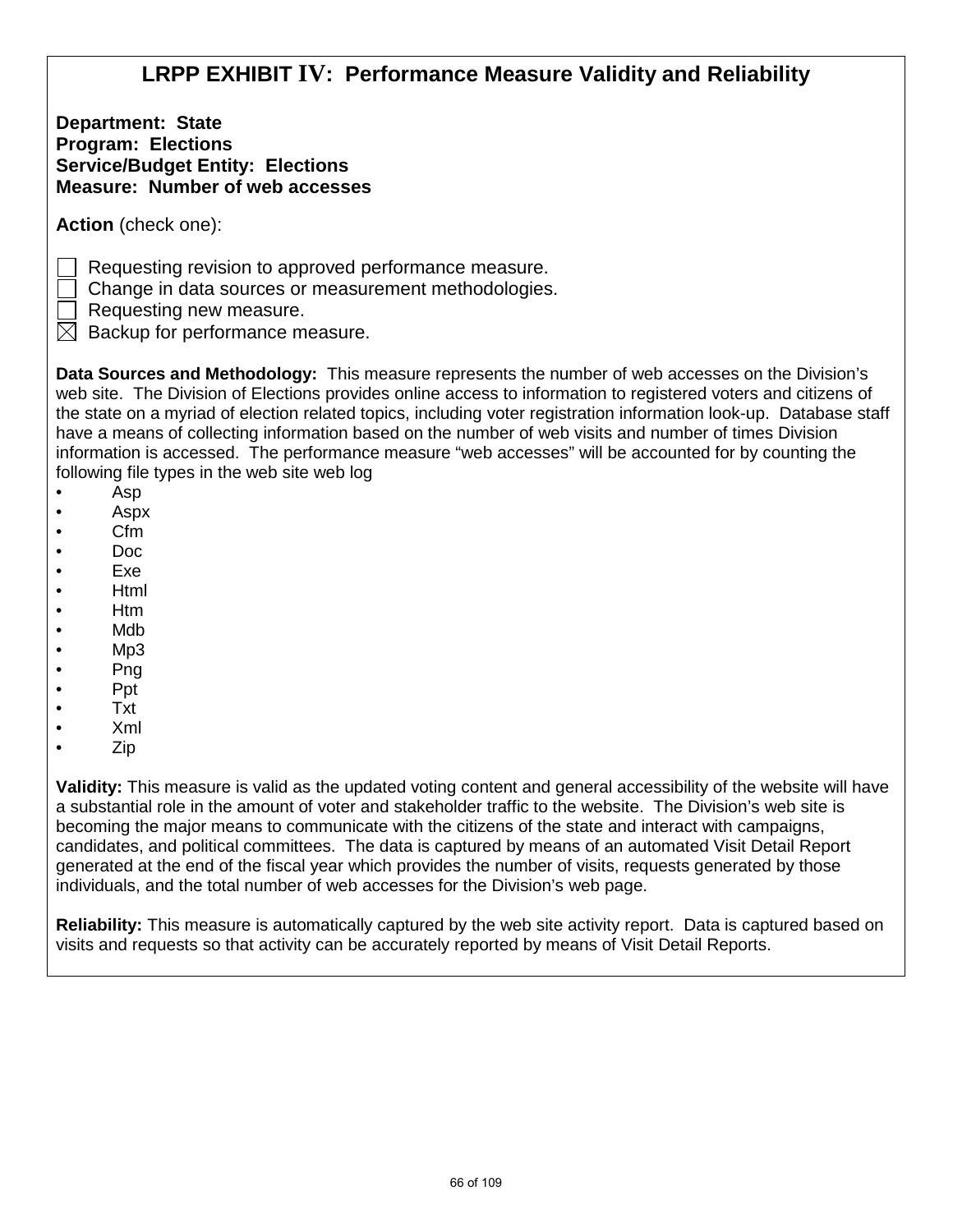# LRPP EXHIBIT IV: Performance Measure Validity and Reliability

**Department: State**
**Program: Elections**
**Service/Budget Entity: Elections**
**Measure: Number of web accesses**

**Action** (check one):

- ☐ Requesting revision to approved performance measure.
- ☐ Change in data sources or measurement methodologies.
- ☐ Requesting new measure.
- ☒ Backup for performance measure.

**Data Sources and Methodology:** This measure represents the number of web accesses on the Division's web site. The Division of Elections provides online access to information to registered voters and citizens of the state on a myriad of election related topics, including voter registration information look-up. Database staff have a means of collecting information based on the number of web visits and number of times Division information is accessed. The performance measure "web accesses" will be accounted for by counting the following file types in the web site web log

- Asp
- Aspx
- Cfm
- Doc
- Exe
- Html
- Htm
- Mdb
- Mp3
- Png
- Ppt
- Txt
- Xml
- Zip

**Validity:** This measure is valid as the updated voting content and general accessibility of the website will have a substantial role in the amount of voter and stakeholder traffic to the website. The Division's web site is becoming the major means to communicate with the citizens of the state and interact with campaigns, candidates, and political committees. The data is captured by means of an automated Visit Detail Report generated at the end of the fiscal year which provides the number of visits, requests generated by those individuals, and the total number of web accesses for the Division's web page.

**Reliability:** This measure is automatically captured by the web site activity report. Data is captured based on visits and requests so that activity can be accurately reported by means of Visit Detail Reports.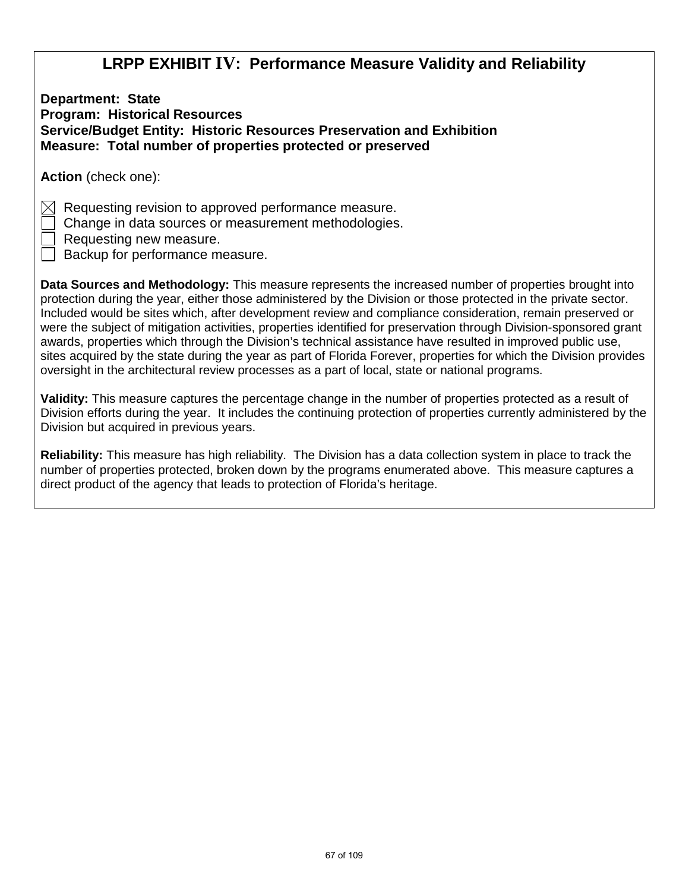# LRPP EXHIBIT IV: Performance Measure Validity and Reliability

**Department: State**
**Program: Historical Resources**
**Service/Budget Entity: Historic Resources Preservation and Exhibition**
**Measure: Total number of properties protected or preserved**

**Action** (check one):

- [x] Requesting revision to approved performance measure.
- [ ] Change in data sources or measurement methodologies.
- [ ] Requesting new measure.
- [ ] Backup for performance measure.

**Data Sources and Methodology:** This measure represents the increased number of properties brought into protection during the year, either those administered by the Division or those protected in the private sector. Included would be sites which, after development review and compliance consideration, remain preserved or were the subject of mitigation activities, properties identified for preservation through Division-sponsored grant awards, properties which through the Division's technical assistance have resulted in improved public use, sites acquired by the state during the year as part of Florida Forever, properties for which the Division provides oversight in the architectural review processes as a part of local, state or national programs.

**Validity:** This measure captures the percentage change in the number of properties protected as a result of Division efforts during the year. It includes the continuing protection of properties currently administered by the Division but acquired in previous years.

**Reliability:** This measure has high reliability. The Division has a data collection system in place to track the number of properties protected, broken down by the programs enumerated above. This measure captures a direct product of the agency that leads to protection of Florida's heritage.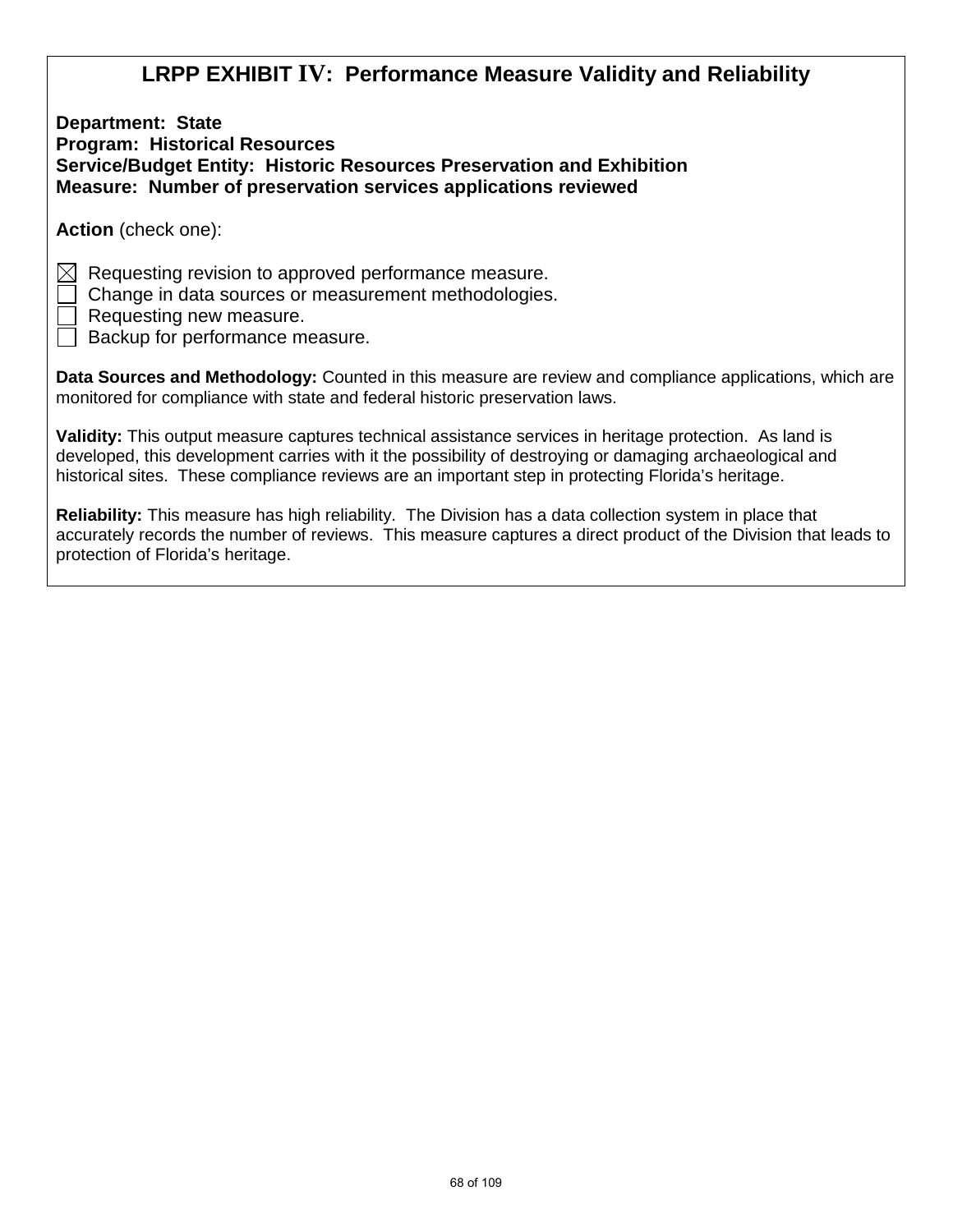# LRPP EXHIBIT IV: Performance Measure Validity and Reliability

**Department: State**
**Program: Historical Resources**
**Service/Budget Entity: Historic Resources Preservation and Exhibition**
**Measure: Number of preservation services applications reviewed**

**Action** (check one):

- [x] Requesting revision to approved performance measure.
- [ ] Change in data sources or measurement methodologies.
- [ ] Requesting new measure.
- [ ] Backup for performance measure.

**Data Sources and Methodology:** Counted in this measure are review and compliance applications, which are monitored for compliance with state and federal historic preservation laws.

**Validity:** This output measure captures technical assistance services in heritage protection. As land is developed, this development carries with it the possibility of destroying or damaging archaeological and historical sites. These compliance reviews are an important step in protecting Florida's heritage.

**Reliability:** This measure has high reliability. The Division has a data collection system in place that accurately records the number of reviews. This measure captures a direct product of the Division that leads to protection of Florida's heritage.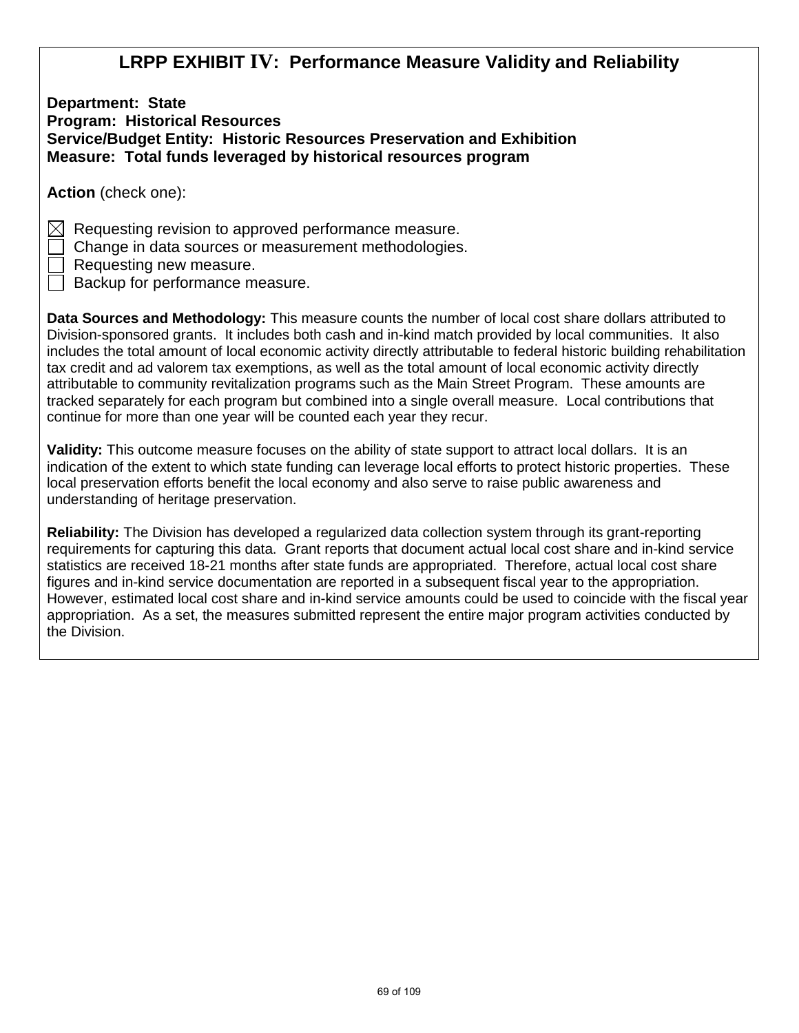## LRPP EXHIBIT IV: Performance Measure Validity and Reliability

**Department: State**
**Program: Historical Resources**
**Service/Budget Entity: Historic Resources Preservation and Exhibition**
**Measure: Total funds leveraged by historical resources program**

**Action** (check one):

- ☒ Requesting revision to approved performance measure.
- ☐ Change in data sources or measurement methodologies.
- ☐ Requesting new measure.
- ☐ Backup for performance measure.

**Data Sources and Methodology:** This measure counts the number of local cost share dollars attributed to Division-sponsored grants. It includes both cash and in-kind match provided by local communities. It also includes the total amount of local economic activity directly attributable to federal historic building rehabilitation tax credit and ad valorem tax exemptions, as well as the total amount of local economic activity directly attributable to community revitalization programs such as the Main Street Program. These amounts are tracked separately for each program but combined into a single overall measure. Local contributions that continue for more than one year will be counted each year they recur.

**Validity:** This outcome measure focuses on the ability of state support to attract local dollars. It is an indication of the extent to which state funding can leverage local efforts to protect historic properties. These local preservation efforts benefit the local economy and also serve to raise public awareness and understanding of heritage preservation.

**Reliability:** The Division has developed a regularized data collection system through its grant-reporting requirements for capturing this data. Grant reports that document actual local cost share and in-kind service statistics are received 18-21 months after state funds are appropriated. Therefore, actual local cost share figures and in-kind service documentation are reported in a subsequent fiscal year to the appropriation. However, estimated local cost share and in-kind service amounts could be used to coincide with the fiscal year appropriation. As a set, the measures submitted represent the entire major program activities conducted by the Division.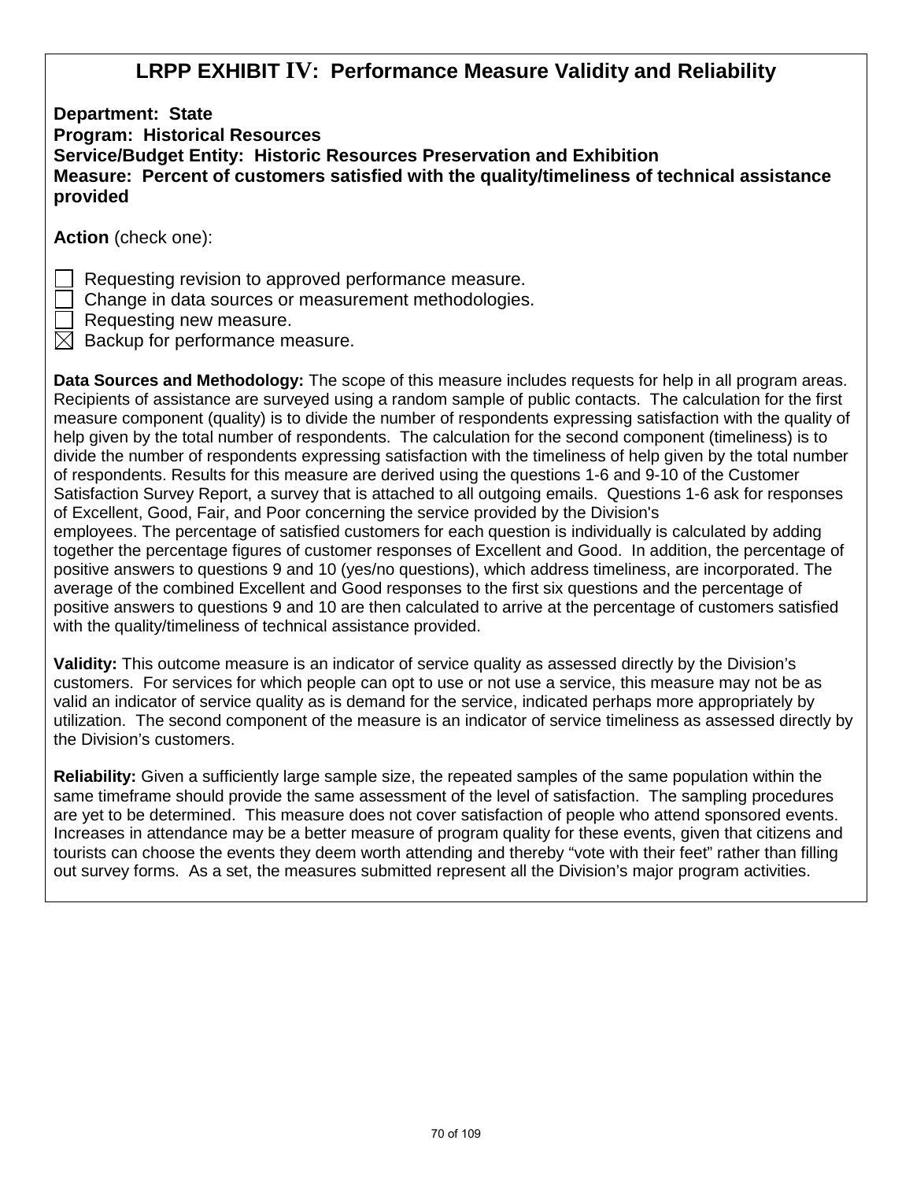# LRPP EXHIBIT IV: Performance Measure Validity and Reliability

**Department: State**
**Program: Historical Resources**
**Service/Budget Entity: Historic Resources Preservation and Exhibition**
**Measure: Percent of customers satisfied with the quality/timeliness of technical assistance provided**

**Action** (check one):

- ☐ Requesting revision to approved performance measure.
- ☐ Change in data sources or measurement methodologies.
- ☐ Requesting new measure.
- ☒ Backup for performance measure.

**Data Sources and Methodology:** The scope of this measure includes requests for help in all program areas. Recipients of assistance are surveyed using a random sample of public contacts. The calculation for the first measure component (quality) is to divide the number of respondents expressing satisfaction with the quality of help given by the total number of respondents. The calculation for the second component (timeliness) is to divide the number of respondents expressing satisfaction with the timeliness of help given by the total number of respondents. Results for this measure are derived using the questions 1-6 and 9-10 of the Customer Satisfaction Survey Report, a survey that is attached to all outgoing emails. Questions 1-6 ask for responses of Excellent, Good, Fair, and Poor concerning the service provided by the Division's employees. The percentage of satisfied customers for each question is individually is calculated by adding together the percentage figures of customer responses of Excellent and Good. In addition, the percentage of positive answers to questions 9 and 10 (yes/no questions), which address timeliness, are incorporated. The average of the combined Excellent and Good responses to the first six questions and the percentage of positive answers to questions 9 and 10 are then calculated to arrive at the percentage of customers satisfied with the quality/timeliness of technical assistance provided.

**Validity:** This outcome measure is an indicator of service quality as assessed directly by the Division's customers. For services for which people can opt to use or not use a service, this measure may not be as valid an indicator of service quality as is demand for the service, indicated perhaps more appropriately by utilization. The second component of the measure is an indicator of service timeliness as assessed directly by the Division's customers.

**Reliability:** Given a sufficiently large sample size, the repeated samples of the same population within the same timeframe should provide the same assessment of the level of satisfaction. The sampling procedures are yet to be determined. This measure does not cover satisfaction of people who attend sponsored events. Increases in attendance may be a better measure of program quality for these events, given that citizens and tourists can choose the events they deem worth attending and thereby "vote with their feet" rather than filling out survey forms. As a set, the measures submitted represent all the Division's major program activities.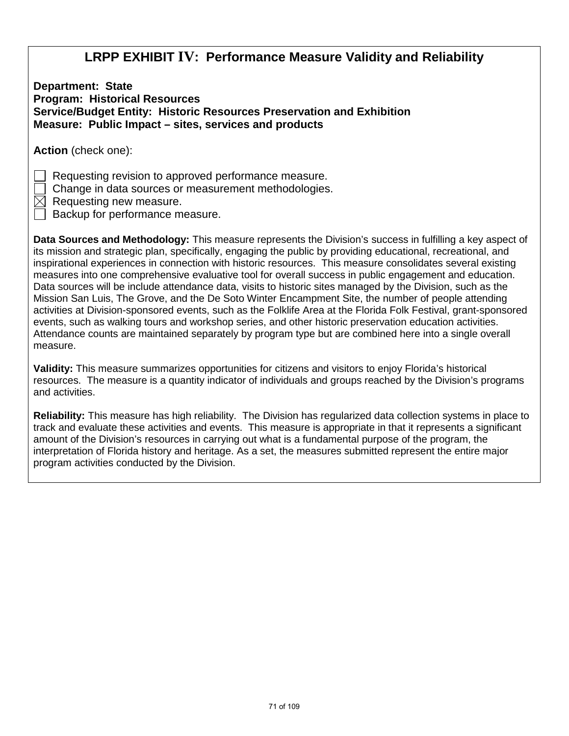# LRPP EXHIBIT IV: Performance Measure Validity and Reliability

**Department: State**
**Program: Historical Resources**
**Service/Budget Entity: Historic Resources Preservation and Exhibition**
**Measure: Public Impact – sites, services and products**

**Action** (check one):

- [ ] Requesting revision to approved performance measure.
- [ ] Change in data sources or measurement methodologies.
- [x] Requesting new measure.
- [ ] Backup for performance measure.

**Data Sources and Methodology:** This measure represents the Division's success in fulfilling a key aspect of its mission and strategic plan, specifically, engaging the public by providing educational, recreational, and inspirational experiences in connection with historic resources. This measure consolidates several existing measures into one comprehensive evaluative tool for overall success in public engagement and education. Data sources will be include attendance data, visits to historic sites managed by the Division, such as the Mission San Luis, The Grove, and the De Soto Winter Encampment Site, the number of people attending activities at Division-sponsored events, such as the Folklife Area at the Florida Folk Festival, grant-sponsored events, such as walking tours and workshop series, and other historic preservation education activities. Attendance counts are maintained separately by program type but are combined here into a single overall measure.

**Validity:** This measure summarizes opportunities for citizens and visitors to enjoy Florida's historical resources. The measure is a quantity indicator of individuals and groups reached by the Division's programs and activities.

**Reliability:** This measure has high reliability. The Division has regularized data collection systems in place to track and evaluate these activities and events. This measure is appropriate in that it represents a significant amount of the Division's resources in carrying out what is a fundamental purpose of the program, the interpretation of Florida history and heritage. As a set, the measures submitted represent the entire major program activities conducted by the Division.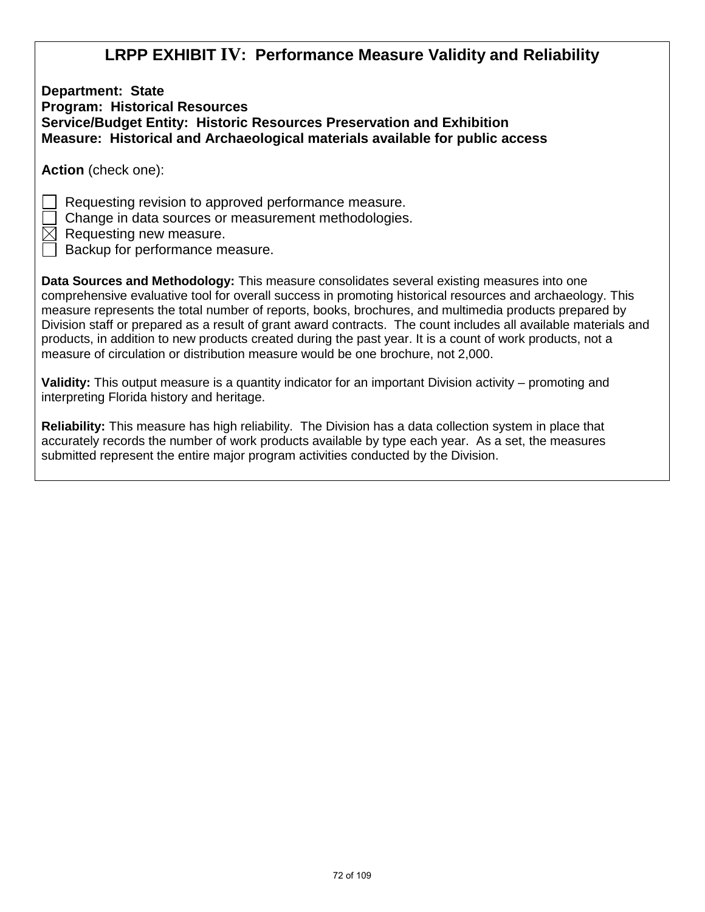# LRPP EXHIBIT IV: Performance Measure Validity and Reliability

**Department: State**
**Program: Historical Resources**
**Service/Budget Entity: Historic Resources Preservation and Exhibition**
**Measure: Historical and Archaeological materials available for public access**

**Action** (check one):

- ☐ Requesting revision to approved performance measure.
- ☐ Change in data sources or measurement methodologies.
- ☒ Requesting new measure.
- ☐ Backup for performance measure.

**Data Sources and Methodology:** This measure consolidates several existing measures into one comprehensive evaluative tool for overall success in promoting historical resources and archaeology. This measure represents the total number of reports, books, brochures, and multimedia products prepared by Division staff or prepared as a result of grant award contracts. The count includes all available materials and products, in addition to new products created during the past year. It is a count of work products, not a measure of circulation or distribution measure would be one brochure, not 2,000.

**Validity:** This output measure is a quantity indicator for an important Division activity – promoting and interpreting Florida history and heritage.

**Reliability:** This measure has high reliability. The Division has a data collection system in place that accurately records the number of work products available by type each year. As a set, the measures submitted represent the entire major program activities conducted by the Division.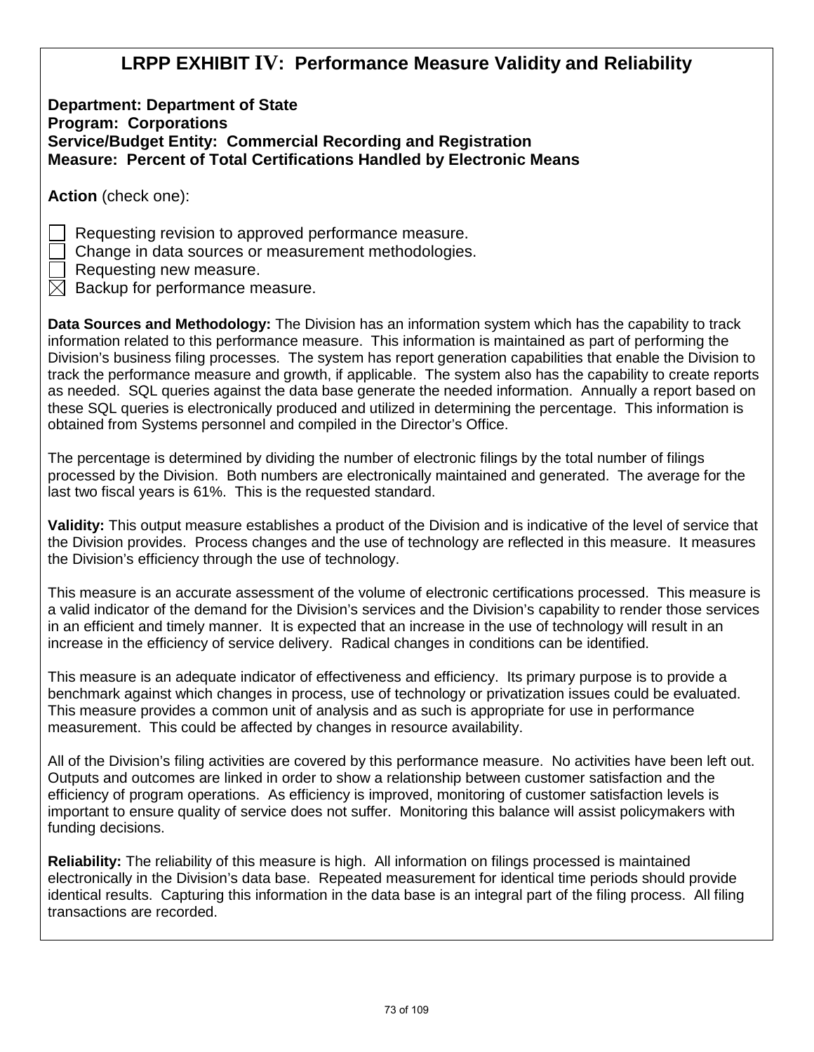# LRPP EXHIBIT IV: Performance Measure Validity and Reliability

**Department: Department of State**
**Program: Corporations**
**Service/Budget Entity: Commercial Recording and Registration**
**Measure: Percent of Total Certifications Handled by Electronic Means**

**Action** (check one):

- [ ] Requesting revision to approved performance measure.
- [ ] Change in data sources or measurement methodologies.
- [ ] Requesting new measure.
- [x] Backup for performance measure.

**Data Sources and Methodology:** The Division has an information system which has the capability to track information related to this performance measure. This information is maintained as part of performing the Division's business filing processes. The system has report generation capabilities that enable the Division to track the performance measure and growth, if applicable. The system also has the capability to create reports as needed. SQL queries against the data base generate the needed information. Annually a report based on these SQL queries is electronically produced and utilized in determining the percentage. This information is obtained from Systems personnel and compiled in the Director's Office.

The percentage is determined by dividing the number of electronic filings by the total number of filings processed by the Division. Both numbers are electronically maintained and generated. The average for the last two fiscal years is 61%. This is the requested standard.

**Validity:** This output measure establishes a product of the Division and is indicative of the level of service that the Division provides. Process changes and the use of technology are reflected in this measure. It measures the Division's efficiency through the use of technology.

This measure is an accurate assessment of the volume of electronic certifications processed. This measure is a valid indicator of the demand for the Division's services and the Division's capability to render those services in an efficient and timely manner. It is expected that an increase in the use of technology will result in an increase in the efficiency of service delivery. Radical changes in conditions can be identified.

This measure is an adequate indicator of effectiveness and efficiency. Its primary purpose is to provide a benchmark against which changes in process, use of technology or privatization issues could be evaluated. This measure provides a common unit of analysis and as such is appropriate for use in performance measurement. This could be affected by changes in resource availability.

All of the Division's filing activities are covered by this performance measure. No activities have been left out. Outputs and outcomes are linked in order to show a relationship between customer satisfaction and the efficiency of program operations. As efficiency is improved, monitoring of customer satisfaction levels is important to ensure quality of service does not suffer. Monitoring this balance will assist policymakers with funding decisions.

**Reliability:** The reliability of this measure is high. All information on filings processed is maintained electronically in the Division's data base. Repeated measurement for identical time periods should provide identical results. Capturing this information in the data base is an integral part of the filing process. All filing transactions are recorded.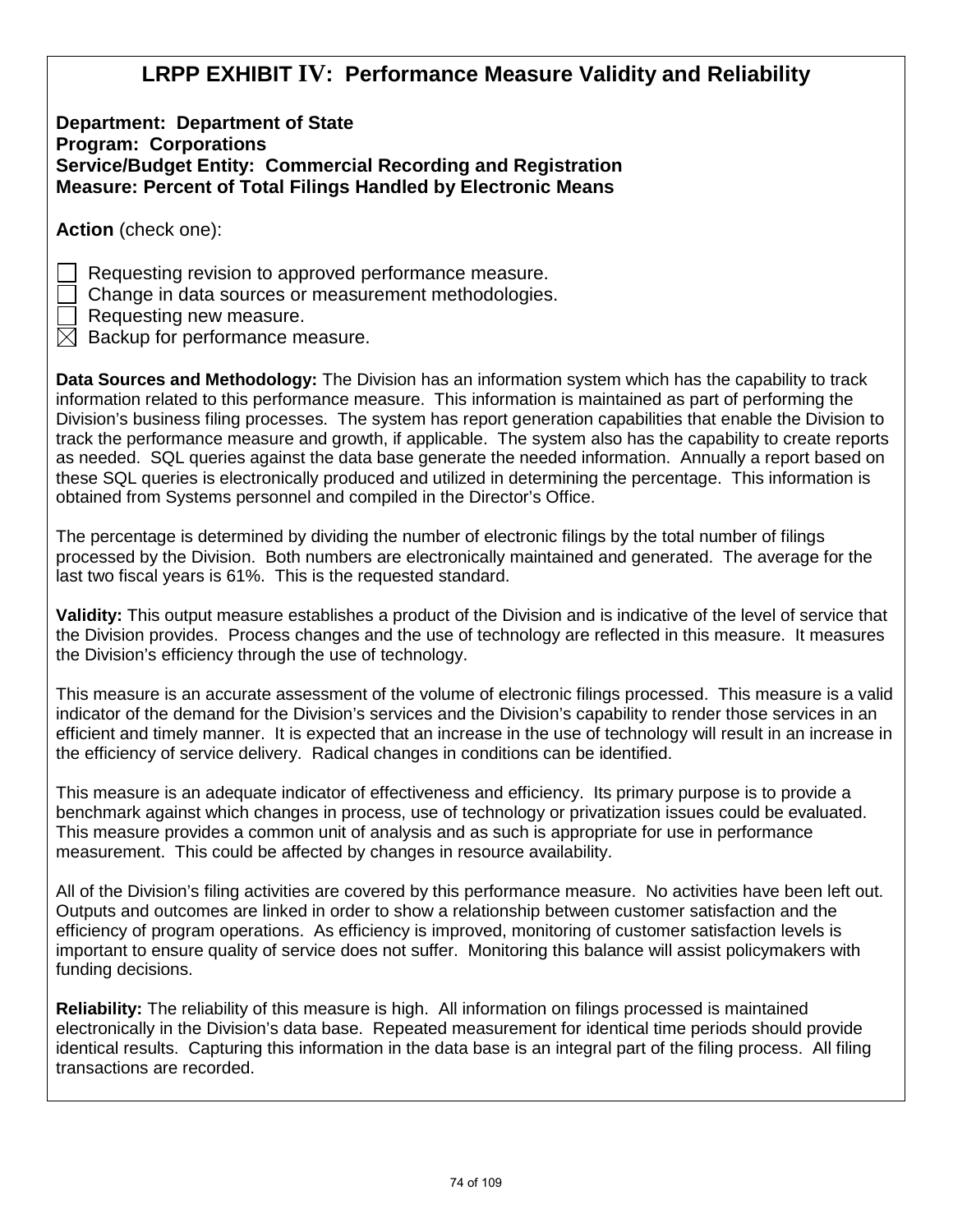# LRPP EXHIBIT IV: Performance Measure Validity and Reliability

**Department: Department of State**
**Program: Corporations**
**Service/Budget Entity: Commercial Recording and Registration**
**Measure: Percent of Total Filings Handled by Electronic Means**

**Action** (check one):

- ☐ Requesting revision to approved performance measure.
- ☐ Change in data sources or measurement methodologies.
- ☐ Requesting new measure.
- ☒ Backup for performance measure.

**Data Sources and Methodology:** The Division has an information system which has the capability to track information related to this performance measure. This information is maintained as part of performing the Division's business filing processes. The system has report generation capabilities that enable the Division to track the performance measure and growth, if applicable. The system also has the capability to create reports as needed. SQL queries against the data base generate the needed information. Annually a report based on these SQL queries is electronically produced and utilized in determining the percentage. This information is obtained from Systems personnel and compiled in the Director's Office.

The percentage is determined by dividing the number of electronic filings by the total number of filings processed by the Division. Both numbers are electronically maintained and generated. The average for the last two fiscal years is 61%. This is the requested standard.

**Validity:** This output measure establishes a product of the Division and is indicative of the level of service that the Division provides. Process changes and the use of technology are reflected in this measure. It measures the Division's efficiency through the use of technology.

This measure is an accurate assessment of the volume of electronic filings processed. This measure is a valid indicator of the demand for the Division's services and the Division's capability to render those services in an efficient and timely manner. It is expected that an increase in the use of technology will result in an increase in the efficiency of service delivery. Radical changes in conditions can be identified.

This measure is an adequate indicator of effectiveness and efficiency. Its primary purpose is to provide a benchmark against which changes in process, use of technology or privatization issues could be evaluated. This measure provides a common unit of analysis and as such is appropriate for use in performance measurement. This could be affected by changes in resource availability.

All of the Division's filing activities are covered by this performance measure. No activities have been left out. Outputs and outcomes are linked in order to show a relationship between customer satisfaction and the efficiency of program operations. As efficiency is improved, monitoring of customer satisfaction levels is important to ensure quality of service does not suffer. Monitoring this balance will assist policymakers with funding decisions.

**Reliability:** The reliability of this measure is high. All information on filings processed is maintained electronically in the Division's data base. Repeated measurement for identical time periods should provide identical results. Capturing this information in the data base is an integral part of the filing process. All filing transactions are recorded.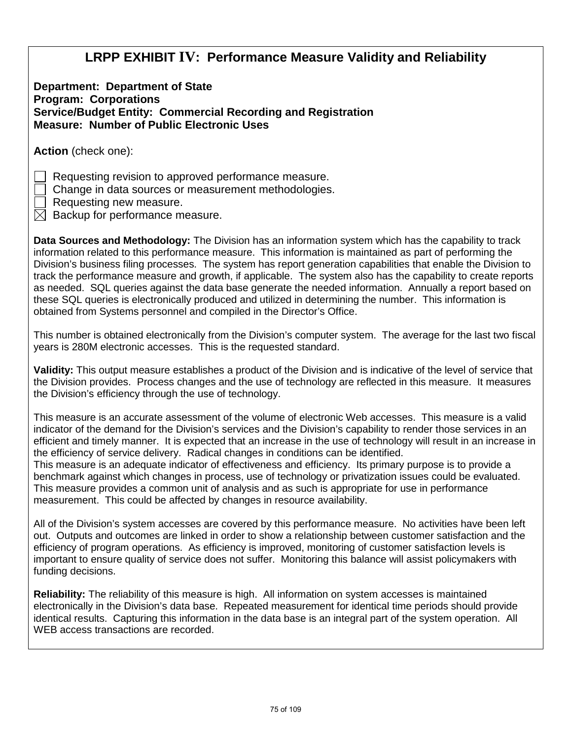# LRPP EXHIBIT IV: Performance Measure Validity and Reliability

**Department: Department of State**
**Program: Corporations**
**Service/Budget Entity: Commercial Recording and Registration**
**Measure: Number of Public Electronic Uses**

**Action** (check one):

- ☐ Requesting revision to approved performance measure.
- ☐ Change in data sources or measurement methodologies.
- ☐ Requesting new measure.
- ☒ Backup for performance measure.

**Data Sources and Methodology:** The Division has an information system which has the capability to track information related to this performance measure. This information is maintained as part of performing the Division's business filing processes. The system has report generation capabilities that enable the Division to track the performance measure and growth, if applicable. The system also has the capability to create reports as needed. SQL queries against the data base generate the needed information. Annually a report based on these SQL queries is electronically produced and utilized in determining the number. This information is obtained from Systems personnel and compiled in the Director's Office.

This number is obtained electronically from the Division's computer system. The average for the last two fiscal years is 280M electronic accesses. This is the requested standard.

**Validity:** This output measure establishes a product of the Division and is indicative of the level of service that the Division provides. Process changes and the use of technology are reflected in this measure. It measures the Division's efficiency through the use of technology.

This measure is an accurate assessment of the volume of electronic Web accesses. This measure is a valid indicator of the demand for the Division's services and the Division's capability to render those services in an efficient and timely manner. It is expected that an increase in the use of technology will result in an increase in the efficiency of service delivery. Radical changes in conditions can be identified.
This measure is an adequate indicator of effectiveness and efficiency. Its primary purpose is to provide a benchmark against which changes in process, use of technology or privatization issues could be evaluated. This measure provides a common unit of analysis and as such is appropriate for use in performance measurement. This could be affected by changes in resource availability.

All of the Division's system accesses are covered by this performance measure. No activities have been left out. Outputs and outcomes are linked in order to show a relationship between customer satisfaction and the efficiency of program operations. As efficiency is improved, monitoring of customer satisfaction levels is important to ensure quality of service does not suffer. Monitoring this balance will assist policymakers with funding decisions.

**Reliability:** The reliability of this measure is high. All information on system accesses is maintained electronically in the Division's data base. Repeated measurement for identical time periods should provide identical results. Capturing this information in the data base is an integral part of the system operation. All WEB access transactions are recorded.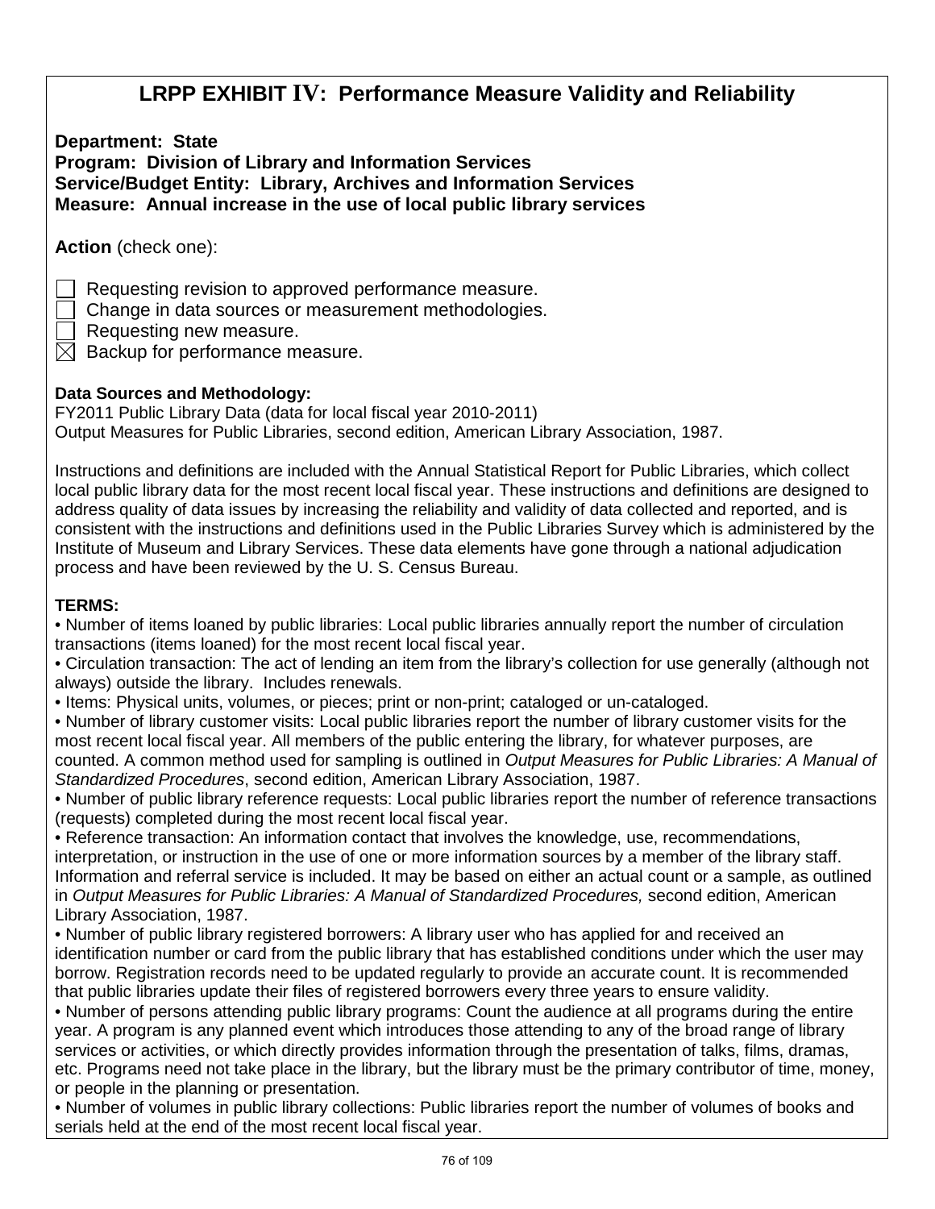# LRPP EXHIBIT IV: Performance Measure Validity and Reliability

**Department: State**
**Program: Division of Library and Information Services**
**Service/Budget Entity: Library, Archives and Information Services**
**Measure: Annual increase in the use of local public library services**

**Action** (check one):

- [ ] Requesting revision to approved performance measure.
- [ ] Change in data sources or measurement methodologies.
- [ ] Requesting new measure.
- [x] Backup for performance measure.

**Data Sources and Methodology:**
FY2011 Public Library Data (data for local fiscal year 2010-2011)
Output Measures for Public Libraries, second edition, American Library Association, 1987.

Instructions and definitions are included with the Annual Statistical Report for Public Libraries, which collect local public library data for the most recent local fiscal year. These instructions and definitions are designed to address quality of data issues by increasing the reliability and validity of data collected and reported, and is consistent with the instructions and definitions used in the Public Libraries Survey which is administered by the Institute of Museum and Library Services. These data elements have gone through a national adjudication process and have been reviewed by the U. S. Census Bureau.

**TERMS:**

- Number of items loaned by public libraries: Local public libraries annually report the number of circulation transactions (items loaned) for the most recent local fiscal year.
- Circulation transaction: The act of lending an item from the library's collection for use generally (although not always) outside the library. Includes renewals.
- Items: Physical units, volumes, or pieces; print or non-print; cataloged or un-cataloged.
- Number of library customer visits: Local public libraries report the number of library customer visits for the most recent local fiscal year. All members of the public entering the library, for whatever purposes, are counted. A common method used for sampling is outlined in *Output Measures for Public Libraries: A Manual of Standardized Procedures*, second edition, American Library Association, 1987.
- Number of public library reference requests: Local public libraries report the number of reference transactions (requests) completed during the most recent local fiscal year.
- Reference transaction: An information contact that involves the knowledge, use, recommendations, interpretation, or instruction in the use of one or more information sources by a member of the library staff. Information and referral service is included. It may be based on either an actual count or a sample, as outlined in *Output Measures for Public Libraries: A Manual of Standardized Procedures,* second edition, American Library Association, 1987.
- Number of public library registered borrowers: A library user who has applied for and received an identification number or card from the public library that has established conditions under which the user may borrow. Registration records need to be updated regularly to provide an accurate count. It is recommended that public libraries update their files of registered borrowers every three years to ensure validity.
- Number of persons attending public library programs: Count the audience at all programs during the entire year. A program is any planned event which introduces those attending to any of the broad range of library services or activities, or which directly provides information through the presentation of talks, films, dramas, etc. Programs need not take place in the library, but the library must be the primary contributor of time, money, or people in the planning or presentation.
- Number of volumes in public library collections: Public libraries report the number of volumes of books and serials held at the end of the most recent local fiscal year.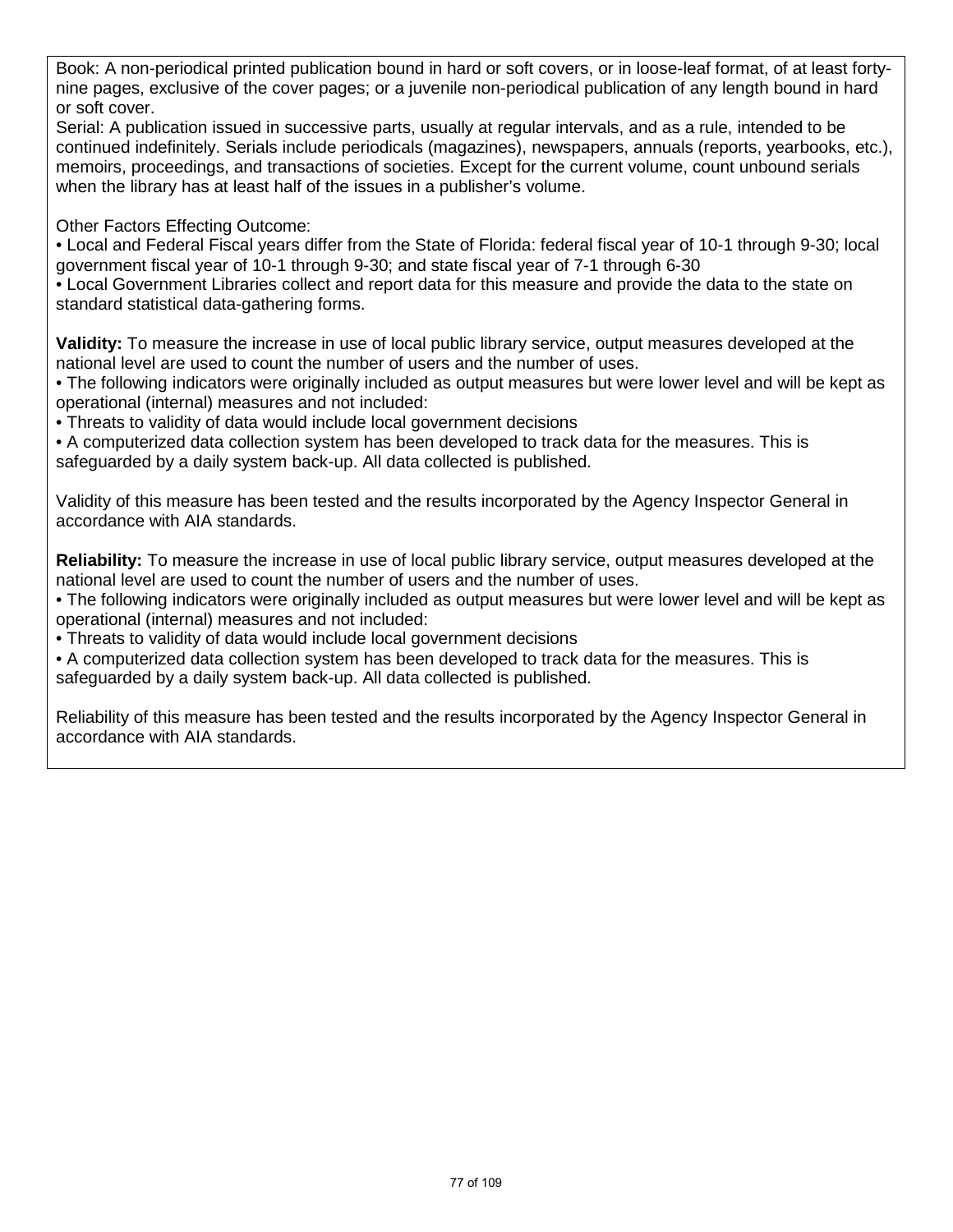Book: A non-periodical printed publication bound in hard or soft covers, or in loose-leaf format, of at least forty-nine pages, exclusive of the cover pages; or a juvenile non-periodical publication of any length bound in hard or soft cover.
Serial: A publication issued in successive parts, usually at regular intervals, and as a rule, intended to be continued indefinitely. Serials include periodicals (magazines), newspapers, annuals (reports, yearbooks, etc.), memoirs, proceedings, and transactions of societies. Except for the current volume, count unbound serials when the library has at least half of the issues in a publisher's volume.

Other Factors Effecting Outcome:
• Local and Federal Fiscal years differ from the State of Florida: federal fiscal year of 10-1 through 9-30; local government fiscal year of 10-1 through 9-30; and state fiscal year of 7-1 through 6-30
• Local Government Libraries collect and report data for this measure and provide the data to the state on standard statistical data-gathering forms.

**Validity:** To measure the increase in use of local public library service, output measures developed at the national level are used to count the number of users and the number of uses.
• The following indicators were originally included as output measures but were lower level and will be kept as operational (internal) measures and not included:
• Threats to validity of data would include local government decisions
• A computerized data collection system has been developed to track data for the measures. This is safeguarded by a daily system back-up. All data collected is published.

Validity of this measure has been tested and the results incorporated by the Agency Inspector General in accordance with AIA standards.

**Reliability:** To measure the increase in use of local public library service, output measures developed at the national level are used to count the number of users and the number of uses.
• The following indicators were originally included as output measures but were lower level and will be kept as operational (internal) measures and not included:
• Threats to validity of data would include local government decisions
• A computerized data collection system has been developed to track data for the measures. This is safeguarded by a daily system back-up. All data collected is published.

Reliability of this measure has been tested and the results incorporated by the Agency Inspector General in accordance with AIA standards.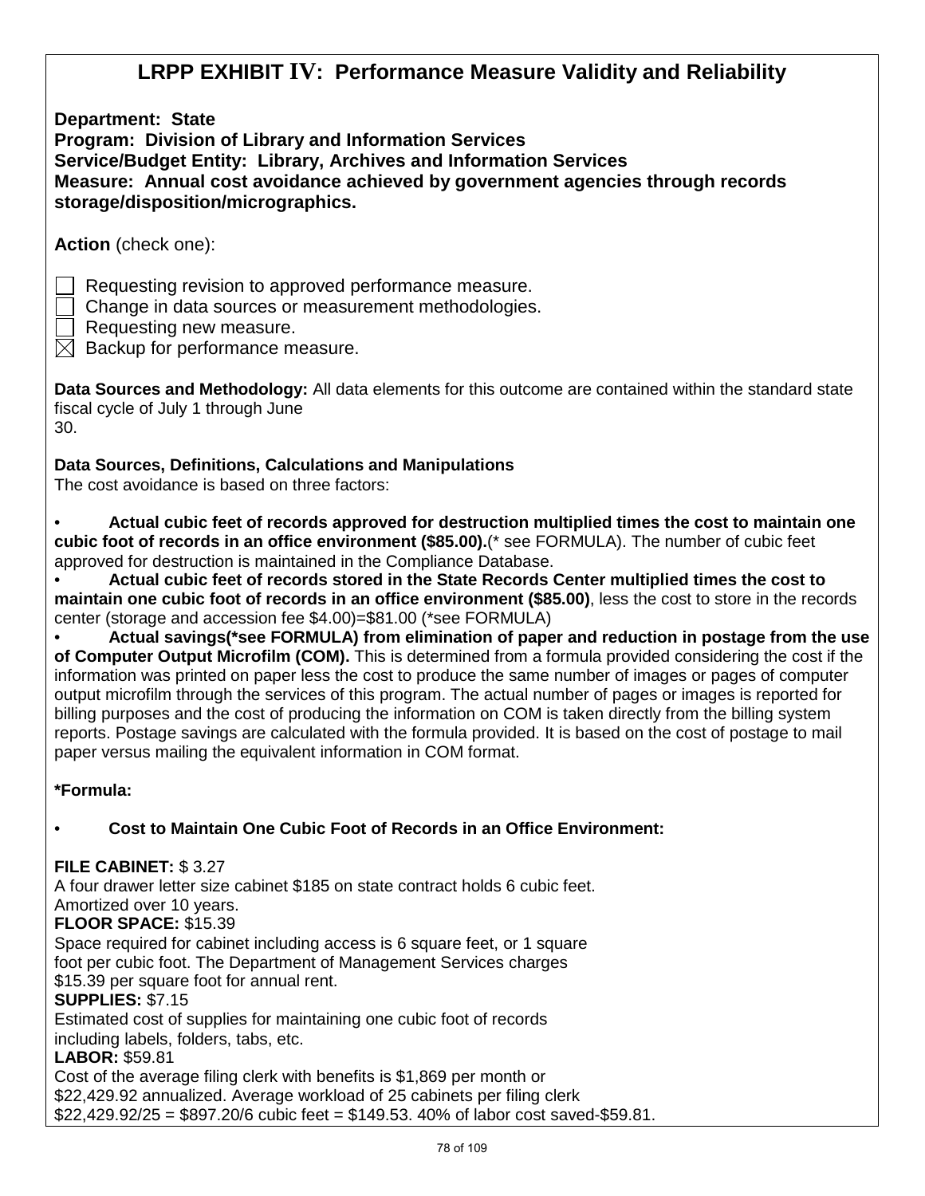# LRPP EXHIBIT IV: Performance Measure Validity and Reliability

**Department: State**
**Program: Division of Library and Information Services**
**Service/Budget Entity: Library, Archives and Information Services**
**Measure: Annual cost avoidance achieved by government agencies through records storage/disposition/micrographics.**

**Action** (check one):

- ☐ Requesting revision to approved performance measure.
- ☐ Change in data sources or measurement methodologies.
- ☐ Requesting new measure.
- ☒ Backup for performance measure.

**Data Sources and Methodology:** All data elements for this outcome are contained within the standard state fiscal cycle of July 1 through June 30.

**Data Sources, Definitions, Calculations and Manipulations**
The cost avoidance is based on three factors:

- **Actual cubic feet of records approved for destruction multiplied times the cost to maintain one cubic foot of records in an office environment ($85.00).**(* see FORMULA). The number of cubic feet approved for destruction is maintained in the Compliance Database.
- **Actual cubic feet of records stored in the State Records Center multiplied times the cost to maintain one cubic foot of records in an office environment ($85.00)**, less the cost to store in the records center (storage and accession fee $4.00)=$81.00 (*see FORMULA)
- **Actual savings(*see FORMULA) from elimination of paper and reduction in postage from the use of Computer Output Microfilm (COM).** This is determined from a formula provided considering the cost if the information was printed on paper less the cost to produce the same number of images or pages of computer output microfilm through the services of this program. The actual number of pages or images is reported for billing purposes and the cost of producing the information on COM is taken directly from the billing system reports. Postage savings are calculated with the formula provided. It is based on the cost of postage to mail paper versus mailing the equivalent information in COM format.

**\*Formula:**

- **Cost to Maintain One Cubic Foot of Records in an Office Environment:**

**FILE CABINET:** $ 3.27
A four drawer letter size cabinet $185 on state contract holds 6 cubic feet.
Amortized over 10 years.
**FLOOR SPACE:** $15.39
Space required for cabinet including access is 6 square feet, or 1 square foot per cubic foot. The Department of Management Services charges $15.39 per square foot for annual rent.
**SUPPLIES:** $7.15
Estimated cost of supplies for maintaining one cubic foot of records including labels, folders, tabs, etc.
**LABOR:** $59.81
Cost of the average filing clerk with benefits is $1,869 per month or $22,429.92 annualized. Average workload of 25 cabinets per filing clerk $22,429.92/25 = $897.20/6 cubic feet = $149.53. 40% of labor cost saved-$59.81.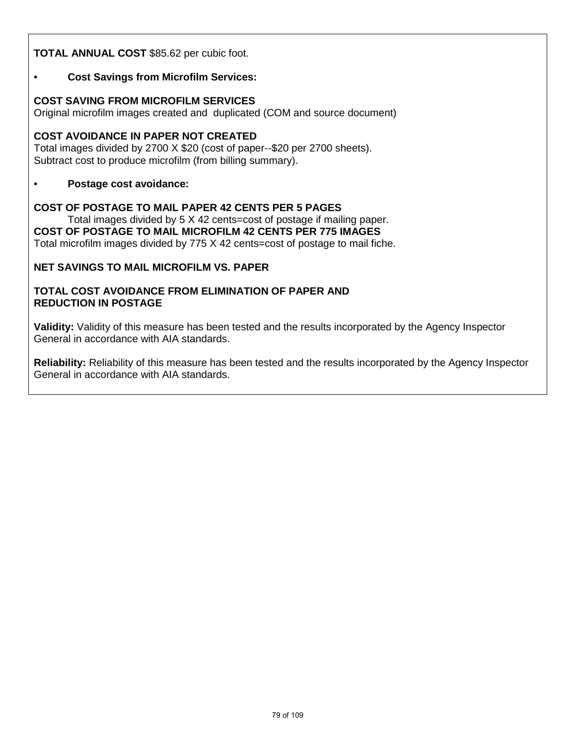**TOTAL ANNUAL COST** $85.62 per cubic foot.

- **Cost Savings from Microfilm Services:**

**COST SAVING FROM MICROFILM SERVICES**
Original microfilm images created and duplicated (COM and source document)

**COST AVOIDANCE IN PAPER NOT CREATED**
Total images divided by 2700 X $20 (cost of paper--$20 per 2700 sheets).
Subtract cost to produce microfilm (from billing summary).

- **Postage cost avoidance:**

**COST OF POSTAGE TO MAIL PAPER 42 CENTS PER 5 PAGES**
Total images divided by 5 X 42 cents=cost of postage if mailing paper.
**COST OF POSTAGE TO MAIL MICROFILM 42 CENTS PER 775 IMAGES**
Total microfilm images divided by 775 X 42 cents=cost of postage to mail fiche.

**NET SAVINGS TO MAIL MICROFILM VS. PAPER**

**TOTAL COST AVOIDANCE FROM ELIMINATION OF PAPER AND REDUCTION IN POSTAGE**

**Validity:** Validity of this measure has been tested and the results incorporated by the Agency Inspector General in accordance with AIA standards.

**Reliability:** Reliability of this measure has been tested and the results incorporated by the Agency Inspector General in accordance with AIA standards.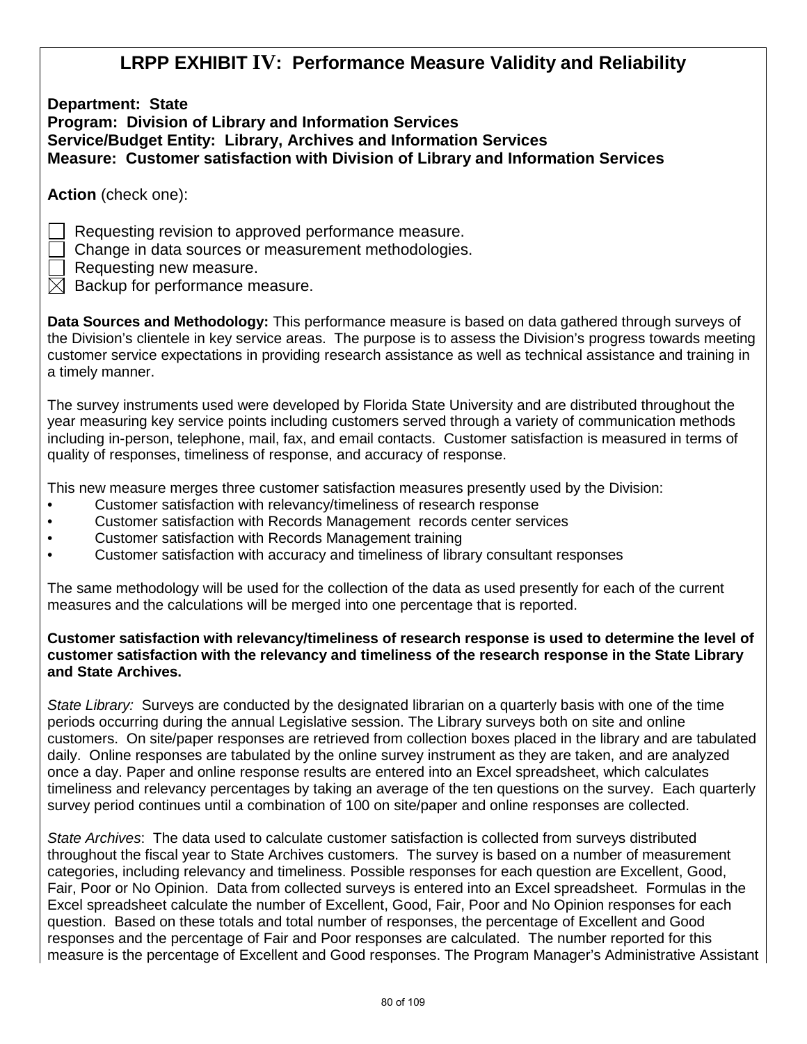# LRPP EXHIBIT IV: Performance Measure Validity and Reliability

**Department: State**
**Program: Division of Library and Information Services**
**Service/Budget Entity: Library, Archives and Information Services**
**Measure: Customer satisfaction with Division of Library and Information Services**

**Action** (check one):

- ☐ Requesting revision to approved performance measure.
- ☐ Change in data sources or measurement methodologies.
- ☐ Requesting new measure.
- ☒ Backup for performance measure.

**Data Sources and Methodology:** This performance measure is based on data gathered through surveys of the Division's clientele in key service areas. The purpose is to assess the Division's progress towards meeting customer service expectations in providing research assistance as well as technical assistance and training in a timely manner.

The survey instruments used were developed by Florida State University and are distributed throughout the year measuring key service points including customers served through a variety of communication methods including in-person, telephone, mail, fax, and email contacts. Customer satisfaction is measured in terms of quality of responses, timeliness of response, and accuracy of response.

This new measure merges three customer satisfaction measures presently used by the Division:

- Customer satisfaction with relevancy/timeliness of research response
- Customer satisfaction with Records Management records center services
- Customer satisfaction with Records Management training
- Customer satisfaction with accuracy and timeliness of library consultant responses

The same methodology will be used for the collection of the data as used presently for each of the current measures and the calculations will be merged into one percentage that is reported.

**Customer satisfaction with relevancy/timeliness of research response is used to determine the level of customer satisfaction with the relevancy and timeliness of the research response in the State Library and State Archives.**

*State Library:* Surveys are conducted by the designated librarian on a quarterly basis with one of the time periods occurring during the annual Legislative session. The Library surveys both on site and online customers. On site/paper responses are retrieved from collection boxes placed in the library and are tabulated daily. Online responses are tabulated by the online survey instrument as they are taken, and are analyzed once a day. Paper and online response results are entered into an Excel spreadsheet, which calculates timeliness and relevancy percentages by taking an average of the ten questions on the survey. Each quarterly survey period continues until a combination of 100 on site/paper and online responses are collected.

*State Archives*: The data used to calculate customer satisfaction is collected from surveys distributed throughout the fiscal year to State Archives customers. The survey is based on a number of measurement categories, including relevancy and timeliness. Possible responses for each question are Excellent, Good, Fair, Poor or No Opinion. Data from collected surveys is entered into an Excel spreadsheet. Formulas in the Excel spreadsheet calculate the number of Excellent, Good, Fair, Poor and No Opinion responses for each question. Based on these totals and total number of responses, the percentage of Excellent and Good responses and the percentage of Fair and Poor responses are calculated. The number reported for this measure is the percentage of Excellent and Good responses. The Program Manager's Administrative Assistant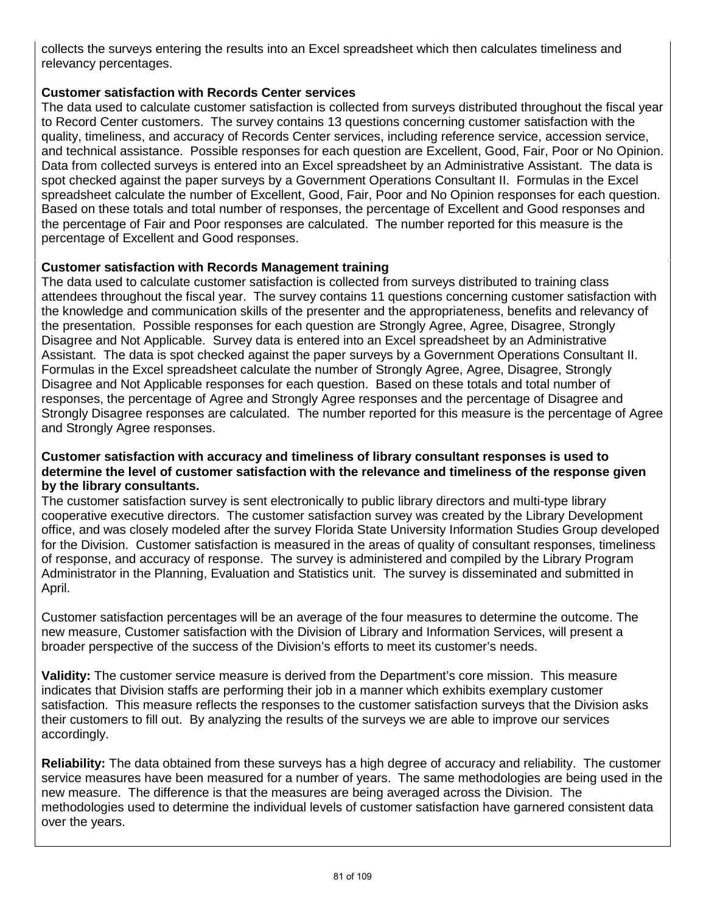collects the surveys entering the results into an Excel spreadsheet which then calculates timeliness and relevancy percentages.

**Customer satisfaction with Records Center services**

The data used to calculate customer satisfaction is collected from surveys distributed throughout the fiscal year to Record Center customers. The survey contains 13 questions concerning customer satisfaction with the quality, timeliness, and accuracy of Records Center services, including reference service, accession service, and technical assistance. Possible responses for each question are Excellent, Good, Fair, Poor or No Opinion. Data from collected surveys is entered into an Excel spreadsheet by an Administrative Assistant. The data is spot checked against the paper surveys by a Government Operations Consultant II. Formulas in the Excel spreadsheet calculate the number of Excellent, Good, Fair, Poor and No Opinion responses for each question. Based on these totals and total number of responses, the percentage of Excellent and Good responses and the percentage of Fair and Poor responses are calculated. The number reported for this measure is the percentage of Excellent and Good responses.

**Customer satisfaction with Records Management training**

The data used to calculate customer satisfaction is collected from surveys distributed to training class attendees throughout the fiscal year. The survey contains 11 questions concerning customer satisfaction with the knowledge and communication skills of the presenter and the appropriateness, benefits and relevancy of the presentation. Possible responses for each question are Strongly Agree, Agree, Disagree, Strongly Disagree and Not Applicable. Survey data is entered into an Excel spreadsheet by an Administrative Assistant. The data is spot checked against the paper surveys by a Government Operations Consultant II. Formulas in the Excel spreadsheet calculate the number of Strongly Agree, Agree, Disagree, Strongly Disagree and Not Applicable responses for each question. Based on these totals and total number of responses, the percentage of Agree and Strongly Agree responses and the percentage of Disagree and Strongly Disagree responses are calculated. The number reported for this measure is the percentage of Agree and Strongly Agree responses.

**Customer satisfaction with accuracy and timeliness of library consultant responses is used to determine the level of customer satisfaction with the relevance and timeliness of the response given by the library consultants.**

The customer satisfaction survey is sent electronically to public library directors and multi-type library cooperative executive directors. The customer satisfaction survey was created by the Library Development office, and was closely modeled after the survey Florida State University Information Studies Group developed for the Division. Customer satisfaction is measured in the areas of quality of consultant responses, timeliness of response, and accuracy of response. The survey is administered and compiled by the Library Program Administrator in the Planning, Evaluation and Statistics unit. The survey is disseminated and submitted in April.

Customer satisfaction percentages will be an average of the four measures to determine the outcome. The new measure, Customer satisfaction with the Division of Library and Information Services, will present a broader perspective of the success of the Division's efforts to meet its customer's needs.

**Validity:** The customer service measure is derived from the Department's core mission. This measure indicates that Division staffs are performing their job in a manner which exhibits exemplary customer satisfaction. This measure reflects the responses to the customer satisfaction surveys that the Division asks their customers to fill out. By analyzing the results of the surveys we are able to improve our services accordingly.

**Reliability:** The data obtained from these surveys has a high degree of accuracy and reliability. The customer service measures have been measured for a number of years. The same methodologies are being used in the new measure. The difference is that the measures are being averaged across the Division. The methodologies used to determine the individual levels of customer satisfaction have garnered consistent data over the years.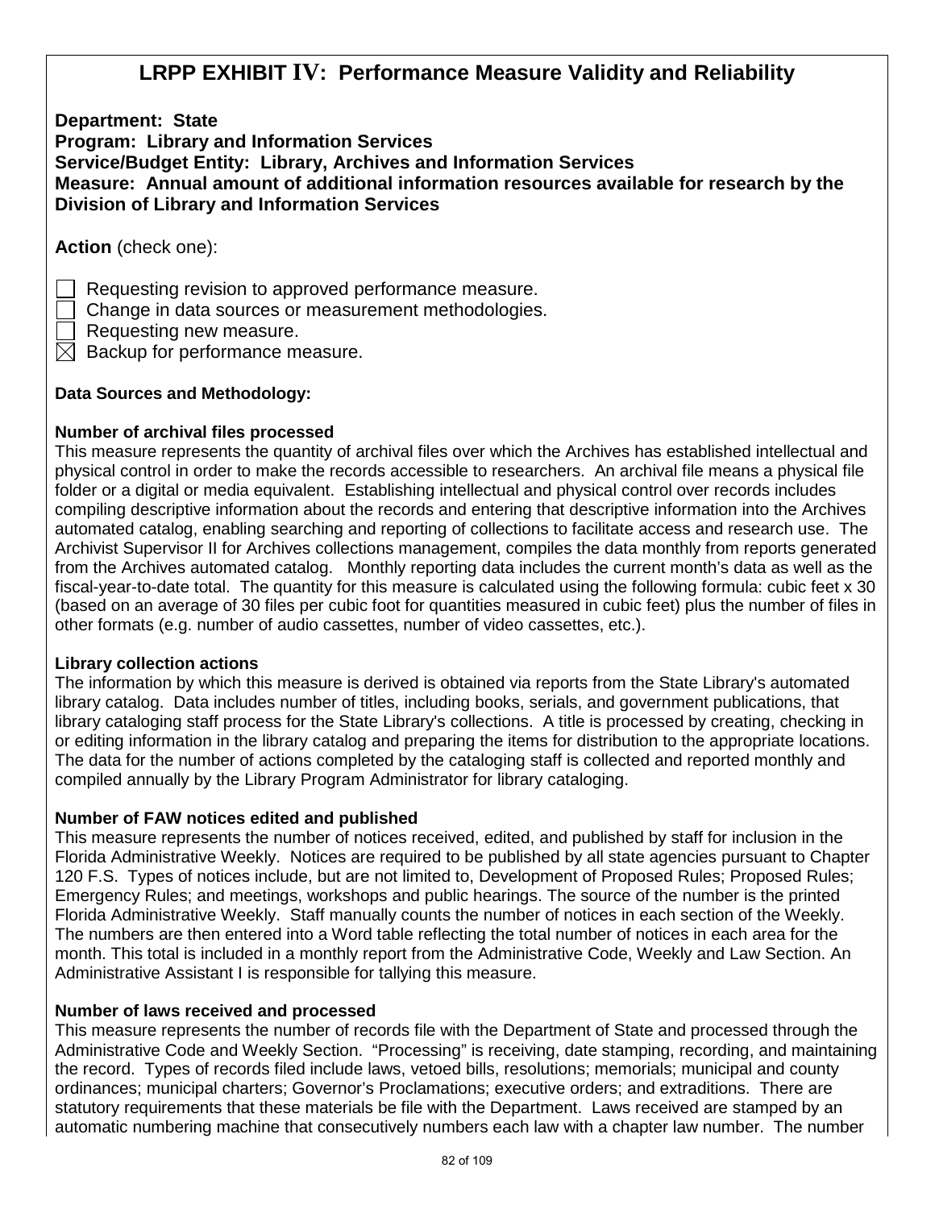# LRPP EXHIBIT IV: Performance Measure Validity and Reliability

**Department: State**
**Program: Library and Information Services**
**Service/Budget Entity: Library, Archives and Information Services**
**Measure: Annual amount of additional information resources available for research by the Division of Library and Information Services**

**Action** (check one):

- ☐ Requesting revision to approved performance measure.
- ☐ Change in data sources or measurement methodologies.
- ☐ Requesting new measure.
- ☒ Backup for performance measure.

**Data Sources and Methodology:**

**Number of archival files processed**
This measure represents the quantity of archival files over which the Archives has established intellectual and physical control in order to make the records accessible to researchers. An archival file means a physical file folder or a digital or media equivalent. Establishing intellectual and physical control over records includes compiling descriptive information about the records and entering that descriptive information into the Archives automated catalog, enabling searching and reporting of collections to facilitate access and research use. The Archivist Supervisor II for Archives collections management, compiles the data monthly from reports generated from the Archives automated catalog. Monthly reporting data includes the current month's data as well as the fiscal-year-to-date total. The quantity for this measure is calculated using the following formula: cubic feet x 30 (based on an average of 30 files per cubic foot for quantities measured in cubic feet) plus the number of files in other formats (e.g. number of audio cassettes, number of video cassettes, etc.).

**Library collection actions**
The information by which this measure is derived is obtained via reports from the State Library's automated library catalog. Data includes number of titles, including books, serials, and government publications, that library cataloging staff process for the State Library's collections. A title is processed by creating, checking in or editing information in the library catalog and preparing the items for distribution to the appropriate locations. The data for the number of actions completed by the cataloging staff is collected and reported monthly and compiled annually by the Library Program Administrator for library cataloging.

**Number of FAW notices edited and published**
This measure represents the number of notices received, edited, and published by staff for inclusion in the Florida Administrative Weekly. Notices are required to be published by all state agencies pursuant to Chapter 120 F.S. Types of notices include, but are not limited to, Development of Proposed Rules; Proposed Rules; Emergency Rules; and meetings, workshops and public hearings. The source of the number is the printed Florida Administrative Weekly. Staff manually counts the number of notices in each section of the Weekly. The numbers are then entered into a Word table reflecting the total number of notices in each area for the month. This total is included in a monthly report from the Administrative Code, Weekly and Law Section. An Administrative Assistant I is responsible for tallying this measure.

**Number of laws received and processed**
This measure represents the number of records file with the Department of State and processed through the Administrative Code and Weekly Section. "Processing" is receiving, date stamping, recording, and maintaining the record. Types of records filed include laws, vetoed bills, resolutions; memorials; municipal and county ordinances; municipal charters; Governor's Proclamations; executive orders; and extraditions. There are statutory requirements that these materials be file with the Department. Laws received are stamped by an automatic numbering machine that consecutively numbers each law with a chapter law number. The number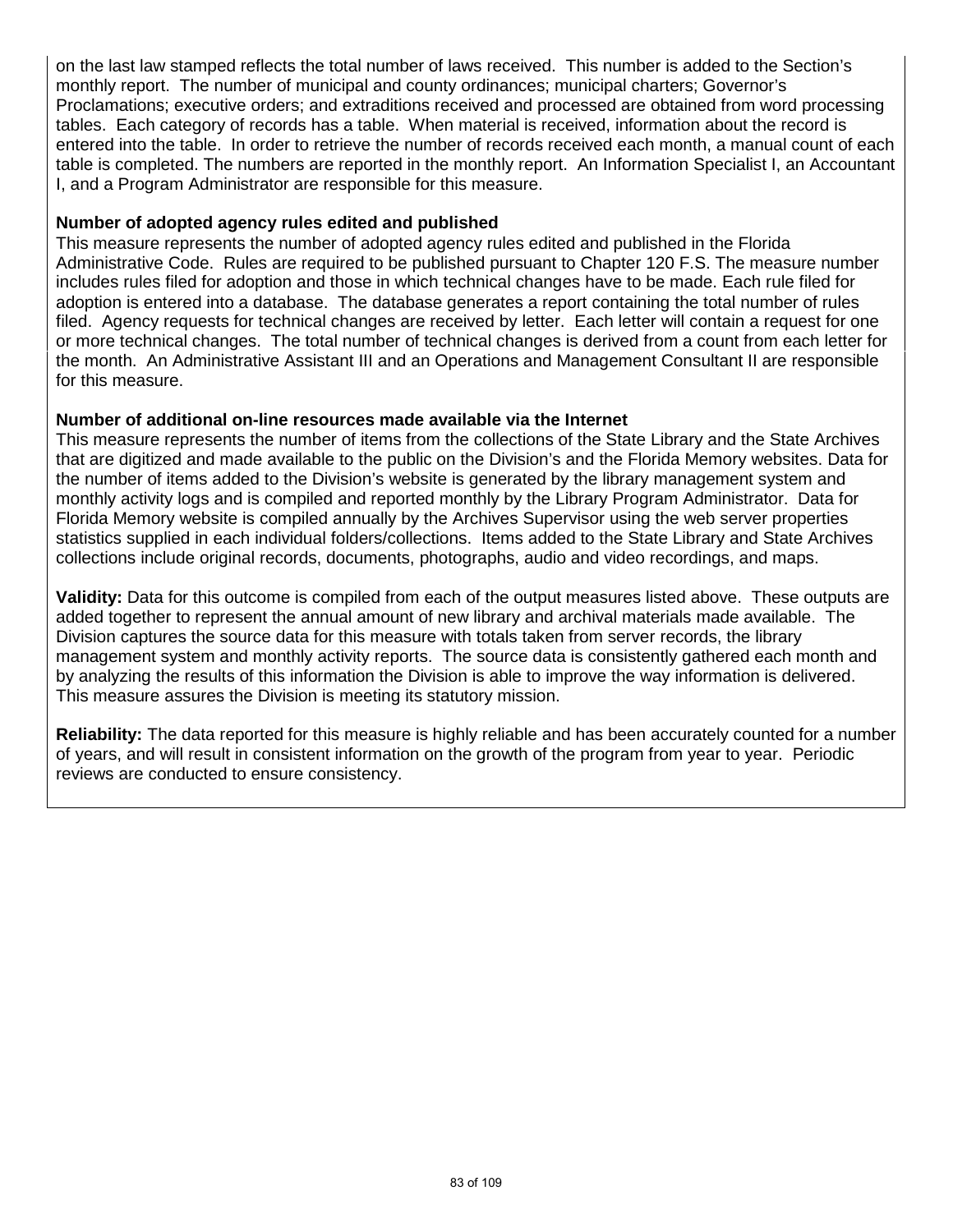on the last law stamped reflects the total number of laws received. This number is added to the Section's monthly report. The number of municipal and county ordinances; municipal charters; Governor's Proclamations; executive orders; and extraditions received and processed are obtained from word processing tables. Each category of records has a table. When material is received, information about the record is entered into the table. In order to retrieve the number of records received each month, a manual count of each table is completed. The numbers are reported in the monthly report. An Information Specialist I, an Accountant I, and a Program Administrator are responsible for this measure.

**Number of adopted agency rules edited and published**
This measure represents the number of adopted agency rules edited and published in the Florida Administrative Code. Rules are required to be published pursuant to Chapter 120 F.S. The measure number includes rules filed for adoption and those in which technical changes have to be made. Each rule filed for adoption is entered into a database. The database generates a report containing the total number of rules filed. Agency requests for technical changes are received by letter. Each letter will contain a request for one or more technical changes. The total number of technical changes is derived from a count from each letter for the month. An Administrative Assistant III and an Operations and Management Consultant II are responsible for this measure.

**Number of additional on-line resources made available via the Internet**
This measure represents the number of items from the collections of the State Library and the State Archives that are digitized and made available to the public on the Division's and the Florida Memory websites. Data for the number of items added to the Division's website is generated by the library management system and monthly activity logs and is compiled and reported monthly by the Library Program Administrator. Data for Florida Memory website is compiled annually by the Archives Supervisor using the web server properties statistics supplied in each individual folders/collections. Items added to the State Library and State Archives collections include original records, documents, photographs, audio and video recordings, and maps.

**Validity:** Data for this outcome is compiled from each of the output measures listed above. These outputs are added together to represent the annual amount of new library and archival materials made available. The Division captures the source data for this measure with totals taken from server records, the library management system and monthly activity reports. The source data is consistently gathered each month and by analyzing the results of this information the Division is able to improve the way information is delivered. This measure assures the Division is meeting its statutory mission.

**Reliability:** The data reported for this measure is highly reliable and has been accurately counted for a number of years, and will result in consistent information on the growth of the program from year to year. Periodic reviews are conducted to ensure consistency.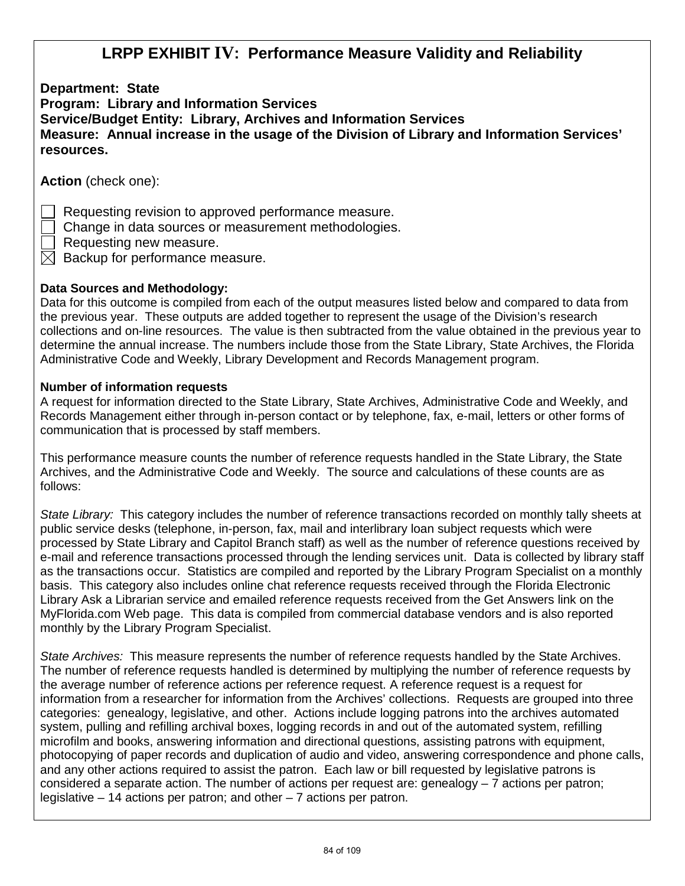# LRPP EXHIBIT IV: Performance Measure Validity and Reliability

**Department: State**
**Program: Library and Information Services**
**Service/Budget Entity: Library, Archives and Information Services**
**Measure: Annual increase in the usage of the Division of Library and Information Services' resources.**

**Action** (check one):

- ☐ Requesting revision to approved performance measure.
- ☐ Change in data sources or measurement methodologies.
- ☐ Requesting new measure.
- ☒ Backup for performance measure.

**Data Sources and Methodology:**
Data for this outcome is compiled from each of the output measures listed below and compared to data from the previous year. These outputs are added together to represent the usage of the Division's research collections and on-line resources. The value is then subtracted from the value obtained in the previous year to determine the annual increase. The numbers include those from the State Library, State Archives, the Florida Administrative Code and Weekly, Library Development and Records Management program.

**Number of information requests**
A request for information directed to the State Library, State Archives, Administrative Code and Weekly, and Records Management either through in-person contact or by telephone, fax, e-mail, letters or other forms of communication that is processed by staff members.

This performance measure counts the number of reference requests handled in the State Library, the State Archives, and the Administrative Code and Weekly. The source and calculations of these counts are as follows:

*State Library:* This category includes the number of reference transactions recorded on monthly tally sheets at public service desks (telephone, in-person, fax, mail and interlibrary loan subject requests which were processed by State Library and Capitol Branch staff) as well as the number of reference questions received by e-mail and reference transactions processed through the lending services unit. Data is collected by library staff as the transactions occur. Statistics are compiled and reported by the Library Program Specialist on a monthly basis. This category also includes online chat reference requests received through the Florida Electronic Library Ask a Librarian service and emailed reference requests received from the Get Answers link on the MyFlorida.com Web page. This data is compiled from commercial database vendors and is also reported monthly by the Library Program Specialist.

*State Archives:* This measure represents the number of reference requests handled by the State Archives. The number of reference requests handled is determined by multiplying the number of reference requests by the average number of reference actions per reference request. A reference request is a request for information from a researcher for information from the Archives' collections. Requests are grouped into three categories: genealogy, legislative, and other. Actions include logging patrons into the archives automated system, pulling and refilling archival boxes, logging records in and out of the automated system, refilling microfilm and books, answering information and directional questions, assisting patrons with equipment, photocopying of paper records and duplication of audio and video, answering correspondence and phone calls, and any other actions required to assist the patron. Each law or bill requested by legislative patrons is considered a separate action. The number of actions per request are: genealogy – 7 actions per patron; legislative – 14 actions per patron; and other – 7 actions per patron.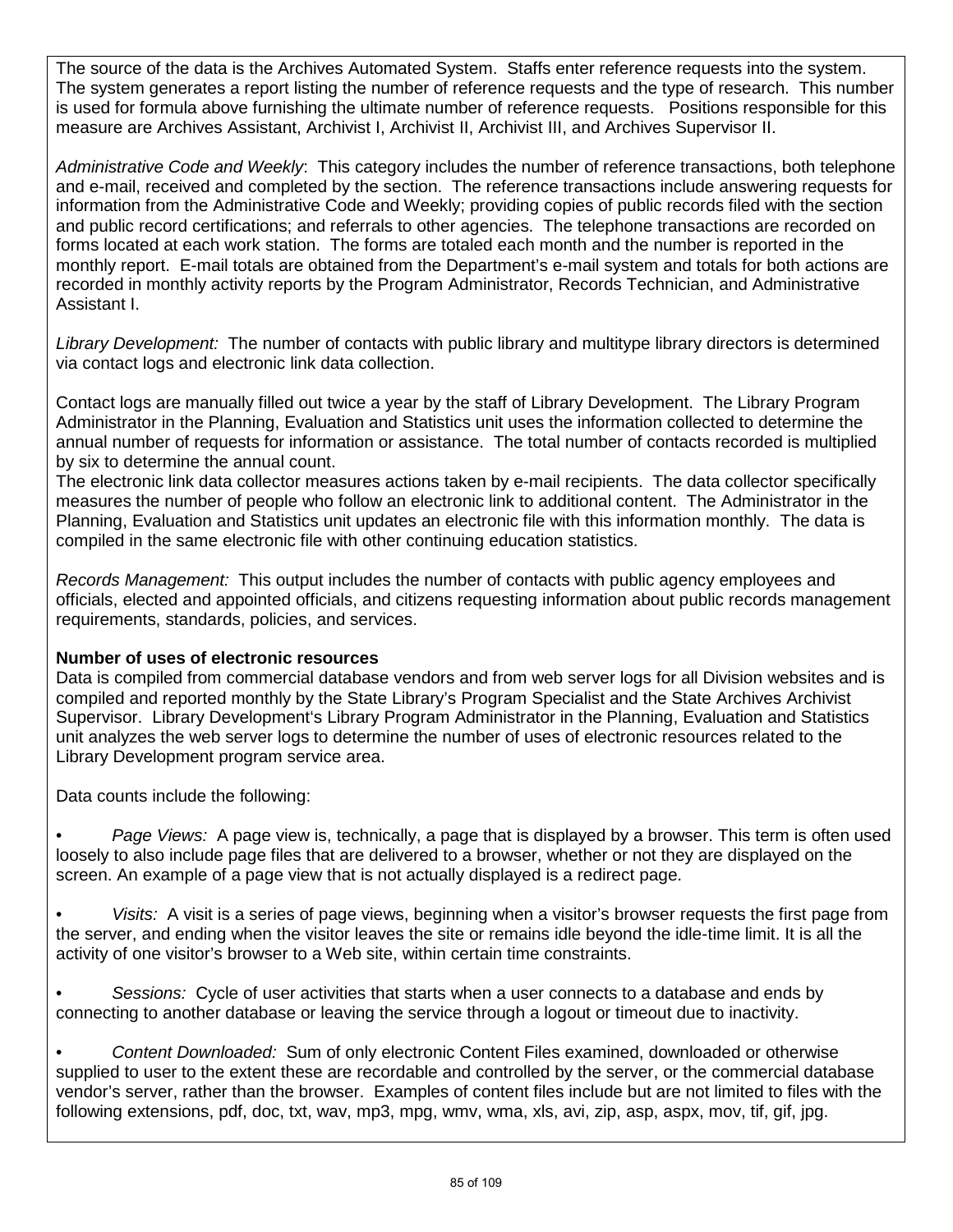The source of the data is the Archives Automated System. Staffs enter reference requests into the system. The system generates a report listing the number of reference requests and the type of research. This number is used for formula above furnishing the ultimate number of reference requests. Positions responsible for this measure are Archives Assistant, Archivist I, Archivist II, Archivist III, and Archives Supervisor II.

*Administrative Code and Weekly*: This category includes the number of reference transactions, both telephone and e-mail, received and completed by the section. The reference transactions include answering requests for information from the Administrative Code and Weekly; providing copies of public records filed with the section and public record certifications; and referrals to other agencies. The telephone transactions are recorded on forms located at each work station. The forms are totaled each month and the number is reported in the monthly report. E-mail totals are obtained from the Department's e-mail system and totals for both actions are recorded in monthly activity reports by the Program Administrator, Records Technician, and Administrative Assistant I.

*Library Development:* The number of contacts with public library and multitype library directors is determined via contact logs and electronic link data collection.

Contact logs are manually filled out twice a year by the staff of Library Development. The Library Program Administrator in the Planning, Evaluation and Statistics unit uses the information collected to determine the annual number of requests for information or assistance. The total number of contacts recorded is multiplied by six to determine the annual count.
The electronic link data collector measures actions taken by e-mail recipients. The data collector specifically measures the number of people who follow an electronic link to additional content. The Administrator in the Planning, Evaluation and Statistics unit updates an electronic file with this information monthly. The data is compiled in the same electronic file with other continuing education statistics.

*Records Management:* This output includes the number of contacts with public agency employees and officials, elected and appointed officials, and citizens requesting information about public records management requirements, standards, policies, and services.

**Number of uses of electronic resources**
Data is compiled from commercial database vendors and from web server logs for all Division websites and is compiled and reported monthly by the State Library's Program Specialist and the State Archives Archivist Supervisor. Library Development's Library Program Administrator in the Planning, Evaluation and Statistics unit analyzes the web server logs to determine the number of uses of electronic resources related to the Library Development program service area.

Data counts include the following:

- *Page Views:* A page view is, technically, a page that is displayed by a browser. This term is often used loosely to also include page files that are delivered to a browser, whether or not they are displayed on the screen. An example of a page view that is not actually displayed is a redirect page.

- *Visits:* A visit is a series of page views, beginning when a visitor's browser requests the first page from the server, and ending when the visitor leaves the site or remains idle beyond the idle-time limit. It is all the activity of one visitor's browser to a Web site, within certain time constraints.

- *Sessions:* Cycle of user activities that starts when a user connects to a database and ends by connecting to another database or leaving the service through a logout or timeout due to inactivity.

- *Content Downloaded:* Sum of only electronic Content Files examined, downloaded or otherwise supplied to user to the extent these are recordable and controlled by the server, or the commercial database vendor's server, rather than the browser. Examples of content files include but are not limited to files with the following extensions, pdf, doc, txt, wav, mp3, mpg, wmv, wma, xls, avi, zip, asp, aspx, mov, tif, gif, jpg.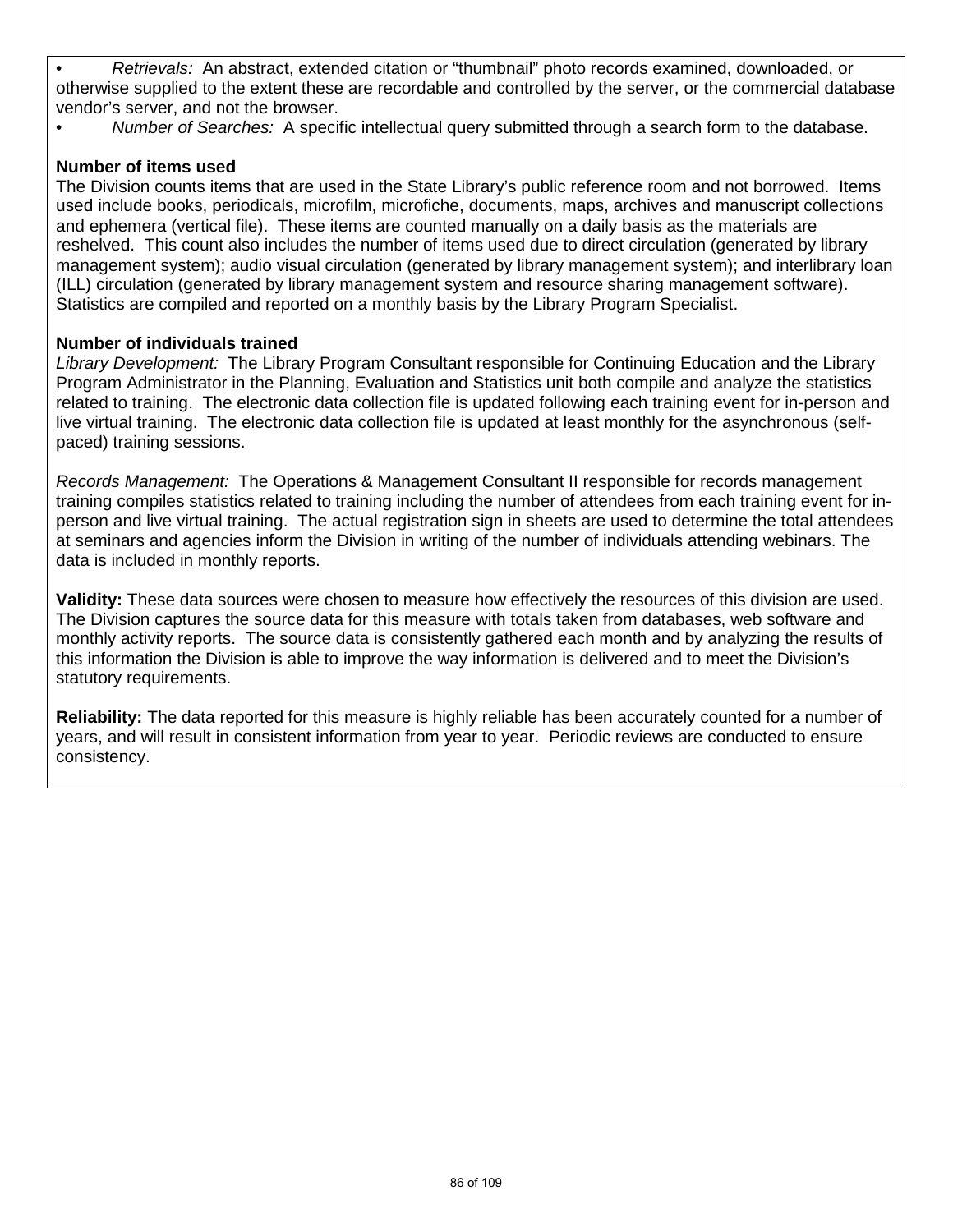- *Retrievals:* An abstract, extended citation or "thumbnail" photo records examined, downloaded, or otherwise supplied to the extent these are recordable and controlled by the server, or the commercial database vendor's server, and not the browser.
- *Number of Searches:* A specific intellectual query submitted through a search form to the database.

**Number of items used**
The Division counts items that are used in the State Library's public reference room and not borrowed. Items used include books, periodicals, microfilm, microfiche, documents, maps, archives and manuscript collections and ephemera (vertical file). These items are counted manually on a daily basis as the materials are reshelved. This count also includes the number of items used due to direct circulation (generated by library management system); audio visual circulation (generated by library management system); and interlibrary loan (ILL) circulation (generated by library management system and resource sharing management software). Statistics are compiled and reported on a monthly basis by the Library Program Specialist.

**Number of individuals trained**
*Library Development:* The Library Program Consultant responsible for Continuing Education and the Library Program Administrator in the Planning, Evaluation and Statistics unit both compile and analyze the statistics related to training. The electronic data collection file is updated following each training event for in-person and live virtual training. The electronic data collection file is updated at least monthly for the asynchronous (self-paced) training sessions.

*Records Management:* The Operations & Management Consultant II responsible for records management training compiles statistics related to training including the number of attendees from each training event for in-person and live virtual training. The actual registration sign in sheets are used to determine the total attendees at seminars and agencies inform the Division in writing of the number of individuals attending webinars. The data is included in monthly reports.

**Validity:** These data sources were chosen to measure how effectively the resources of this division are used. The Division captures the source data for this measure with totals taken from databases, web software and monthly activity reports. The source data is consistently gathered each month and by analyzing the results of this information the Division is able to improve the way information is delivered and to meet the Division's statutory requirements.

**Reliability:** The data reported for this measure is highly reliable has been accurately counted for a number of years, and will result in consistent information from year to year. Periodic reviews are conducted to ensure consistency.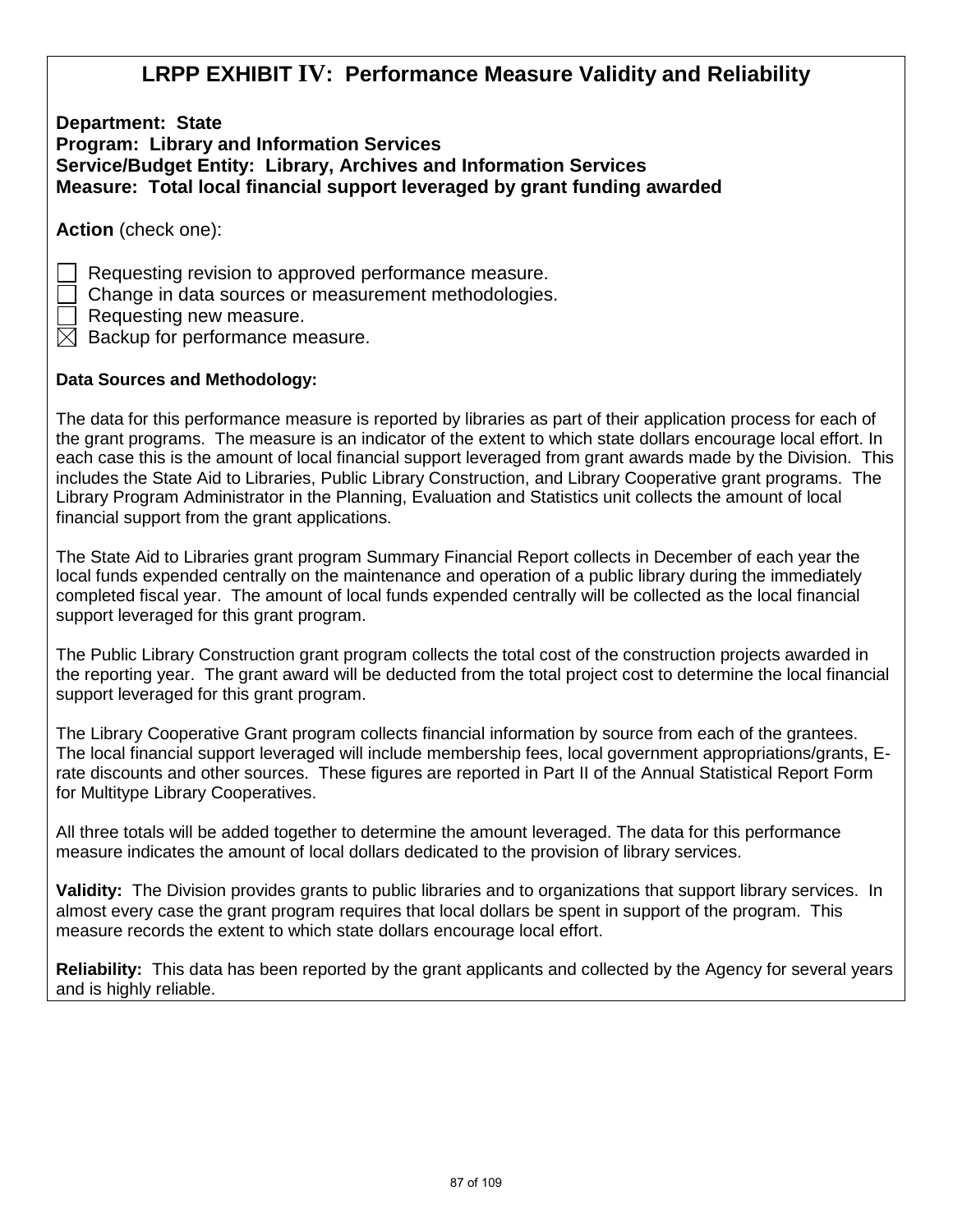# LRPP EXHIBIT IV: Performance Measure Validity and Reliability

**Department: State**
**Program: Library and Information Services**
**Service/Budget Entity: Library, Archives and Information Services**
**Measure: Total local financial support leveraged by grant funding awarded**

**Action** (check one):

- ☐ Requesting revision to approved performance measure.
- ☐ Change in data sources or measurement methodologies.
- ☐ Requesting new measure.
- ☒ Backup for performance measure.

**Data Sources and Methodology:**

The data for this performance measure is reported by libraries as part of their application process for each of the grant programs. The measure is an indicator of the extent to which state dollars encourage local effort. In each case this is the amount of local financial support leveraged from grant awards made by the Division. This includes the State Aid to Libraries, Public Library Construction, and Library Cooperative grant programs. The Library Program Administrator in the Planning, Evaluation and Statistics unit collects the amount of local financial support from the grant applications.

The State Aid to Libraries grant program Summary Financial Report collects in December of each year the local funds expended centrally on the maintenance and operation of a public library during the immediately completed fiscal year. The amount of local funds expended centrally will be collected as the local financial support leveraged for this grant program.

The Public Library Construction grant program collects the total cost of the construction projects awarded in the reporting year. The grant award will be deducted from the total project cost to determine the local financial support leveraged for this grant program.

The Library Cooperative Grant program collects financial information by source from each of the grantees. The local financial support leveraged will include membership fees, local government appropriations/grants, E-rate discounts and other sources. These figures are reported in Part II of the Annual Statistical Report Form for Multitype Library Cooperatives.

All three totals will be added together to determine the amount leveraged. The data for this performance measure indicates the amount of local dollars dedicated to the provision of library services.

**Validity:** The Division provides grants to public libraries and to organizations that support library services. In almost every case the grant program requires that local dollars be spent in support of the program. This measure records the extent to which state dollars encourage local effort.

**Reliability:** This data has been reported by the grant applicants and collected by the Agency for several years and is highly reliable.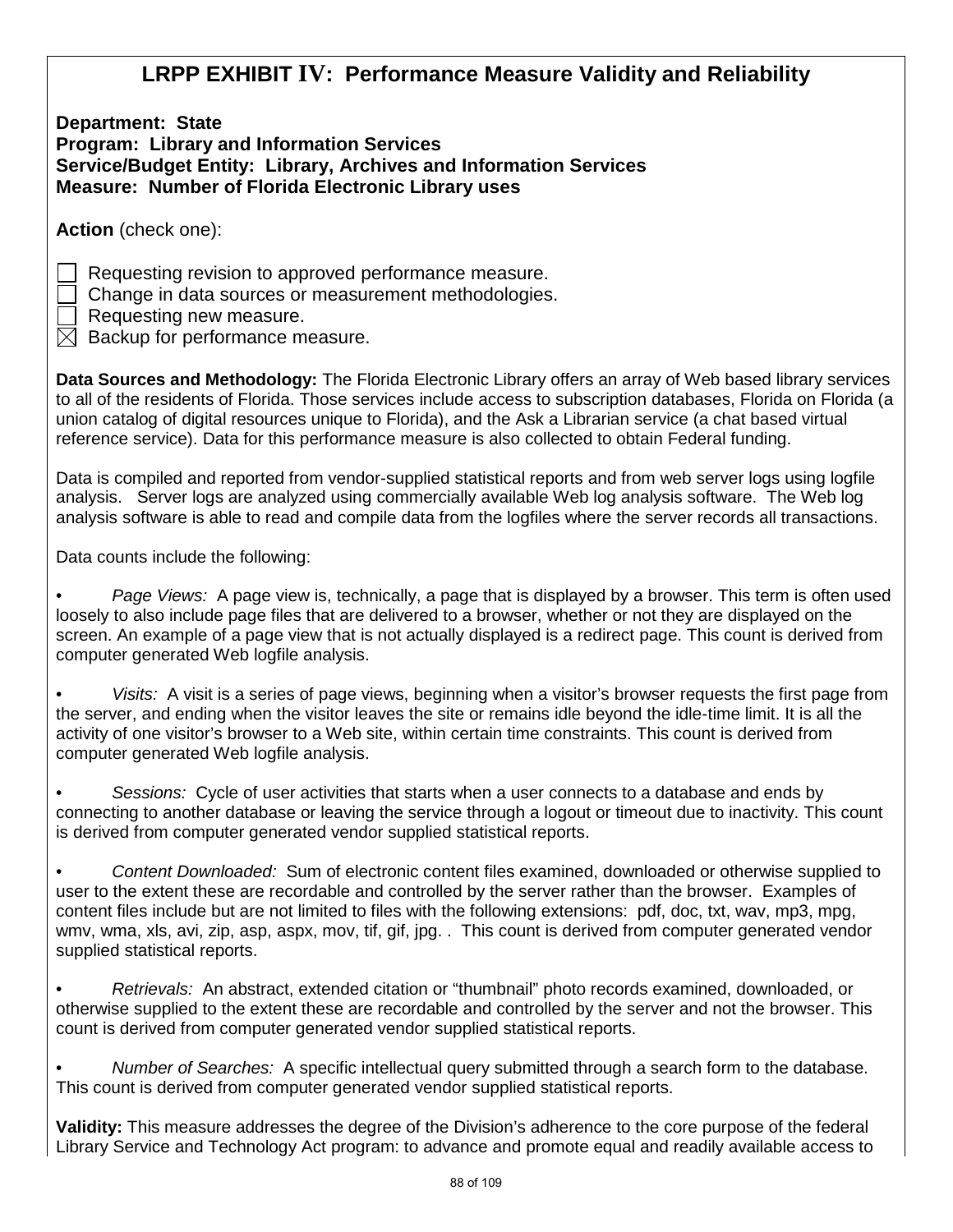# LRPP EXHIBIT IV: Performance Measure Validity and Reliability

**Department: State**
**Program: Library and Information Services**
**Service/Budget Entity: Library, Archives and Information Services**
**Measure: Number of Florida Electronic Library uses**

**Action** (check one):

- ☐ Requesting revision to approved performance measure.
- ☐ Change in data sources or measurement methodologies.
- ☐ Requesting new measure.
- ☒ Backup for performance measure.

**Data Sources and Methodology:** The Florida Electronic Library offers an array of Web based library services to all of the residents of Florida. Those services include access to subscription databases, Florida on Florida (a union catalog of digital resources unique to Florida), and the Ask a Librarian service (a chat based virtual reference service). Data for this performance measure is also collected to obtain Federal funding.

Data is compiled and reported from vendor-supplied statistical reports and from web server logs using logfile analysis. Server logs are analyzed using commercially available Web log analysis software. The Web log analysis software is able to read and compile data from the logfiles where the server records all transactions.

Data counts include the following:

- *Page Views:* A page view is, technically, a page that is displayed by a browser. This term is often used loosely to also include page files that are delivered to a browser, whether or not they are displayed on the screen. An example of a page view that is not actually displayed is a redirect page. This count is derived from computer generated Web logfile analysis.
- *Visits:* A visit is a series of page views, beginning when a visitor's browser requests the first page from the server, and ending when the visitor leaves the site or remains idle beyond the idle-time limit. It is all the activity of one visitor's browser to a Web site, within certain time constraints. This count is derived from computer generated Web logfile analysis.
- *Sessions:* Cycle of user activities that starts when a user connects to a database and ends by connecting to another database or leaving the service through a logout or timeout due to inactivity. This count is derived from computer generated vendor supplied statistical reports.
- *Content Downloaded:* Sum of electronic content files examined, downloaded or otherwise supplied to user to the extent these are recordable and controlled by the server rather than the browser. Examples of content files include but are not limited to files with the following extensions: pdf, doc, txt, wav, mp3, mpg, wmv, wma, xls, avi, zip, asp, aspx, mov, tif, gif, jpg. . This count is derived from computer generated vendor supplied statistical reports.
- *Retrievals:* An abstract, extended citation or "thumbnail" photo records examined, downloaded, or otherwise supplied to the extent these are recordable and controlled by the server and not the browser. This count is derived from computer generated vendor supplied statistical reports.
- *Number of Searches:* A specific intellectual query submitted through a search form to the database. This count is derived from computer generated vendor supplied statistical reports.

**Validity:** This measure addresses the degree of the Division's adherence to the core purpose of the federal Library Service and Technology Act program: to advance and promote equal and readily available access to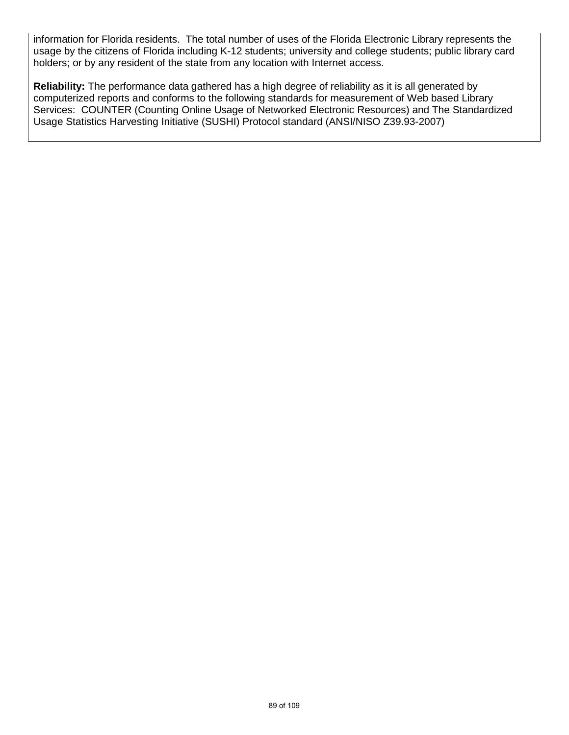information for Florida residents. The total number of uses of the Florida Electronic Library represents the usage by the citizens of Florida including K-12 students; university and college students; public library card holders; or by any resident of the state from any location with Internet access.

**Reliability:** The performance data gathered has a high degree of reliability as it is all generated by computerized reports and conforms to the following standards for measurement of Web based Library Services: COUNTER (Counting Online Usage of Networked Electronic Resources) and The Standardized Usage Statistics Harvesting Initiative (SUSHI) Protocol standard (ANSI/NISO Z39.93-2007)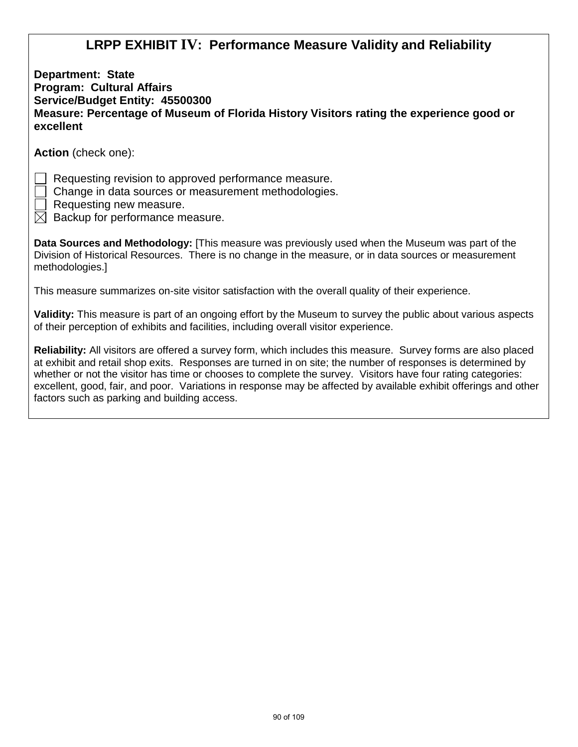# LRPP EXHIBIT IV: Performance Measure Validity and Reliability

**Department: State**
**Program: Cultural Affairs**
**Service/Budget Entity: 45500300**
**Measure: Percentage of Museum of Florida History Visitors rating the experience good or excellent**

**Action** (check one):

- ☐ Requesting revision to approved performance measure.
- ☐ Change in data sources or measurement methodologies.
- ☐ Requesting new measure.
- ☒ Backup for performance measure.

**Data Sources and Methodology:** [This measure was previously used when the Museum was part of the Division of Historical Resources. There is no change in the measure, or in data sources or measurement methodologies.]

This measure summarizes on-site visitor satisfaction with the overall quality of their experience.

**Validity:** This measure is part of an ongoing effort by the Museum to survey the public about various aspects of their perception of exhibits and facilities, including overall visitor experience.

**Reliability:** All visitors are offered a survey form, which includes this measure. Survey forms are also placed at exhibit and retail shop exits. Responses are turned in on site; the number of responses is determined by whether or not the visitor has time or chooses to complete the survey. Visitors have four rating categories: excellent, good, fair, and poor. Variations in response may be affected by available exhibit offerings and other factors such as parking and building access.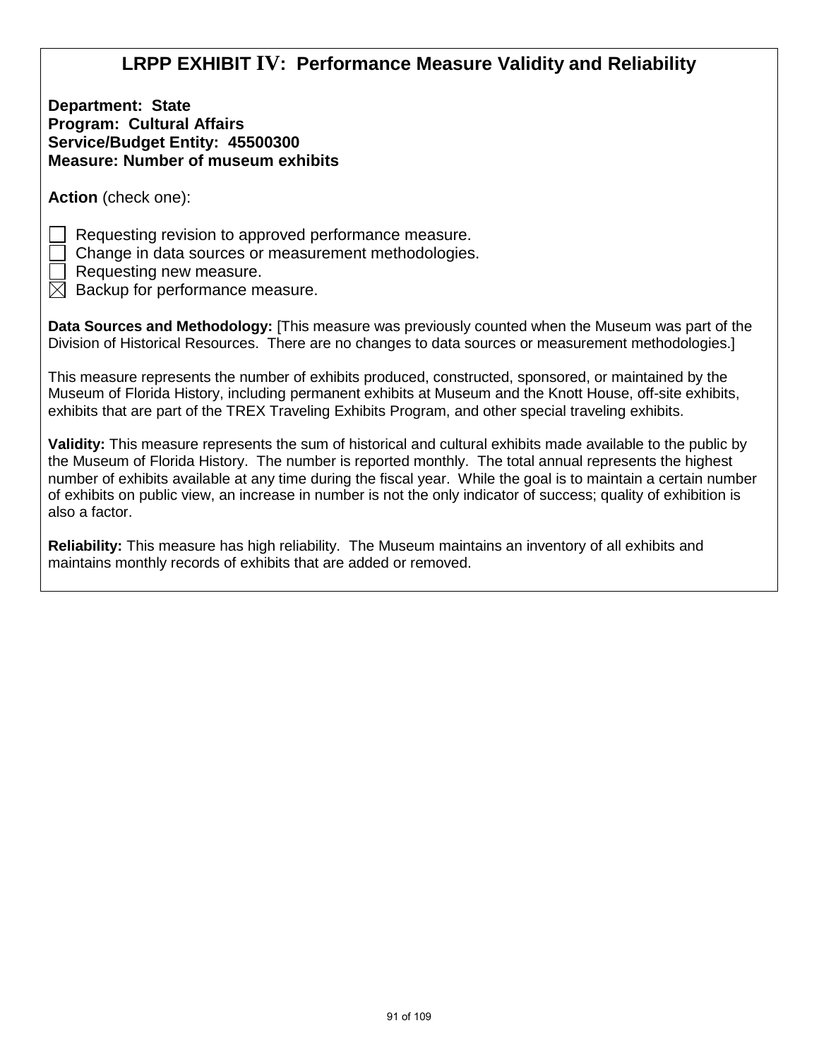# LRPP EXHIBIT IV: Performance Measure Validity and Reliability

**Department: State**
**Program: Cultural Affairs**
**Service/Budget Entity: 45500300**
**Measure: Number of museum exhibits**

**Action** (check one):

- ☐ Requesting revision to approved performance measure.
- ☐ Change in data sources or measurement methodologies.
- ☐ Requesting new measure.
- ☒ Backup for performance measure.

**Data Sources and Methodology:** [This measure was previously counted when the Museum was part of the Division of Historical Resources. There are no changes to data sources or measurement methodologies.]

This measure represents the number of exhibits produced, constructed, sponsored, or maintained by the Museum of Florida History, including permanent exhibits at Museum and the Knott House, off-site exhibits, exhibits that are part of the TREX Traveling Exhibits Program, and other special traveling exhibits.

**Validity:** This measure represents the sum of historical and cultural exhibits made available to the public by the Museum of Florida History. The number is reported monthly. The total annual represents the highest number of exhibits available at any time during the fiscal year. While the goal is to maintain a certain number of exhibits on public view, an increase in number is not the only indicator of success; quality of exhibition is also a factor.

**Reliability:** This measure has high reliability. The Museum maintains an inventory of all exhibits and maintains monthly records of exhibits that are added or removed.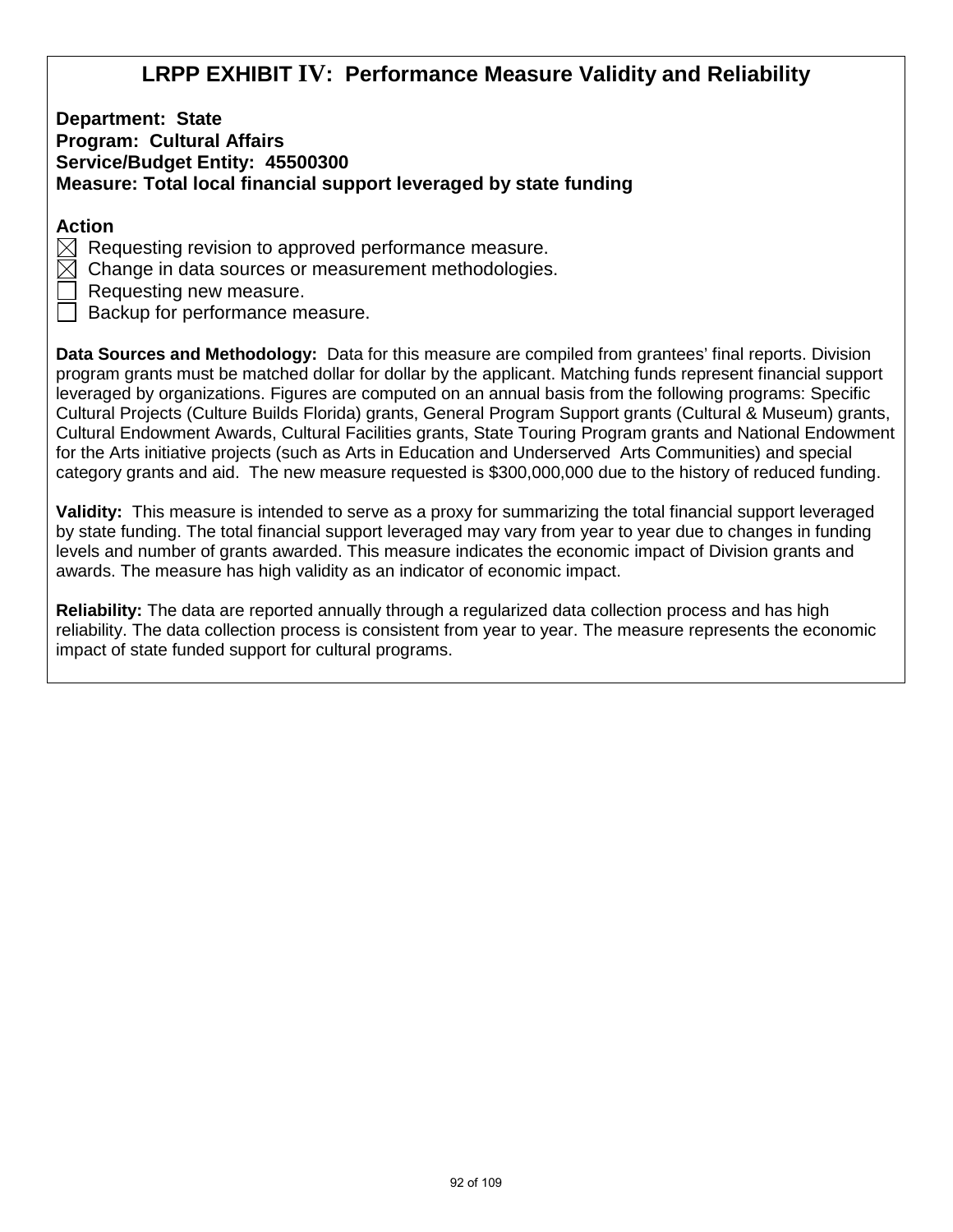# LRPP EXHIBIT IV: Performance Measure Validity and Reliability

**Department: State**
**Program: Cultural Affairs**
**Service/Budget Entity: 45500300**
**Measure: Total local financial support leveraged by state funding**

**Action**

- ☒ Requesting revision to approved performance measure.
- ☒ Change in data sources or measurement methodologies.
- ☐ Requesting new measure.
- ☐ Backup for performance measure.

**Data Sources and Methodology:** Data for this measure are compiled from grantees' final reports. Division program grants must be matched dollar for dollar by the applicant. Matching funds represent financial support leveraged by organizations. Figures are computed on an annual basis from the following programs: Specific Cultural Projects (Culture Builds Florida) grants, General Program Support grants (Cultural & Museum) grants, Cultural Endowment Awards, Cultural Facilities grants, State Touring Program grants and National Endowment for the Arts initiative projects (such as Arts in Education and Underserved Arts Communities) and special category grants and aid. The new measure requested is $300,000,000 due to the history of reduced funding.

**Validity:** This measure is intended to serve as a proxy for summarizing the total financial support leveraged by state funding. The total financial support leveraged may vary from year to year due to changes in funding levels and number of grants awarded. This measure indicates the economic impact of Division grants and awards. The measure has high validity as an indicator of economic impact.

**Reliability:** The data are reported annually through a regularized data collection process and has high reliability. The data collection process is consistent from year to year. The measure represents the economic impact of state funded support for cultural programs.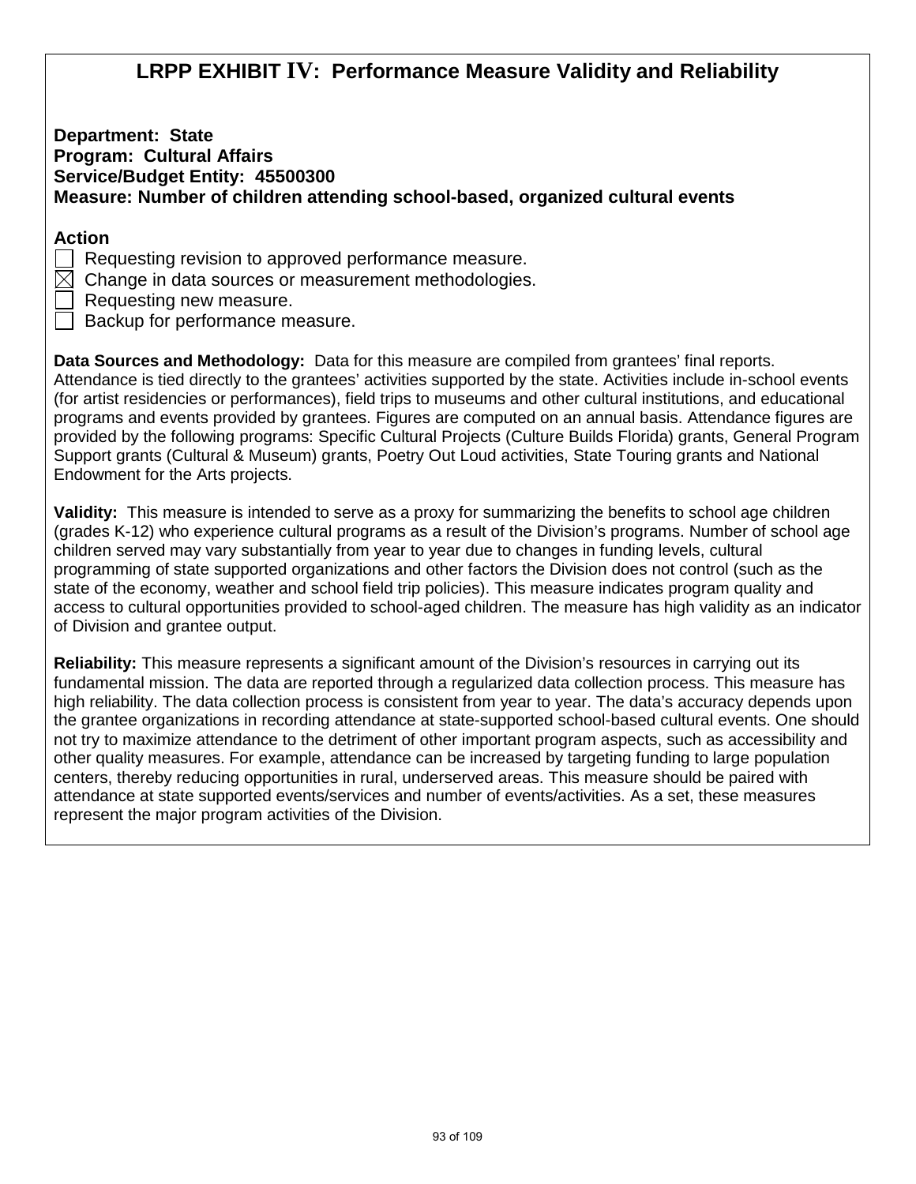# LRPP EXHIBIT IV: Performance Measure Validity and Reliability

**Department: State**
**Program: Cultural Affairs**
**Service/Budget Entity: 45500300**
**Measure: Number of children attending school-based, organized cultural events**

**Action**

- ☐ Requesting revision to approved performance measure.
- ☒ Change in data sources or measurement methodologies.
- ☐ Requesting new measure.
- ☐ Backup for performance measure.

**Data Sources and Methodology:** Data for this measure are compiled from grantees' final reports. Attendance is tied directly to the grantees' activities supported by the state. Activities include in-school events (for artist residencies or performances), field trips to museums and other cultural institutions, and educational programs and events provided by grantees. Figures are computed on an annual basis. Attendance figures are provided by the following programs: Specific Cultural Projects (Culture Builds Florida) grants, General Program Support grants (Cultural & Museum) grants, Poetry Out Loud activities, State Touring grants and National Endowment for the Arts projects.

**Validity:** This measure is intended to serve as a proxy for summarizing the benefits to school age children (grades K-12) who experience cultural programs as a result of the Division's programs. Number of school age children served may vary substantially from year to year due to changes in funding levels, cultural programming of state supported organizations and other factors the Division does not control (such as the state of the economy, weather and school field trip policies). This measure indicates program quality and access to cultural opportunities provided to school-aged children. The measure has high validity as an indicator of Division and grantee output.

**Reliability:** This measure represents a significant amount of the Division's resources in carrying out its fundamental mission. The data are reported through a regularized data collection process. This measure has high reliability. The data collection process is consistent from year to year. The data's accuracy depends upon the grantee organizations in recording attendance at state-supported school-based cultural events. One should not try to maximize attendance to the detriment of other important program aspects, such as accessibility and other quality measures. For example, attendance can be increased by targeting funding to large population centers, thereby reducing opportunities in rural, underserved areas. This measure should be paired with attendance at state supported events/services and number of events/activities. As a set, these measures represent the major program activities of the Division.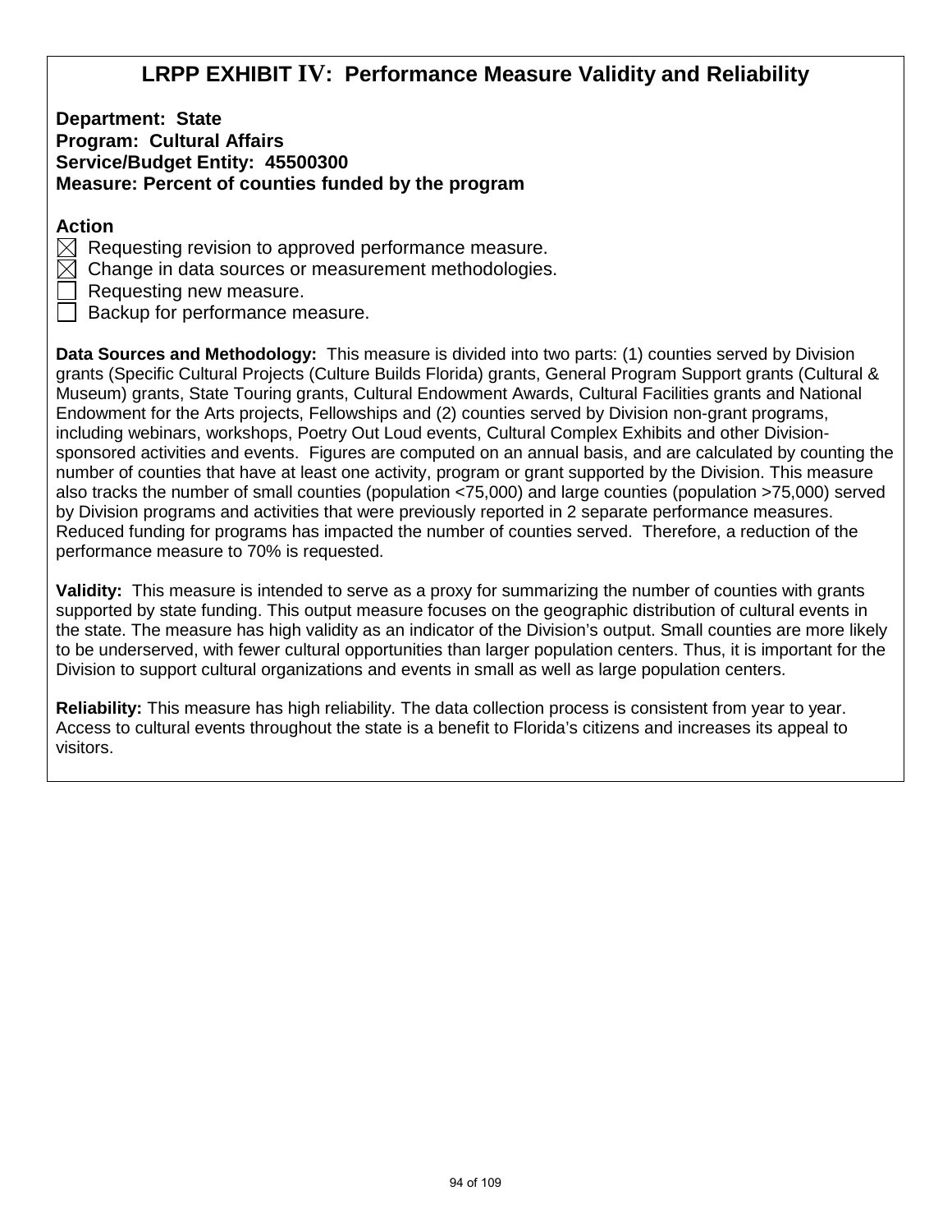# LRPP EXHIBIT IV: Performance Measure Validity and Reliability

**Department: State**
**Program: Cultural Affairs**
**Service/Budget Entity: 45500300**
**Measure: Percent of counties funded by the program**

**Action**

- ☒ Requesting revision to approved performance measure.
- ☒ Change in data sources or measurement methodologies.
- ☐ Requesting new measure.
- ☐ Backup for performance measure.

**Data Sources and Methodology:** This measure is divided into two parts: (1) counties served by Division grants (Specific Cultural Projects (Culture Builds Florida) grants, General Program Support grants (Cultural & Museum) grants, State Touring grants, Cultural Endowment Awards, Cultural Facilities grants and National Endowment for the Arts projects, Fellowships and (2) counties served by Division non-grant programs, including webinars, workshops, Poetry Out Loud events, Cultural Complex Exhibits and other Division-sponsored activities and events. Figures are computed on an annual basis, and are calculated by counting the number of counties that have at least one activity, program or grant supported by the Division. This measure also tracks the number of small counties (population <75,000) and large counties (population >75,000) served by Division programs and activities that were previously reported in 2 separate performance measures. Reduced funding for programs has impacted the number of counties served. Therefore, a reduction of the performance measure to 70% is requested.

**Validity:** This measure is intended to serve as a proxy for summarizing the number of counties with grants supported by state funding. This output measure focuses on the geographic distribution of cultural events in the state. The measure has high validity as an indicator of the Division's output. Small counties are more likely to be underserved, with fewer cultural opportunities than larger population centers. Thus, it is important for the Division to support cultural organizations and events in small as well as large population centers.

**Reliability:** This measure has high reliability. The data collection process is consistent from year to year. Access to cultural events throughout the state is a benefit to Florida's citizens and increases its appeal to visitors.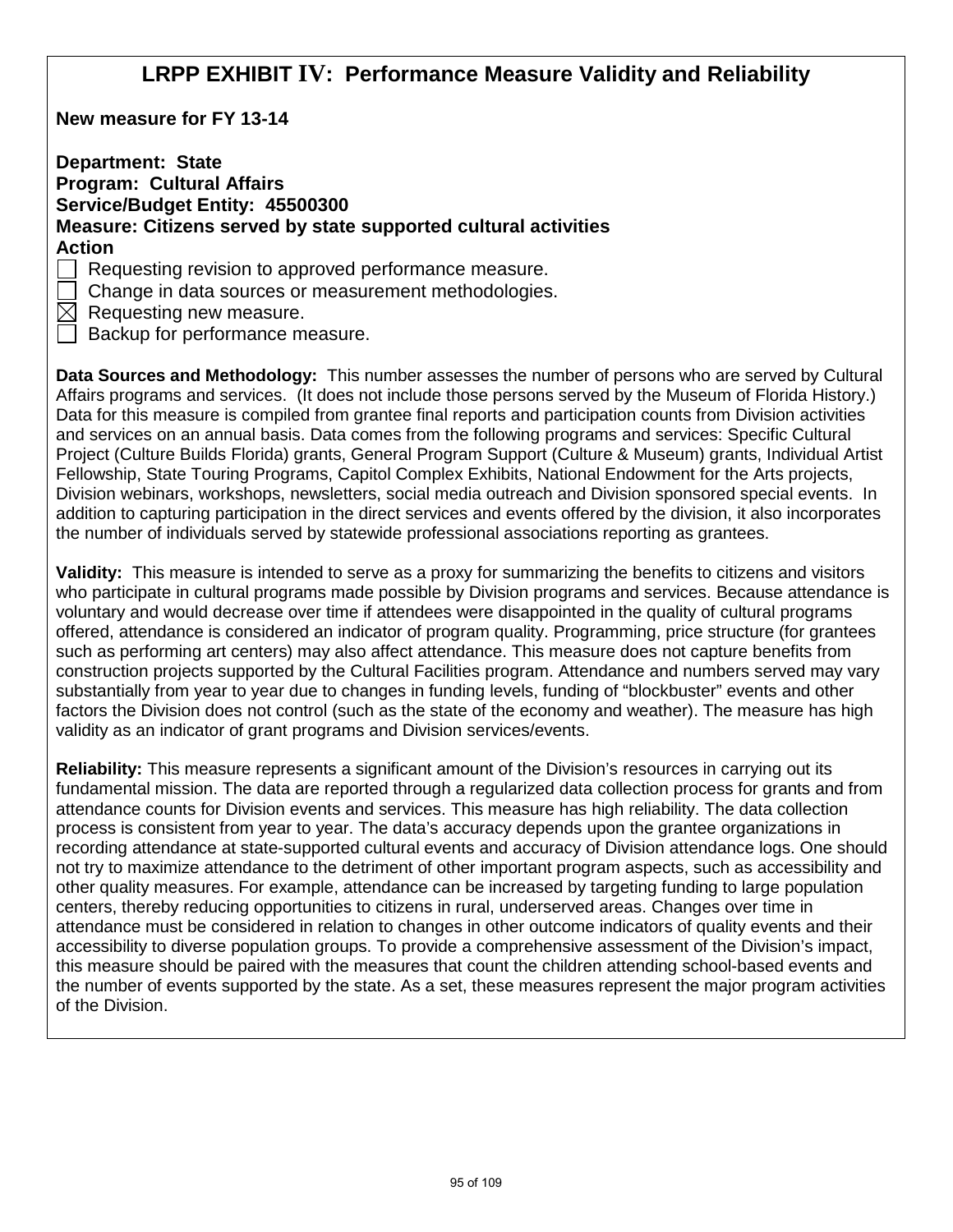# LRPP EXHIBIT IV: Performance Measure Validity and Reliability

**New measure for FY 13-14**

**Department: State**
**Program: Cultural Affairs**
**Service/Budget Entity: 45500300**
**Measure: Citizens served by state supported cultural activities**
**Action**

- ☐ Requesting revision to approved performance measure.
- ☐ Change in data sources or measurement methodologies.
- ☒ Requesting new measure.
- ☐ Backup for performance measure.

**Data Sources and Methodology:** This number assesses the number of persons who are served by Cultural Affairs programs and services. (It does not include those persons served by the Museum of Florida History.) Data for this measure is compiled from grantee final reports and participation counts from Division activities and services on an annual basis. Data comes from the following programs and services: Specific Cultural Project (Culture Builds Florida) grants, General Program Support (Culture & Museum) grants, Individual Artist Fellowship, State Touring Programs, Capitol Complex Exhibits, National Endowment for the Arts projects, Division webinars, workshops, newsletters, social media outreach and Division sponsored special events. In addition to capturing participation in the direct services and events offered by the division, it also incorporates the number of individuals served by statewide professional associations reporting as grantees.

**Validity:** This measure is intended to serve as a proxy for summarizing the benefits to citizens and visitors who participate in cultural programs made possible by Division programs and services. Because attendance is voluntary and would decrease over time if attendees were disappointed in the quality of cultural programs offered, attendance is considered an indicator of program quality. Programming, price structure (for grantees such as performing art centers) may also affect attendance. This measure does not capture benefits from construction projects supported by the Cultural Facilities program. Attendance and numbers served may vary substantially from year to year due to changes in funding levels, funding of "blockbuster" events and other factors the Division does not control (such as the state of the economy and weather). The measure has high validity as an indicator of grant programs and Division services/events.

**Reliability:** This measure represents a significant amount of the Division's resources in carrying out its fundamental mission. The data are reported through a regularized data collection process for grants and from attendance counts for Division events and services. This measure has high reliability. The data collection process is consistent from year to year. The data's accuracy depends upon the grantee organizations in recording attendance at state-supported cultural events and accuracy of Division attendance logs. One should not try to maximize attendance to the detriment of other important program aspects, such as accessibility and other quality measures. For example, attendance can be increased by targeting funding to large population centers, thereby reducing opportunities to citizens in rural, underserved areas. Changes over time in attendance must be considered in relation to changes in other outcome indicators of quality events and their accessibility to diverse population groups. To provide a comprehensive assessment of the Division's impact, this measure should be paired with the measures that count the children attending school-based events and the number of events supported by the state. As a set, these measures represent the major program activities of the Division.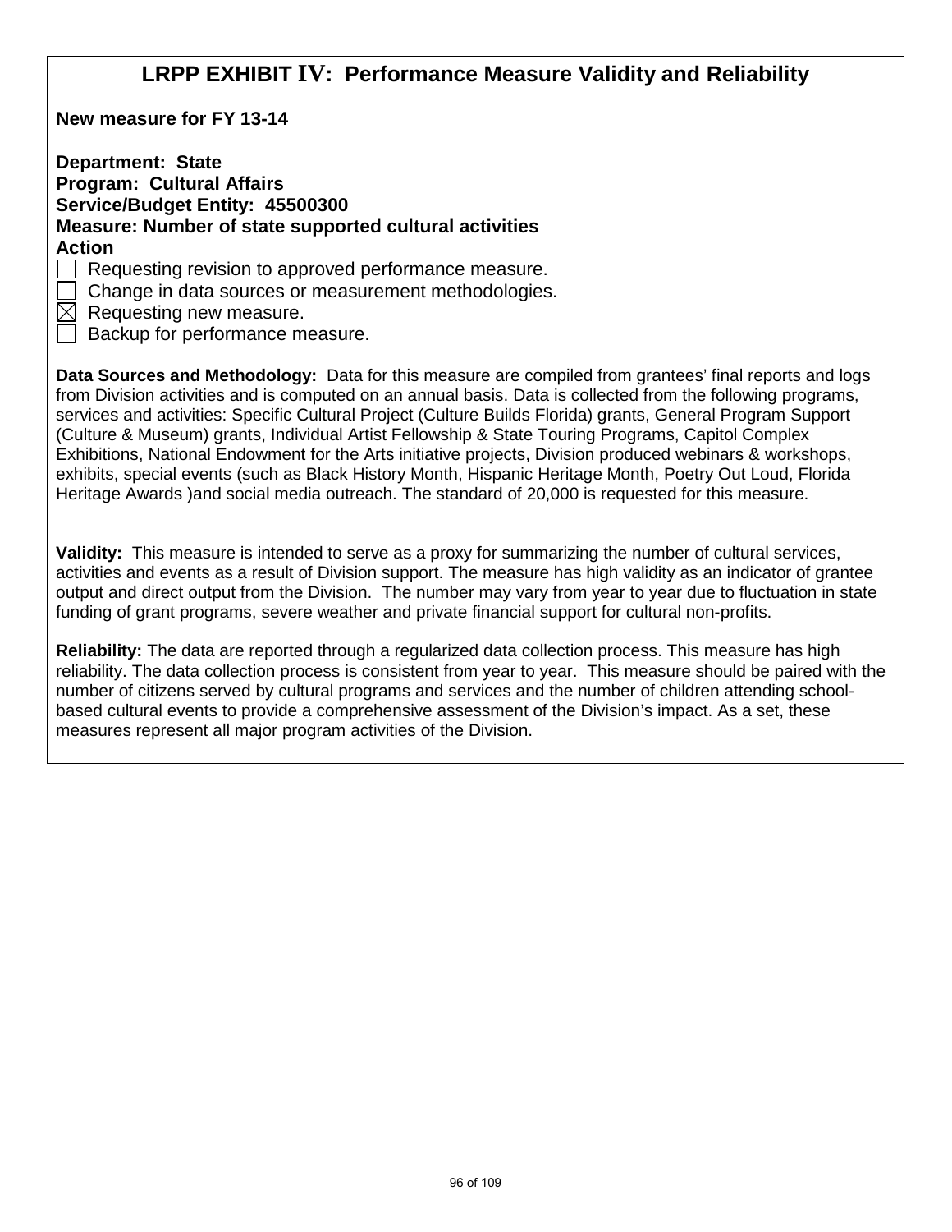# LRPP EXHIBIT IV: Performance Measure Validity and Reliability

**New measure for FY 13-14**

**Department: State**
**Program: Cultural Affairs**
**Service/Budget Entity: 45500300**
**Measure: Number of state supported cultural activities**
**Action**

- ☐ Requesting revision to approved performance measure.
- ☐ Change in data sources or measurement methodologies.
- ☒ Requesting new measure.
- ☐ Backup for performance measure.

**Data Sources and Methodology:** Data for this measure are compiled from grantees' final reports and logs from Division activities and is computed on an annual basis. Data is collected from the following programs, services and activities: Specific Cultural Project (Culture Builds Florida) grants, General Program Support (Culture & Museum) grants, Individual Artist Fellowship & State Touring Programs, Capitol Complex Exhibitions, National Endowment for the Arts initiative projects, Division produced webinars & workshops, exhibits, special events (such as Black History Month, Hispanic Heritage Month, Poetry Out Loud, Florida Heritage Awards )and social media outreach. The standard of 20,000 is requested for this measure.

**Validity:** This measure is intended to serve as a proxy for summarizing the number of cultural services, activities and events as a result of Division support. The measure has high validity as an indicator of grantee output and direct output from the Division. The number may vary from year to year due to fluctuation in state funding of grant programs, severe weather and private financial support for cultural non-profits.

**Reliability:** The data are reported through a regularized data collection process. This measure has high reliability. The data collection process is consistent from year to year. This measure should be paired with the number of citizens served by cultural programs and services and the number of children attending school-based cultural events to provide a comprehensive assessment of the Division's impact. As a set, these measures represent all major program activities of the Division.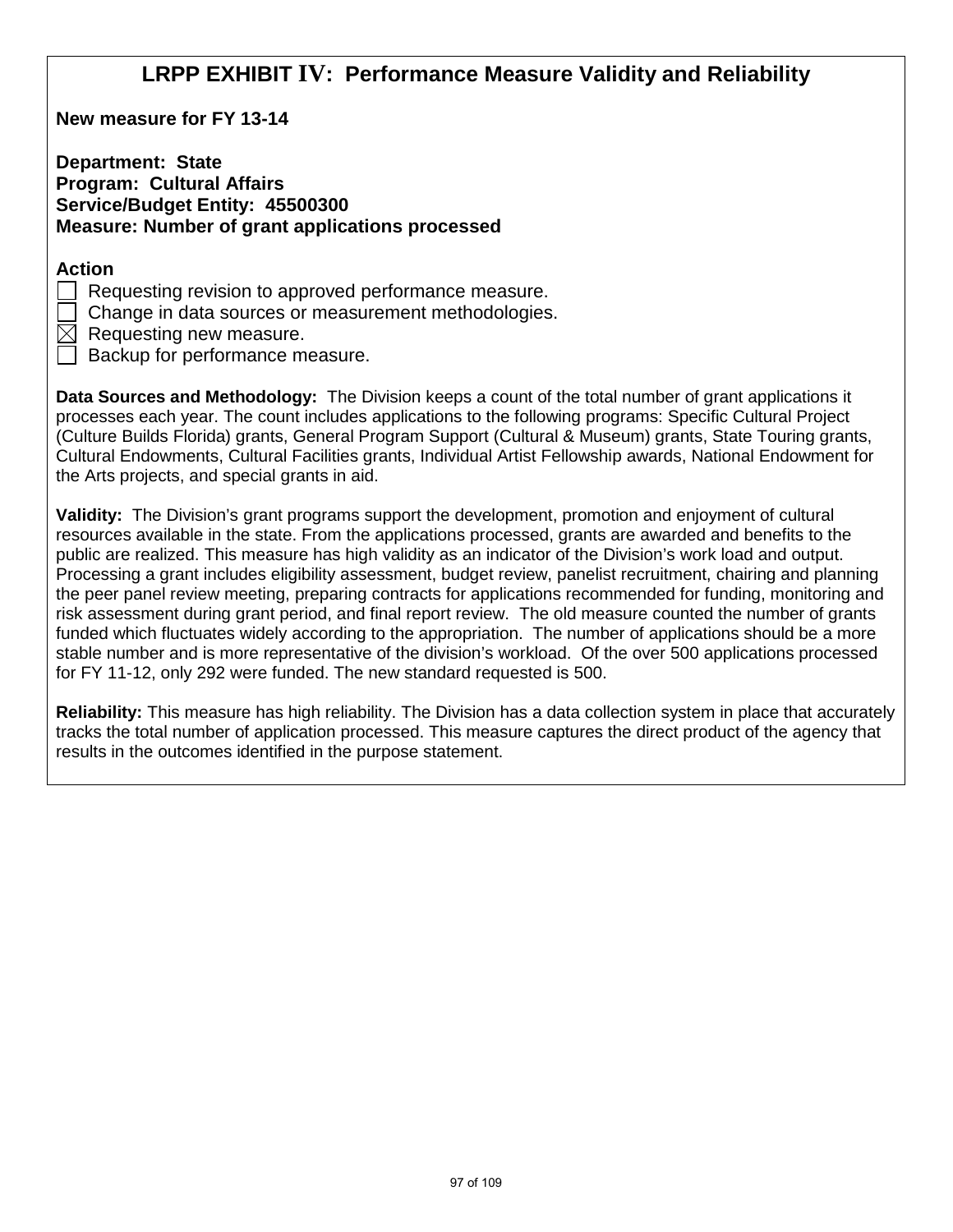# LRPP EXHIBIT IV: Performance Measure Validity and Reliability

**New measure for FY 13-14**

**Department: State**
**Program: Cultural Affairs**
**Service/Budget Entity: 45500300**
**Measure: Number of grant applications processed**

**Action**

- ☐ Requesting revision to approved performance measure.
- ☐ Change in data sources or measurement methodologies.
- ☒ Requesting new measure.
- ☐ Backup for performance measure.

**Data Sources and Methodology:** The Division keeps a count of the total number of grant applications it processes each year. The count includes applications to the following programs: Specific Cultural Project (Culture Builds Florida) grants, General Program Support (Cultural & Museum) grants, State Touring grants, Cultural Endowments, Cultural Facilities grants, Individual Artist Fellowship awards, National Endowment for the Arts projects, and special grants in aid.

**Validity:** The Division's grant programs support the development, promotion and enjoyment of cultural resources available in the state. From the applications processed, grants are awarded and benefits to the public are realized. This measure has high validity as an indicator of the Division's work load and output. Processing a grant includes eligibility assessment, budget review, panelist recruitment, chairing and planning the peer panel review meeting, preparing contracts for applications recommended for funding, monitoring and risk assessment during grant period, and final report review. The old measure counted the number of grants funded which fluctuates widely according to the appropriation. The number of applications should be a more stable number and is more representative of the division's workload. Of the over 500 applications processed for FY 11-12, only 292 were funded. The new standard requested is 500.

**Reliability:** This measure has high reliability. The Division has a data collection system in place that accurately tracks the total number of application processed. This measure captures the direct product of the agency that results in the outcomes identified in the purpose statement.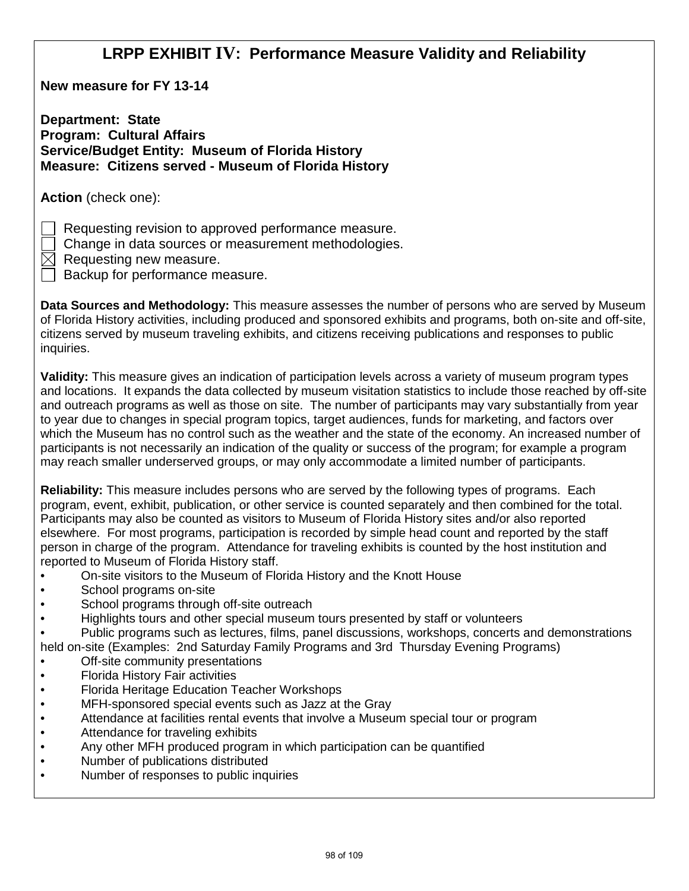# LRPP EXHIBIT IV: Performance Measure Validity and Reliability

**New measure for FY 13-14**

**Department: State**
**Program: Cultural Affairs**
**Service/Budget Entity: Museum of Florida History**
**Measure: Citizens served - Museum of Florida History**

**Action** (check one):

- [ ] Requesting revision to approved performance measure.
- [ ] Change in data sources or measurement methodologies.
- [x] Requesting new measure.
- [ ] Backup for performance measure.

**Data Sources and Methodology:** This measure assesses the number of persons who are served by Museum of Florida History activities, including produced and sponsored exhibits and programs, both on-site and off-site, citizens served by museum traveling exhibits, and citizens receiving publications and responses to public inquiries.

**Validity:** This measure gives an indication of participation levels across a variety of museum program types and locations. It expands the data collected by museum visitation statistics to include those reached by off-site and outreach programs as well as those on site. The number of participants may vary substantially from year to year due to changes in special program topics, target audiences, funds for marketing, and factors over which the Museum has no control such as the weather and the state of the economy. An increased number of participants is not necessarily an indication of the quality or success of the program; for example a program may reach smaller underserved groups, or may only accommodate a limited number of participants.

**Reliability:** This measure includes persons who are served by the following types of programs. Each program, event, exhibit, publication, or other service is counted separately and then combined for the total. Participants may also be counted as visitors to Museum of Florida History sites and/or also reported elsewhere. For most programs, participation is recorded by simple head count and reported by the staff person in charge of the program. Attendance for traveling exhibits is counted by the host institution and reported to Museum of Florida History staff.

- On-site visitors to the Museum of Florida History and the Knott House
- School programs on-site
- School programs through off-site outreach
- Highlights tours and other special museum tours presented by staff or volunteers
- Public programs such as lectures, films, panel discussions, workshops, concerts and demonstrations held on-site (Examples: 2nd Saturday Family Programs and 3rd Thursday Evening Programs)
- Off-site community presentations
- Florida History Fair activities
- Florida Heritage Education Teacher Workshops
- MFH-sponsored special events such as Jazz at the Gray
- Attendance at facilities rental events that involve a Museum special tour or program
- Attendance for traveling exhibits
- Any other MFH produced program in which participation can be quantified
- Number of publications distributed
- Number of responses to public inquiries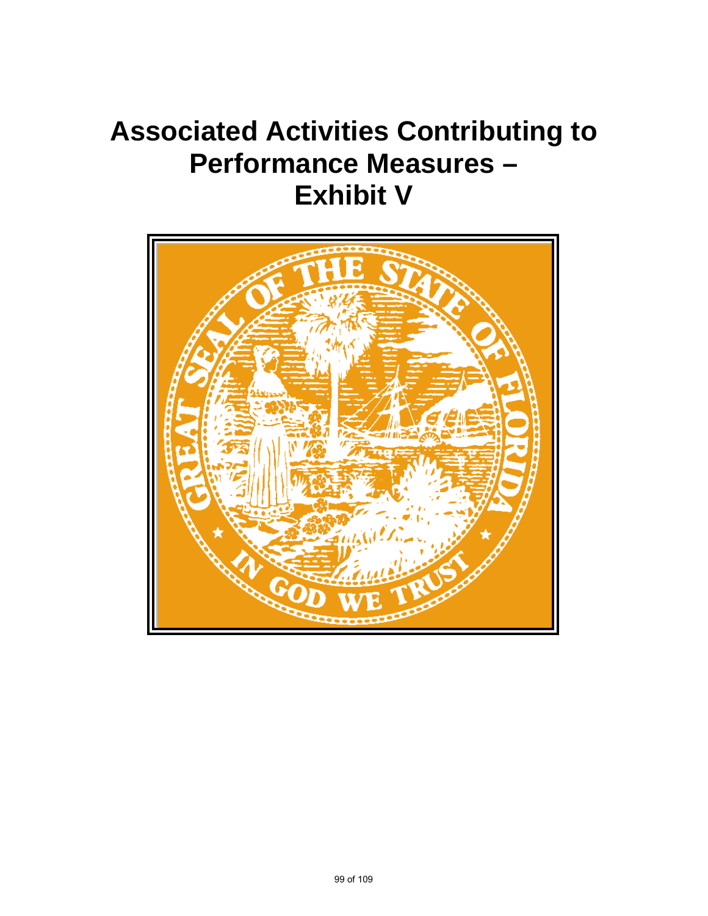# Associated Activities Contributing to Performance Measures – Exhibit V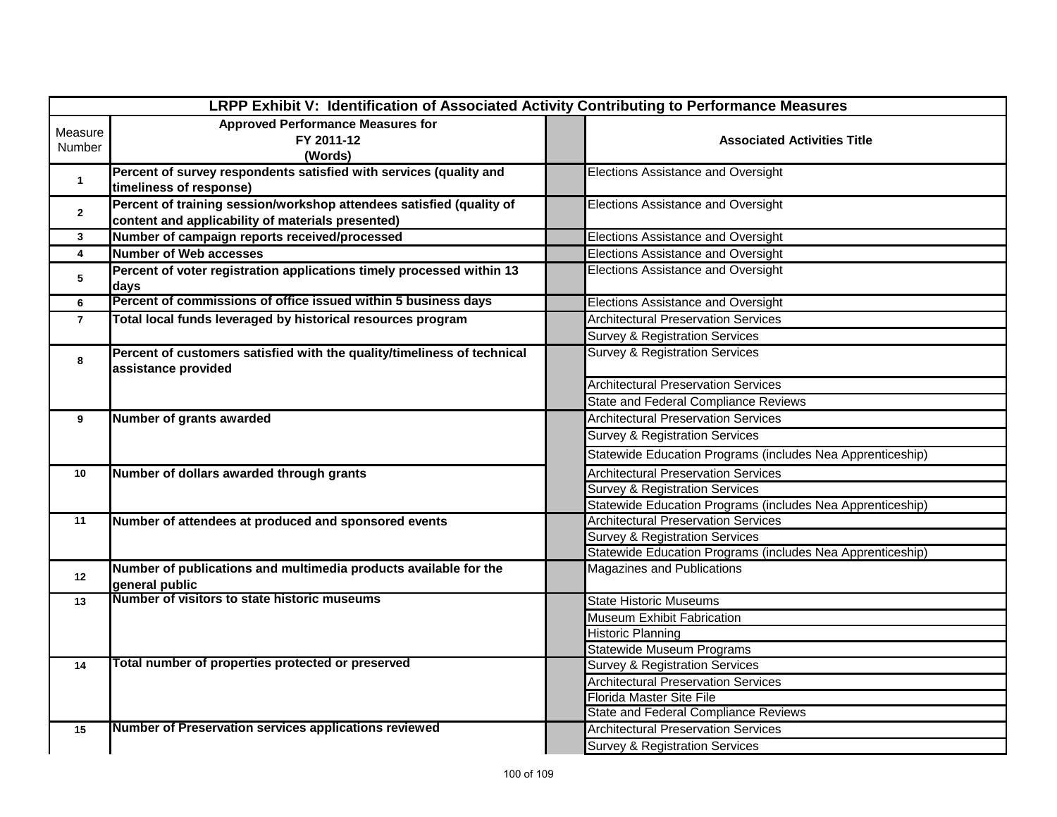| LRPP Exhibit V: Identification of Associated Activity Contributing to Performance Measures | | | |
|---|---|---|---|
| Measure Number | **Approved Performance Measures for FY 2011-12 (Words)** | | **Associated Activities Title** |
| **1** | **Percent of survey respondents satisfied with services (quality and timeliness of response)** | | Elections Assistance and Oversight |
| **2** | **Percent of training session/workshop attendees satisfied (quality of content and applicability of materials presented)** | | Elections Assistance and Oversight |
| **3** | **Number of campaign reports received/processed** | | Elections Assistance and Oversight |
| **4** | **Number of Web accesses** | | Elections Assistance and Oversight |
| **5** | **Percent of voter registration applications timely processed within 13 days** | | Elections Assistance and Oversight |
| **6** | **Percent of commissions of office issued within 5 business days** | | Elections Assistance and Oversight |
| **7** | **Total local funds leveraged by historical resources program** | | Architectural Preservation Services |
| | | | Survey & Registration Services |
| **8** | **Percent of customers satisfied with the quality/timeliness of technical assistance provided** | | Survey & Registration Services |
| | | | Architectural Preservation Services |
| | | | State and Federal Compliance Reviews |
| **9** | **Number of grants awarded** | | Architectural Preservation Services |
| | | | Survey & Registration Services |
| | | | Statewide Education Programs (includes Nea Apprenticeship) |
| **10** | **Number of dollars awarded through grants** | | Architectural Preservation Services |
| | | | Survey & Registration Services |
| | | | Statewide Education Programs (includes Nea Apprenticeship) |
| **11** | **Number of attendees at produced and sponsored events** | | Architectural Preservation Services |
| | | | Survey & Registration Services |
| | | | Statewide Education Programs (includes Nea Apprenticeship) |
| **12** | **Number of publications and multimedia products available for the general public** | | Magazines and Publications |
| **13** | **Number of visitors to state historic museums** | | State Historic Museums |
| | | | Museum Exhibit Fabrication |
| | | | Historic Planning |
| | | | Statewide Museum Programs |
| **14** | **Total number of properties protected or preserved** | | Survey & Registration Services |
| | | | Architectural Preservation Services |
| | | | Florida Master Site File |
| | | | State and Federal Compliance Reviews |
| **15** | **Number of Preservation services applications reviewed** | | Architectural Preservation Services |
| | | | Survey & Registration Services |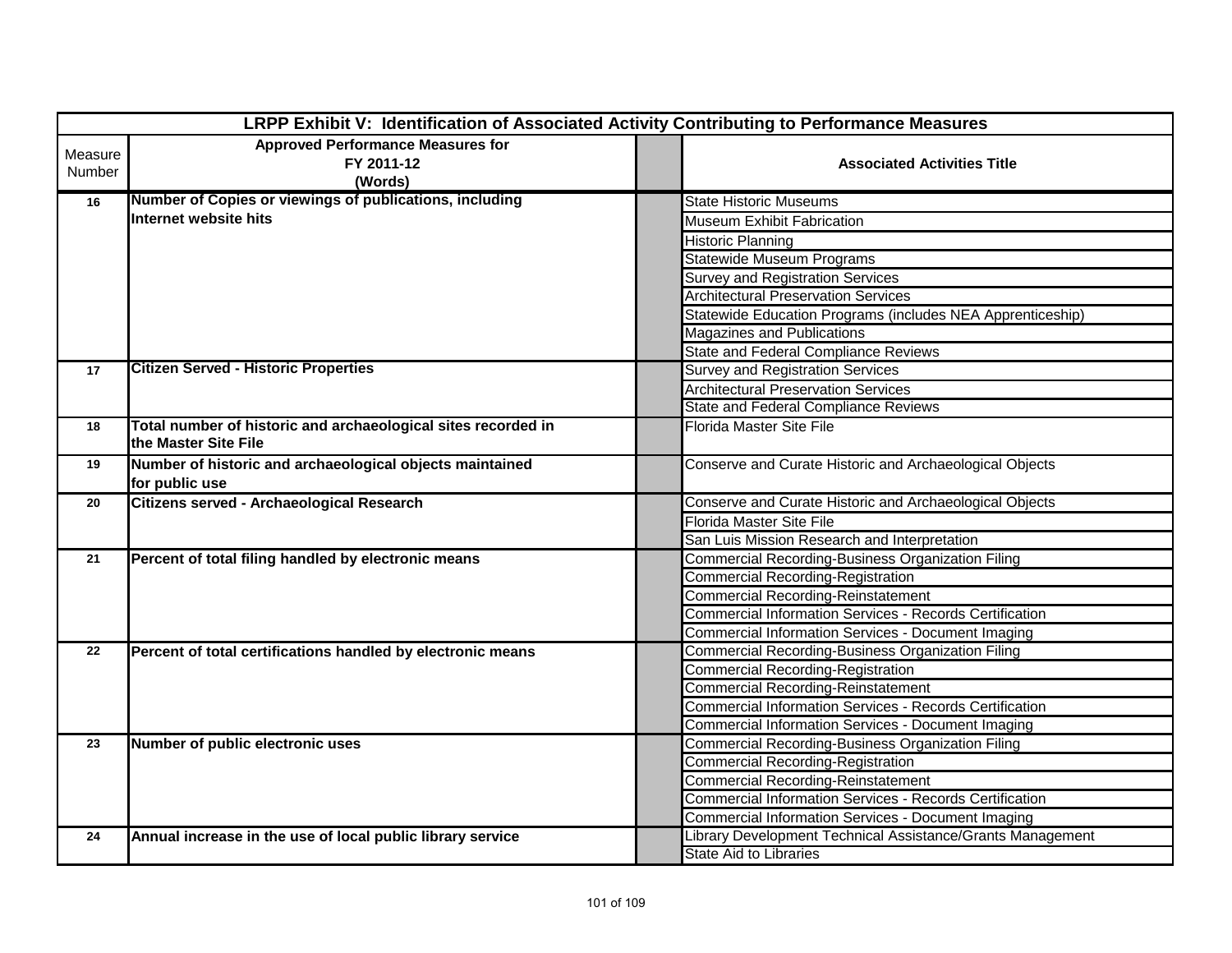| LRPP Exhibit V: Identification of Associated Activity Contributing to Performance Measures | | | |
|---|---|---|---|
| **Measure Number** | **Approved Performance Measures for FY 2011-12 (Words)** | | **Associated Activities Title** |
| **16** | **Number of Copies or viewings of publications, including Internet website hits** | | State Historic Museums |
| | | | Museum Exhibit Fabrication |
| | | | Historic Planning |
| | | | Statewide Museum Programs |
| | | | Survey and Registration Services |
| | | | Architectural Preservation Services |
| | | | Statewide Education Programs (includes NEA Apprenticeship) |
| | | | Magazines and Publications |
| | | | State and Federal Compliance Reviews |
| **17** | **Citizen Served - Historic Properties** | | Survey and Registration Services |
| | | | Architectural Preservation Services |
| | | | State and Federal Compliance Reviews |
| **18** | **Total number of historic and archaeological sites recorded in the Master Site File** | | Florida Master Site File |
| **19** | **Number of historic and archaeological objects maintained for public use** | | Conserve and Curate Historic and Archaeological Objects |
| **20** | **Citizens served - Archaeological Research** | | Conserve and Curate Historic and Archaeological Objects |
| | | | Florida Master Site File |
| | | | San Luis Mission Research and Interpretation |
| **21** | **Percent of total filing handled by electronic means** | | Commercial Recording-Business Organization Filing |
| | | | Commercial Recording-Registration |
| | | | Commercial Recording-Reinstatement |
| | | | Commercial Information Services - Records Certification |
| | | | Commercial Information Services - Document Imaging |
| **22** | **Percent of total certifications handled by electronic means** | | Commercial Recording-Business Organization Filing |
| | | | Commercial Recording-Registration |
| | | | Commercial Recording-Reinstatement |
| | | | Commercial Information Services - Records Certification |
| | | | Commercial Information Services - Document Imaging |
| **23** | **Number of public electronic uses** | | Commercial Recording-Business Organization Filing |
| | | | Commercial Recording-Registration |
| | | | Commercial Recording-Reinstatement |
| | | | Commercial Information Services - Records Certification |
| | | | Commercial Information Services - Document Imaging |
| **24** | **Annual increase in the use of local public library service** | | Library Development Technical Assistance/Grants Management |
| | | | State Aid to Libraries |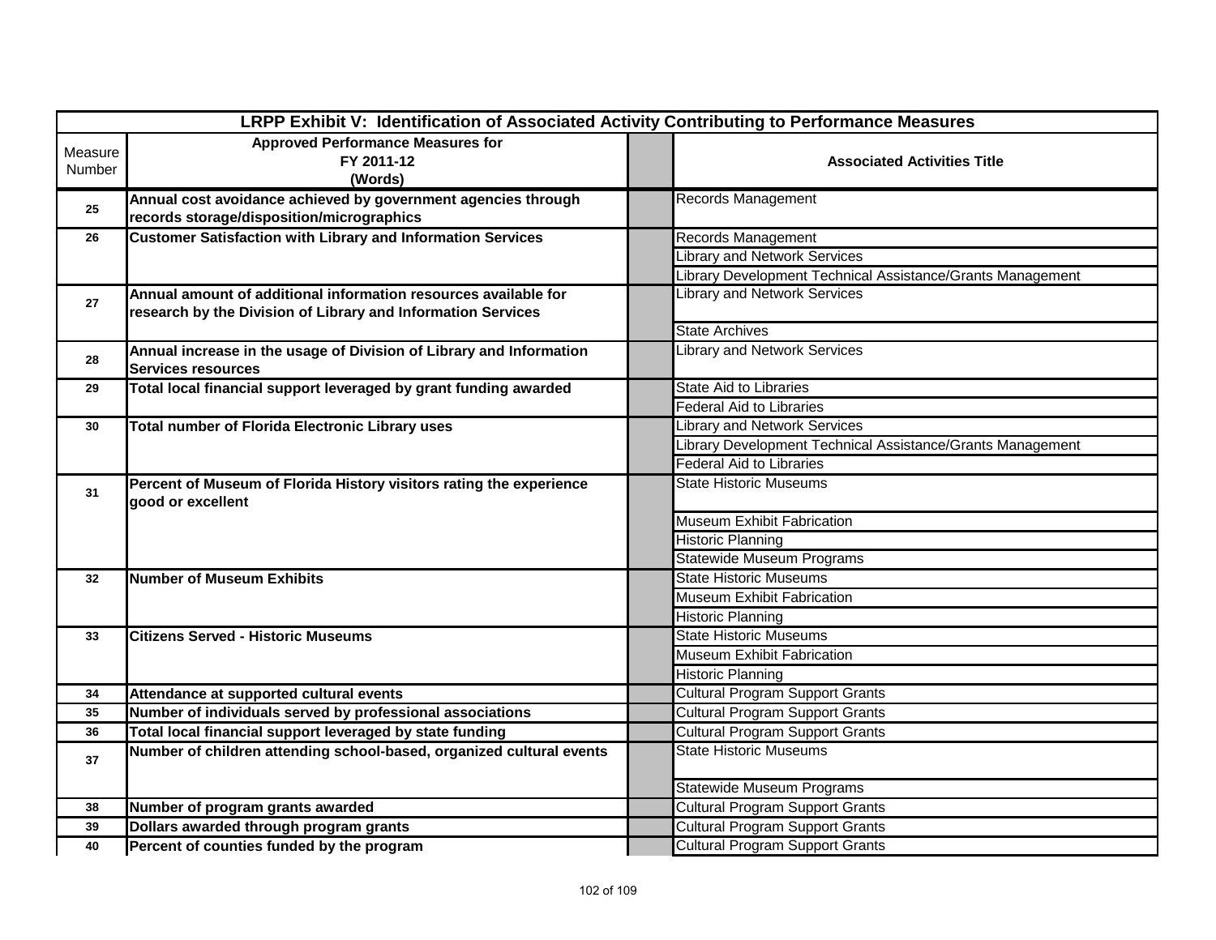| LRPP Exhibit V: Identification of Associated Activity Contributing to Performance Measures | | | |
|---|---|---|---|
| Measure Number | Approved Performance Measures for FY 2011-12 (Words) | | Associated Activities Title |
| 25 | Annual cost avoidance achieved by government agencies through records storage/disposition/micrographics | | Records Management |
| 26 | Customer Satisfaction with Library and Information Services | | Records Management |
| | | | Library and Network Services |
| | | | Library Development Technical Assistance/Grants Management |
| 27 | Annual amount of additional information resources available for research by the Division of Library and Information Services | | Library and Network Services |
| | | | State Archives |
| 28 | Annual increase in the usage of Division of Library and Information Services resources | | Library and Network Services |
| 29 | Total local financial support leveraged by grant funding awarded | | State Aid to Libraries |
| | | | Federal Aid to Libraries |
| 30 | Total number of Florida Electronic Library uses | | Library and Network Services |
| | | | Library Development Technical Assistance/Grants Management |
| | | | Federal Aid to Libraries |
| 31 | Percent of Museum of Florida History visitors rating the experience good or excellent | | State Historic Museums |
| | | | Museum Exhibit Fabrication |
| | | | Historic Planning |
| | | | Statewide Museum Programs |
| 32 | Number of Museum Exhibits | | State Historic Museums |
| | | | Museum Exhibit Fabrication |
| | | | Historic Planning |
| 33 | Citizens Served - Historic Museums | | State Historic Museums |
| | | | Museum Exhibit Fabrication |
| | | | Historic Planning |
| 34 | Attendance at supported cultural events | | Cultural Program Support Grants |
| 35 | Number of individuals served by professional associations | | Cultural Program Support Grants |
| 36 | Total local financial support leveraged by state funding | | Cultural Program Support Grants |
| 37 | Number of children attending school-based, organized cultural events | | State Historic Museums |
| | | | Statewide Museum Programs |
| 38 | Number of program grants awarded | | Cultural Program Support Grants |
| 39 | Dollars awarded through program grants | | Cultural Program Support Grants |
| 40 | Percent of counties funded by the program | | Cultural Program Support Grants |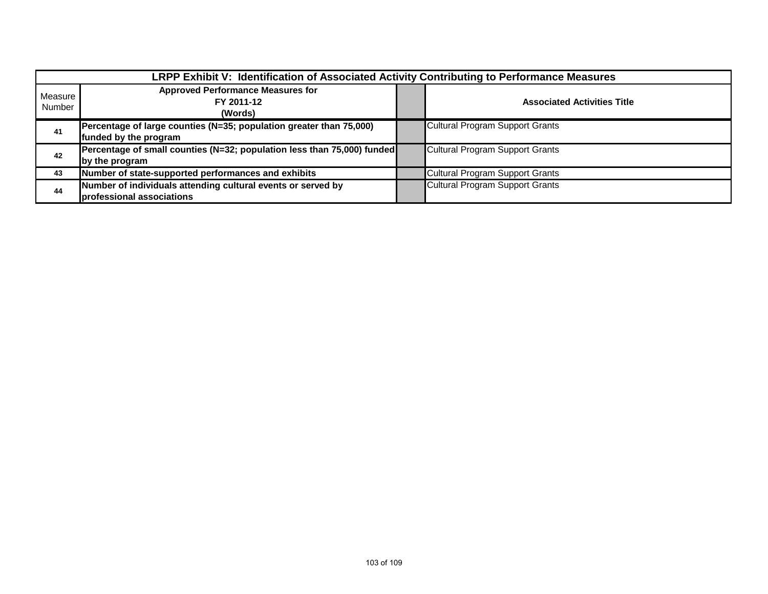| LRPP Exhibit V: Identification of Associated Activity Contributing to Performance Measures | | | |
|---|---|---|---|
| Measure Number | Approved Performance Measures for FY 2011-12 (Words) | | Associated Activities Title |
| 41 | **Percentage of large counties (N=35; population greater than 75,000) funded by the program** | | Cultural Program Support Grants |
| 42 | **Percentage of small counties (N=32; population less than 75,000) funded by the program** | | Cultural Program Support Grants |
| 43 | **Number of state-supported performances and exhibits** | | Cultural Program Support Grants |
| 44 | **Number of individuals attending cultural events or served by professional associations** | | Cultural Program Support Grants |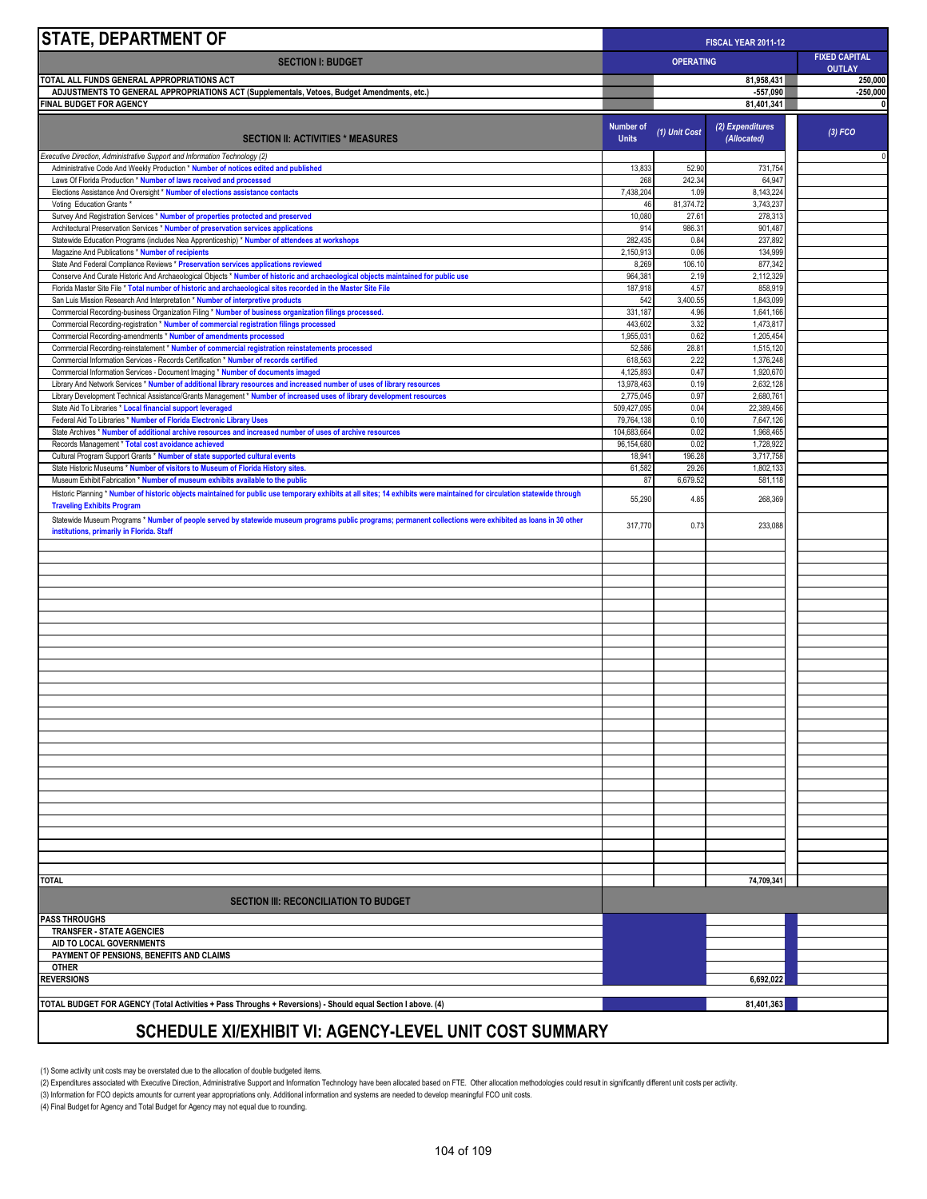# STATE, DEPARTMENT OF

| SECTION I: BUDGET | FISCAL YEAR 2011-12 OPERATING | | FIXED CAPITAL OUTLAY |
|---|---|---|---|
| TOTAL ALL FUNDS GENERAL APPROPRIATIONS ACT | | 81,958,431 | 250,000 |
| ADJUSTMENTS TO GENERAL APPROPRIATIONS ACT (Supplementals, Vetoes, Budget Amendments, etc.) | | -557,090 | -250,000 |
| FINAL BUDGET FOR AGENCY | | 81,401,341 | 0 |

| SECTION II: ACTIVITIES * MEASURES | Number of Units | (1) Unit Cost | (2) Expenditures (Allocated) | (3) FCO |
|---|---|---|---|---|
| Executive Direction, Administrative Support and Information Technology (2) | | | | 0 |
| Administrative Code And Weekly Production * Number of notices edited and published | 13,833 | 52.90 | 731,754 | |
| Laws Of Florida Production * Number of laws received and processed | 268 | 242.34 | 64,947 | |
| Elections Assistance And Oversight * Number of elections assistance contacts | 7,438,204 | 1.09 | 8,143,224 | |
| Voting Education Grants * | 46 | 81,374.72 | 3,743,237 | |
| Survey And Registration Services * Number of properties protected and preserved | 10,080 | 27.61 | 278,313 | |
| Architectural Preservation Services * Number of preservation services applications | 914 | 986.31 | 901,487 | |
| Statewide Education Programs (includes Nea Apprenticeship) * Number of attendees at workshops | 282,435 | 0.84 | 237,892 | |
| Magazine And Publications * Number of recipients | 2,150,913 | 0.06 | 134,999 | |
| State And Federal Compliance Reviews * Preservation services applications reviewed | 8,269 | 106.10 | 877,342 | |
| Conserve And Curate Historic And Archaeological Objects * Number of historic and archaeological objects maintained for public use | 964,381 | 2.19 | 2,112,329 | |
| Florida Master Site File * Total number of historic and archaeological sites recorded in the Master Site File | 187,918 | 4.57 | 858,919 | |
| San Luis Mission Research And Interpretation * Number of interpretive products | 542 | 3,400.55 | 1,843,099 | |
| Commercial Recording-business Organization Filing * Number of business organization filings processed. | 331,187 | 4.96 | 1,641,166 | |
| Commercial Recording-registration * Number of commercial registration filings processed | 443,602 | 3.32 | 1,473,817 | |
| Commercial Recording-amendments * Number of amendments processed | 1,955,031 | 0.62 | 1,205,454 | |
| Commercial Recording-reinstatement * Number of commercial registration reinstatements processed | 52,586 | 28.81 | 1,515,120 | |
| Commercial Information Services - Records Certification * Number of records certified | 618,563 | 2.22 | 1,376,248 | |
| Commercial Information Services - Document Imaging * Number of documents imaged | 4,125,893 | 0.47 | 1,920,670 | |
| Library And Network Services * Number of additional library resources and increased number of uses of library resources | 13,978,463 | 0.19 | 2,632,128 | |
| Library Development Technical Assistance/Grants Management * Number of increased uses of library development resources | 2,775,045 | 0.97 | 2,680,761 | |
| State Aid To Libraries * Local financial support leveraged | 509,427,095 | 0.04 | 22,389,456 | |
| Federal Aid To Libraries * Number of Florida Electronic Library Uses | 79,764,138 | 0.10 | 7,647,126 | |
| State Archives * Number of additional archive resources and increased number of uses of archive resources | 104,683,664 | 0.02 | 1,968,465 | |
| Records Management * Total cost avoidance achieved | 96,154,680 | 0.02 | 1,728,922 | |
| Cultural Program Support Grants * Number of state supported cultural events | 18,941 | 196.28 | 3,717,758 | |
| State Historic Museums * Number of visitors to Museum of Florida History sites. | 61,582 | 29.26 | 1,802,133 | |
| Museum Exhibit Fabrication * Number of museum exhibits available to the public | 87 | 6,679.52 | 581,118 | |
| Historic Planning * Number of historic objects maintained for public use temporary exhibits at all sites; 14 exhibits were maintained for circulation statewide through Traveling Exhibits Program | 55,290 | 4.85 | 268,369 | |
| Statewide Museum Programs * Number of people served by statewide museum programs public programs; permanent collections were exhibited as loans in 30 other institutions, primarily in Florida. Staff | 317,770 | 0.73 | 233,088 | |
| TOTAL | | | 74,709,341 | |

| SECTION III: RECONCILIATION TO BUDGET | | | | |
|---|---|---|---|---|
| PASS THROUGHS | | | | |
| TRANSFER - STATE AGENCIES | | | | |
| AID TO LOCAL GOVERNMENTS | | | | |
| PAYMENT OF PENSIONS, BENEFITS AND CLAIMS | | | | |
| OTHER | | | | |
| REVERSIONS | | | 6,692,022 | |
| TOTAL BUDGET FOR AGENCY (Total Activities + Pass Throughs + Reversions) - Should equal Section I above. (4) | | | 81,401,363 | |

## SCHEDULE XI/EXHIBIT VI: AGENCY-LEVEL UNIT COST SUMMARY

(1) Some activity unit costs may be overstated due to the allocation of double budgeted items.
(2) Expenditures associated with Executive Direction, Administrative Support and Information Technology have been allocated based on FTE. Other allocation methodologies could result in significantly different unit costs per activity.
(3) Information for FCO depicts amounts for current year appropriations only. Additional information and systems are needed to develop meaningful FCO unit costs.
(4) Final Budget for Agency and Total Budget for Agency may not equal due to rounding.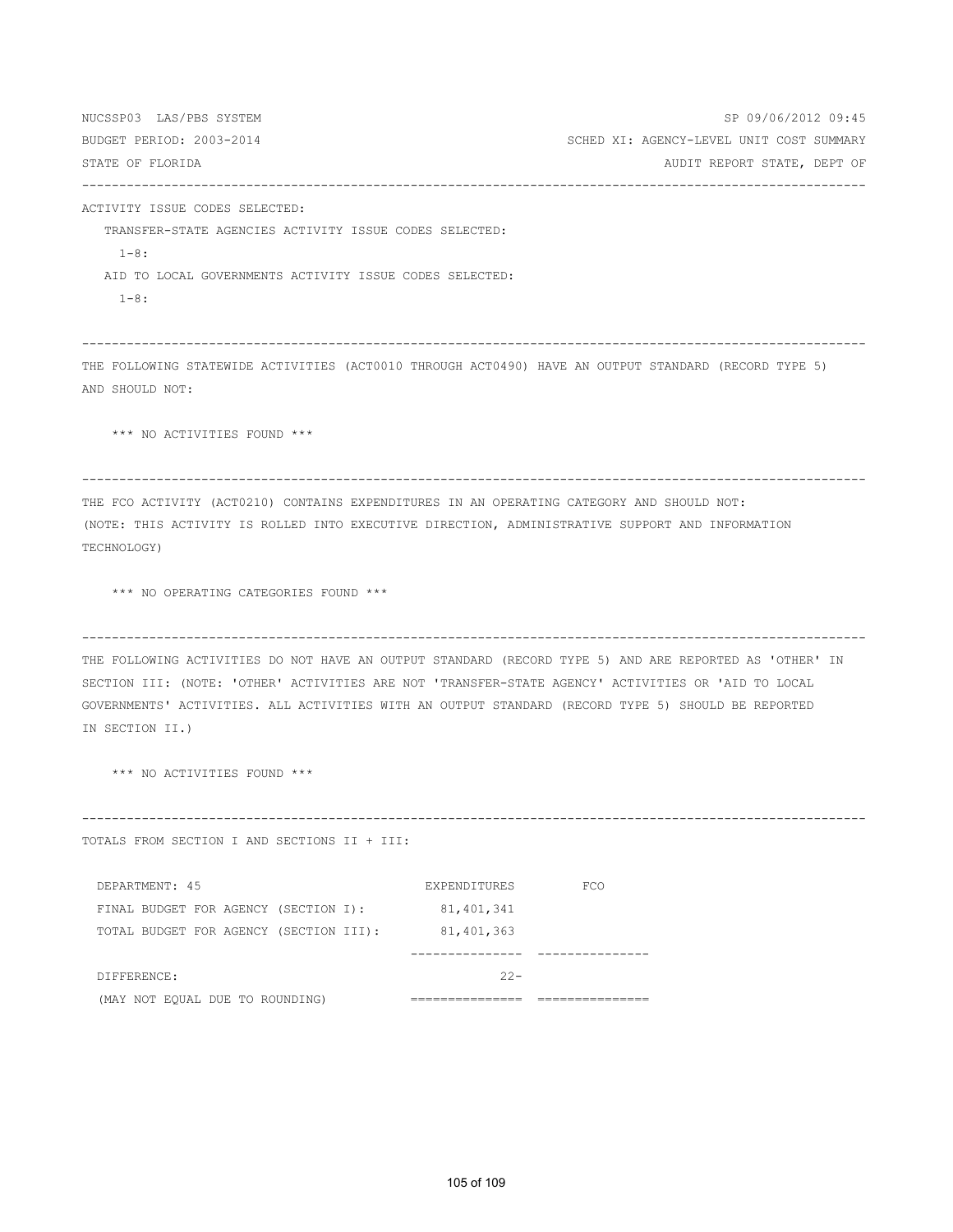NUCSSP03 LAS/PBS SYSTEM SP 09/06/2012 09:45

BUDGET PERIOD: 2003-2014 SCHED XI: AGENCY-LEVEL UNIT COST SUMMARY

STATE OF FLORIDA AUDIT REPORT STATE, DEPT OF

---

ACTIVITY ISSUE CODES SELECTED:

TRANSFER-STATE AGENCIES ACTIVITY ISSUE CODES SELECTED:

1-8:

AID TO LOCAL GOVERNMENTS ACTIVITY ISSUE CODES SELECTED:

1-8:

---

THE FOLLOWING STATEWIDE ACTIVITIES (ACT0010 THROUGH ACT0490) HAVE AN OUTPUT STANDARD (RECORD TYPE 5) AND SHOULD NOT:

\*\*\* NO ACTIVITIES FOUND \*\*\*

---

THE FCO ACTIVITY (ACT0210) CONTAINS EXPENDITURES IN AN OPERATING CATEGORY AND SHOULD NOT:
(NOTE: THIS ACTIVITY IS ROLLED INTO EXECUTIVE DIRECTION, ADMINISTRATIVE SUPPORT AND INFORMATION TECHNOLOGY)

\*\*\* NO OPERATING CATEGORIES FOUND \*\*\*

---

THE FOLLOWING ACTIVITIES DO NOT HAVE AN OUTPUT STANDARD (RECORD TYPE 5) AND ARE REPORTED AS 'OTHER' IN SECTION III: (NOTE: 'OTHER' ACTIVITIES ARE NOT 'TRANSFER-STATE AGENCY' ACTIVITIES OR 'AID TO LOCAL GOVERNMENTS' ACTIVITIES. ALL ACTIVITIES WITH AN OUTPUT STANDARD (RECORD TYPE 5) SHOULD BE REPORTED IN SECTION II.)

\*\*\* NO ACTIVITIES FOUND \*\*\*

---

TOTALS FROM SECTION I AND SECTIONS II + III:

| DEPARTMENT: 45 | EXPENDITURES | FCO |
|---|---|---|
| FINAL BUDGET FOR AGENCY (SECTION I): | 81,401,341 | |
| TOTAL BUDGET FOR AGENCY (SECTION III): | 81,401,363 | |
| DIFFERENCE: | 22- | |
| (MAY NOT EQUAL DUE TO ROUNDING) | | |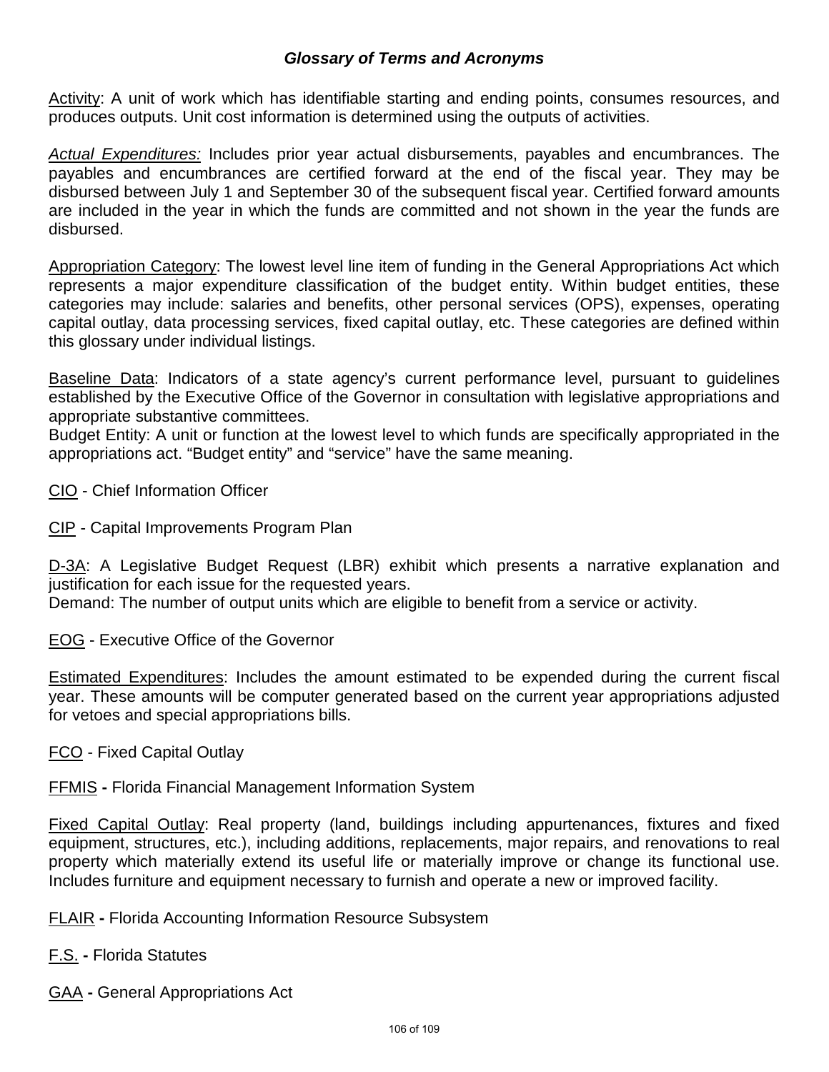### *Glossary of Terms and Acronyms*

Activity: A unit of work which has identifiable starting and ending points, consumes resources, and produces outputs. Unit cost information is determined using the outputs of activities.

*Actual Expenditures:* Includes prior year actual disbursements, payables and encumbrances. The payables and encumbrances are certified forward at the end of the fiscal year. They may be disbursed between July 1 and September 30 of the subsequent fiscal year. Certified forward amounts are included in the year in which the funds are committed and not shown in the year the funds are disbursed.

Appropriation Category: The lowest level line item of funding in the General Appropriations Act which represents a major expenditure classification of the budget entity. Within budget entities, these categories may include: salaries and benefits, other personal services (OPS), expenses, operating capital outlay, data processing services, fixed capital outlay, etc. These categories are defined within this glossary under individual listings.

Baseline Data: Indicators of a state agency's current performance level, pursuant to guidelines established by the Executive Office of the Governor in consultation with legislative appropriations and appropriate substantive committees.
Budget Entity: A unit or function at the lowest level to which funds are specifically appropriated in the appropriations act. "Budget entity" and "service" have the same meaning.

CIO - Chief Information Officer

CIP - Capital Improvements Program Plan

D-3A: A Legislative Budget Request (LBR) exhibit which presents a narrative explanation and justification for each issue for the requested years.
Demand: The number of output units which are eligible to benefit from a service or activity.

EOG - Executive Office of the Governor

Estimated Expenditures: Includes the amount estimated to be expended during the current fiscal year. These amounts will be computer generated based on the current year appropriations adjusted for vetoes and special appropriations bills.

FCO - Fixed Capital Outlay

FFMIS **-** Florida Financial Management Information System

Fixed Capital Outlay: Real property (land, buildings including appurtenances, fixtures and fixed equipment, structures, etc.), including additions, replacements, major repairs, and renovations to real property which materially extend its useful life or materially improve or change its functional use. Includes furniture and equipment necessary to furnish and operate a new or improved facility.

FLAIR **-** Florida Accounting Information Resource Subsystem

F.S. **-** Florida Statutes

GAA **-** General Appropriations Act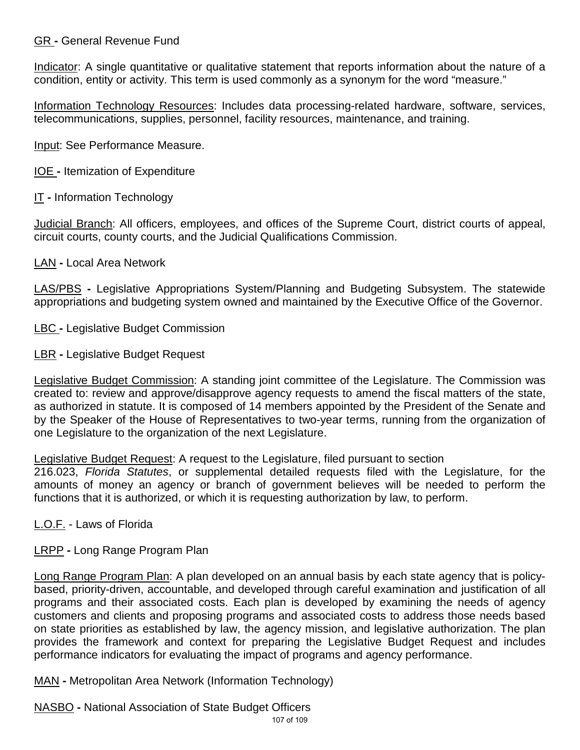GR - General Revenue Fund

Indicator: A single quantitative or qualitative statement that reports information about the nature of a condition, entity or activity. This term is used commonly as a synonym for the word "measure."

Information Technology Resources: Includes data processing-related hardware, software, services, telecommunications, supplies, personnel, facility resources, maintenance, and training.

Input: See Performance Measure.

IOE - Itemization of Expenditure

IT - Information Technology

Judicial Branch: All officers, employees, and offices of the Supreme Court, district courts of appeal, circuit courts, county courts, and the Judicial Qualifications Commission.

LAN - Local Area Network

LAS/PBS - Legislative Appropriations System/Planning and Budgeting Subsystem. The statewide appropriations and budgeting system owned and maintained by the Executive Office of the Governor.

LBC - Legislative Budget Commission

LBR - Legislative Budget Request

Legislative Budget Commission: A standing joint committee of the Legislature. The Commission was created to: review and approve/disapprove agency requests to amend the fiscal matters of the state, as authorized in statute. It is composed of 14 members appointed by the President of the Senate and by the Speaker of the House of Representatives to two-year terms, running from the organization of one Legislature to the organization of the next Legislature.

Legislative Budget Request: A request to the Legislature, filed pursuant to section 216.023, *Florida Statutes*, or supplemental detailed requests filed with the Legislature, for the amounts of money an agency or branch of government believes will be needed to perform the functions that it is authorized, or which it is requesting authorization by law, to perform.

L.O.F. - Laws of Florida

LRPP - Long Range Program Plan

Long Range Program Plan: A plan developed on an annual basis by each state agency that is policy-based, priority-driven, accountable, and developed through careful examination and justification of all programs and their associated costs. Each plan is developed by examining the needs of agency customers and clients and proposing programs and associated costs to address those needs based on state priorities as established by law, the agency mission, and legislative authorization. The plan provides the framework and context for preparing the Legislative Budget Request and includes performance indicators for evaluating the impact of programs and agency performance.

MAN - Metropolitan Area Network (Information Technology)

NASBO - National Association of State Budget Officers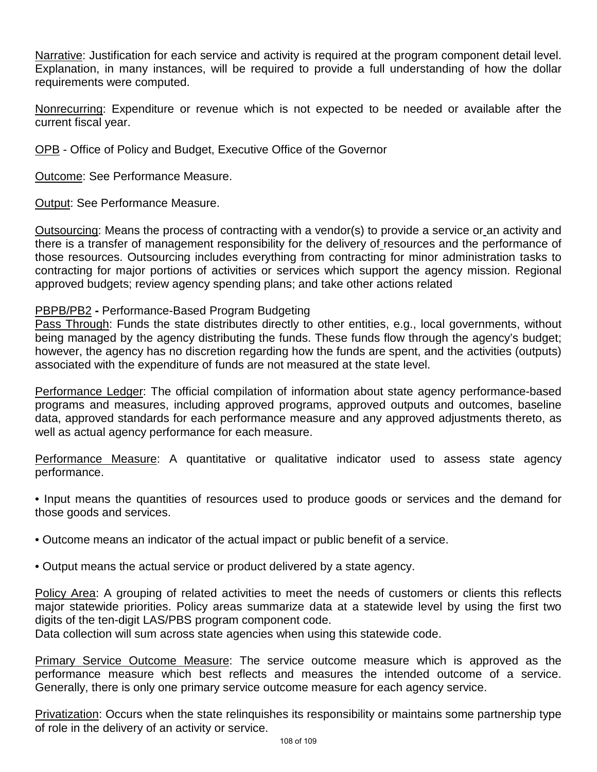Narrative: Justification for each service and activity is required at the program component detail level. Explanation, in many instances, will be required to provide a full understanding of how the dollar requirements were computed.

Nonrecurring: Expenditure or revenue which is not expected to be needed or available after the current fiscal year.

OPB - Office of Policy and Budget, Executive Office of the Governor

Outcome: See Performance Measure.

Output: See Performance Measure.

Outsourcing: Means the process of contracting with a vendor(s) to provide a service or an activity and there is a transfer of management responsibility for the delivery of resources and the performance of those resources. Outsourcing includes everything from contracting for minor administration tasks to contracting for major portions of activities or services which support the agency mission. Regional approved budgets; review agency spending plans; and take other actions related

PBPB/PB2 **-** Performance-Based Program Budgeting
Pass Through: Funds the state distributes directly to other entities, e.g., local governments, without being managed by the agency distributing the funds. These funds flow through the agency's budget; however, the agency has no discretion regarding how the funds are spent, and the activities (outputs) associated with the expenditure of funds are not measured at the state level.

Performance Ledger: The official compilation of information about state agency performance-based programs and measures, including approved programs, approved outputs and outcomes, baseline data, approved standards for each performance measure and any approved adjustments thereto, as well as actual agency performance for each measure.

Performance Measure: A quantitative or qualitative indicator used to assess state agency performance.

• Input means the quantities of resources used to produce goods or services and the demand for those goods and services.

• Outcome means an indicator of the actual impact or public benefit of a service.

• Output means the actual service or product delivered by a state agency.

Policy Area: A grouping of related activities to meet the needs of customers or clients this reflects major statewide priorities. Policy areas summarize data at a statewide level by using the first two digits of the ten-digit LAS/PBS program component code.
Data collection will sum across state agencies when using this statewide code.

Primary Service Outcome Measure: The service outcome measure which is approved as the performance measure which best reflects and measures the intended outcome of a service. Generally, there is only one primary service outcome measure for each agency service.

Privatization: Occurs when the state relinquishes its responsibility or maintains some partnership type of role in the delivery of an activity or service.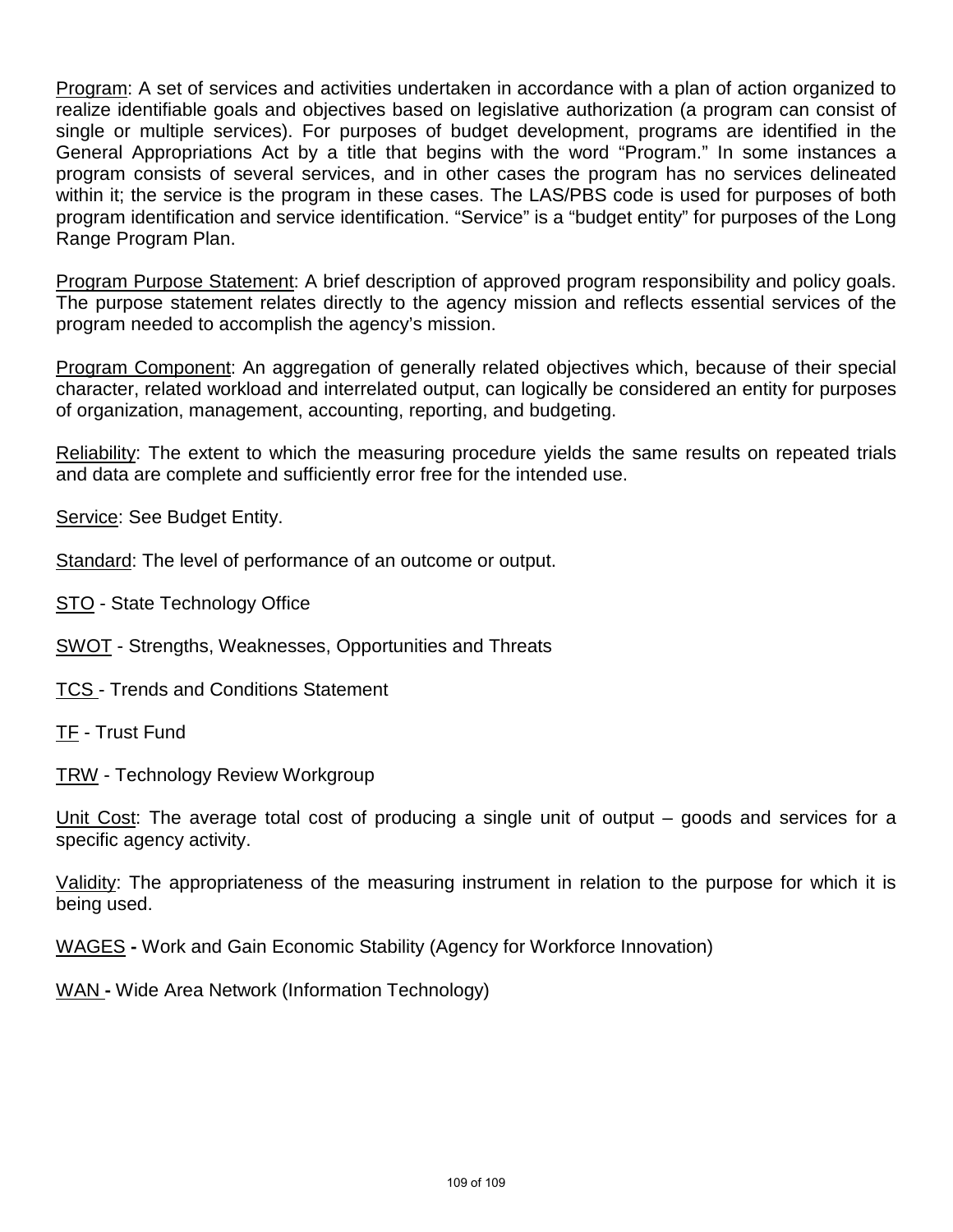Program: A set of services and activities undertaken in accordance with a plan of action organized to realize identifiable goals and objectives based on legislative authorization (a program can consist of single or multiple services). For purposes of budget development, programs are identified in the General Appropriations Act by a title that begins with the word "Program." In some instances a program consists of several services, and in other cases the program has no services delineated within it; the service is the program in these cases. The LAS/PBS code is used for purposes of both program identification and service identification. "Service" is a "budget entity" for purposes of the Long Range Program Plan.

Program Purpose Statement: A brief description of approved program responsibility and policy goals. The purpose statement relates directly to the agency mission and reflects essential services of the program needed to accomplish the agency's mission.

Program Component: An aggregation of generally related objectives which, because of their special character, related workload and interrelated output, can logically be considered an entity for purposes of organization, management, accounting, reporting, and budgeting.

Reliability: The extent to which the measuring procedure yields the same results on repeated trials and data are complete and sufficiently error free for the intended use.

Service: See Budget Entity.

Standard: The level of performance of an outcome or output.

STO - State Technology Office

SWOT - Strengths, Weaknesses, Opportunities and Threats

TCS - Trends and Conditions Statement

TF - Trust Fund

TRW - Technology Review Workgroup

Unit Cost: The average total cost of producing a single unit of output – goods and services for a specific agency activity.

Validity: The appropriateness of the measuring instrument in relation to the purpose for which it is being used.

WAGES **-** Work and Gain Economic Stability (Agency for Workforce Innovation)

WAN **-** Wide Area Network (Information Technology)